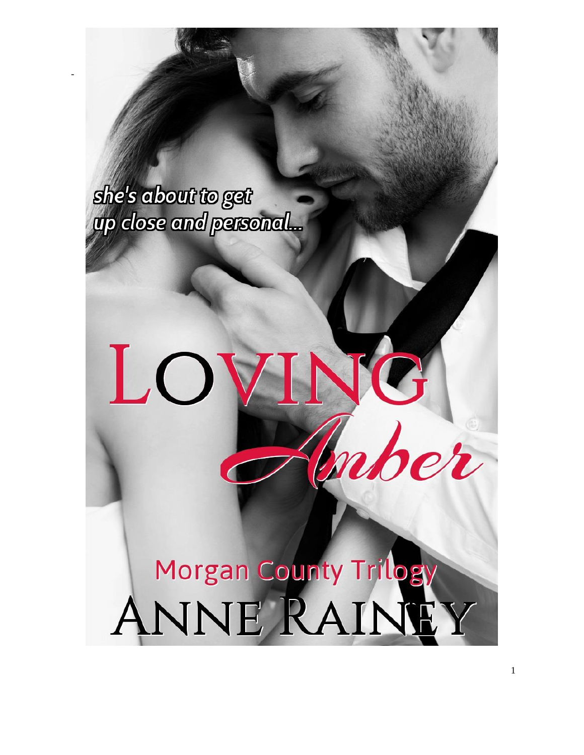she's about to get
up close and personal...

# LOVING Amber

Morgan County Trilogy

ANNE RAINEY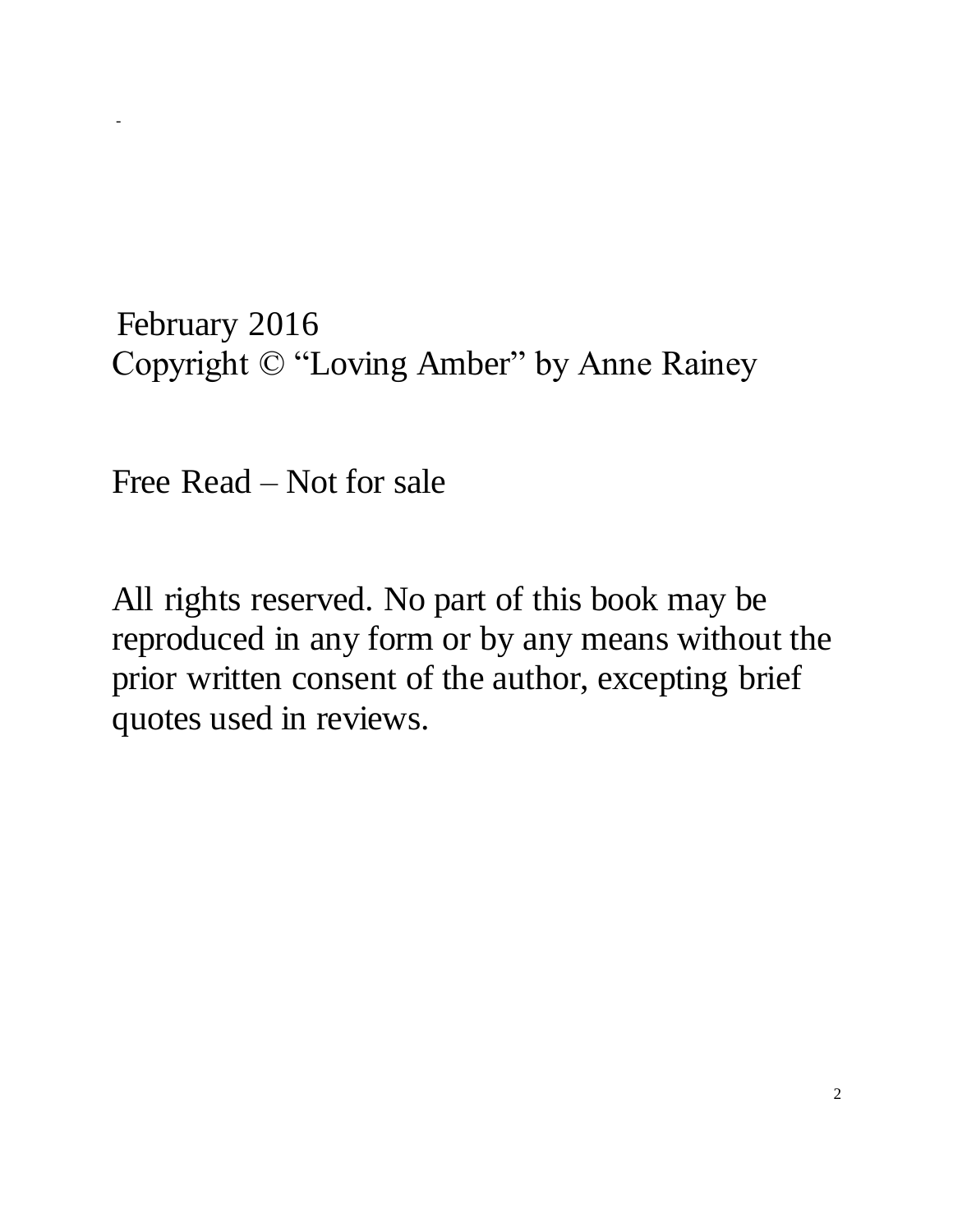February 2016
Copyright © "Loving Amber" by Anne Rainey

Free Read – Not for sale

All rights reserved. No part of this book may be reproduced in any form or by any means without the prior written consent of the author, excepting brief quotes used in reviews.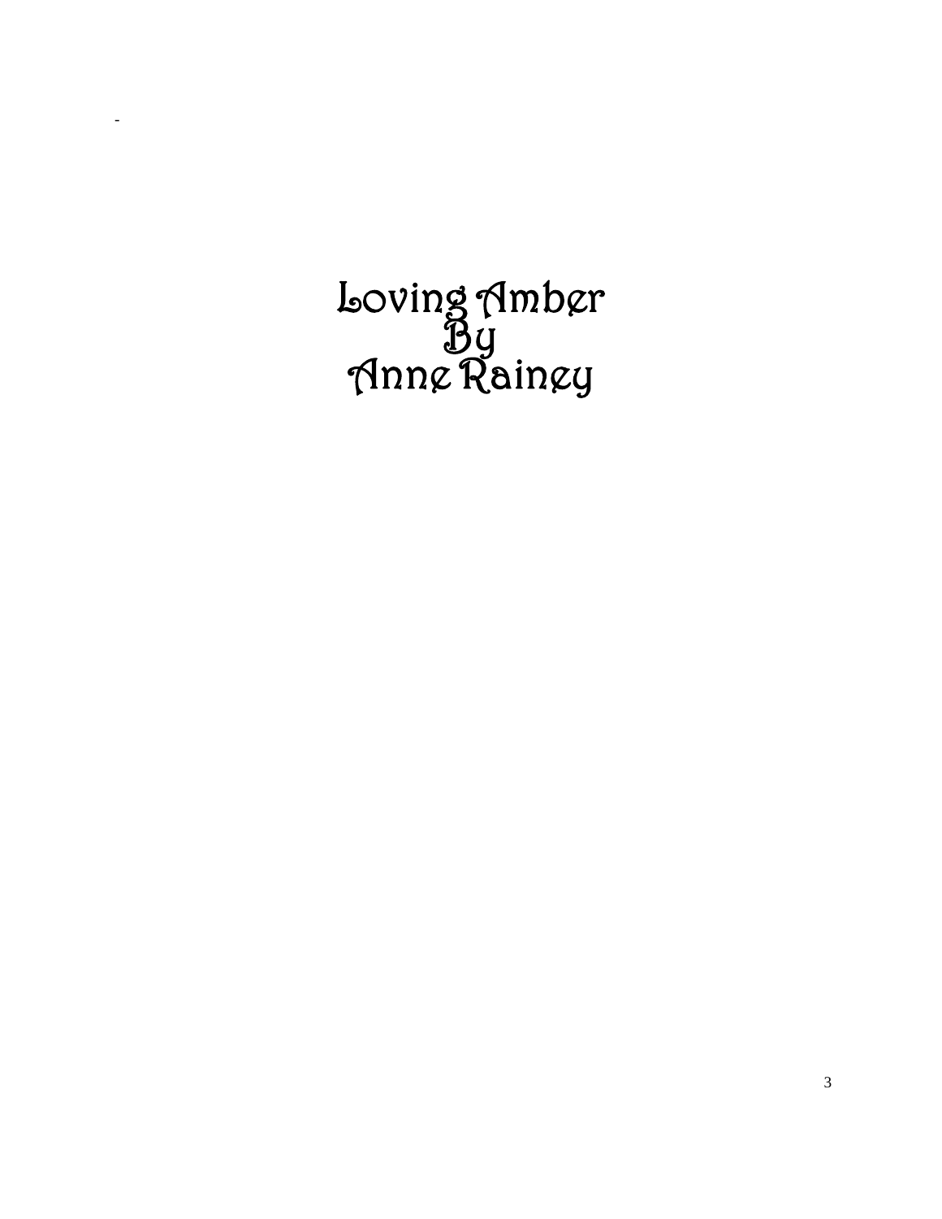-

# Loving Amber
# By
# Anne Rainey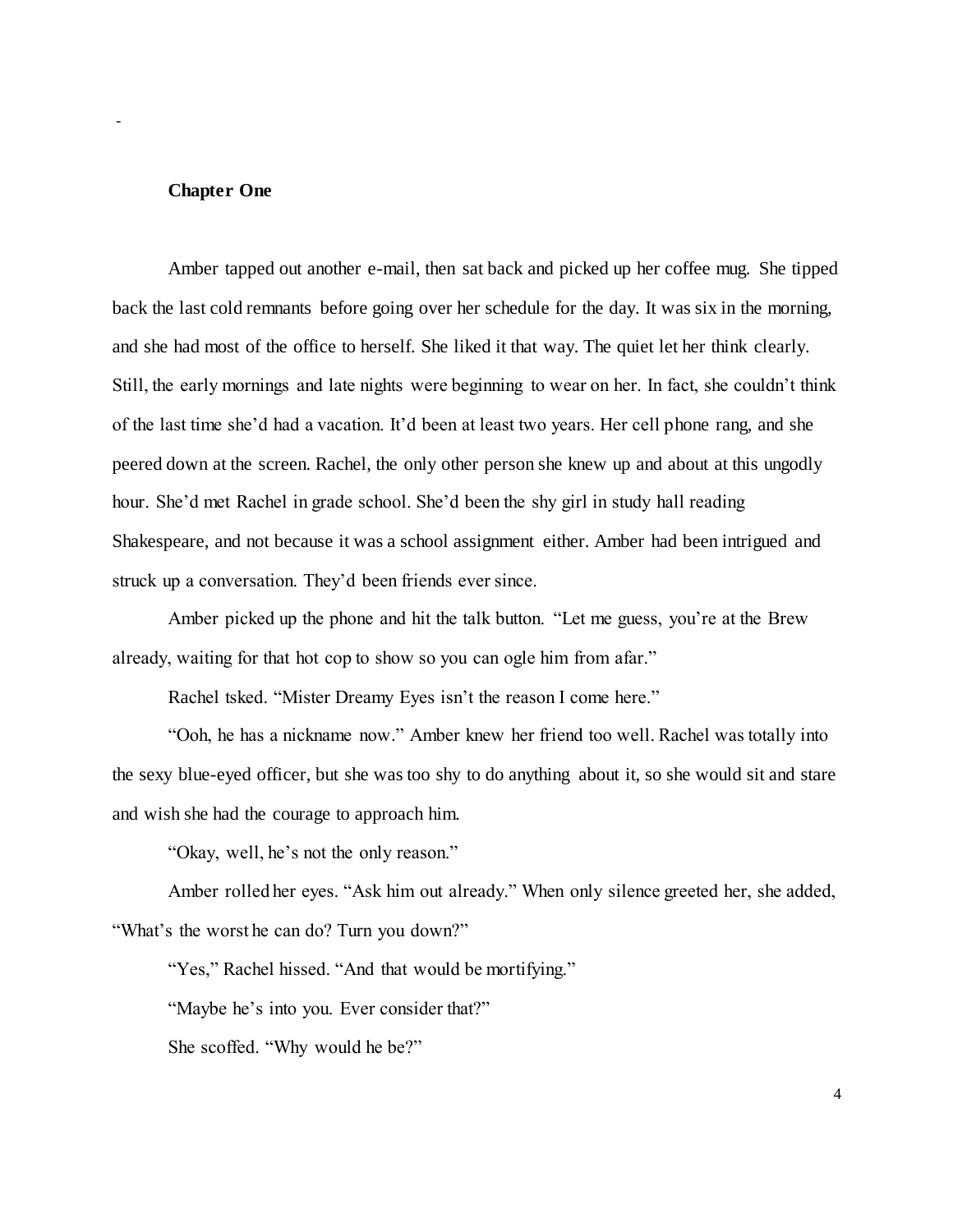## Chapter One

Amber tapped out another e-mail, then sat back and picked up her coffee mug. She tipped back the last cold remnants before going over her schedule for the day. It was six in the morning, and she had most of the office to herself. She liked it that way. The quiet let her think clearly. Still, the early mornings and late nights were beginning to wear on her. In fact, she couldn't think of the last time she'd had a vacation. It'd been at least two years. Her cell phone rang, and she peered down at the screen. Rachel, the only other person she knew up and about at this ungodly hour. She'd met Rachel in grade school. She'd been the shy girl in study hall reading Shakespeare, and not because it was a school assignment either. Amber had been intrigued and struck up a conversation. They'd been friends ever since.

Amber picked up the phone and hit the talk button. "Let me guess, you're at the Brew already, waiting for that hot cop to show so you can ogle him from afar."

Rachel tsked. "Mister Dreamy Eyes isn't the reason I come here."

"Ooh, he has a nickname now." Amber knew her friend too well. Rachel was totally into the sexy blue-eyed officer, but she was too shy to do anything about it, so she would sit and stare and wish she had the courage to approach him.

"Okay, well, he's not the only reason."

Amber rolled her eyes. "Ask him out already." When only silence greeted her, she added, "What's the worst he can do? Turn you down?"

"Yes," Rachel hissed. "And that would be mortifying."

"Maybe he's into you. Ever consider that?"

She scoffed. "Why would he be?"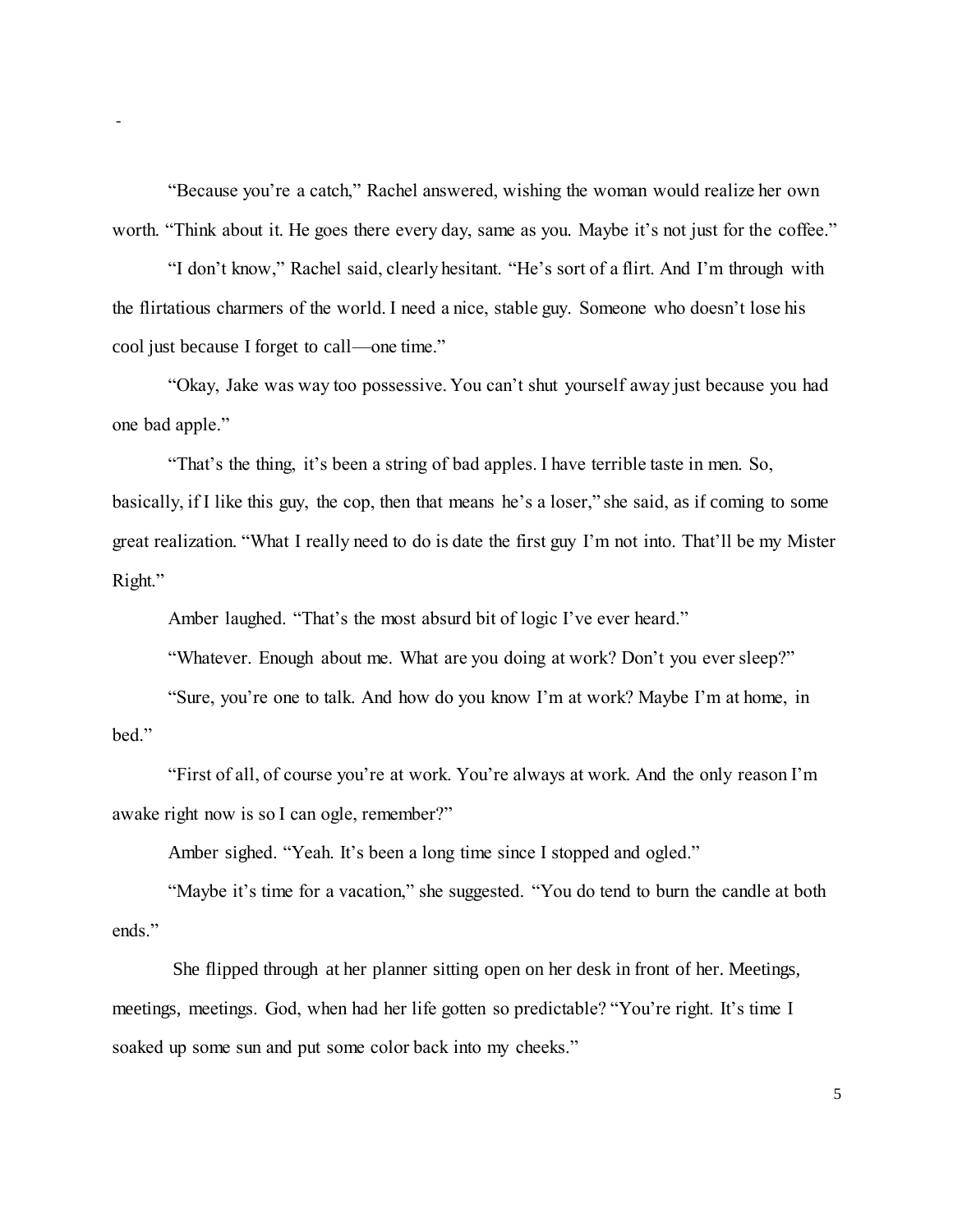“Because you’re a catch,” Rachel answered, wishing the woman would realize her own worth. “Think about it. He goes there every day, same as you. Maybe it’s not just for the coffee.”

“I don’t know,” Rachel said, clearly hesitant. “He’s sort of a flirt. And I’m through with the flirtatious charmers of the world. I need a nice, stable guy. Someone who doesn’t lose his cool just because I forget to call—one time.”

“Okay, Jake was way too possessive. You can’t shut yourself away just because you had one bad apple.”

“That’s the thing, it’s been a string of bad apples. I have terrible taste in men. So, basically, if I like this guy, the cop, then that means he’s a loser,” she said, as if coming to some great realization. “What I really need to do is date the first guy I’m not into. That’ll be my Mister Right.”

Amber laughed. “That’s the most absurd bit of logic I’ve ever heard.”

“Whatever. Enough about me. What are you doing at work? Don’t you ever sleep?”

“Sure, you’re one to talk. And how do you know I’m at work? Maybe I’m at home, in bed.”

“First of all, of course you’re at work. You’re always at work. And the only reason I’m awake right now is so I can ogle, remember?”

Amber sighed. “Yeah. It’s been a long time since I stopped and ogled.”

“Maybe it’s time for a vacation,” she suggested. “You do tend to burn the candle at both ends.”

She flipped through at her planner sitting open on her desk in front of her. Meetings, meetings, meetings. God, when had her life gotten so predictable? “You’re right. It’s time I soaked up some sun and put some color back into my cheeks.”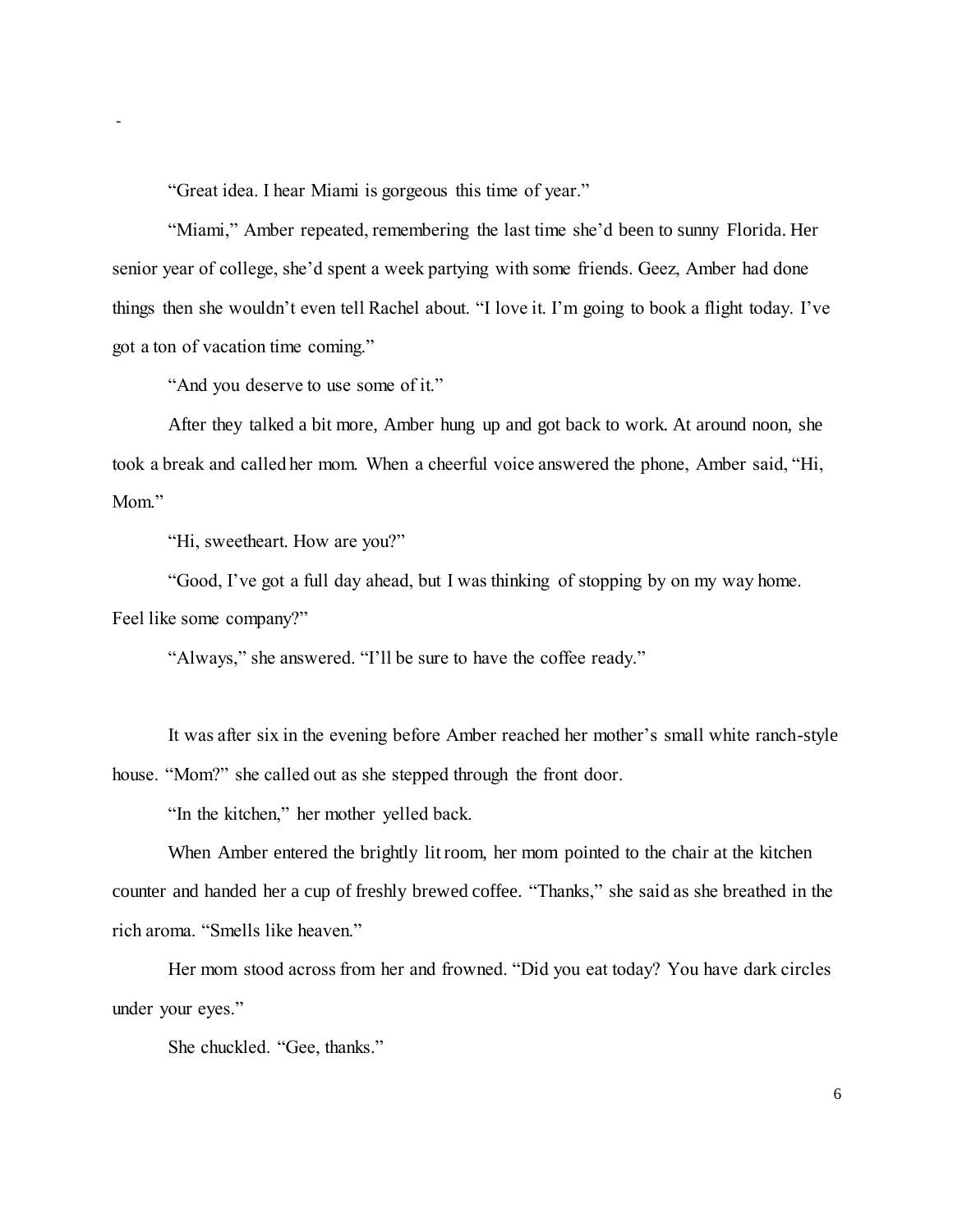"Great idea. I hear Miami is gorgeous this time of year."

"Miami," Amber repeated, remembering the last time she'd been to sunny Florida. Her senior year of college, she'd spent a week partying with some friends. Geez, Amber had done things then she wouldn't even tell Rachel about. "I love it. I'm going to book a flight today. I've got a ton of vacation time coming."

"And you deserve to use some of it."

After they talked a bit more, Amber hung up and got back to work. At around noon, she took a break and called her mom. When a cheerful voice answered the phone, Amber said, "Hi, Mom."

"Hi, sweetheart. How are you?"

"Good, I've got a full day ahead, but I was thinking of stopping by on my way home. Feel like some company?"

"Always," she answered. "I'll be sure to have the coffee ready."

It was after six in the evening before Amber reached her mother's small white ranch-style house. "Mom?" she called out as she stepped through the front door.

"In the kitchen," her mother yelled back.

When Amber entered the brightly lit room, her mom pointed to the chair at the kitchen counter and handed her a cup of freshly brewed coffee. "Thanks," she said as she breathed in the rich aroma. "Smells like heaven."

Her mom stood across from her and frowned. "Did you eat today? You have dark circles under your eyes."

She chuckled. "Gee, thanks."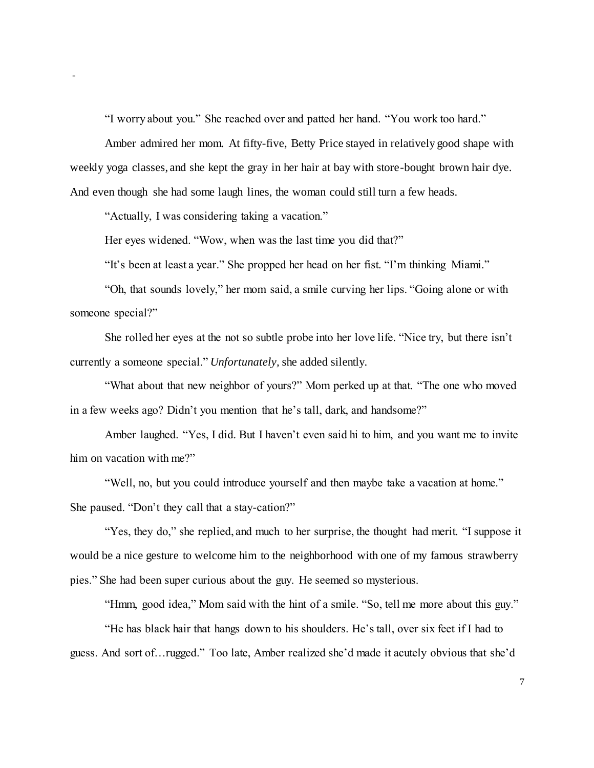"I worry about you." She reached over and patted her hand. "You work too hard."

Amber admired her mom. At fifty-five, Betty Price stayed in relatively good shape with weekly yoga classes, and she kept the gray in her hair at bay with store-bought brown hair dye. And even though she had some laugh lines, the woman could still turn a few heads.

"Actually, I was considering taking a vacation."

Her eyes widened. "Wow, when was the last time you did that?"

"It's been at least a year." She propped her head on her fist. "I'm thinking Miami."

"Oh, that sounds lovely," her mom said, a smile curving her lips. "Going alone or with someone special?"

She rolled her eyes at the not so subtle probe into her love life. "Nice try, but there isn't currently a someone special." *Unfortunately,* she added silently.

"What about that new neighbor of yours?" Mom perked up at that. "The one who moved in a few weeks ago? Didn't you mention that he's tall, dark, and handsome?"

Amber laughed. "Yes, I did. But I haven't even said hi to him, and you want me to invite him on vacation with me?"

"Well, no, but you could introduce yourself and then maybe take a vacation at home." She paused. "Don't they call that a stay-cation?"

"Yes, they do," she replied, and much to her surprise, the thought had merit. "I suppose it would be a nice gesture to welcome him to the neighborhood with one of my famous strawberry pies." She had been super curious about the guy. He seemed so mysterious.

"Hmm, good idea," Mom said with the hint of a smile. "So, tell me more about this guy."

"He has black hair that hangs down to his shoulders. He's tall, over six feet if I had to guess. And sort of…rugged." Too late, Amber realized she'd made it acutely obvious that she'd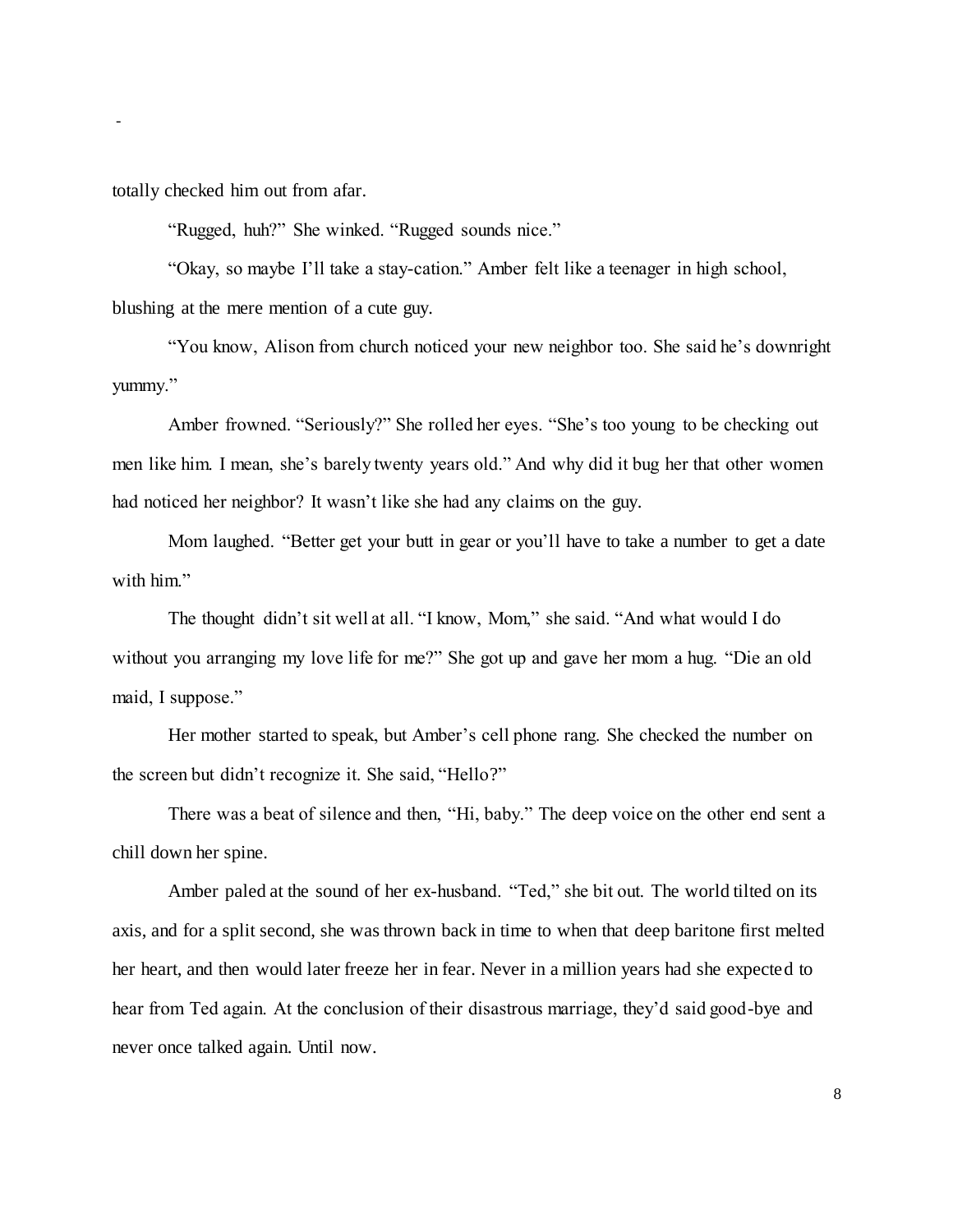totally checked him out from afar.

"Rugged, huh?" She winked. "Rugged sounds nice."

"Okay, so maybe I'll take a stay-cation." Amber felt like a teenager in high school, blushing at the mere mention of a cute guy.

"You know, Alison from church noticed your new neighbor too. She said he's downright yummy."

Amber frowned. "Seriously?" She rolled her eyes. "She's too young to be checking out men like him. I mean, she's barely twenty years old." And why did it bug her that other women had noticed her neighbor? It wasn't like she had any claims on the guy.

Mom laughed. "Better get your butt in gear or you'll have to take a number to get a date with him."

The thought didn't sit well at all. "I know, Mom," she said. "And what would I do without you arranging my love life for me?" She got up and gave her mom a hug. "Die an old maid, I suppose."

Her mother started to speak, but Amber's cell phone rang. She checked the number on the screen but didn't recognize it. She said, "Hello?"

There was a beat of silence and then, "Hi, baby." The deep voice on the other end sent a chill down her spine.

Amber paled at the sound of her ex-husband. "Ted," she bit out. The world tilted on its axis, and for a split second, she was thrown back in time to when that deep baritone first melted her heart, and then would later freeze her in fear. Never in a million years had she expected to hear from Ted again. At the conclusion of their disastrous marriage, they'd said good-bye and never once talked again. Until now.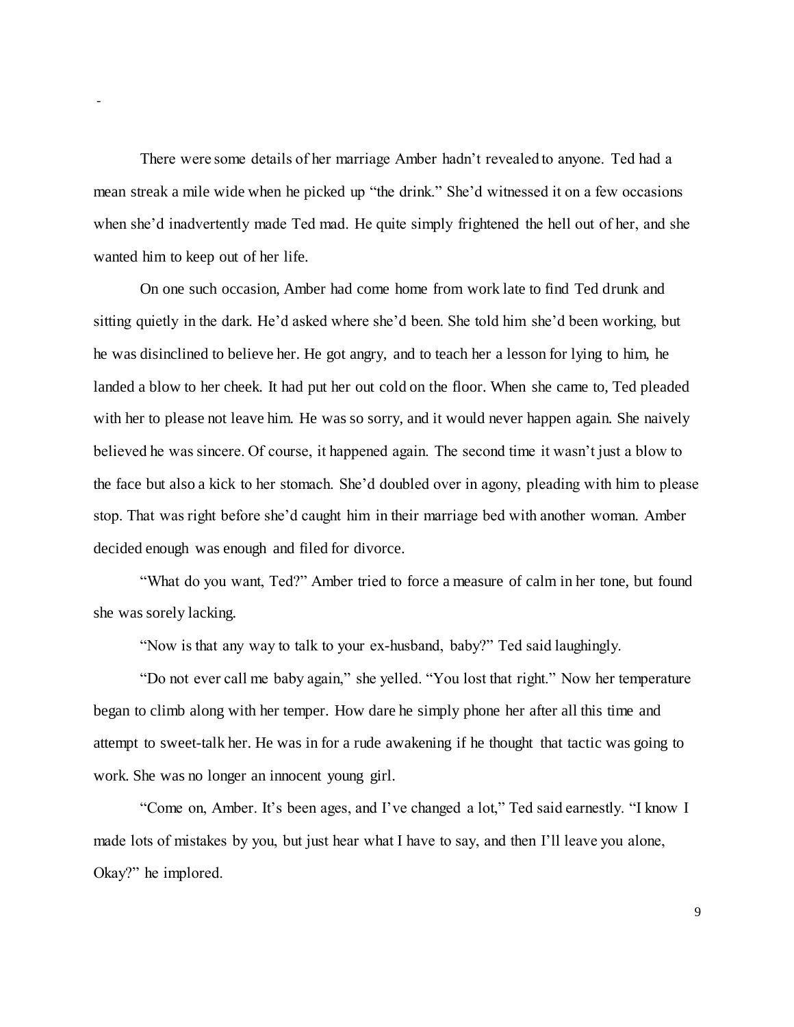There were some details of her marriage Amber hadn't revealed to anyone. Ted had a mean streak a mile wide when he picked up "the drink." She'd witnessed it on a few occasions when she'd inadvertently made Ted mad. He quite simply frightened the hell out of her, and she wanted him to keep out of her life.

On one such occasion, Amber had come home from work late to find Ted drunk and sitting quietly in the dark. He'd asked where she'd been. She told him she'd been working, but he was disinclined to believe her. He got angry, and to teach her a lesson for lying to him, he landed a blow to her cheek. It had put her out cold on the floor. When she came to, Ted pleaded with her to please not leave him. He was so sorry, and it would never happen again. She naively believed he was sincere. Of course, it happened again. The second time it wasn't just a blow to the face but also a kick to her stomach. She'd doubled over in agony, pleading with him to please stop. That was right before she'd caught him in their marriage bed with another woman. Amber decided enough was enough and filed for divorce.

"What do you want, Ted?" Amber tried to force a measure of calm in her tone, but found she was sorely lacking.

"Now is that any way to talk to your ex-husband, baby?" Ted said laughingly.

"Do not ever call me baby again," she yelled. "You lost that right." Now her temperature began to climb along with her temper. How dare he simply phone her after all this time and attempt to sweet-talk her. He was in for a rude awakening if he thought that tactic was going to work. She was no longer an innocent young girl.

"Come on, Amber. It's been ages, and I've changed a lot," Ted said earnestly. "I know I made lots of mistakes by you, but just hear what I have to say, and then I'll leave you alone, Okay?" he implored.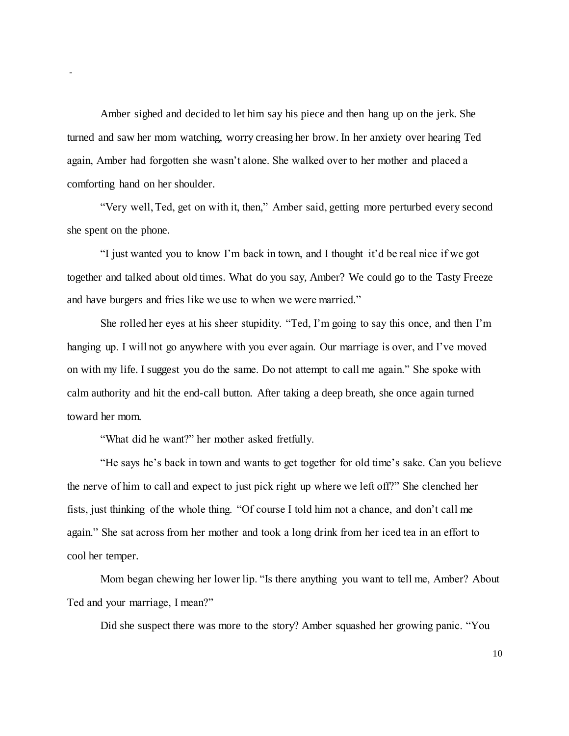Amber sighed and decided to let him say his piece and then hang up on the jerk. She turned and saw her mom watching, worry creasing her brow. In her anxiety over hearing Ted again, Amber had forgotten she wasn't alone. She walked over to her mother and placed a comforting hand on her shoulder.

"Very well, Ted, get on with it, then," Amber said, getting more perturbed every second she spent on the phone.

"I just wanted you to know I'm back in town, and I thought it'd be real nice if we got together and talked about old times. What do you say, Amber? We could go to the Tasty Freeze and have burgers and fries like we use to when we were married."

She rolled her eyes at his sheer stupidity. "Ted, I'm going to say this once, and then I'm hanging up. I will not go anywhere with you ever again. Our marriage is over, and I've moved on with my life. I suggest you do the same. Do not attempt to call me again." She spoke with calm authority and hit the end-call button. After taking a deep breath, she once again turned toward her mom.

"What did he want?" her mother asked fretfully.

"He says he's back in town and wants to get together for old time's sake. Can you believe the nerve of him to call and expect to just pick right up where we left off?" She clenched her fists, just thinking of the whole thing. "Of course I told him not a chance, and don't call me again." She sat across from her mother and took a long drink from her iced tea in an effort to cool her temper.

Mom began chewing her lower lip. "Is there anything you want to tell me, Amber? About Ted and your marriage, I mean?"

Did she suspect there was more to the story? Amber squashed her growing panic. "You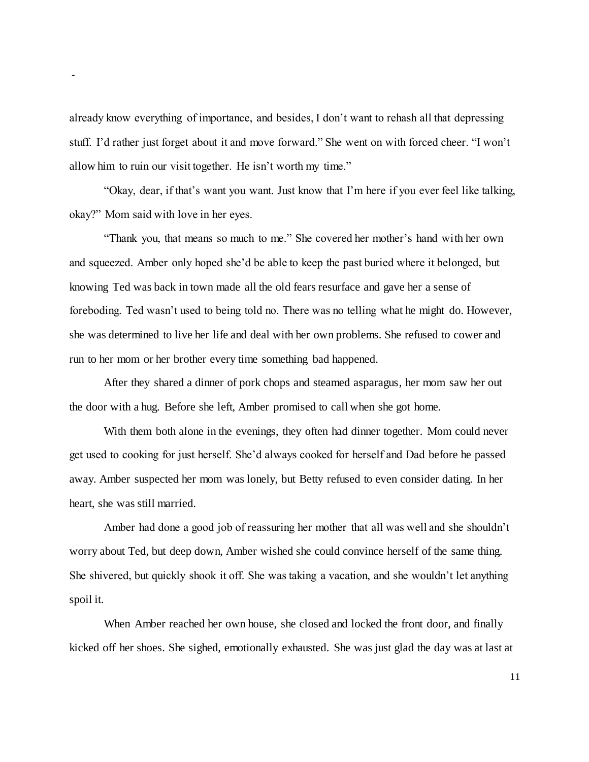already know everything of importance, and besides, I don't want to rehash all that depressing stuff. I'd rather just forget about it and move forward." She went on with forced cheer. "I won't allow him to ruin our visit together. He isn't worth my time."

"Okay, dear, if that's want you want. Just know that I'm here if you ever feel like talking, okay?" Mom said with love in her eyes.

"Thank you, that means so much to me." She covered her mother's hand with her own and squeezed. Amber only hoped she'd be able to keep the past buried where it belonged, but knowing Ted was back in town made all the old fears resurface and gave her a sense of foreboding. Ted wasn't used to being told no. There was no telling what he might do. However, she was determined to live her life and deal with her own problems. She refused to cower and run to her mom or her brother every time something bad happened.

After they shared a dinner of pork chops and steamed asparagus, her mom saw her out the door with a hug. Before she left, Amber promised to call when she got home.

With them both alone in the evenings, they often had dinner together. Mom could never get used to cooking for just herself. She'd always cooked for herself and Dad before he passed away. Amber suspected her mom was lonely, but Betty refused to even consider dating. In her heart, she was still married.

Amber had done a good job of reassuring her mother that all was well and she shouldn't worry about Ted, but deep down, Amber wished she could convince herself of the same thing. She shivered, but quickly shook it off. She was taking a vacation, and she wouldn't let anything spoil it.

When Amber reached her own house, she closed and locked the front door, and finally kicked off her shoes. She sighed, emotionally exhausted. She was just glad the day was at last at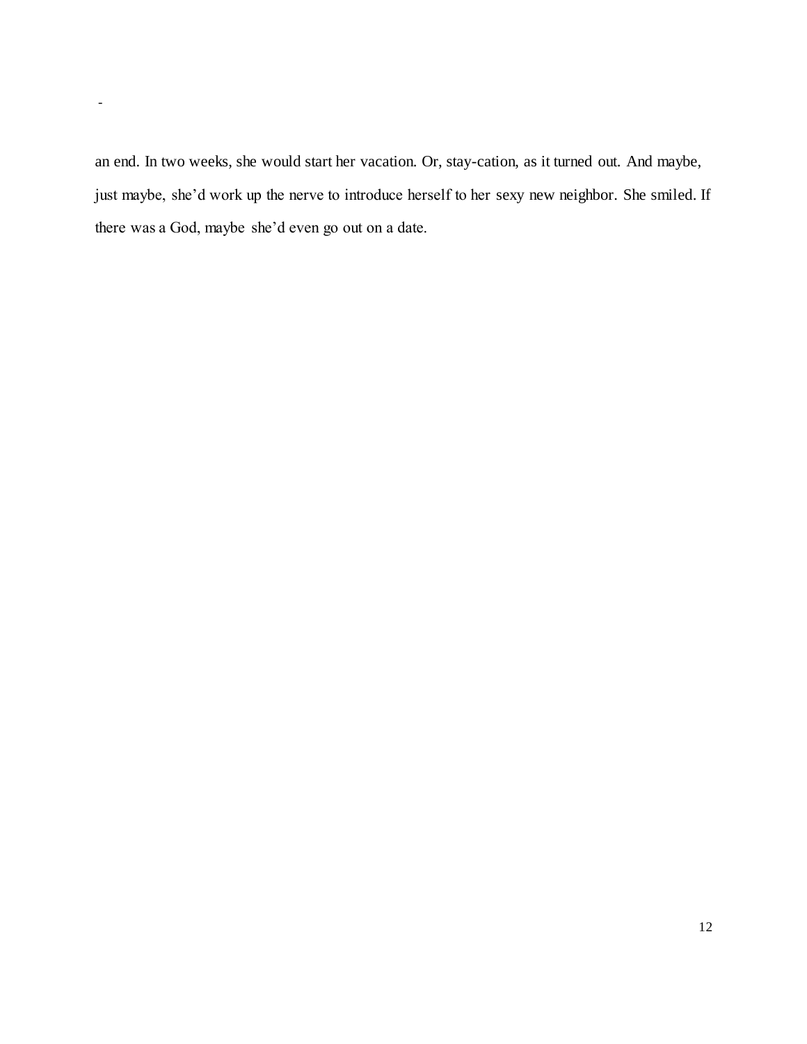an end. In two weeks, she would start her vacation. Or, stay-cation, as it turned out. And maybe, just maybe, she'd work up the nerve to introduce herself to her sexy new neighbor. She smiled. If there was a God, maybe she'd even go out on a date.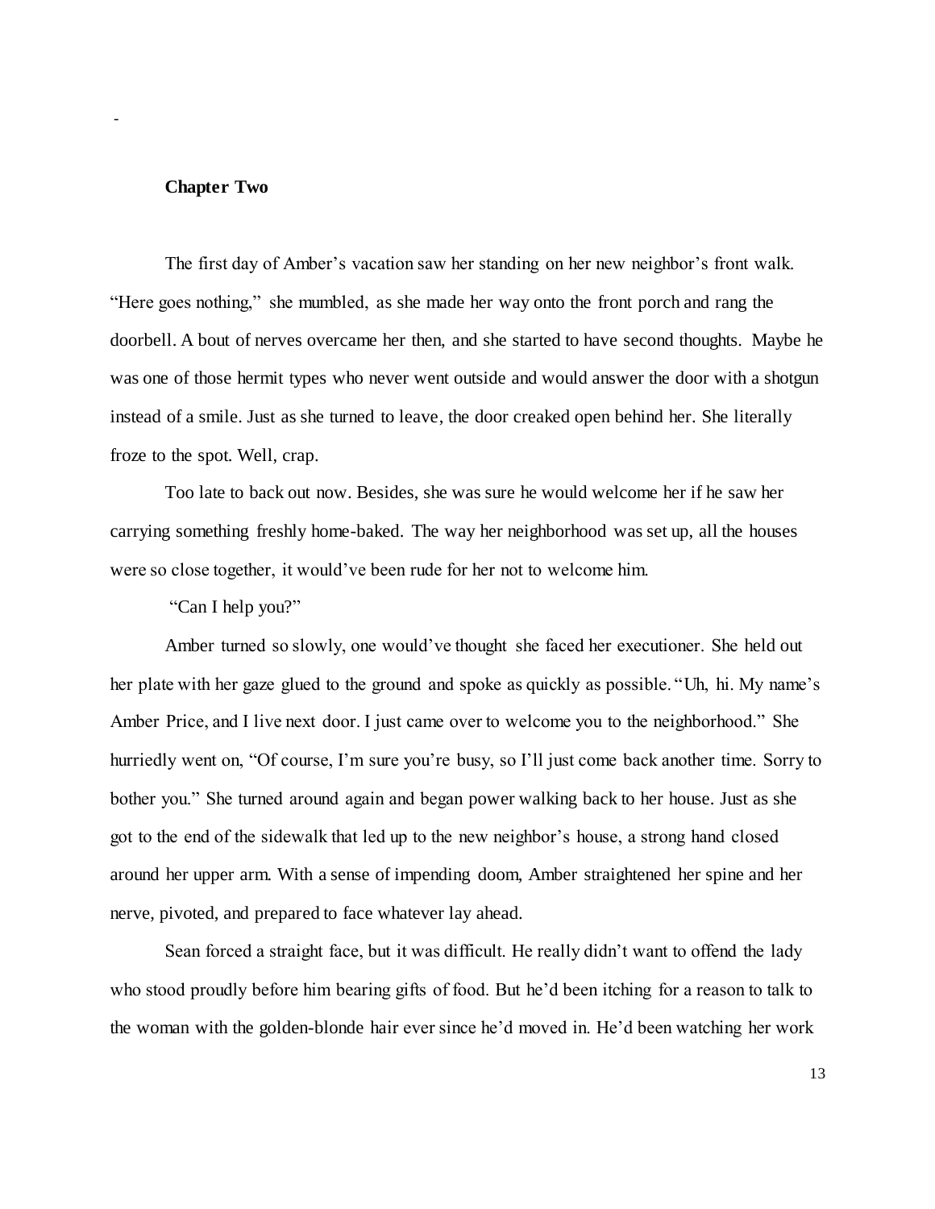## Chapter Two

The first day of Amber's vacation saw her standing on her new neighbor's front walk. "Here goes nothing," she mumbled, as she made her way onto the front porch and rang the doorbell. A bout of nerves overcame her then, and she started to have second thoughts. Maybe he was one of those hermit types who never went outside and would answer the door with a shotgun instead of a smile. Just as she turned to leave, the door creaked open behind her. She literally froze to the spot. Well, crap.

Too late to back out now. Besides, she was sure he would welcome her if he saw her carrying something freshly home-baked. The way her neighborhood was set up, all the houses were so close together, it would've been rude for her not to welcome him.

"Can I help you?"

Amber turned so slowly, one would've thought she faced her executioner. She held out her plate with her gaze glued to the ground and spoke as quickly as possible. "Uh, hi. My name's Amber Price, and I live next door. I just came over to welcome you to the neighborhood." She hurriedly went on, "Of course, I'm sure you're busy, so I'll just come back another time. Sorry to bother you." She turned around again and began power walking back to her house. Just as she got to the end of the sidewalk that led up to the new neighbor's house, a strong hand closed around her upper arm. With a sense of impending doom, Amber straightened her spine and her nerve, pivoted, and prepared to face whatever lay ahead.

Sean forced a straight face, but it was difficult. He really didn't want to offend the lady who stood proudly before him bearing gifts of food. But he'd been itching for a reason to talk to the woman with the golden-blonde hair ever since he'd moved in. He'd been watching her work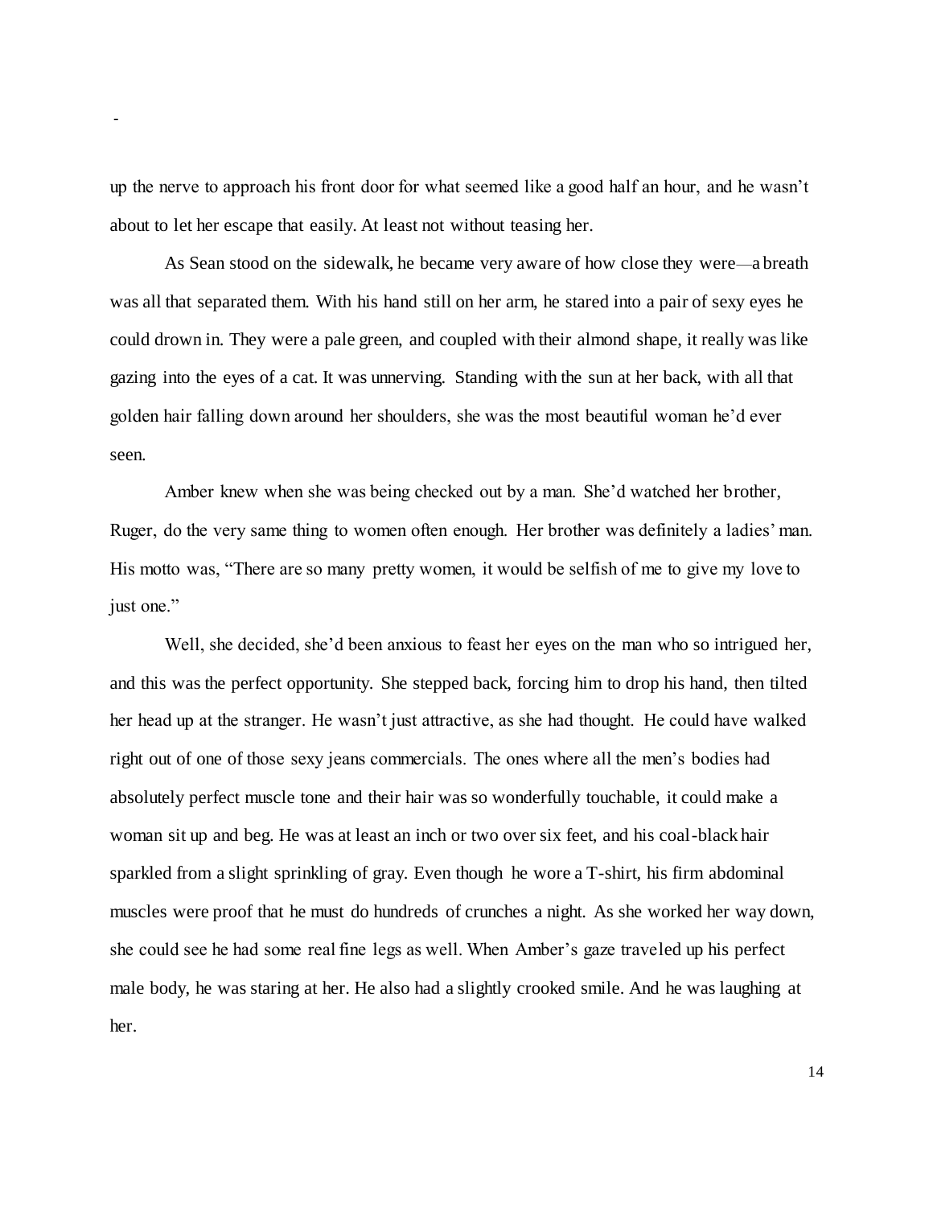up the nerve to approach his front door for what seemed like a good half an hour, and he wasn't about to let her escape that easily. At least not without teasing her.

As Sean stood on the sidewalk, he became very aware of how close they were—a breath was all that separated them. With his hand still on her arm, he stared into a pair of sexy eyes he could drown in. They were a pale green, and coupled with their almond shape, it really was like gazing into the eyes of a cat. It was unnerving. Standing with the sun at her back, with all that golden hair falling down around her shoulders, she was the most beautiful woman he'd ever seen.

Amber knew when she was being checked out by a man. She'd watched her brother, Ruger, do the very same thing to women often enough. Her brother was definitely a ladies' man. His motto was, "There are so many pretty women, it would be selfish of me to give my love to just one."

Well, she decided, she'd been anxious to feast her eyes on the man who so intrigued her, and this was the perfect opportunity. She stepped back, forcing him to drop his hand, then tilted her head up at the stranger. He wasn't just attractive, as she had thought. He could have walked right out of one of those sexy jeans commercials. The ones where all the men's bodies had absolutely perfect muscle tone and their hair was so wonderfully touchable, it could make a woman sit up and beg. He was at least an inch or two over six feet, and his coal-black hair sparkled from a slight sprinkling of gray. Even though he wore a T-shirt, his firm abdominal muscles were proof that he must do hundreds of crunches a night. As she worked her way down, she could see he had some real fine legs as well. When Amber's gaze traveled up his perfect male body, he was staring at her. He also had a slightly crooked smile. And he was laughing at her.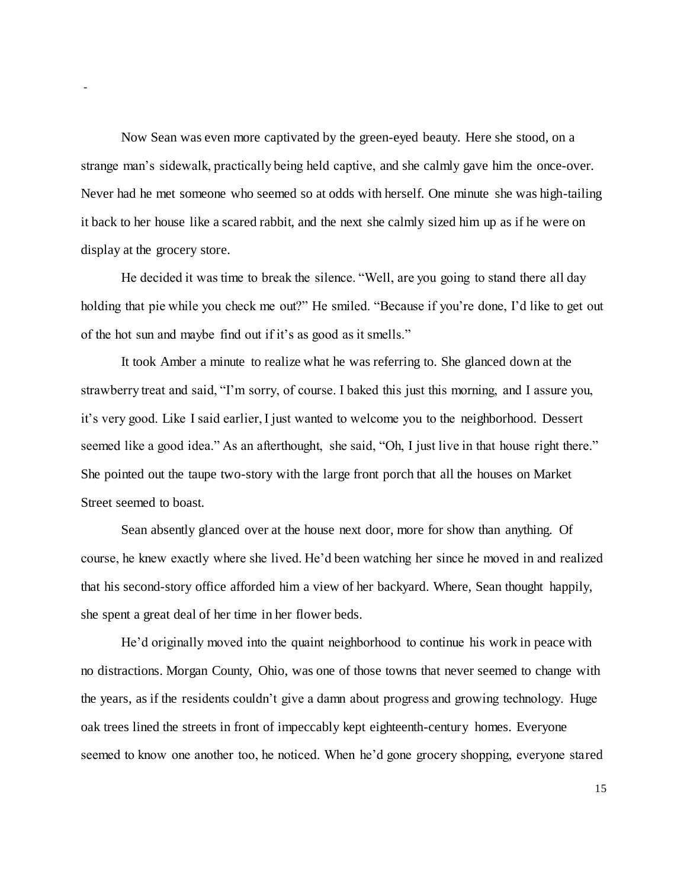Now Sean was even more captivated by the green-eyed beauty. Here she stood, on a strange man's sidewalk, practically being held captive, and she calmly gave him the once-over. Never had he met someone who seemed so at odds with herself. One minute she was high-tailing it back to her house like a scared rabbit, and the next she calmly sized him up as if he were on display at the grocery store.

He decided it was time to break the silence. "Well, are you going to stand there all day holding that pie while you check me out?" He smiled. "Because if you're done, I'd like to get out of the hot sun and maybe find out if it's as good as it smells."

It took Amber a minute to realize what he was referring to. She glanced down at the strawberry treat and said, "I'm sorry, of course. I baked this just this morning, and I assure you, it's very good. Like I said earlier, I just wanted to welcome you to the neighborhood. Dessert seemed like a good idea." As an afterthought, she said, "Oh, I just live in that house right there." She pointed out the taupe two-story with the large front porch that all the houses on Market Street seemed to boast.

Sean absently glanced over at the house next door, more for show than anything. Of course, he knew exactly where she lived. He'd been watching her since he moved in and realized that his second-story office afforded him a view of her backyard. Where, Sean thought happily, she spent a great deal of her time in her flower beds.

He'd originally moved into the quaint neighborhood to continue his work in peace with no distractions. Morgan County, Ohio, was one of those towns that never seemed to change with the years, as if the residents couldn't give a damn about progress and growing technology. Huge oak trees lined the streets in front of impeccably kept eighteenth-century homes. Everyone seemed to know one another too, he noticed. When he'd gone grocery shopping, everyone stared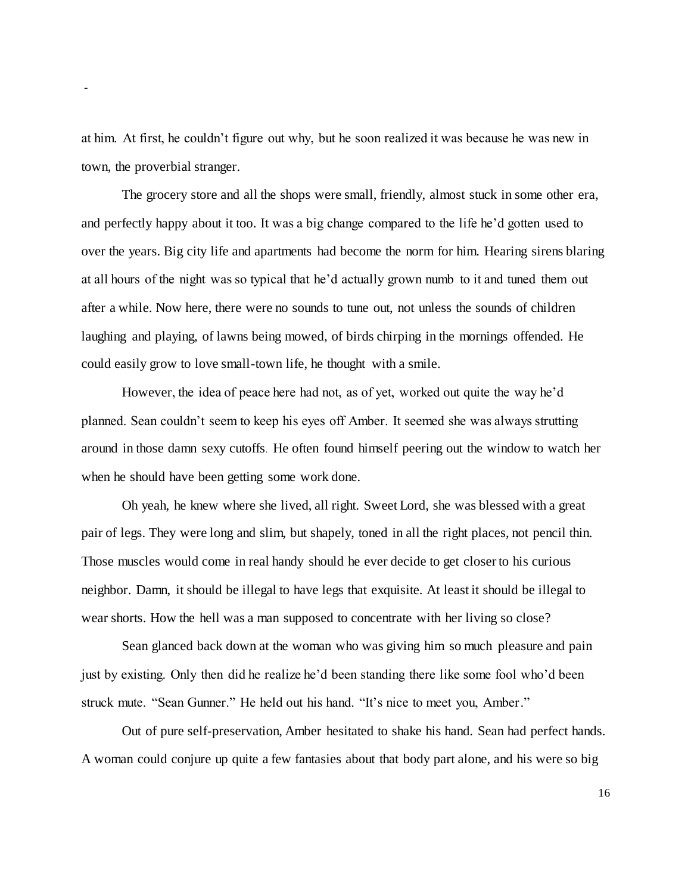at him. At first, he couldn't figure out why, but he soon realized it was because he was new in town, the proverbial stranger.

The grocery store and all the shops were small, friendly, almost stuck in some other era, and perfectly happy about it too. It was a big change compared to the life he'd gotten used to over the years. Big city life and apartments had become the norm for him. Hearing sirens blaring at all hours of the night was so typical that he'd actually grown numb to it and tuned them out after a while. Now here, there were no sounds to tune out, not unless the sounds of children laughing and playing, of lawns being mowed, of birds chirping in the mornings offended. He could easily grow to love small-town life, he thought with a smile.

However, the idea of peace here had not, as of yet, worked out quite the way he'd planned. Sean couldn't seem to keep his eyes off Amber. It seemed she was always strutting around in those damn sexy cutoffs. He often found himself peering out the window to watch her when he should have been getting some work done.

Oh yeah, he knew where she lived, all right. Sweet Lord, she was blessed with a great pair of legs. They were long and slim, but shapely, toned in all the right places, not pencil thin. Those muscles would come in real handy should he ever decide to get closer to his curious neighbor. Damn, it should be illegal to have legs that exquisite. At least it should be illegal to wear shorts. How the hell was a man supposed to concentrate with her living so close?

Sean glanced back down at the woman who was giving him so much pleasure and pain just by existing. Only then did he realize he'd been standing there like some fool who'd been struck mute. "Sean Gunner." He held out his hand. "It's nice to meet you, Amber."

Out of pure self-preservation, Amber hesitated to shake his hand. Sean had perfect hands. A woman could conjure up quite a few fantasies about that body part alone, and his were so big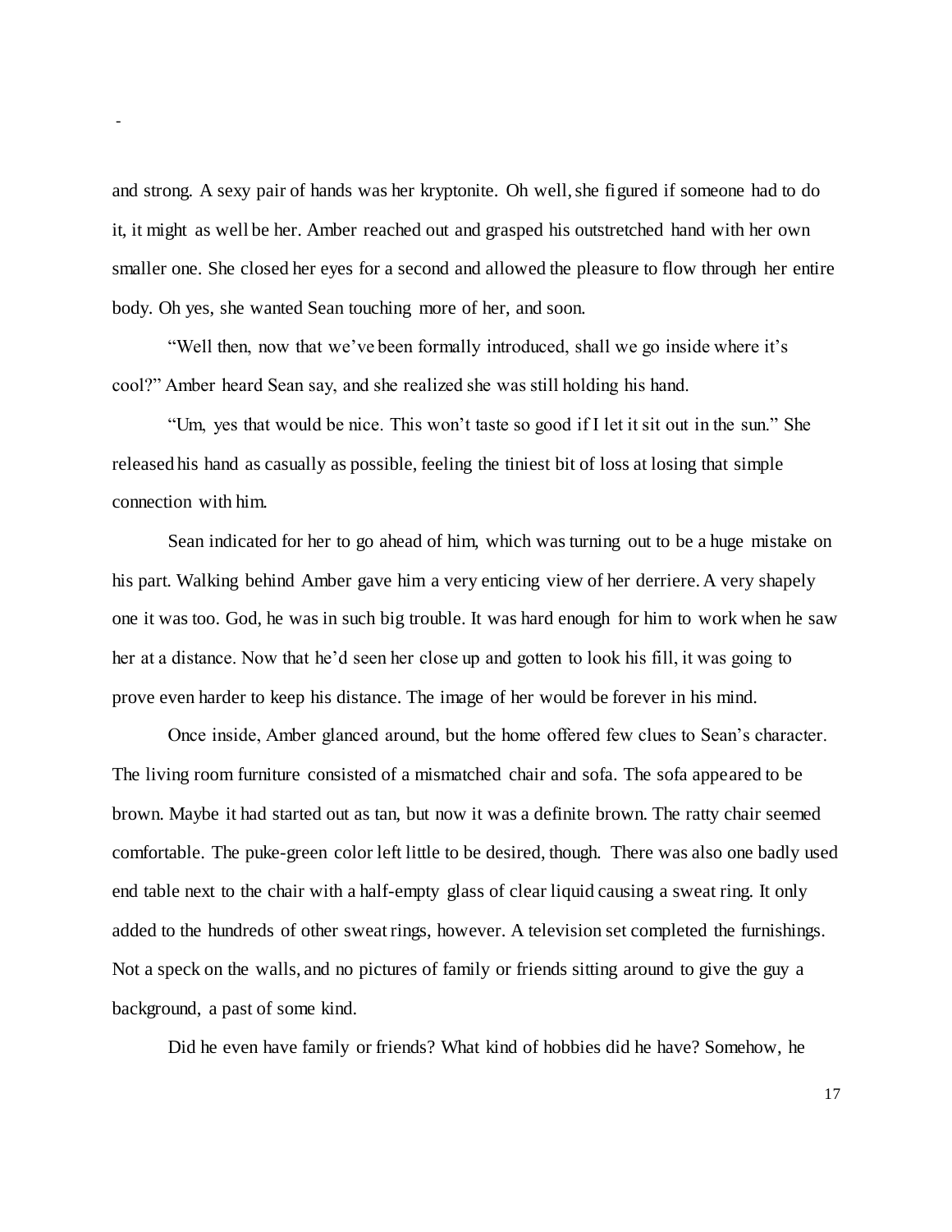and strong. A sexy pair of hands was her kryptonite. Oh well, she figured if someone had to do it, it might as well be her. Amber reached out and grasped his outstretched hand with her own smaller one. She closed her eyes for a second and allowed the pleasure to flow through her entire body. Oh yes, she wanted Sean touching more of her, and soon.

"Well then, now that we've been formally introduced, shall we go inside where it's cool?" Amber heard Sean say, and she realized she was still holding his hand.

"Um, yes that would be nice. This won't taste so good if I let it sit out in the sun." She released his hand as casually as possible, feeling the tiniest bit of loss at losing that simple connection with him.

Sean indicated for her to go ahead of him, which was turning out to be a huge mistake on his part. Walking behind Amber gave him a very enticing view of her derriere. A very shapely one it was too. God, he was in such big trouble. It was hard enough for him to work when he saw her at a distance. Now that he'd seen her close up and gotten to look his fill, it was going to prove even harder to keep his distance. The image of her would be forever in his mind.

Once inside, Amber glanced around, but the home offered few clues to Sean's character. The living room furniture consisted of a mismatched chair and sofa. The sofa appeared to be brown. Maybe it had started out as tan, but now it was a definite brown. The ratty chair seemed comfortable. The puke-green color left little to be desired, though. There was also one badly used end table next to the chair with a half-empty glass of clear liquid causing a sweat ring. It only added to the hundreds of other sweat rings, however. A television set completed the furnishings. Not a speck on the walls, and no pictures of family or friends sitting around to give the guy a background, a past of some kind.

Did he even have family or friends? What kind of hobbies did he have? Somehow, he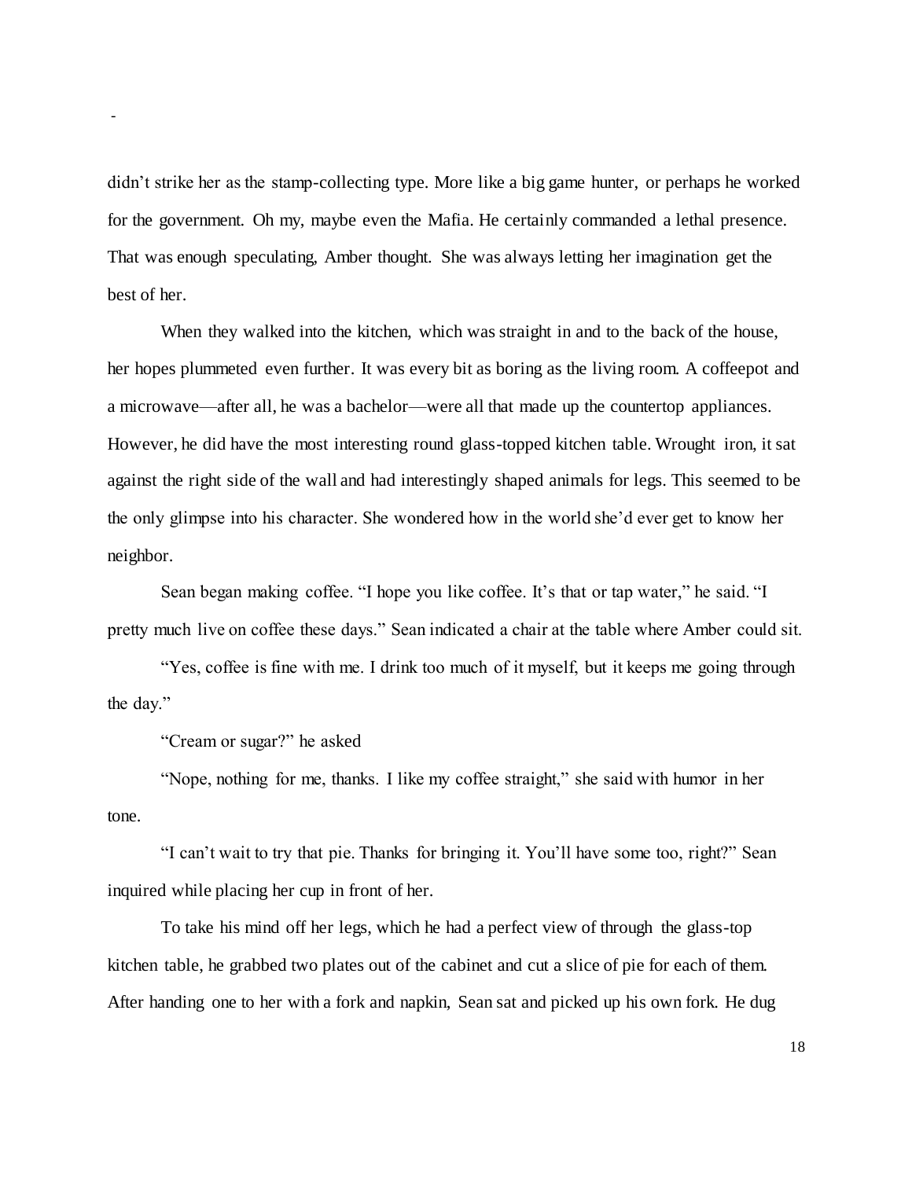didn't strike her as the stamp-collecting type. More like a big game hunter, or perhaps he worked for the government. Oh my, maybe even the Mafia. He certainly commanded a lethal presence. That was enough speculating, Amber thought. She was always letting her imagination get the best of her.

When they walked into the kitchen, which was straight in and to the back of the house, her hopes plummeted even further. It was every bit as boring as the living room. A coffeepot and a microwave—after all, he was a bachelor—were all that made up the countertop appliances. However, he did have the most interesting round glass-topped kitchen table. Wrought iron, it sat against the right side of the wall and had interestingly shaped animals for legs. This seemed to be the only glimpse into his character. She wondered how in the world she'd ever get to know her neighbor.

Sean began making coffee. "I hope you like coffee. It's that or tap water," he said. "I pretty much live on coffee these days." Sean indicated a chair at the table where Amber could sit.

"Yes, coffee is fine with me. I drink too much of it myself, but it keeps me going through the day."

"Cream or sugar?" he asked

"Nope, nothing for me, thanks. I like my coffee straight," she said with humor in her tone.

"I can't wait to try that pie. Thanks for bringing it. You'll have some too, right?" Sean inquired while placing her cup in front of her.

To take his mind off her legs, which he had a perfect view of through the glass-top kitchen table, he grabbed two plates out of the cabinet and cut a slice of pie for each of them. After handing one to her with a fork and napkin, Sean sat and picked up his own fork. He dug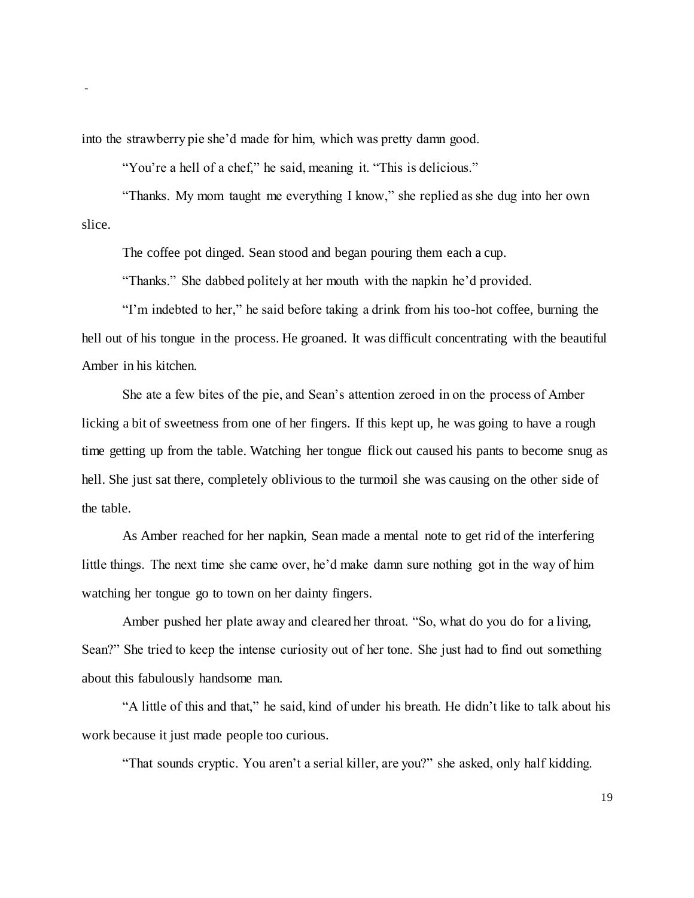into the strawberry pie she'd made for him, which was pretty damn good.

"You're a hell of a chef," he said, meaning it. "This is delicious."

"Thanks. My mom taught me everything I know," she replied as she dug into her own slice.

The coffee pot dinged. Sean stood and began pouring them each a cup.

"Thanks." She dabbed politely at her mouth with the napkin he'd provided.

"I'm indebted to her," he said before taking a drink from his too-hot coffee, burning the hell out of his tongue in the process. He groaned. It was difficult concentrating with the beautiful Amber in his kitchen.

She ate a few bites of the pie, and Sean's attention zeroed in on the process of Amber licking a bit of sweetness from one of her fingers. If this kept up, he was going to have a rough time getting up from the table. Watching her tongue flick out caused his pants to become snug as hell. She just sat there, completely oblivious to the turmoil she was causing on the other side of the table.

As Amber reached for her napkin, Sean made a mental note to get rid of the interfering little things. The next time she came over, he'd make damn sure nothing got in the way of him watching her tongue go to town on her dainty fingers.

Amber pushed her plate away and cleared her throat. "So, what do you do for a living, Sean?" She tried to keep the intense curiosity out of her tone. She just had to find out something about this fabulously handsome man.

"A little of this and that," he said, kind of under his breath. He didn't like to talk about his work because it just made people too curious.

"That sounds cryptic. You aren't a serial killer, are you?" she asked, only half kidding.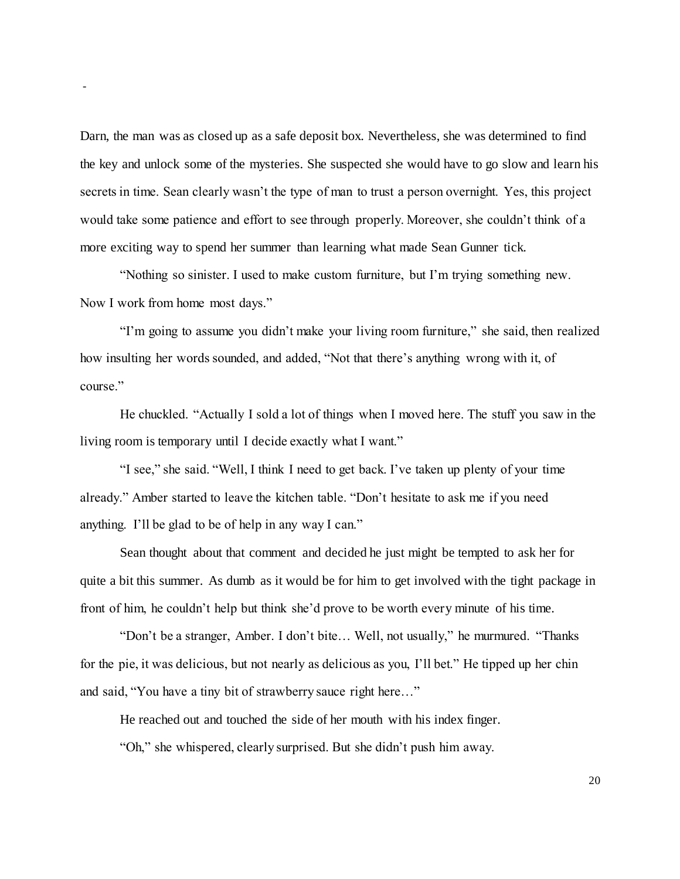Darn, the man was as closed up as a safe deposit box. Nevertheless, she was determined to find the key and unlock some of the mysteries. She suspected she would have to go slow and learn his secrets in time. Sean clearly wasn't the type of man to trust a person overnight. Yes, this project would take some patience and effort to see through properly. Moreover, she couldn't think of a more exciting way to spend her summer than learning what made Sean Gunner tick.

"Nothing so sinister. I used to make custom furniture, but I'm trying something new. Now I work from home most days."

"I'm going to assume you didn't make your living room furniture," she said, then realized how insulting her words sounded, and added, "Not that there's anything wrong with it, of course."

He chuckled. "Actually I sold a lot of things when I moved here. The stuff you saw in the living room is temporary until I decide exactly what I want."

"I see," she said. "Well, I think I need to get back. I've taken up plenty of your time already." Amber started to leave the kitchen table. "Don't hesitate to ask me if you need anything. I'll be glad to be of help in any way I can."

Sean thought about that comment and decided he just might be tempted to ask her for quite a bit this summer. As dumb as it would be for him to get involved with the tight package in front of him, he couldn't help but think she'd prove to be worth every minute of his time.

"Don't be a stranger, Amber. I don't bite… Well, not usually," he murmured. "Thanks for the pie, it was delicious, but not nearly as delicious as you, I'll bet." He tipped up her chin and said, "You have a tiny bit of strawberry sauce right here…"

He reached out and touched the side of her mouth with his index finger.

"Oh," she whispered, clearly surprised. But she didn't push him away.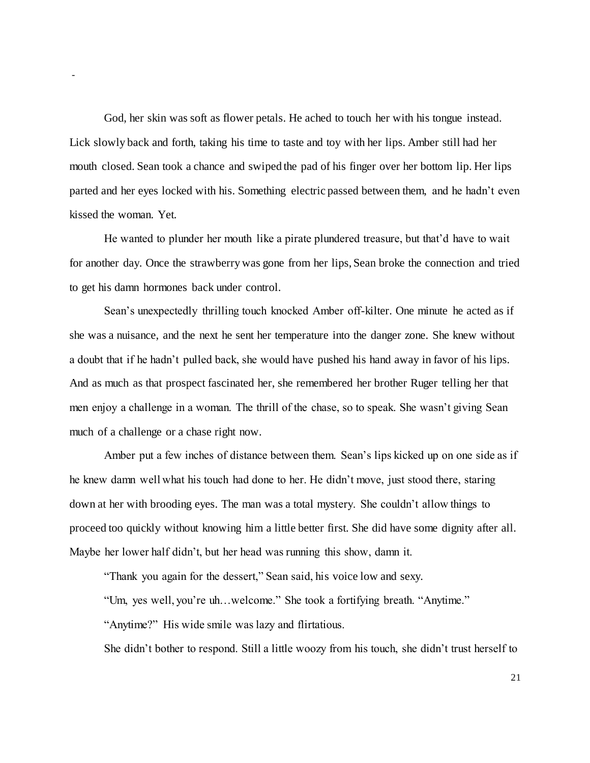God, her skin was soft as flower petals. He ached to touch her with his tongue instead. Lick slowly back and forth, taking his time to taste and toy with her lips. Amber still had her mouth closed. Sean took a chance and swiped the pad of his finger over her bottom lip. Her lips parted and her eyes locked with his. Something electric passed between them, and he hadn't even kissed the woman. Yet.

He wanted to plunder her mouth like a pirate plundered treasure, but that'd have to wait for another day. Once the strawberry was gone from her lips, Sean broke the connection and tried to get his damn hormones back under control.

Sean's unexpectedly thrilling touch knocked Amber off-kilter. One minute he acted as if she was a nuisance, and the next he sent her temperature into the danger zone. She knew without a doubt that if he hadn't pulled back, she would have pushed his hand away in favor of his lips. And as much as that prospect fascinated her, she remembered her brother Ruger telling her that men enjoy a challenge in a woman. The thrill of the chase, so to speak. She wasn't giving Sean much of a challenge or a chase right now.

Amber put a few inches of distance between them. Sean's lips kicked up on one side as if he knew damn well what his touch had done to her. He didn't move, just stood there, staring down at her with brooding eyes. The man was a total mystery. She couldn't allow things to proceed too quickly without knowing him a little better first. She did have some dignity after all. Maybe her lower half didn't, but her head was running this show, damn it.

"Thank you again for the dessert," Sean said, his voice low and sexy.

"Um, yes well, you're uh…welcome." She took a fortifying breath. "Anytime."

"Anytime?" His wide smile was lazy and flirtatious.

She didn't bother to respond. Still a little woozy from his touch, she didn't trust herself to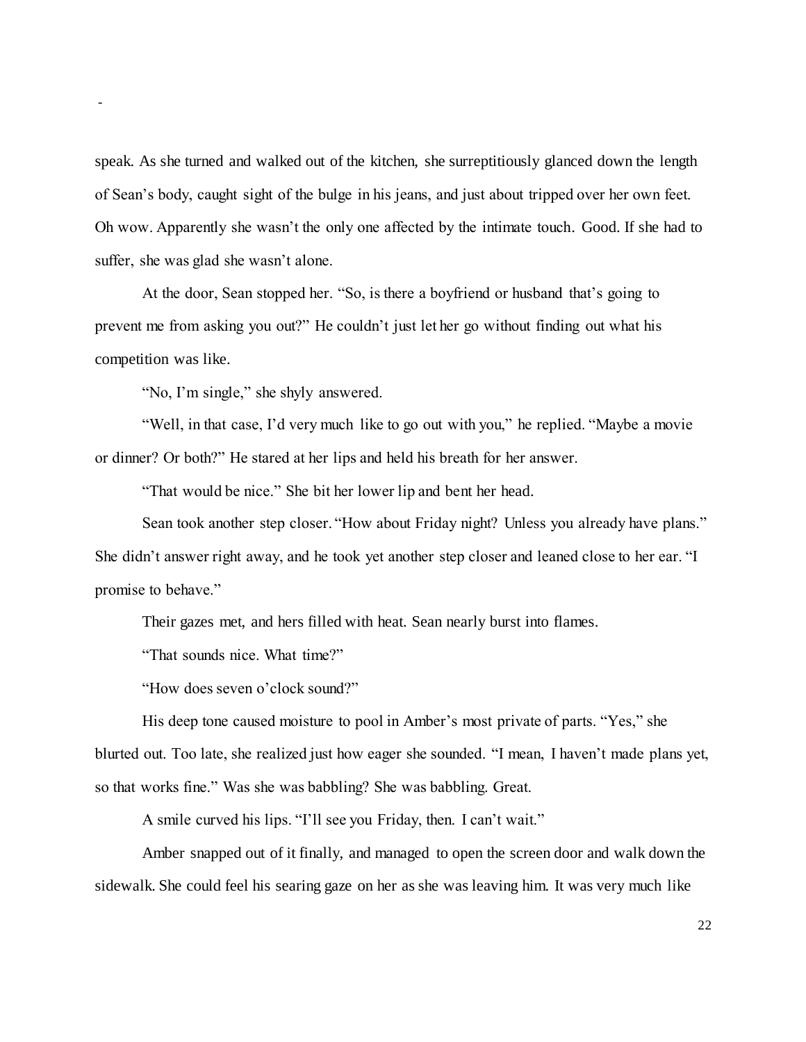speak. As she turned and walked out of the kitchen, she surreptitiously glanced down the length of Sean's body, caught sight of the bulge in his jeans, and just about tripped over her own feet. Oh wow. Apparently she wasn't the only one affected by the intimate touch. Good. If she had to suffer, she was glad she wasn't alone.

At the door, Sean stopped her. "So, is there a boyfriend or husband that's going to prevent me from asking you out?" He couldn't just let her go without finding out what his competition was like.

"No, I'm single," she shyly answered.

"Well, in that case, I'd very much like to go out with you," he replied. "Maybe a movie or dinner? Or both?" He stared at her lips and held his breath for her answer.

"That would be nice." She bit her lower lip and bent her head.

Sean took another step closer. "How about Friday night? Unless you already have plans." She didn't answer right away, and he took yet another step closer and leaned close to her ear. "I promise to behave."

Their gazes met, and hers filled with heat. Sean nearly burst into flames.

"That sounds nice. What time?"

"How does seven o'clock sound?"

His deep tone caused moisture to pool in Amber's most private of parts. "Yes," she blurted out. Too late, she realized just how eager she sounded. "I mean, I haven't made plans yet, so that works fine." Was she was babbling? She was babbling. Great.

A smile curved his lips. "I'll see you Friday, then. I can't wait."

Amber snapped out of it finally, and managed to open the screen door and walk down the sidewalk. She could feel his searing gaze on her as she was leaving him. It was very much like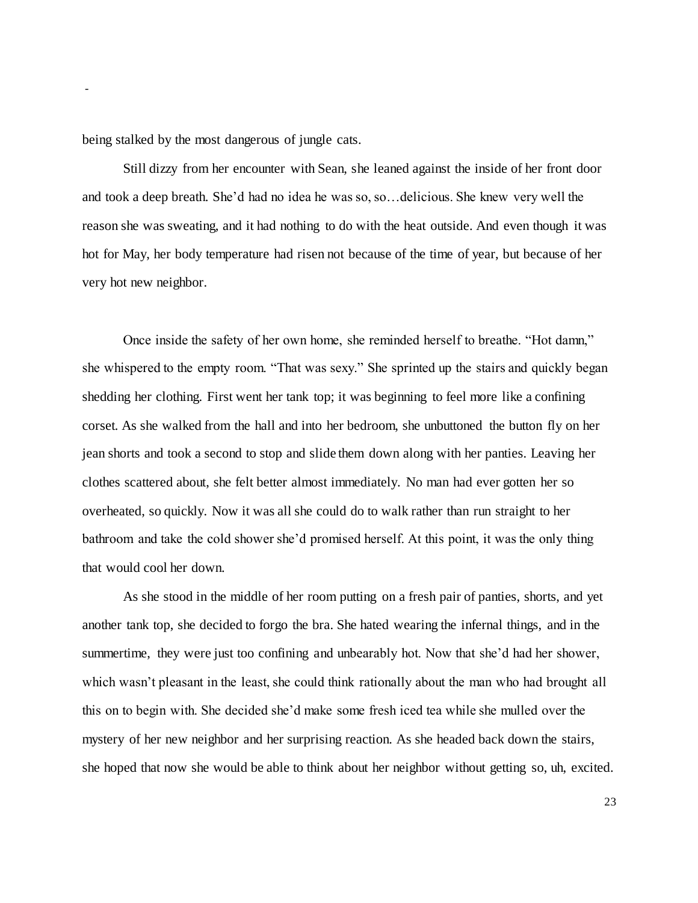being stalked by the most dangerous of jungle cats.

Still dizzy from her encounter with Sean, she leaned against the inside of her front door and took a deep breath. She'd had no idea he was so, so…delicious. She knew very well the reason she was sweating, and it had nothing to do with the heat outside. And even though it was hot for May, her body temperature had risen not because of the time of year, but because of her very hot new neighbor.

Once inside the safety of her own home, she reminded herself to breathe. "Hot damn," she whispered to the empty room. "That was sexy." She sprinted up the stairs and quickly began shedding her clothing. First went her tank top; it was beginning to feel more like a confining corset. As she walked from the hall and into her bedroom, she unbuttoned the button fly on her jean shorts and took a second to stop and slide them down along with her panties. Leaving her clothes scattered about, she felt better almost immediately. No man had ever gotten her so overheated, so quickly. Now it was all she could do to walk rather than run straight to her bathroom and take the cold shower she'd promised herself. At this point, it was the only thing that would cool her down.

As she stood in the middle of her room putting on a fresh pair of panties, shorts, and yet another tank top, she decided to forgo the bra. She hated wearing the infernal things, and in the summertime, they were just too confining and unbearably hot. Now that she'd had her shower, which wasn't pleasant in the least, she could think rationally about the man who had brought all this on to begin with. She decided she'd make some fresh iced tea while she mulled over the mystery of her new neighbor and her surprising reaction. As she headed back down the stairs, she hoped that now she would be able to think about her neighbor without getting so, uh, excited.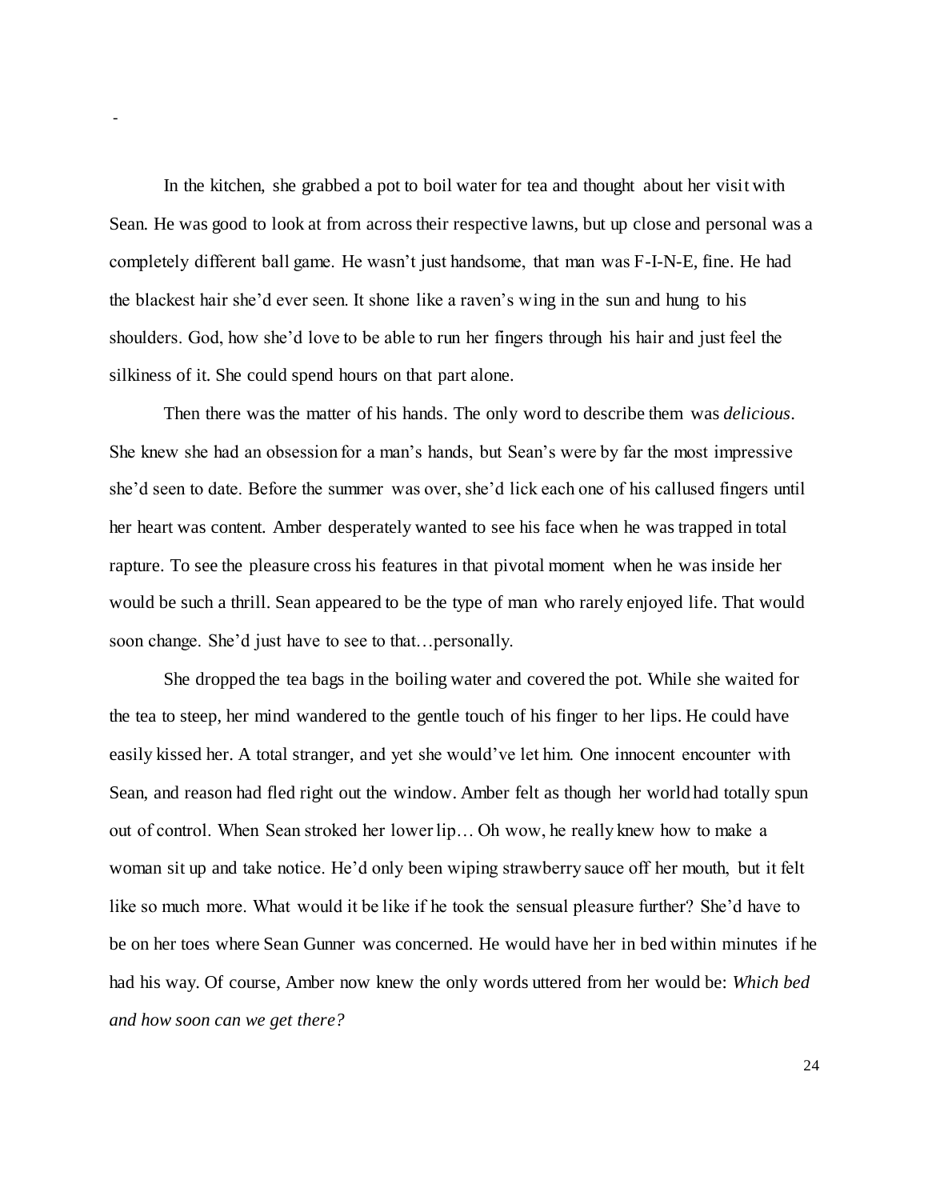-

In the kitchen, she grabbed a pot to boil water for tea and thought about her visit with Sean. He was good to look at from across their respective lawns, but up close and personal was a completely different ball game. He wasn't just handsome, that man was F-I-N-E, fine. He had the blackest hair she'd ever seen. It shone like a raven's wing in the sun and hung to his shoulders. God, how she'd love to be able to run her fingers through his hair and just feel the silkiness of it. She could spend hours on that part alone.

Then there was the matter of his hands. The only word to describe them was *delicious*. She knew she had an obsession for a man's hands, but Sean's were by far the most impressive she'd seen to date. Before the summer was over, she'd lick each one of his callused fingers until her heart was content. Amber desperately wanted to see his face when he was trapped in total rapture. To see the pleasure cross his features in that pivotal moment when he was inside her would be such a thrill. Sean appeared to be the type of man who rarely enjoyed life. That would soon change. She'd just have to see to that…personally.

She dropped the tea bags in the boiling water and covered the pot. While she waited for the tea to steep, her mind wandered to the gentle touch of his finger to her lips. He could have easily kissed her. A total stranger, and yet she would've let him. One innocent encounter with Sean, and reason had fled right out the window. Amber felt as though her world had totally spun out of control. When Sean stroked her lower lip… Oh wow, he really knew how to make a woman sit up and take notice. He'd only been wiping strawberry sauce off her mouth, but it felt like so much more. What would it be like if he took the sensual pleasure further? She'd have to be on her toes where Sean Gunner was concerned. He would have her in bed within minutes if he had his way. Of course, Amber now knew the only words uttered from her would be: *Which bed and how soon can we get there?*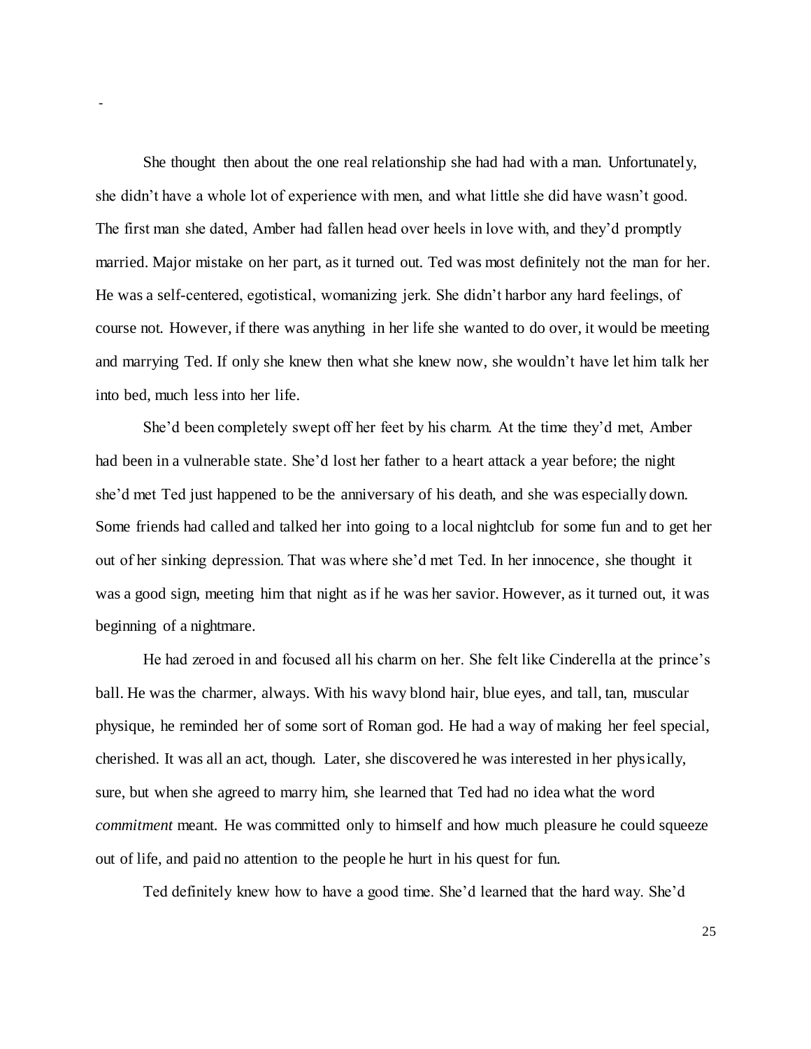She thought then about the one real relationship she had had with a man. Unfortunately, she didn't have a whole lot of experience with men, and what little she did have wasn't good. The first man she dated, Amber had fallen head over heels in love with, and they'd promptly married. Major mistake on her part, as it turned out. Ted was most definitely not the man for her. He was a self-centered, egotistical, womanizing jerk. She didn't harbor any hard feelings, of course not. However, if there was anything in her life she wanted to do over, it would be meeting and marrying Ted. If only she knew then what she knew now, she wouldn't have let him talk her into bed, much less into her life.

She'd been completely swept off her feet by his charm. At the time they'd met, Amber had been in a vulnerable state. She'd lost her father to a heart attack a year before; the night she'd met Ted just happened to be the anniversary of his death, and she was especially down. Some friends had called and talked her into going to a local nightclub for some fun and to get her out of her sinking depression. That was where she'd met Ted. In her innocence, she thought it was a good sign, meeting him that night as if he was her savior. However, as it turned out, it was beginning of a nightmare.

He had zeroed in and focused all his charm on her. She felt like Cinderella at the prince's ball. He was the charmer, always. With his wavy blond hair, blue eyes, and tall, tan, muscular physique, he reminded her of some sort of Roman god. He had a way of making her feel special, cherished. It was all an act, though. Later, she discovered he was interested in her physically, sure, but when she agreed to marry him, she learned that Ted had no idea what the word *commitment* meant. He was committed only to himself and how much pleasure he could squeeze out of life, and paid no attention to the people he hurt in his quest for fun.

Ted definitely knew how to have a good time. She'd learned that the hard way. She'd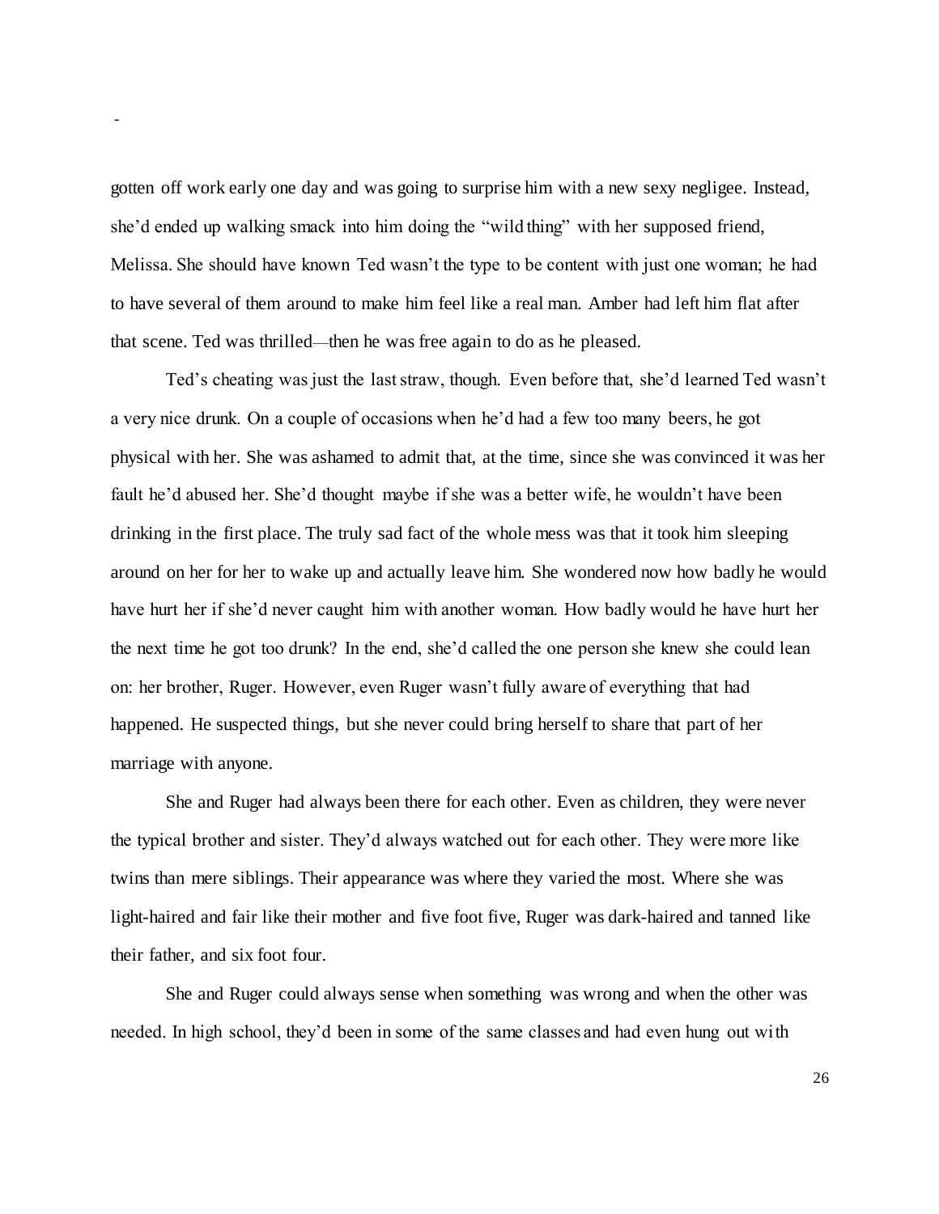gotten off work early one day and was going to surprise him with a new sexy negligee. Instead, she'd ended up walking smack into him doing the "wild thing" with her supposed friend, Melissa. She should have known Ted wasn't the type to be content with just one woman; he had to have several of them around to make him feel like a real man. Amber had left him flat after that scene. Ted was thrilled—then he was free again to do as he pleased.

Ted's cheating was just the last straw, though. Even before that, she'd learned Ted wasn't a very nice drunk. On a couple of occasions when he'd had a few too many beers, he got physical with her. She was ashamed to admit that, at the time, since she was convinced it was her fault he'd abused her. She'd thought maybe if she was a better wife, he wouldn't have been drinking in the first place. The truly sad fact of the whole mess was that it took him sleeping around on her for her to wake up and actually leave him. She wondered now how badly he would have hurt her if she'd never caught him with another woman. How badly would he have hurt her the next time he got too drunk? In the end, she'd called the one person she knew she could lean on: her brother, Ruger. However, even Ruger wasn't fully aware of everything that had happened. He suspected things, but she never could bring herself to share that part of her marriage with anyone.

She and Ruger had always been there for each other. Even as children, they were never the typical brother and sister. They'd always watched out for each other. They were more like twins than mere siblings. Their appearance was where they varied the most. Where she was light-haired and fair like their mother and five foot five, Ruger was dark-haired and tanned like their father, and six foot four.

She and Ruger could always sense when something was wrong and when the other was needed. In high school, they'd been in some of the same classes and had even hung out with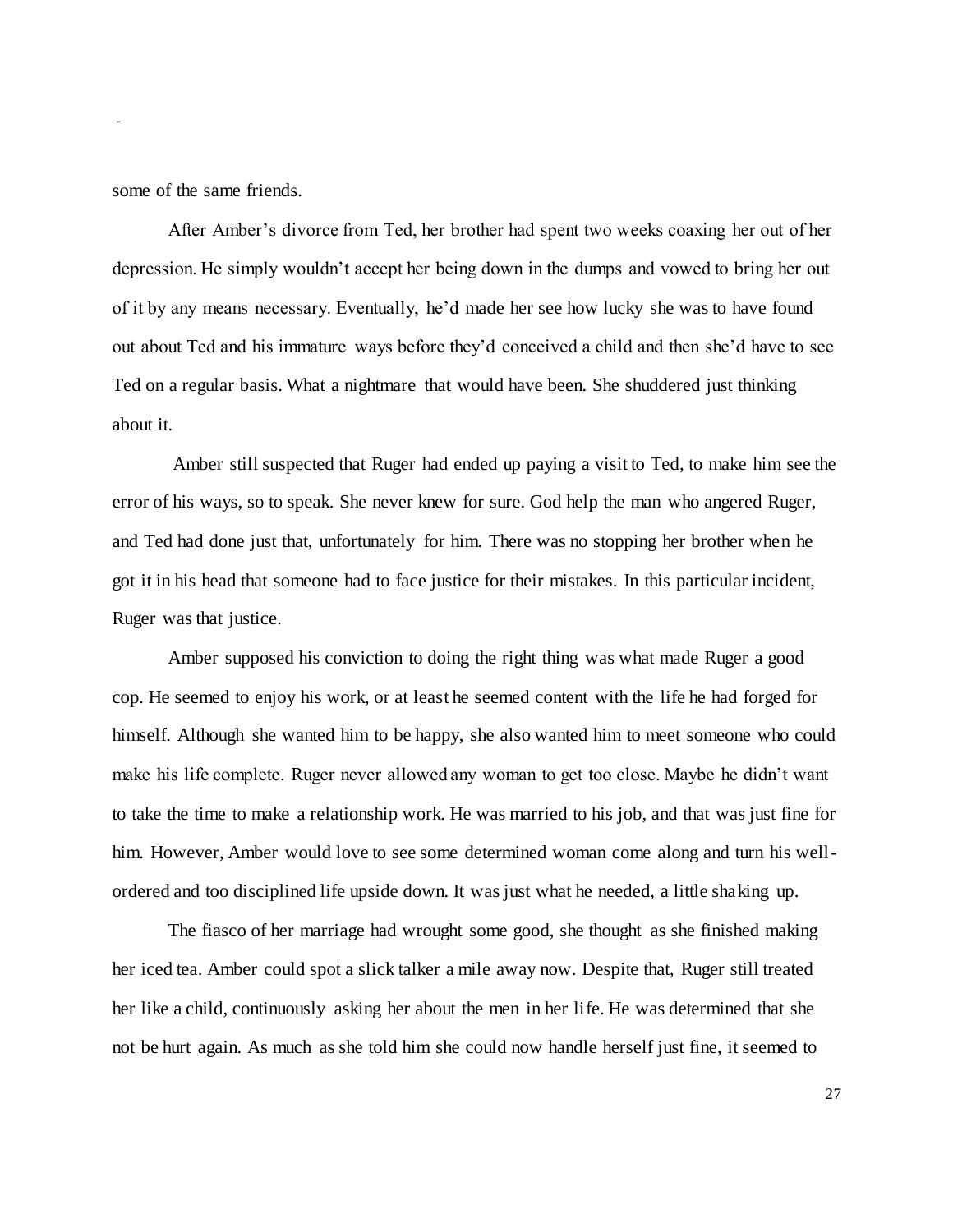some of the same friends.

After Amber's divorce from Ted, her brother had spent two weeks coaxing her out of her depression. He simply wouldn't accept her being down in the dumps and vowed to bring her out of it by any means necessary. Eventually, he'd made her see how lucky she was to have found out about Ted and his immature ways before they'd conceived a child and then she'd have to see Ted on a regular basis. What a nightmare that would have been. She shuddered just thinking about it.

Amber still suspected that Ruger had ended up paying a visit to Ted, to make him see the error of his ways, so to speak. She never knew for sure. God help the man who angered Ruger, and Ted had done just that, unfortunately for him. There was no stopping her brother when he got it in his head that someone had to face justice for their mistakes. In this particular incident, Ruger was that justice.

Amber supposed his conviction to doing the right thing was what made Ruger a good cop. He seemed to enjoy his work, or at least he seemed content with the life he had forged for himself. Although she wanted him to be happy, she also wanted him to meet someone who could make his life complete. Ruger never allowed any woman to get too close. Maybe he didn't want to take the time to make a relationship work. He was married to his job, and that was just fine for him. However, Amber would love to see some determined woman come along and turn his well-ordered and too disciplined life upside down. It was just what he needed, a little shaking up.

The fiasco of her marriage had wrought some good, she thought as she finished making her iced tea. Amber could spot a slick talker a mile away now. Despite that, Ruger still treated her like a child, continuously asking her about the men in her life. He was determined that she not be hurt again. As much as she told him she could now handle herself just fine, it seemed to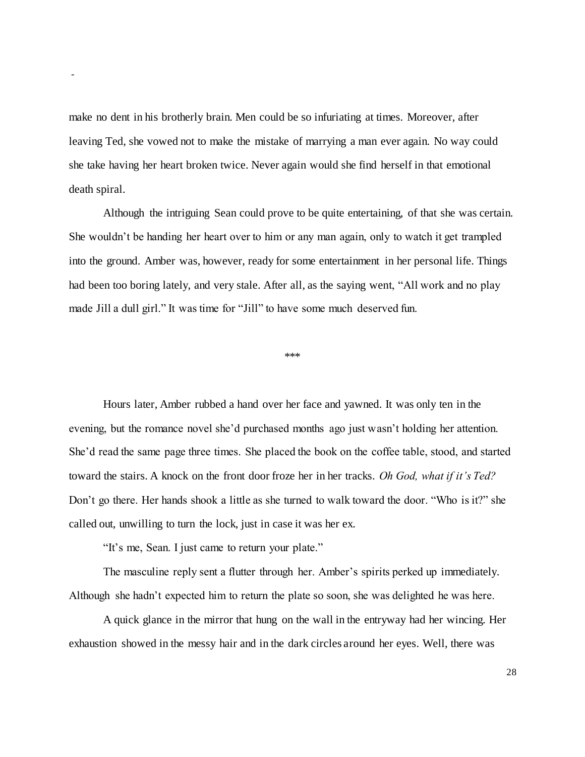make no dent in his brotherly brain. Men could be so infuriating at times. Moreover, after leaving Ted, she vowed not to make the mistake of marrying a man ever again. No way could she take having her heart broken twice. Never again would she find herself in that emotional death spiral.

Although the intriguing Sean could prove to be quite entertaining, of that she was certain. She wouldn't be handing her heart over to him or any man again, only to watch it get trampled into the ground. Amber was, however, ready for some entertainment in her personal life. Things had been too boring lately, and very stale. After all, as the saying went, "All work and no play made Jill a dull girl." It was time for "Jill" to have some much deserved fun.

***

Hours later, Amber rubbed a hand over her face and yawned. It was only ten in the evening, but the romance novel she'd purchased months ago just wasn't holding her attention. She'd read the same page three times. She placed the book on the coffee table, stood, and started toward the stairs. A knock on the front door froze her in her tracks. *Oh God, what if it's Ted?* Don't go there. Her hands shook a little as she turned to walk toward the door. "Who is it?" she called out, unwilling to turn the lock, just in case it was her ex.

"It's me, Sean. I just came to return your plate."

The masculine reply sent a flutter through her. Amber's spirits perked up immediately. Although she hadn't expected him to return the plate so soon, she was delighted he was here.

A quick glance in the mirror that hung on the wall in the entryway had her wincing. Her exhaustion showed in the messy hair and in the dark circles around her eyes. Well, there was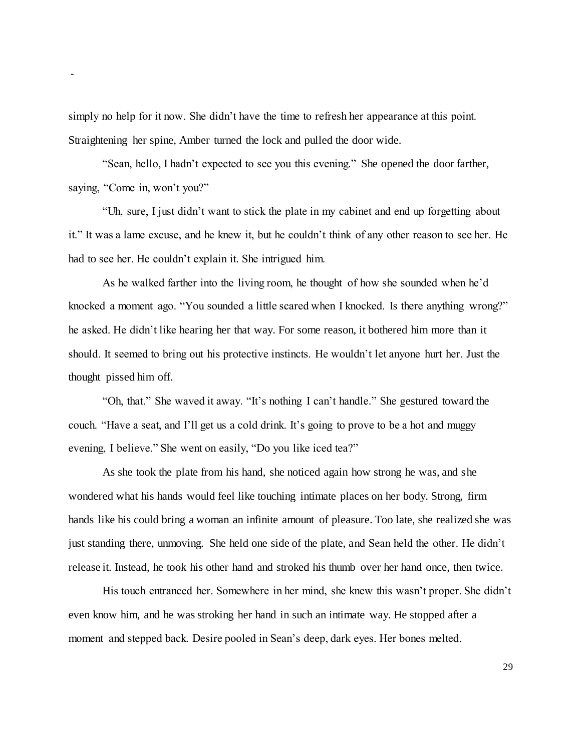simply no help for it now. She didn't have the time to refresh her appearance at this point. Straightening her spine, Amber turned the lock and pulled the door wide.

"Sean, hello, I hadn't expected to see you this evening." She opened the door farther, saying, "Come in, won't you?"

"Uh, sure, I just didn't want to stick the plate in my cabinet and end up forgetting about it." It was a lame excuse, and he knew it, but he couldn't think of any other reason to see her. He had to see her. He couldn't explain it. She intrigued him.

As he walked farther into the living room, he thought of how she sounded when he'd knocked a moment ago. "You sounded a little scared when I knocked. Is there anything wrong?" he asked. He didn't like hearing her that way. For some reason, it bothered him more than it should. It seemed to bring out his protective instincts. He wouldn't let anyone hurt her. Just the thought pissed him off.

"Oh, that." She waved it away. "It's nothing I can't handle." She gestured toward the couch. "Have a seat, and I'll get us a cold drink. It's going to prove to be a hot and muggy evening, I believe." She went on easily, "Do you like iced tea?"

As she took the plate from his hand, she noticed again how strong he was, and she wondered what his hands would feel like touching intimate places on her body. Strong, firm hands like his could bring a woman an infinite amount of pleasure. Too late, she realized she was just standing there, unmoving. She held one side of the plate, and Sean held the other. He didn't release it. Instead, he took his other hand and stroked his thumb over her hand once, then twice.

His touch entranced her. Somewhere in her mind, she knew this wasn't proper. She didn't even know him, and he was stroking her hand in such an intimate way. He stopped after a moment and stepped back. Desire pooled in Sean's deep, dark eyes. Her bones melted.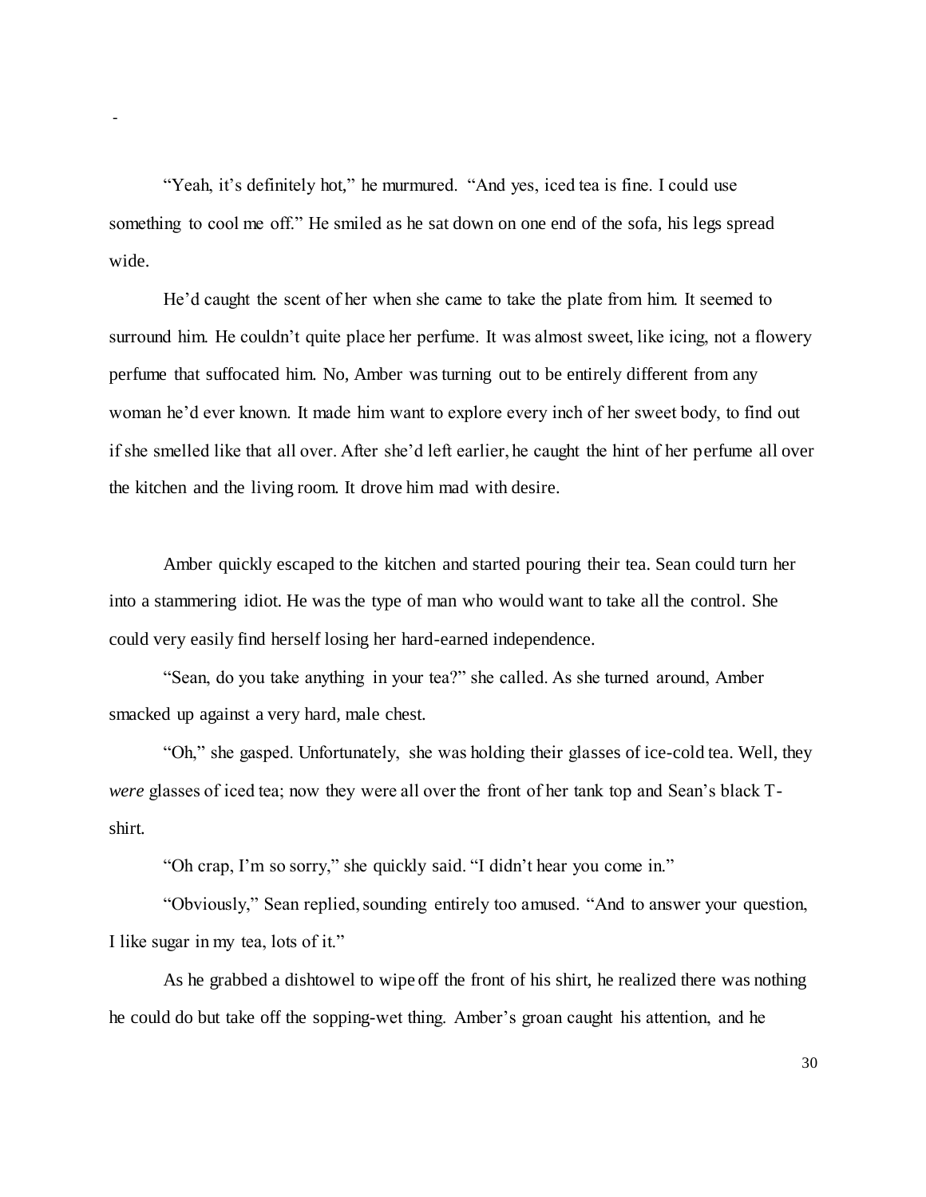-

"Yeah, it's definitely hot," he murmured. "And yes, iced tea is fine. I could use something to cool me off." He smiled as he sat down on one end of the sofa, his legs spread wide.

He'd caught the scent of her when she came to take the plate from him. It seemed to surround him. He couldn't quite place her perfume. It was almost sweet, like icing, not a flowery perfume that suffocated him. No, Amber was turning out to be entirely different from any woman he'd ever known. It made him want to explore every inch of her sweet body, to find out if she smelled like that all over. After she'd left earlier, he caught the hint of her perfume all over the kitchen and the living room. It drove him mad with desire.

Amber quickly escaped to the kitchen and started pouring their tea. Sean could turn her into a stammering idiot. He was the type of man who would want to take all the control. She could very easily find herself losing her hard-earned independence.

"Sean, do you take anything in your tea?" she called. As she turned around, Amber smacked up against a very hard, male chest.

"Oh," she gasped. Unfortunately, she was holding their glasses of ice-cold tea. Well, they *were* glasses of iced tea; now they were all over the front of her tank top and Sean's black T-shirt.

"Oh crap, I'm so sorry," she quickly said. "I didn't hear you come in."

"Obviously," Sean replied, sounding entirely too amused. "And to answer your question, I like sugar in my tea, lots of it."

As he grabbed a dishtowel to wipe off the front of his shirt, he realized there was nothing he could do but take off the sopping-wet thing. Amber's groan caught his attention, and he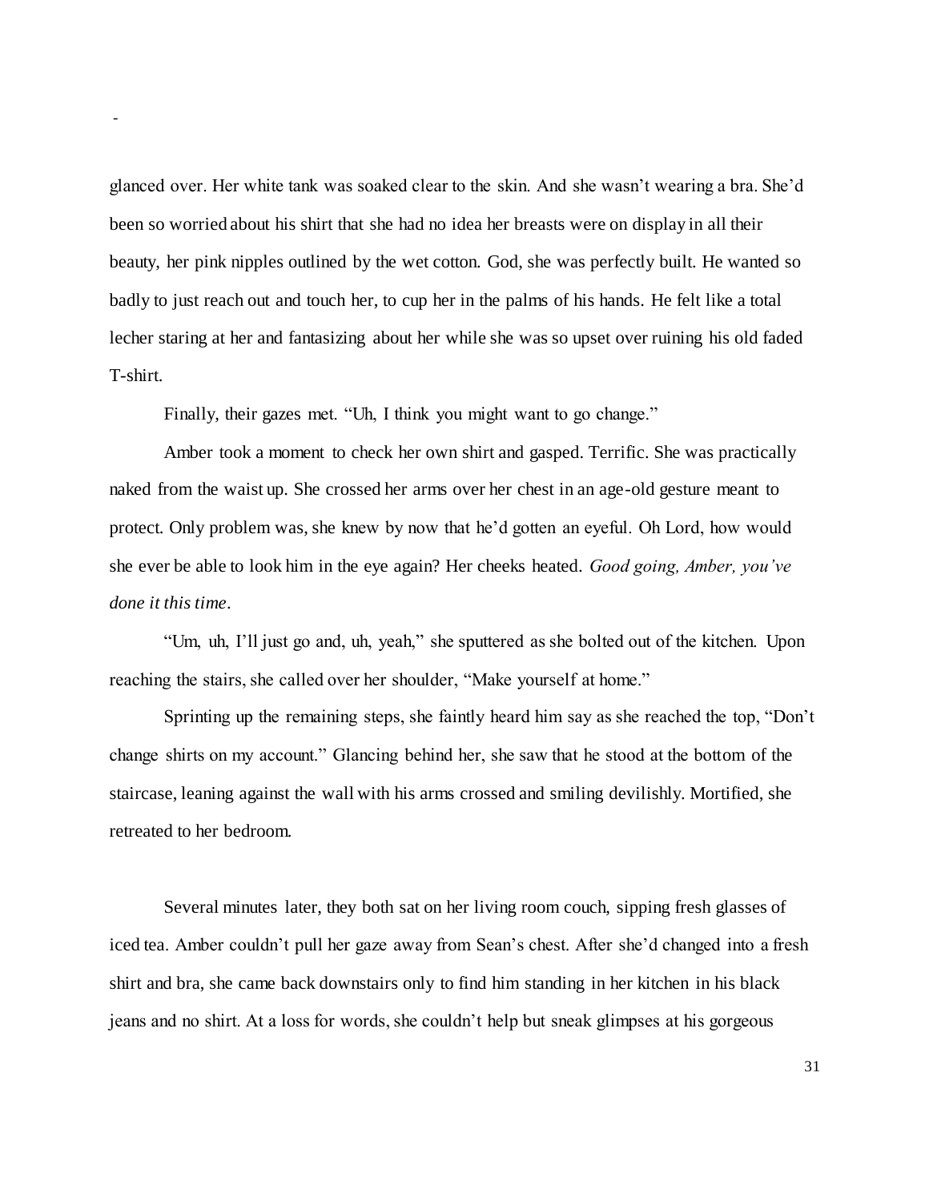glanced over. Her white tank was soaked clear to the skin. And she wasn't wearing a bra. She'd been so worried about his shirt that she had no idea her breasts were on display in all their beauty, her pink nipples outlined by the wet cotton. God, she was perfectly built. He wanted so badly to just reach out and touch her, to cup her in the palms of his hands. He felt like a total lecher staring at her and fantasizing about her while she was so upset over ruining his old faded T-shirt.

Finally, their gazes met. "Uh, I think you might want to go change."

Amber took a moment to check her own shirt and gasped. Terrific. She was practically naked from the waist up. She crossed her arms over her chest in an age-old gesture meant to protect. Only problem was, she knew by now that he'd gotten an eyeful. Oh Lord, how would she ever be able to look him in the eye again? Her cheeks heated. *Good going, Amber, you've done it this time.*

"Um, uh, I'll just go and, uh, yeah," she sputtered as she bolted out of the kitchen. Upon reaching the stairs, she called over her shoulder, "Make yourself at home."

Sprinting up the remaining steps, she faintly heard him say as she reached the top, "Don't change shirts on my account." Glancing behind her, she saw that he stood at the bottom of the staircase, leaning against the wall with his arms crossed and smiling devilishly. Mortified, she retreated to her bedroom.

Several minutes later, they both sat on her living room couch, sipping fresh glasses of iced tea. Amber couldn't pull her gaze away from Sean's chest. After she'd changed into a fresh shirt and bra, she came back downstairs only to find him standing in her kitchen in his black jeans and no shirt. At a loss for words, she couldn't help but sneak glimpses at his gorgeous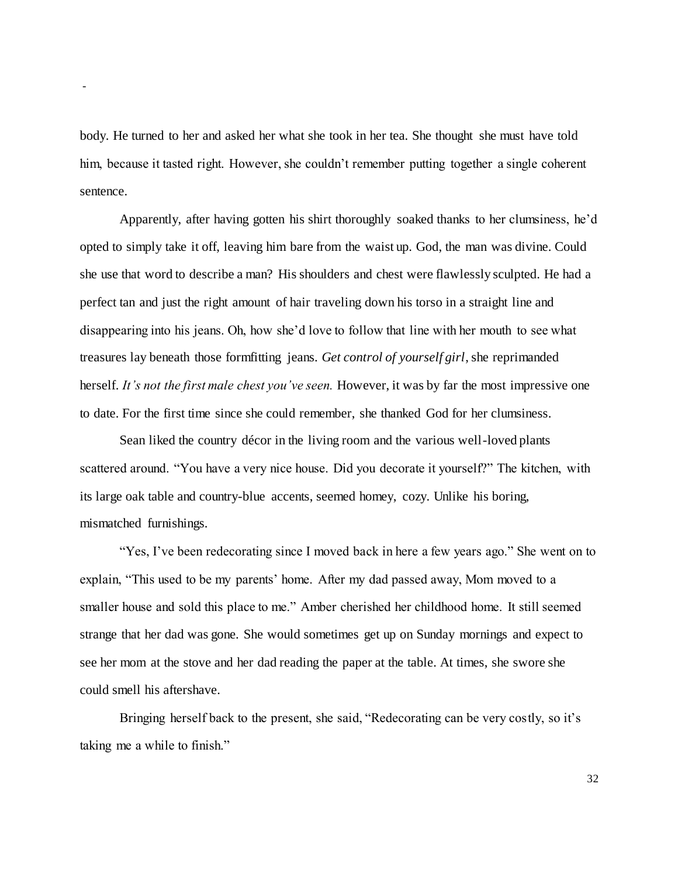body. He turned to her and asked her what she took in her tea. She thought she must have told him, because it tasted right. However, she couldn't remember putting together a single coherent sentence.

Apparently, after having gotten his shirt thoroughly soaked thanks to her clumsiness, he'd opted to simply take it off, leaving him bare from the waist up. God, the man was divine. Could she use that word to describe a man? His shoulders and chest were flawlessly sculpted. He had a perfect tan and just the right amount of hair traveling down his torso in a straight line and disappearing into his jeans. Oh, how she'd love to follow that line with her mouth to see what treasures lay beneath those formfitting jeans. *Get control of yourself girl*, she reprimanded herself. *It's not the first male chest you've seen.* However, it was by far the most impressive one to date. For the first time since she could remember, she thanked God for her clumsiness.

Sean liked the country décor in the living room and the various well-loved plants scattered around. "You have a very nice house. Did you decorate it yourself?" The kitchen, with its large oak table and country-blue accents, seemed homey, cozy. Unlike his boring, mismatched furnishings.

"Yes, I've been redecorating since I moved back in here a few years ago." She went on to explain, "This used to be my parents' home. After my dad passed away, Mom moved to a smaller house and sold this place to me." Amber cherished her childhood home. It still seemed strange that her dad was gone. She would sometimes get up on Sunday mornings and expect to see her mom at the stove and her dad reading the paper at the table. At times, she swore she could smell his aftershave.

Bringing herself back to the present, she said, "Redecorating can be very costly, so it's taking me a while to finish."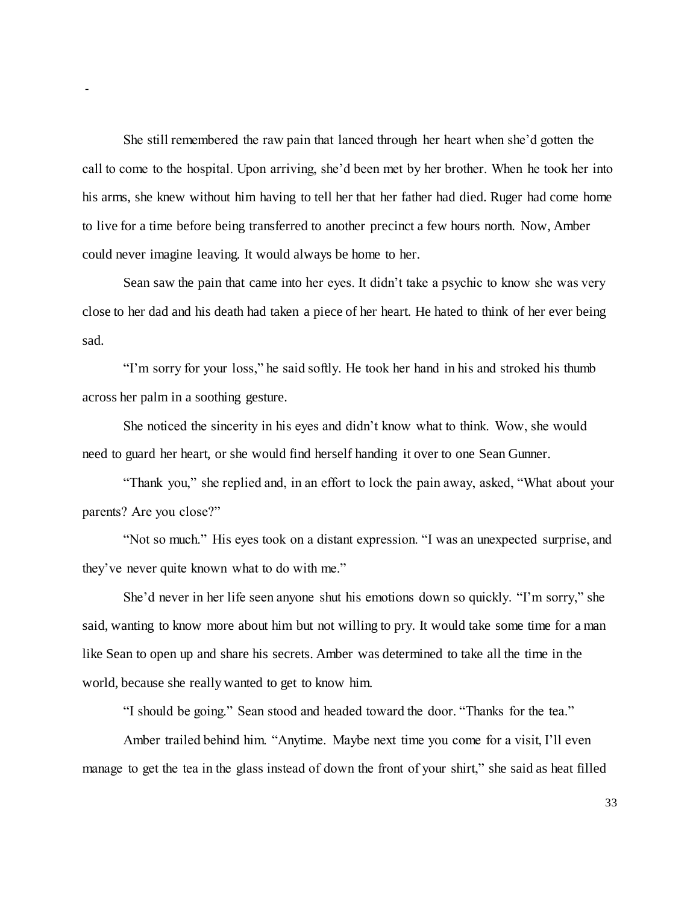-

She still remembered the raw pain that lanced through her heart when she'd gotten the call to come to the hospital. Upon arriving, she'd been met by her brother. When he took her into his arms, she knew without him having to tell her that her father had died. Ruger had come home to live for a time before being transferred to another precinct a few hours north. Now, Amber could never imagine leaving. It would always be home to her.

Sean saw the pain that came into her eyes. It didn't take a psychic to know she was very close to her dad and his death had taken a piece of her heart. He hated to think of her ever being sad.

"I'm sorry for your loss," he said softly. He took her hand in his and stroked his thumb across her palm in a soothing gesture.

She noticed the sincerity in his eyes and didn't know what to think. Wow, she would need to guard her heart, or she would find herself handing it over to one Sean Gunner.

"Thank you," she replied and, in an effort to lock the pain away, asked, "What about your parents? Are you close?"

"Not so much." His eyes took on a distant expression. "I was an unexpected surprise, and they've never quite known what to do with me."

She'd never in her life seen anyone shut his emotions down so quickly. "I'm sorry," she said, wanting to know more about him but not willing to pry. It would take some time for a man like Sean to open up and share his secrets. Amber was determined to take all the time in the world, because she really wanted to get to know him.

"I should be going." Sean stood and headed toward the door. "Thanks for the tea."

Amber trailed behind him. "Anytime. Maybe next time you come for a visit, I'll even manage to get the tea in the glass instead of down the front of your shirt," she said as heat filled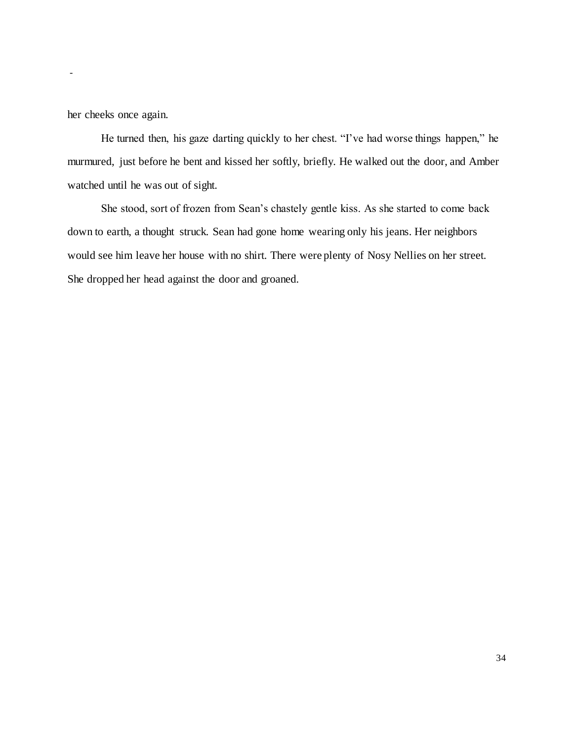-

her cheeks once again.

He turned then, his gaze darting quickly to her chest. “I’ve had worse things happen,” he murmured, just before he bent and kissed her softly, briefly. He walked out the door, and Amber watched until he was out of sight.

She stood, sort of frozen from Sean’s chastely gentle kiss. As she started to come back down to earth, a thought struck. Sean had gone home wearing only his jeans. Her neighbors would see him leave her house with no shirt. There were plenty of Nosy Nellies on her street. She dropped her head against the door and groaned.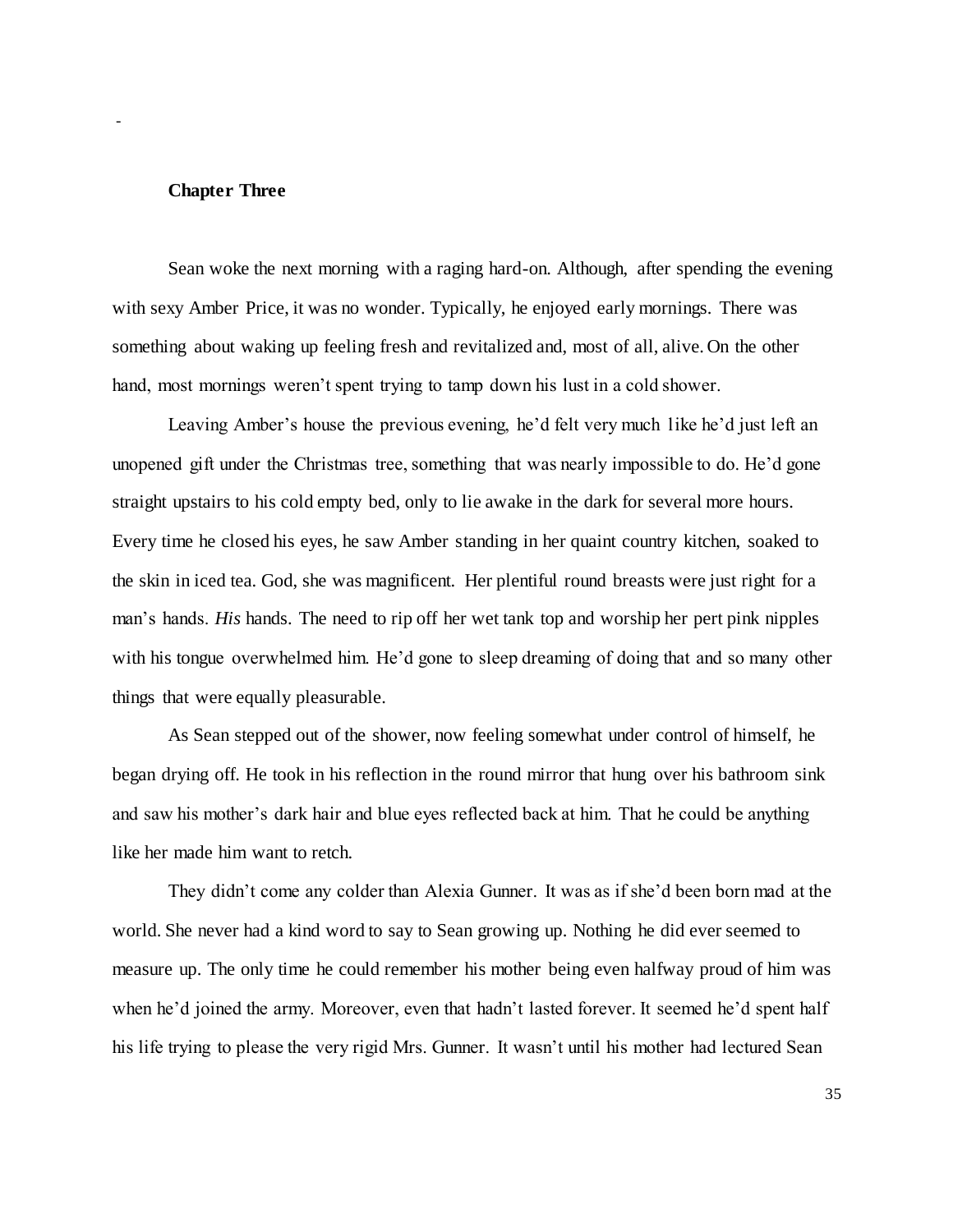-

**Chapter Three**

Sean woke the next morning with a raging hard-on. Although, after spending the evening with sexy Amber Price, it was no wonder. Typically, he enjoyed early mornings. There was something about waking up feeling fresh and revitalized and, most of all, alive. On the other hand, most mornings weren't spent trying to tamp down his lust in a cold shower.

Leaving Amber's house the previous evening, he'd felt very much like he'd just left an unopened gift under the Christmas tree, something that was nearly impossible to do. He'd gone straight upstairs to his cold empty bed, only to lie awake in the dark for several more hours. Every time he closed his eyes, he saw Amber standing in her quaint country kitchen, soaked to the skin in iced tea. God, she was magnificent. Her plentiful round breasts were just right for a man's hands. *His* hands. The need to rip off her wet tank top and worship her pert pink nipples with his tongue overwhelmed him. He'd gone to sleep dreaming of doing that and so many other things that were equally pleasurable.

As Sean stepped out of the shower, now feeling somewhat under control of himself, he began drying off. He took in his reflection in the round mirror that hung over his bathroom sink and saw his mother's dark hair and blue eyes reflected back at him. That he could be anything like her made him want to retch.

They didn't come any colder than Alexia Gunner. It was as if she'd been born mad at the world. She never had a kind word to say to Sean growing up. Nothing he did ever seemed to measure up. The only time he could remember his mother being even halfway proud of him was when he'd joined the army. Moreover, even that hadn't lasted forever. It seemed he'd spent half his life trying to please the very rigid Mrs. Gunner. It wasn't until his mother had lectured Sean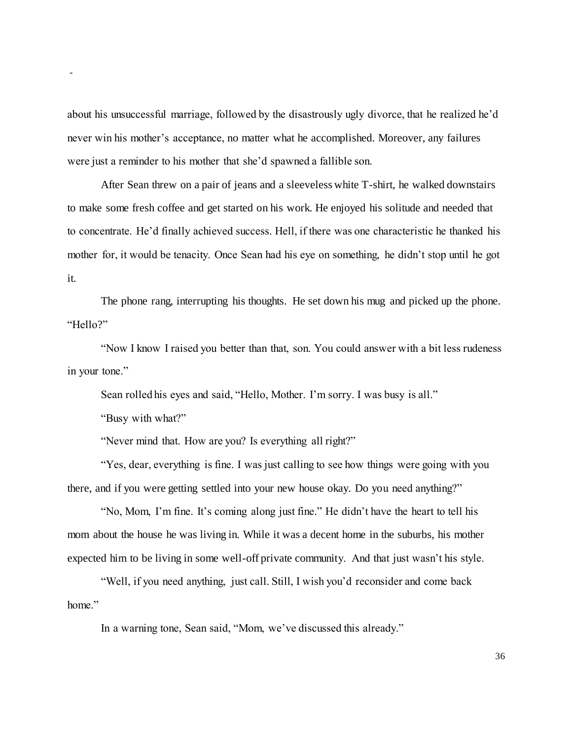about his unsuccessful marriage, followed by the disastrously ugly divorce, that he realized he'd never win his mother's acceptance, no matter what he accomplished. Moreover, any failures were just a reminder to his mother that she'd spawned a fallible son.

After Sean threw on a pair of jeans and a sleeveless white T-shirt, he walked downstairs to make some fresh coffee and get started on his work. He enjoyed his solitude and needed that to concentrate. He'd finally achieved success. Hell, if there was one characteristic he thanked his mother for, it would be tenacity. Once Sean had his eye on something, he didn't stop until he got it.

The phone rang, interrupting his thoughts. He set down his mug and picked up the phone. "Hello?"

"Now I know I raised you better than that, son. You could answer with a bit less rudeness in your tone."

Sean rolled his eyes and said, "Hello, Mother. I'm sorry. I was busy is all."

"Busy with what?"

"Never mind that. How are you? Is everything all right?"

"Yes, dear, everything is fine. I was just calling to see how things were going with you there, and if you were getting settled into your new house okay. Do you need anything?"

"No, Mom, I'm fine. It's coming along just fine." He didn't have the heart to tell his mom about the house he was living in. While it was a decent home in the suburbs, his mother expected him to be living in some well-off private community. And that just wasn't his style.

"Well, if you need anything, just call. Still, I wish you'd reconsider and come back home."

In a warning tone, Sean said, "Mom, we've discussed this already."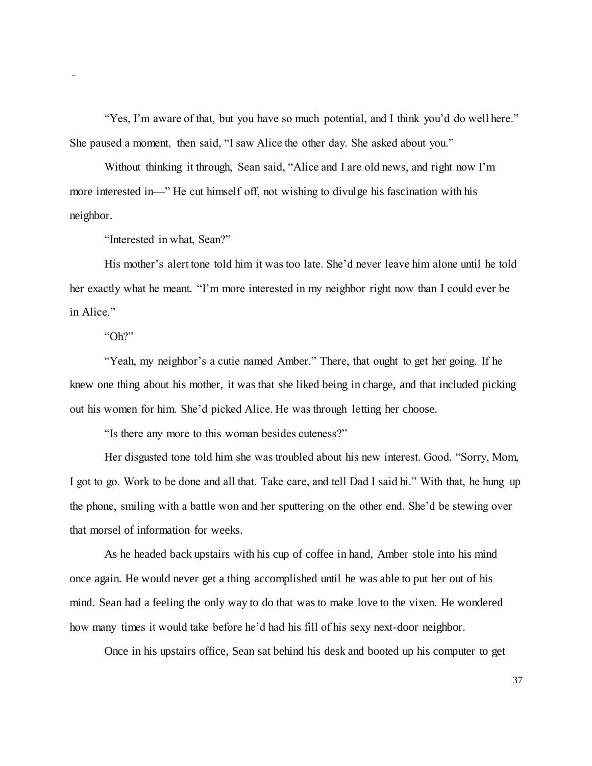-

"Yes, I'm aware of that, but you have so much potential, and I think you'd do well here." She paused a moment, then said, "I saw Alice the other day. She asked about you."

Without thinking it through, Sean said, "Alice and I are old news, and right now I'm more interested in—" He cut himself off, not wishing to divulge his fascination with his neighbor.

"Interested in what, Sean?"

His mother's alert tone told him it was too late. She'd never leave him alone until he told her exactly what he meant. "I'm more interested in my neighbor right now than I could ever be in Alice."

"Oh?"

"Yeah, my neighbor's a cutie named Amber." There, that ought to get her going. If he knew one thing about his mother, it was that she liked being in charge, and that included picking out his women for him. She'd picked Alice. He was through letting her choose.

"Is there any more to this woman besides cuteness?"

Her disgusted tone told him she was troubled about his new interest. Good. "Sorry, Mom, I got to go. Work to be done and all that. Take care, and tell Dad I said hi." With that, he hung up the phone, smiling with a battle won and her sputtering on the other end. She'd be stewing over that morsel of information for weeks.

As he headed back upstairs with his cup of coffee in hand, Amber stole into his mind once again. He would never get a thing accomplished until he was able to put her out of his mind. Sean had a feeling the only way to do that was to make love to the vixen. He wondered how many times it would take before he'd had his fill of his sexy next-door neighbor.

Once in his upstairs office, Sean sat behind his desk and booted up his computer to get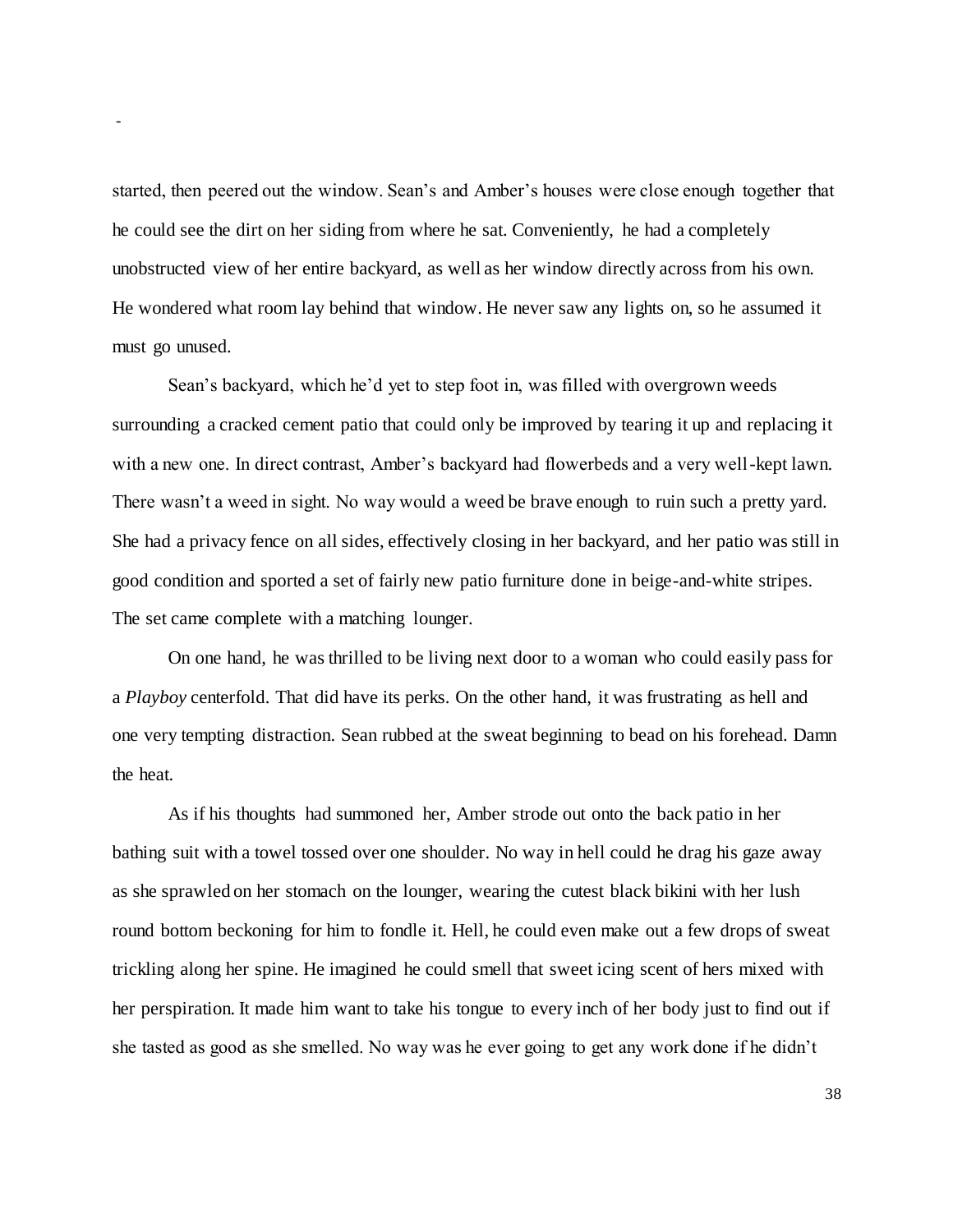started, then peered out the window. Sean's and Amber's houses were close enough together that he could see the dirt on her siding from where he sat. Conveniently, he had a completely unobstructed view of her entire backyard, as well as her window directly across from his own. He wondered what room lay behind that window. He never saw any lights on, so he assumed it must go unused.

Sean's backyard, which he'd yet to step foot in, was filled with overgrown weeds surrounding a cracked cement patio that could only be improved by tearing it up and replacing it with a new one. In direct contrast, Amber's backyard had flowerbeds and a very well-kept lawn. There wasn't a weed in sight. No way would a weed be brave enough to ruin such a pretty yard. She had a privacy fence on all sides, effectively closing in her backyard, and her patio was still in good condition and sported a set of fairly new patio furniture done in beige-and-white stripes. The set came complete with a matching lounger.

On one hand, he was thrilled to be living next door to a woman who could easily pass for a *Playboy* centerfold. That did have its perks. On the other hand, it was frustrating as hell and one very tempting distraction. Sean rubbed at the sweat beginning to bead on his forehead. Damn the heat.

As if his thoughts had summoned her, Amber strode out onto the back patio in her bathing suit with a towel tossed over one shoulder. No way in hell could he drag his gaze away as she sprawled on her stomach on the lounger, wearing the cutest black bikini with her lush round bottom beckoning for him to fondle it. Hell, he could even make out a few drops of sweat trickling along her spine. He imagined he could smell that sweet icing scent of hers mixed with her perspiration. It made him want to take his tongue to every inch of her body just to find out if she tasted as good as she smelled. No way was he ever going to get any work done if he didn't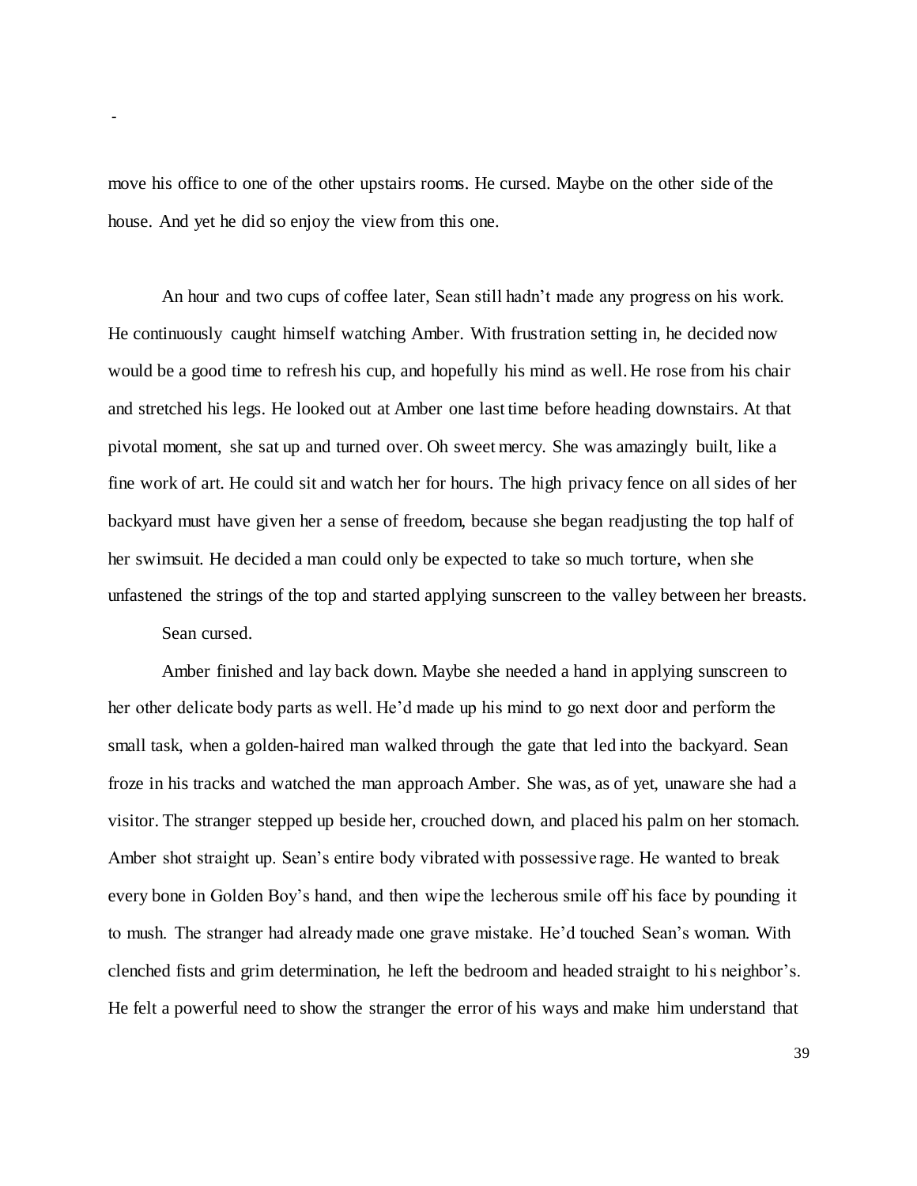move his office to one of the other upstairs rooms. He cursed. Maybe on the other side of the house. And yet he did so enjoy the view from this one.

An hour and two cups of coffee later, Sean still hadn't made any progress on his work. He continuously caught himself watching Amber. With frustration setting in, he decided now would be a good time to refresh his cup, and hopefully his mind as well. He rose from his chair and stretched his legs. He looked out at Amber one last time before heading downstairs. At that pivotal moment, she sat up and turned over. Oh sweet mercy. She was amazingly built, like a fine work of art. He could sit and watch her for hours. The high privacy fence on all sides of her backyard must have given her a sense of freedom, because she began readjusting the top half of her swimsuit. He decided a man could only be expected to take so much torture, when she unfastened the strings of the top and started applying sunscreen to the valley between her breasts.

Sean cursed.

Amber finished and lay back down. Maybe she needed a hand in applying sunscreen to her other delicate body parts as well. He'd made up his mind to go next door and perform the small task, when a golden-haired man walked through the gate that led into the backyard. Sean froze in his tracks and watched the man approach Amber. She was, as of yet, unaware she had a visitor. The stranger stepped up beside her, crouched down, and placed his palm on her stomach. Amber shot straight up. Sean's entire body vibrated with possessive rage. He wanted to break every bone in Golden Boy's hand, and then wipe the lecherous smile off his face by pounding it to mush. The stranger had already made one grave mistake. He'd touched Sean's woman. With clenched fists and grim determination, he left the bedroom and headed straight to his neighbor's. He felt a powerful need to show the stranger the error of his ways and make him understand that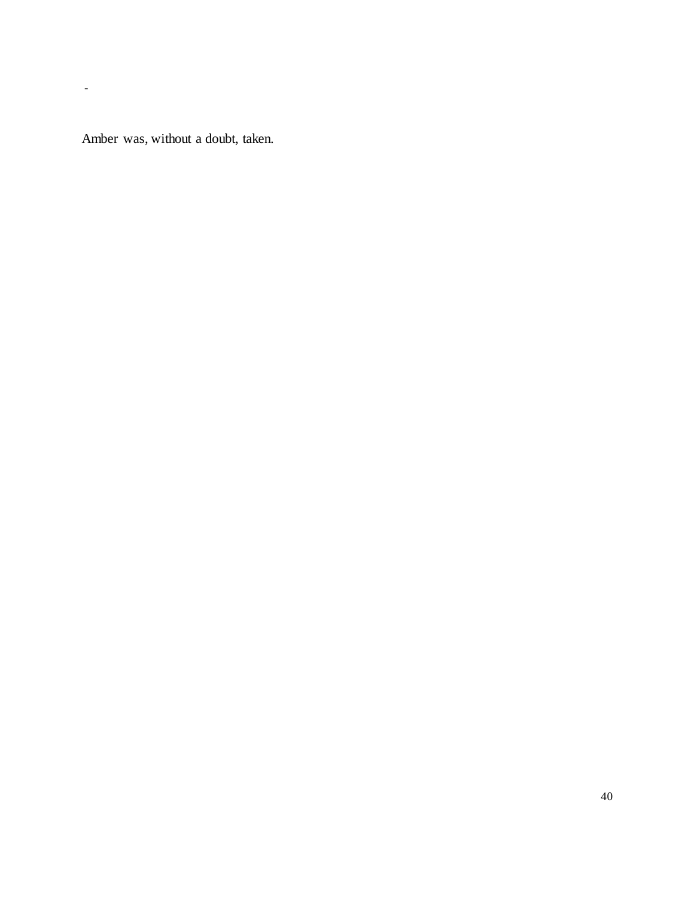-

Amber was, without a doubt, taken.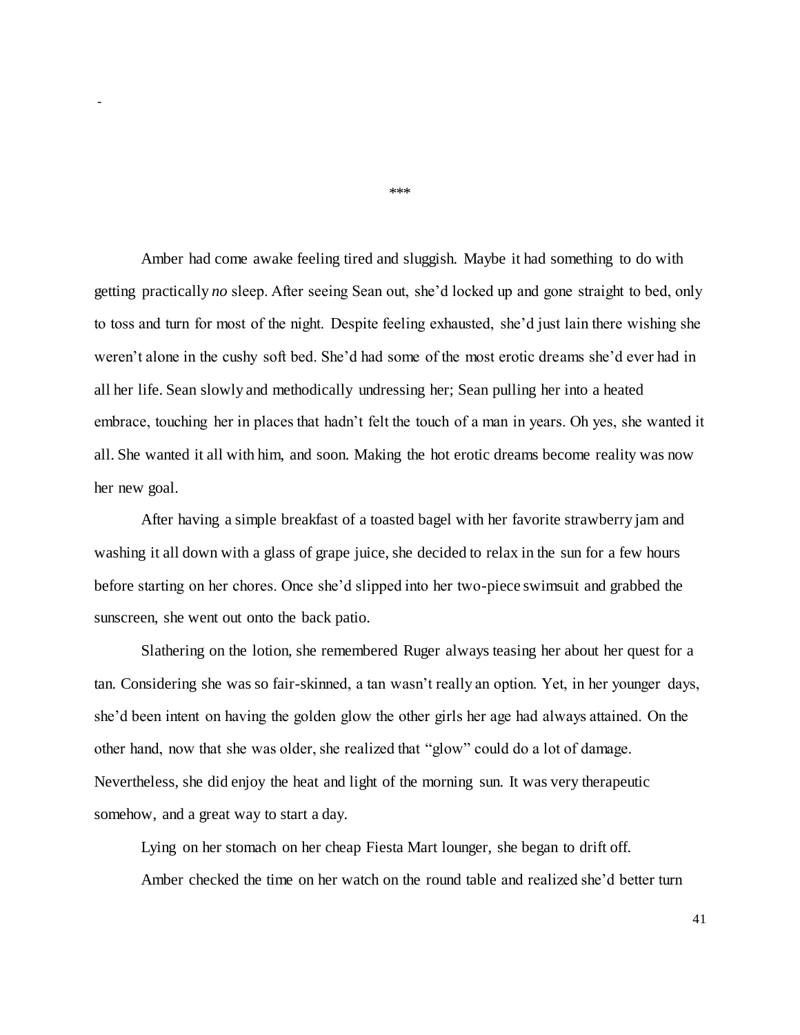-

***

Amber had come awake feeling tired and sluggish. Maybe it had something to do with getting practically *no* sleep. After seeing Sean out, she'd locked up and gone straight to bed, only to toss and turn for most of the night. Despite feeling exhausted, she'd just lain there wishing she weren't alone in the cushy soft bed. She'd had some of the most erotic dreams she'd ever had in all her life. Sean slowly and methodically undressing her; Sean pulling her into a heated embrace, touching her in places that hadn't felt the touch of a man in years. Oh yes, she wanted it all. She wanted it all with him, and soon. Making the hot erotic dreams become reality was now her new goal.

After having a simple breakfast of a toasted bagel with her favorite strawberry jam and washing it all down with a glass of grape juice, she decided to relax in the sun for a few hours before starting on her chores. Once she'd slipped into her two-piece swimsuit and grabbed the sunscreen, she went out onto the back patio.

Slathering on the lotion, she remembered Ruger always teasing her about her quest for a tan. Considering she was so fair-skinned, a tan wasn't really an option. Yet, in her younger days, she'd been intent on having the golden glow the other girls her age had always attained. On the other hand, now that she was older, she realized that "glow" could do a lot of damage. Nevertheless, she did enjoy the heat and light of the morning sun. It was very therapeutic somehow, and a great way to start a day.

Lying on her stomach on her cheap Fiesta Mart lounger, she began to drift off.

Amber checked the time on her watch on the round table and realized she'd better turn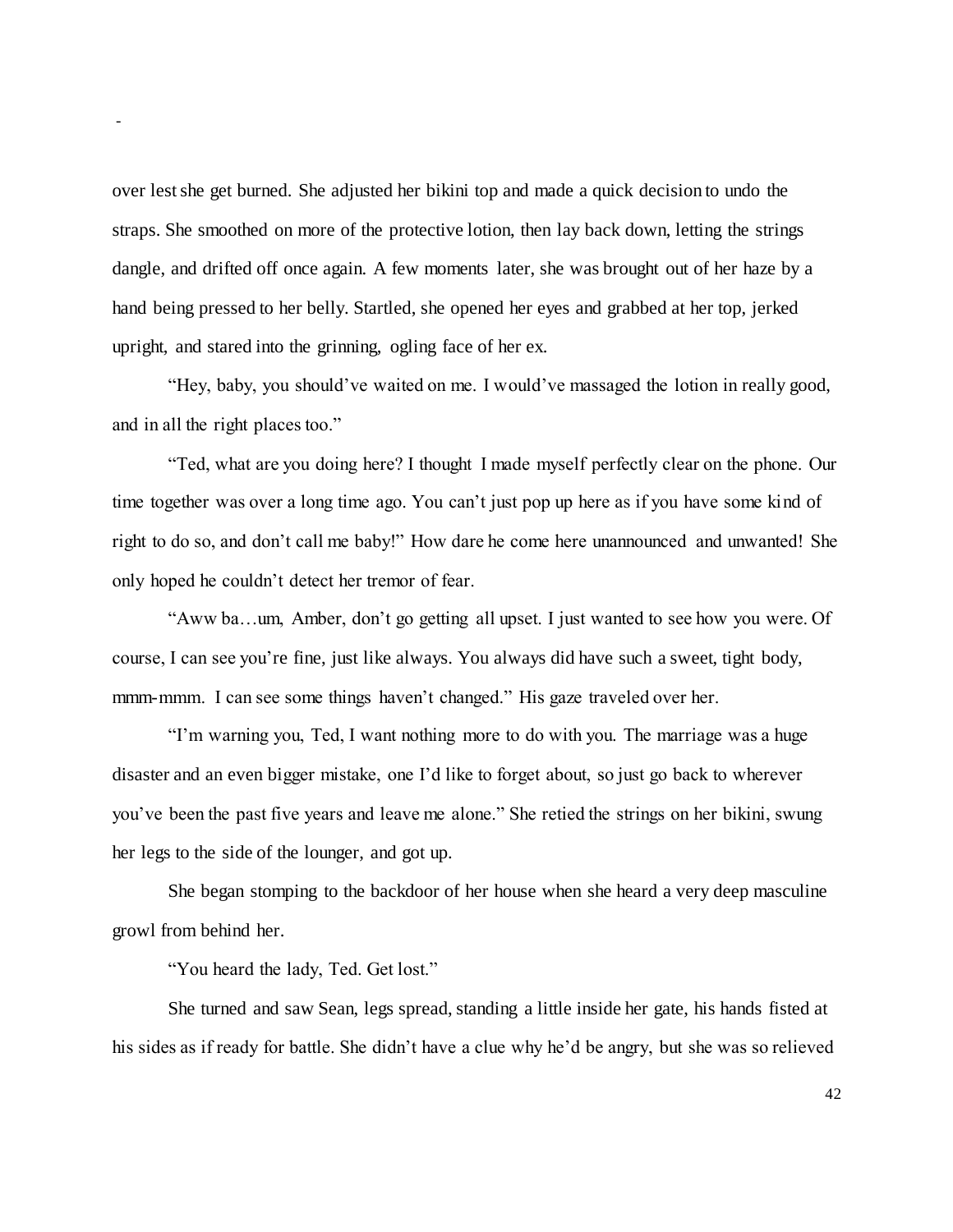over lest she get burned. She adjusted her bikini top and made a quick decision to undo the straps. She smoothed on more of the protective lotion, then lay back down, letting the strings dangle, and drifted off once again. A few moments later, she was brought out of her haze by a hand being pressed to her belly. Startled, she opened her eyes and grabbed at her top, jerked upright, and stared into the grinning, ogling face of her ex.

"Hey, baby, you should've waited on me. I would've massaged the lotion in really good, and in all the right places too."

"Ted, what are you doing here? I thought I made myself perfectly clear on the phone. Our time together was over a long time ago. You can't just pop up here as if you have some kind of right to do so, and don't call me baby!" How dare he come here unannounced and unwanted! She only hoped he couldn't detect her tremor of fear.

"Aww ba…um, Amber, don't go getting all upset. I just wanted to see how you were. Of course, I can see you're fine, just like always. You always did have such a sweet, tight body, mmm-mmm. I can see some things haven't changed." His gaze traveled over her.

"I'm warning you, Ted, I want nothing more to do with you. The marriage was a huge disaster and an even bigger mistake, one I'd like to forget about, so just go back to wherever you've been the past five years and leave me alone." She retied the strings on her bikini, swung her legs to the side of the lounger, and got up.

She began stomping to the backdoor of her house when she heard a very deep masculine growl from behind her.

"You heard the lady, Ted. Get lost."

She turned and saw Sean, legs spread, standing a little inside her gate, his hands fisted at his sides as if ready for battle. She didn't have a clue why he'd be angry, but she was so relieved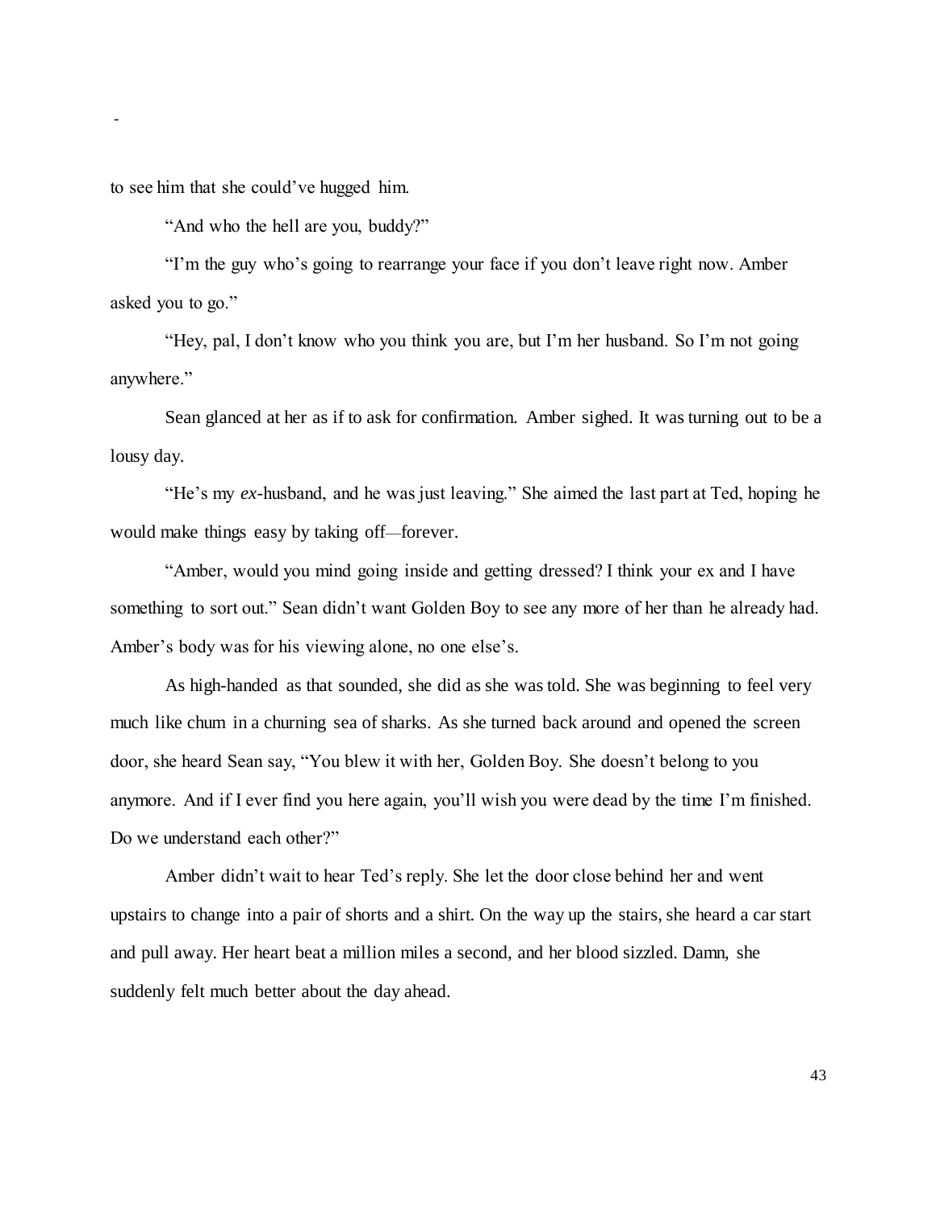to see him that she could've hugged him.

"And who the hell are you, buddy?"

"I'm the guy who's going to rearrange your face if you don't leave right now. Amber asked you to go."

"Hey, pal, I don't know who you think you are, but I'm her husband. So I'm not going anywhere."

Sean glanced at her as if to ask for confirmation. Amber sighed. It was turning out to be a lousy day.

"He's my *ex*-husband, and he was just leaving." She aimed the last part at Ted, hoping he would make things easy by taking off—forever.

"Amber, would you mind going inside and getting dressed? I think your ex and I have something to sort out." Sean didn't want Golden Boy to see any more of her than he already had. Amber's body was for his viewing alone, no one else's.

As high-handed as that sounded, she did as she was told. She was beginning to feel very much like chum in a churning sea of sharks. As she turned back around and opened the screen door, she heard Sean say, "You blew it with her, Golden Boy. She doesn't belong to you anymore. And if I ever find you here again, you'll wish you were dead by the time I'm finished. Do we understand each other?"

Amber didn't wait to hear Ted's reply. She let the door close behind her and went upstairs to change into a pair of shorts and a shirt. On the way up the stairs, she heard a car start and pull away. Her heart beat a million miles a second, and her blood sizzled. Damn, she suddenly felt much better about the day ahead.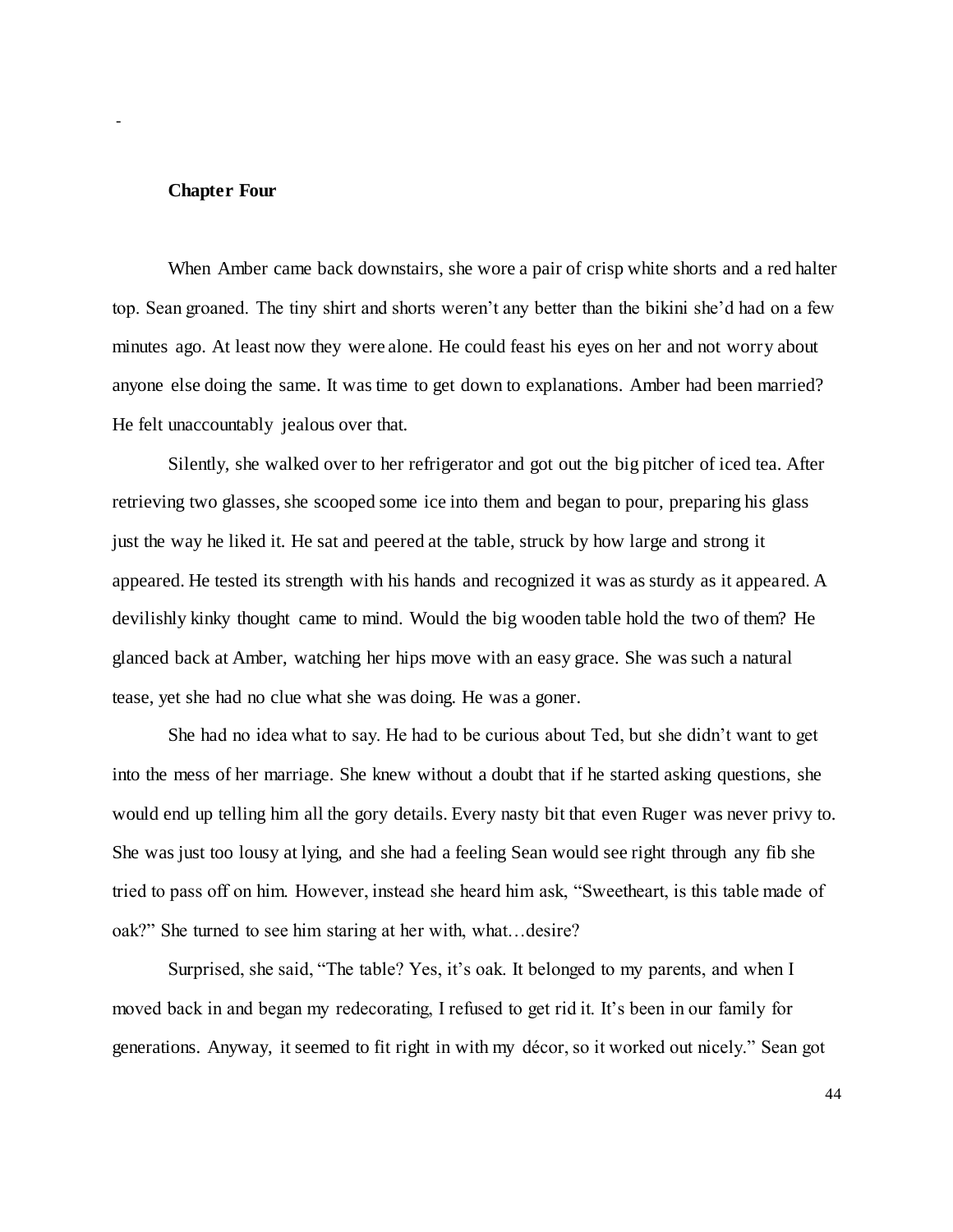-

**Chapter Four**

When Amber came back downstairs, she wore a pair of crisp white shorts and a red halter top. Sean groaned. The tiny shirt and shorts weren't any better than the bikini she'd had on a few minutes ago. At least now they were alone. He could feast his eyes on her and not worry about anyone else doing the same. It was time to get down to explanations. Amber had been married? He felt unaccountably jealous over that.

Silently, she walked over to her refrigerator and got out the big pitcher of iced tea. After retrieving two glasses, she scooped some ice into them and began to pour, preparing his glass just the way he liked it. He sat and peered at the table, struck by how large and strong it appeared. He tested its strength with his hands and recognized it was as sturdy as it appeared. A devilishly kinky thought came to mind. Would the big wooden table hold the two of them? He glanced back at Amber, watching her hips move with an easy grace. She was such a natural tease, yet she had no clue what she was doing. He was a goner.

She had no idea what to say. He had to be curious about Ted, but she didn't want to get into the mess of her marriage. She knew without a doubt that if he started asking questions, she would end up telling him all the gory details. Every nasty bit that even Ruger was never privy to. She was just too lousy at lying, and she had a feeling Sean would see right through any fib she tried to pass off on him. However, instead she heard him ask, "Sweetheart, is this table made of oak?" She turned to see him staring at her with, what…desire?

Surprised, she said, "The table? Yes, it's oak. It belonged to my parents, and when I moved back in and began my redecorating, I refused to get rid it. It's been in our family for generations. Anyway, it seemed to fit right in with my décor, so it worked out nicely." Sean got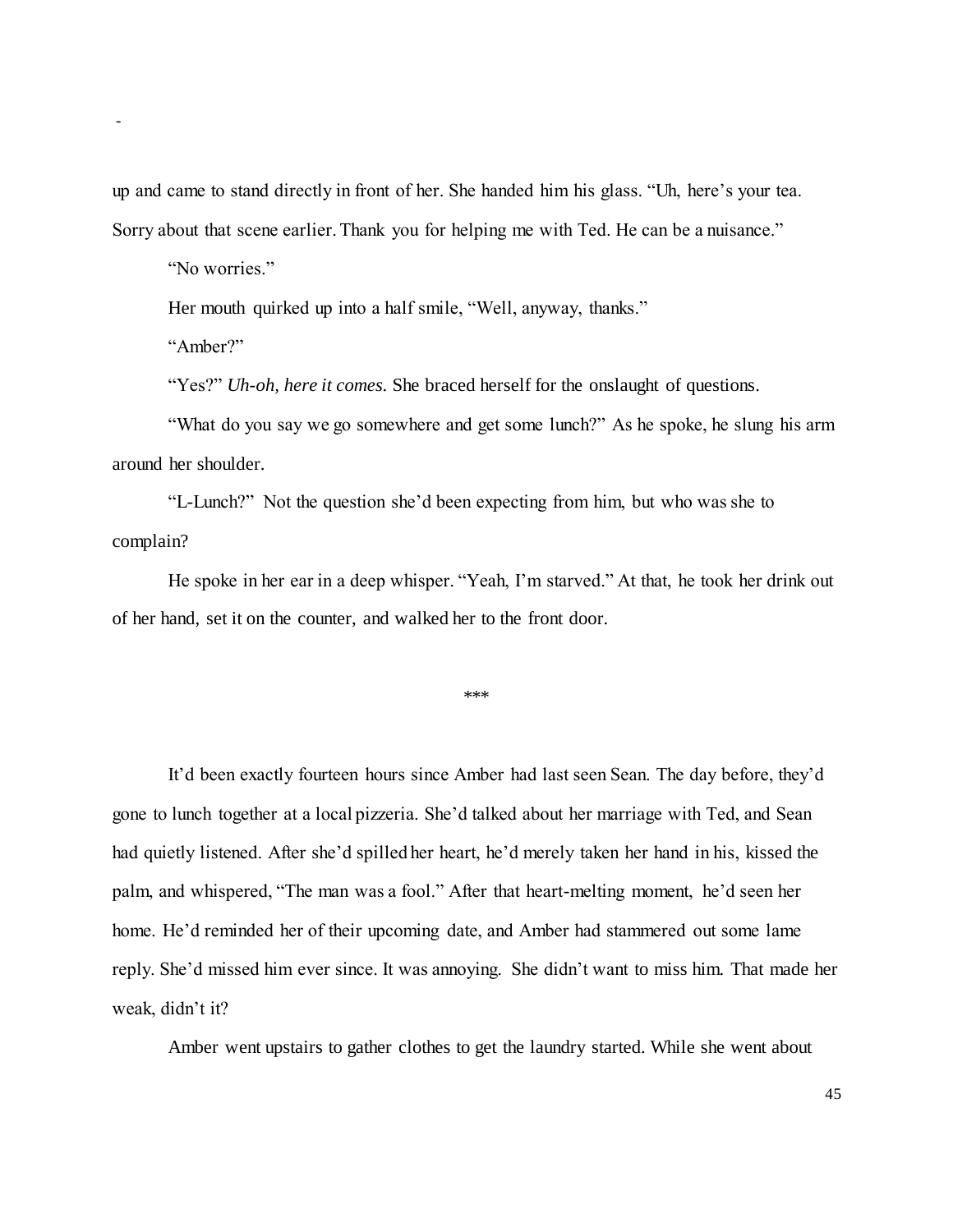up and came to stand directly in front of her. She handed him his glass. "Uh, here's your tea. Sorry about that scene earlier. Thank you for helping me with Ted. He can be a nuisance."

"No worries."

Her mouth quirked up into a half smile, "Well, anyway, thanks."

"Amber?"

"Yes?" *Uh-oh, here it comes.* She braced herself for the onslaught of questions.

"What do you say we go somewhere and get some lunch?" As he spoke, he slung his arm around her shoulder.

"L-Lunch?" Not the question she'd been expecting from him, but who was she to complain?

He spoke in her ear in a deep whisper. "Yeah, I'm starved." At that, he took her drink out of her hand, set it on the counter, and walked her to the front door.

***

It'd been exactly fourteen hours since Amber had last seen Sean. The day before, they'd gone to lunch together at a local pizzeria. She'd talked about her marriage with Ted, and Sean had quietly listened. After she'd spilled her heart, he'd merely taken her hand in his, kissed the palm, and whispered, "The man was a fool." After that heart-melting moment, he'd seen her home. He'd reminded her of their upcoming date, and Amber had stammered out some lame reply. She'd missed him ever since. It was annoying. She didn't want to miss him. That made her weak, didn't it?

Amber went upstairs to gather clothes to get the laundry started. While she went about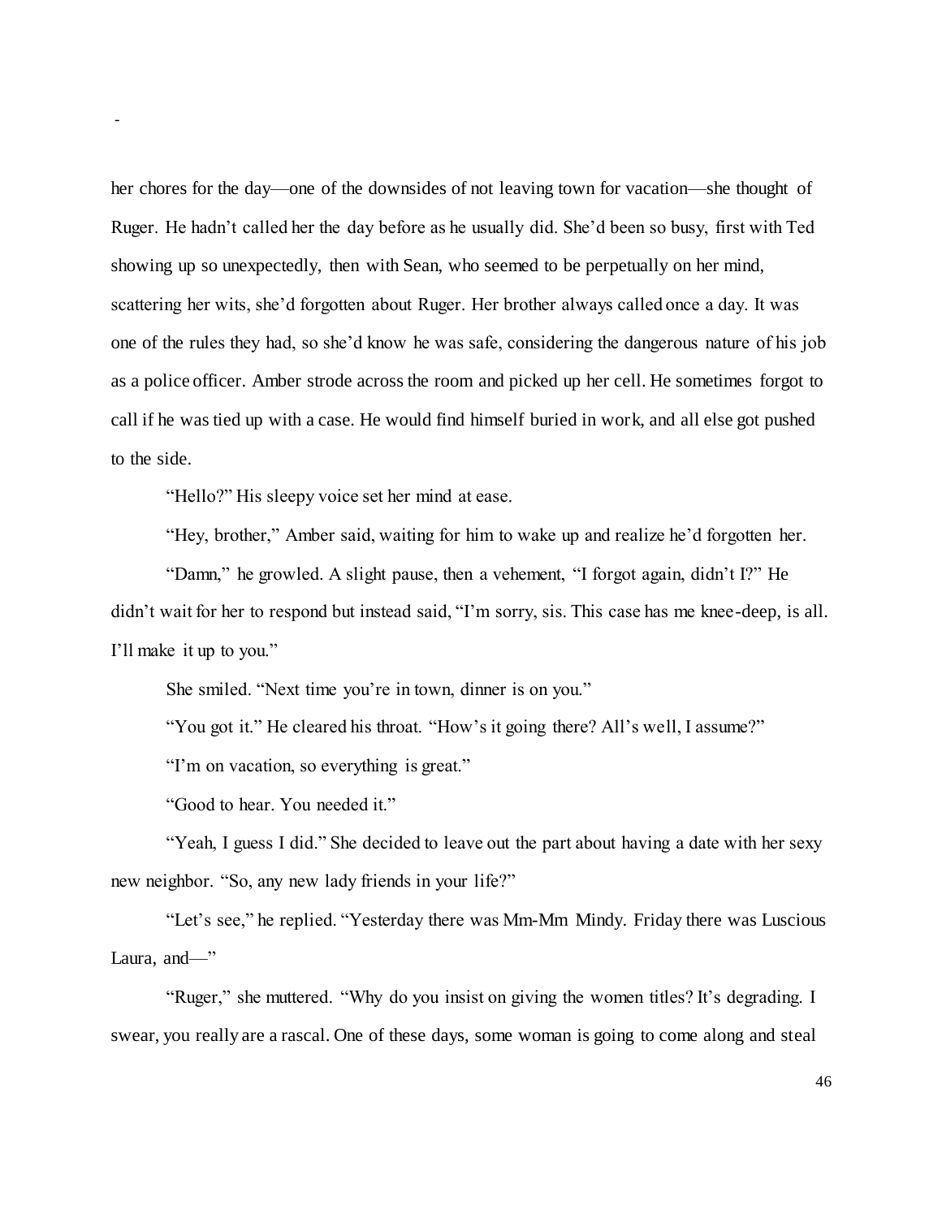her chores for the day—one of the downsides of not leaving town for vacation—she thought of Ruger. He hadn't called her the day before as he usually did. She'd been so busy, first with Ted showing up so unexpectedly, then with Sean, who seemed to be perpetually on her mind, scattering her wits, she'd forgotten about Ruger. Her brother always called once a day. It was one of the rules they had, so she'd know he was safe, considering the dangerous nature of his job as a police officer. Amber strode across the room and picked up her cell. He sometimes forgot to call if he was tied up with a case. He would find himself buried in work, and all else got pushed to the side.

"Hello?" His sleepy voice set her mind at ease.

"Hey, brother," Amber said, waiting for him to wake up and realize he'd forgotten her.

"Damn," he growled. A slight pause, then a vehement, "I forgot again, didn't I?" He didn't wait for her to respond but instead said, "I'm sorry, sis. This case has me knee-deep, is all. I'll make it up to you."

She smiled. "Next time you're in town, dinner is on you."

"You got it." He cleared his throat. "How's it going there? All's well, I assume?"

"I'm on vacation, so everything is great."

"Good to hear. You needed it."

"Yeah, I guess I did." She decided to leave out the part about having a date with her sexy new neighbor. "So, any new lady friends in your life?"

"Let's see," he replied. "Yesterday there was Mm-Mm Mindy. Friday there was Luscious Laura, and—"

"Ruger," she muttered. "Why do you insist on giving the women titles? It's degrading. I swear, you really are a rascal. One of these days, some woman is going to come along and steal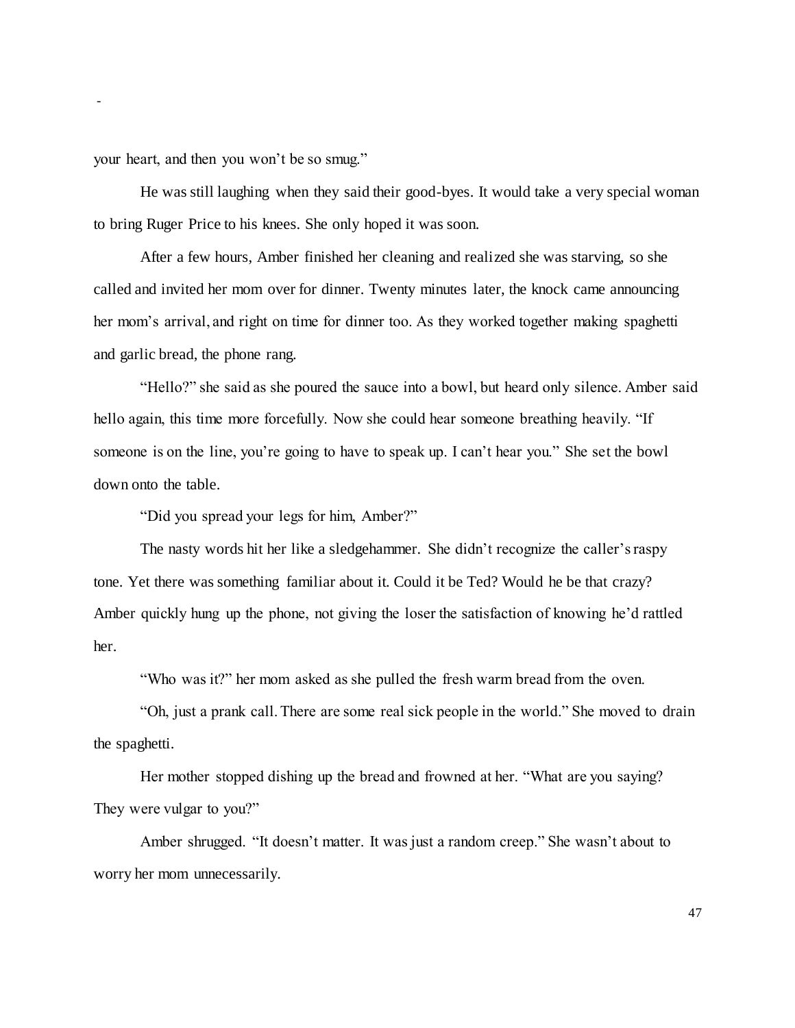your heart, and then you won't be so smug."

He was still laughing when they said their good-byes. It would take a very special woman to bring Ruger Price to his knees. She only hoped it was soon.

After a few hours, Amber finished her cleaning and realized she was starving, so she called and invited her mom over for dinner. Twenty minutes later, the knock came announcing her mom's arrival, and right on time for dinner too. As they worked together making spaghetti and garlic bread, the phone rang.

"Hello?" she said as she poured the sauce into a bowl, but heard only silence. Amber said hello again, this time more forcefully. Now she could hear someone breathing heavily. "If someone is on the line, you're going to have to speak up. I can't hear you." She set the bowl down onto the table.

"Did you spread your legs for him, Amber?"

The nasty words hit her like a sledgehammer. She didn't recognize the caller's raspy tone. Yet there was something familiar about it. Could it be Ted? Would he be that crazy? Amber quickly hung up the phone, not giving the loser the satisfaction of knowing he'd rattled her.

"Who was it?" her mom asked as she pulled the fresh warm bread from the oven.

"Oh, just a prank call. There are some real sick people in the world." She moved to drain the spaghetti.

Her mother stopped dishing up the bread and frowned at her. "What are you saying? They were vulgar to you?"

Amber shrugged. "It doesn't matter. It was just a random creep." She wasn't about to worry her mom unnecessarily.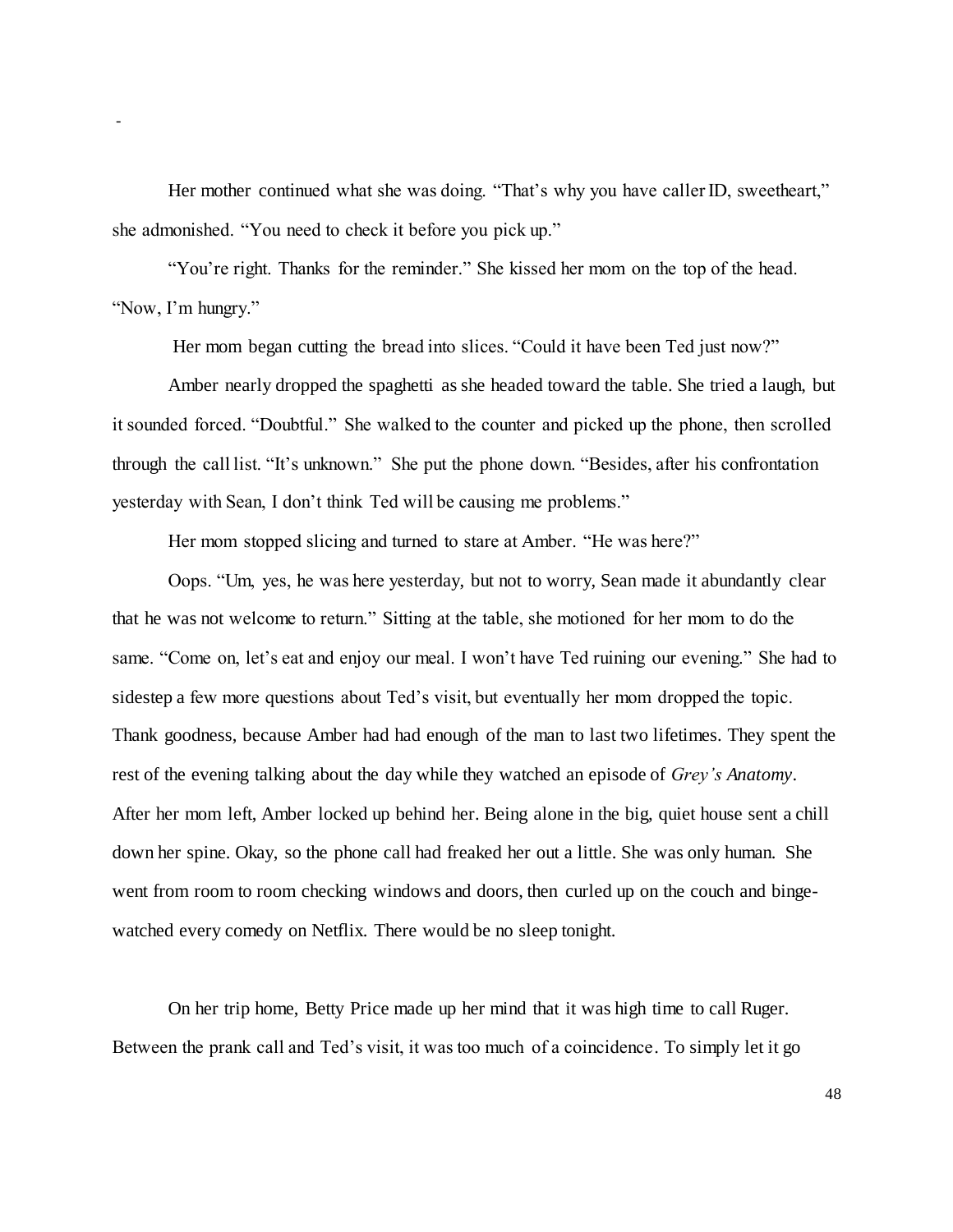-

Her mother continued what she was doing. “That’s why you have caller ID, sweetheart,” she admonished. “You need to check it before you pick up.”

“You’re right. Thanks for the reminder.” She kissed her mom on the top of the head. “Now, I’m hungry.”

Her mom began cutting the bread into slices. “Could it have been Ted just now?”

Amber nearly dropped the spaghetti as she headed toward the table. She tried a laugh, but it sounded forced. “Doubtful.” She walked to the counter and picked up the phone, then scrolled through the call list. “It’s unknown.” She put the phone down. “Besides, after his confrontation yesterday with Sean, I don’t think Ted will be causing me problems.”

Her mom stopped slicing and turned to stare at Amber. “He was here?”

Oops. “Um, yes, he was here yesterday, but not to worry, Sean made it abundantly clear that he was not welcome to return.” Sitting at the table, she motioned for her mom to do the same. “Come on, let’s eat and enjoy our meal. I won’t have Ted ruining our evening.” She had to sidestep a few more questions about Ted’s visit, but eventually her mom dropped the topic. Thank goodness, because Amber had had enough of the man to last two lifetimes. They spent the rest of the evening talking about the day while they watched an episode of *Grey’s Anatomy*. After her mom left, Amber locked up behind her. Being alone in the big, quiet house sent a chill down her spine. Okay, so the phone call had freaked her out a little. She was only human. She went from room to room checking windows and doors, then curled up on the couch and binge-watched every comedy on Netflix. There would be no sleep tonight.

On her trip home, Betty Price made up her mind that it was high time to call Ruger. Between the prank call and Ted’s visit, it was too much of a coincidence. To simply let it go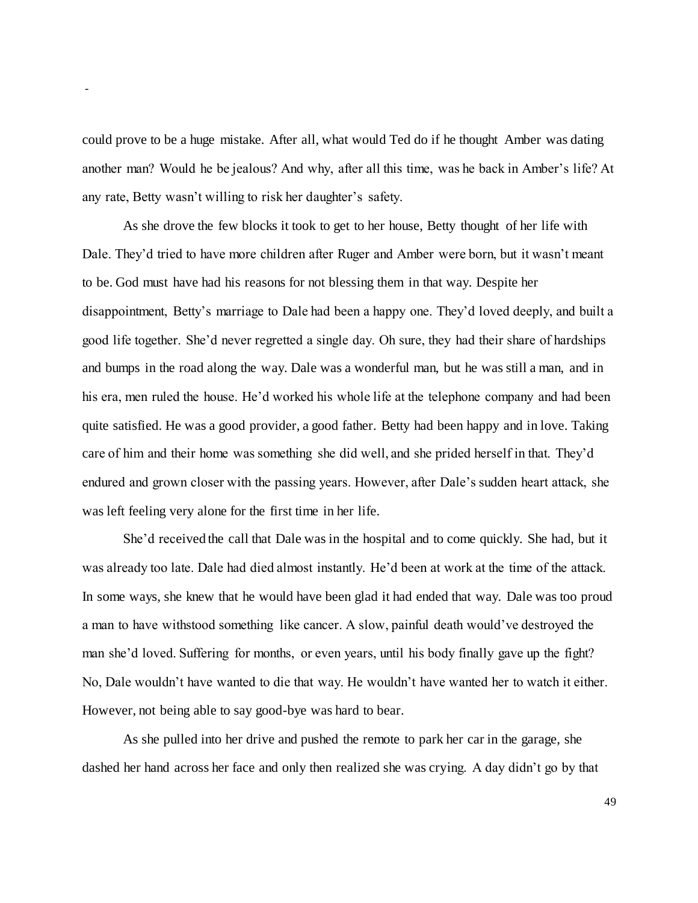could prove to be a huge mistake. After all, what would Ted do if he thought Amber was dating another man? Would he be jealous? And why, after all this time, was he back in Amber's life? At any rate, Betty wasn't willing to risk her daughter's safety.

As she drove the few blocks it took to get to her house, Betty thought of her life with Dale. They'd tried to have more children after Ruger and Amber were born, but it wasn't meant to be. God must have had his reasons for not blessing them in that way. Despite her disappointment, Betty's marriage to Dale had been a happy one. They'd loved deeply, and built a good life together. She'd never regretted a single day. Oh sure, they had their share of hardships and bumps in the road along the way. Dale was a wonderful man, but he was still a man, and in his era, men ruled the house. He'd worked his whole life at the telephone company and had been quite satisfied. He was a good provider, a good father. Betty had been happy and in love. Taking care of him and their home was something she did well, and she prided herself in that. They'd endured and grown closer with the passing years. However, after Dale's sudden heart attack, she was left feeling very alone for the first time in her life.

She'd received the call that Dale was in the hospital and to come quickly. She had, but it was already too late. Dale had died almost instantly. He'd been at work at the time of the attack. In some ways, she knew that he would have been glad it had ended that way. Dale was too proud a man to have withstood something like cancer. A slow, painful death would've destroyed the man she'd loved. Suffering for months, or even years, until his body finally gave up the fight? No, Dale wouldn't have wanted to die that way. He wouldn't have wanted her to watch it either. However, not being able to say good-bye was hard to bear.

As she pulled into her drive and pushed the remote to park her car in the garage, she dashed her hand across her face and only then realized she was crying. A day didn't go by that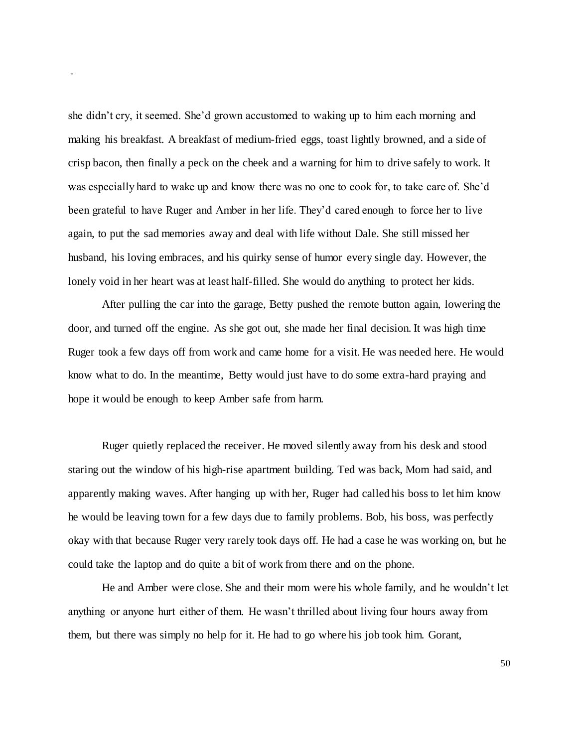she didn't cry, it seemed. She'd grown accustomed to waking up to him each morning and making his breakfast. A breakfast of medium-fried eggs, toast lightly browned, and a side of crisp bacon, then finally a peck on the cheek and a warning for him to drive safely to work. It was especially hard to wake up and know there was no one to cook for, to take care of. She'd been grateful to have Ruger and Amber in her life. They'd cared enough to force her to live again, to put the sad memories away and deal with life without Dale. She still missed her husband, his loving embraces, and his quirky sense of humor every single day. However, the lonely void in her heart was at least half-filled. She would do anything to protect her kids.

After pulling the car into the garage, Betty pushed the remote button again, lowering the door, and turned off the engine. As she got out, she made her final decision. It was high time Ruger took a few days off from work and came home for a visit. He was needed here. He would know what to do. In the meantime, Betty would just have to do some extra-hard praying and hope it would be enough to keep Amber safe from harm.

Ruger quietly replaced the receiver. He moved silently away from his desk and stood staring out the window of his high-rise apartment building. Ted was back, Mom had said, and apparently making waves. After hanging up with her, Ruger had called his boss to let him know he would be leaving town for a few days due to family problems. Bob, his boss, was perfectly okay with that because Ruger very rarely took days off. He had a case he was working on, but he could take the laptop and do quite a bit of work from there and on the phone.

He and Amber were close. She and their mom were his whole family, and he wouldn't let anything or anyone hurt either of them. He wasn't thrilled about living four hours away from them, but there was simply no help for it. He had to go where his job took him. Gorant,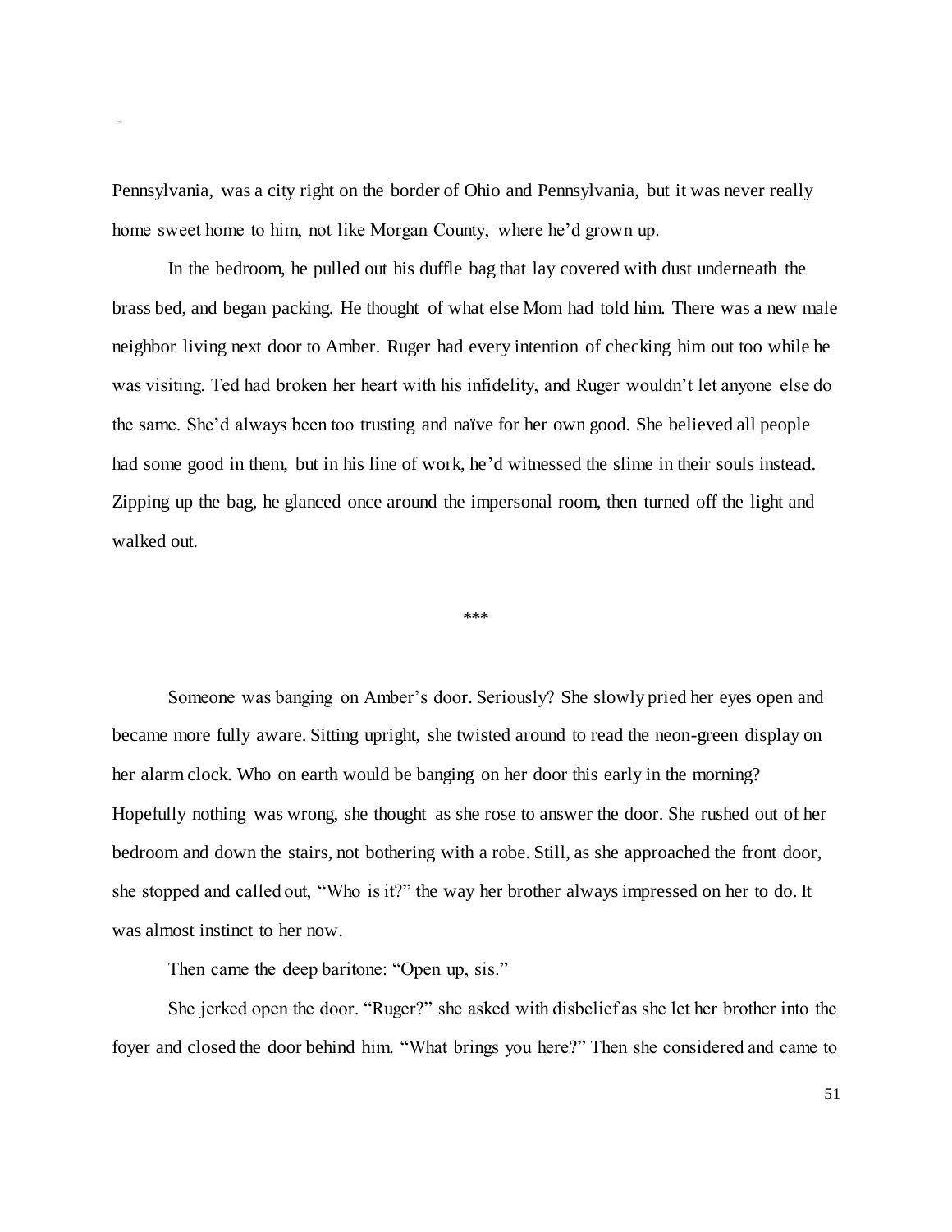Pennsylvania, was a city right on the border of Ohio and Pennsylvania, but it was never really home sweet home to him, not like Morgan County, where he'd grown up.

In the bedroom, he pulled out his duffle bag that lay covered with dust underneath the brass bed, and began packing. He thought of what else Mom had told him. There was a new male neighbor living next door to Amber. Ruger had every intention of checking him out too while he was visiting. Ted had broken her heart with his infidelity, and Ruger wouldn't let anyone else do the same. She'd always been too trusting and naïve for her own good. She believed all people had some good in them, but in his line of work, he'd witnessed the slime in their souls instead. Zipping up the bag, he glanced once around the impersonal room, then turned off the light and walked out.

\*\*\*

Someone was banging on Amber's door. Seriously? She slowly pried her eyes open and became more fully aware. Sitting upright, she twisted around to read the neon-green display on her alarm clock. Who on earth would be banging on her door this early in the morning? Hopefully nothing was wrong, she thought as she rose to answer the door. She rushed out of her bedroom and down the stairs, not bothering with a robe. Still, as she approached the front door, she stopped and called out, "Who is it?" the way her brother always impressed on her to do. It was almost instinct to her now.

Then came the deep baritone: "Open up, sis."

She jerked open the door. "Ruger?" she asked with disbelief as she let her brother into the foyer and closed the door behind him. "What brings you here?" Then she considered and came to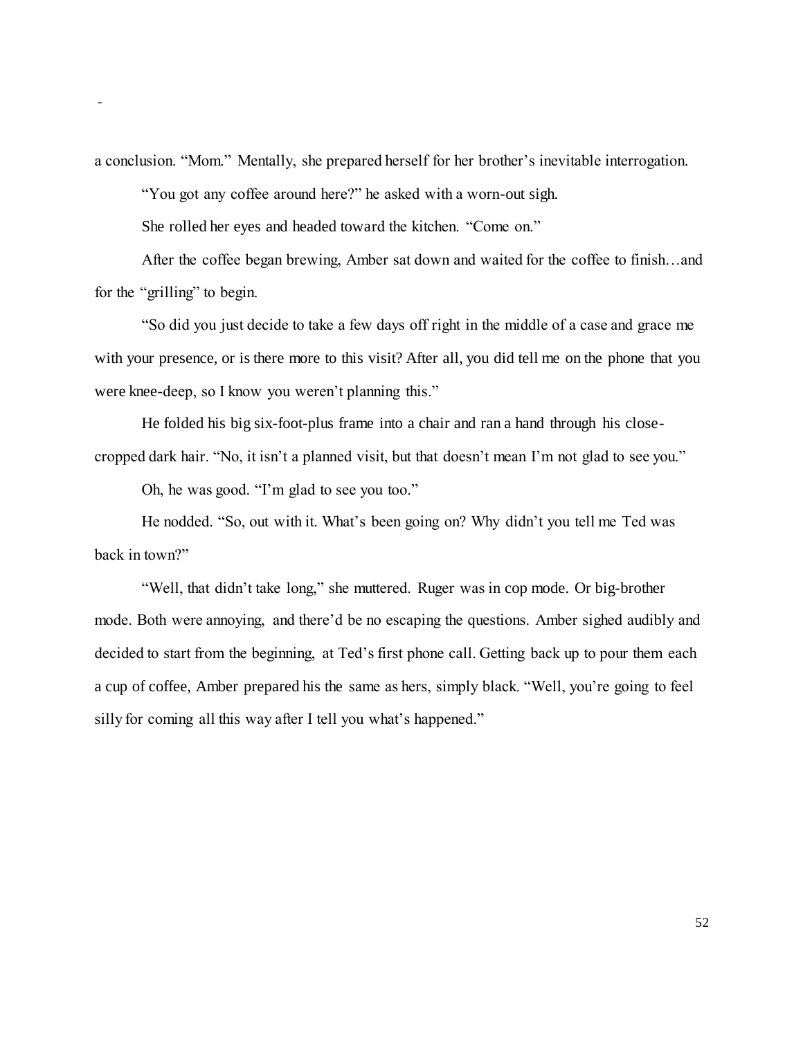a conclusion. "Mom." Mentally, she prepared herself for her brother's inevitable interrogation.

"You got any coffee around here?" he asked with a worn-out sigh.

She rolled her eyes and headed toward the kitchen. "Come on."

After the coffee began brewing, Amber sat down and waited for the coffee to finish…and for the "grilling" to begin.

"So did you just decide to take a few days off right in the middle of a case and grace me with your presence, or is there more to this visit? After all, you did tell me on the phone that you were knee-deep, so I know you weren't planning this."

He folded his big six-foot-plus frame into a chair and ran a hand through his close-cropped dark hair. "No, it isn't a planned visit, but that doesn't mean I'm not glad to see you."

Oh, he was good. "I'm glad to see you too."

He nodded. "So, out with it. What's been going on? Why didn't you tell me Ted was back in town?"

"Well, that didn't take long," she muttered. Ruger was in cop mode. Or big-brother mode. Both were annoying, and there'd be no escaping the questions. Amber sighed audibly and decided to start from the beginning, at Ted's first phone call. Getting back up to pour them each a cup of coffee, Amber prepared his the same as hers, simply black. "Well, you're going to feel silly for coming all this way after I tell you what's happened."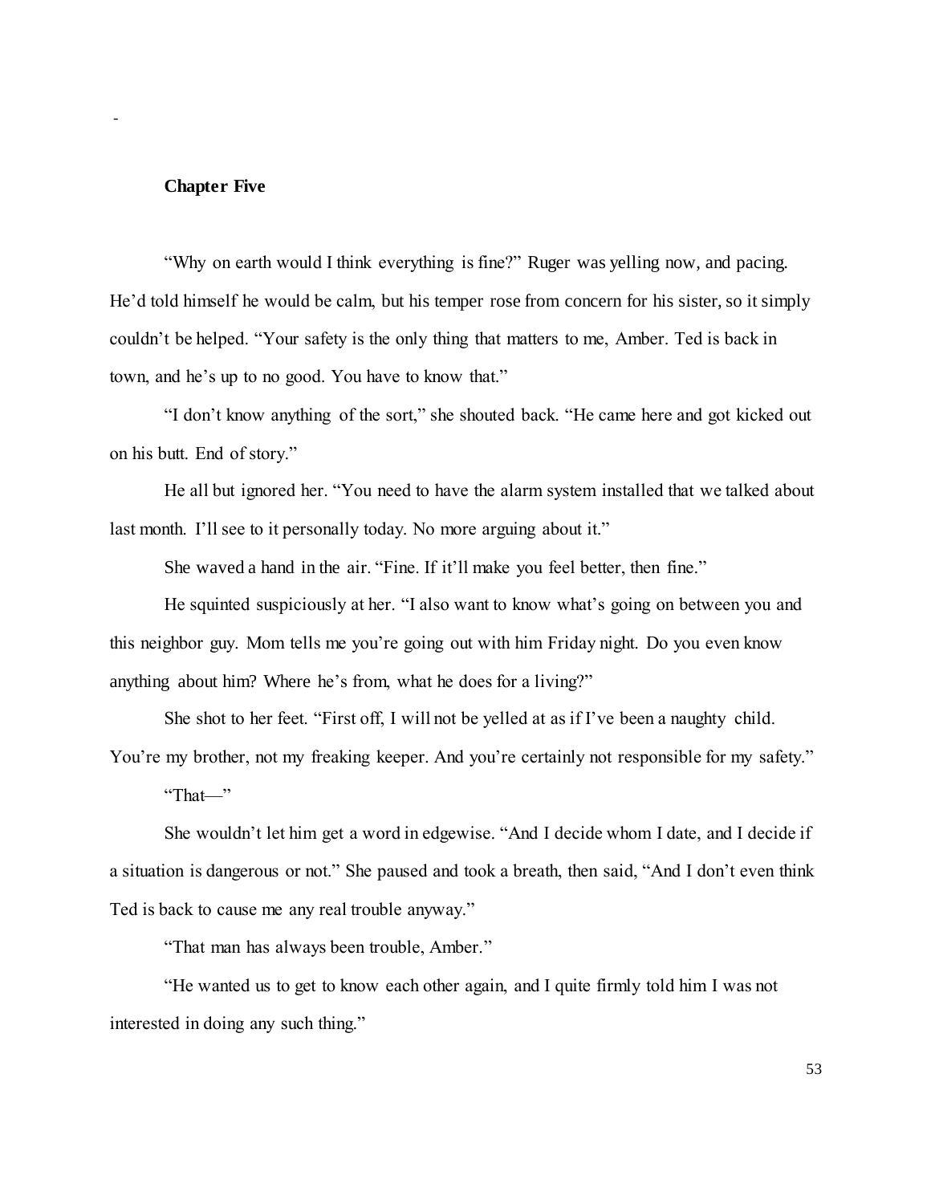## Chapter Five

"Why on earth would I think everything is fine?" Ruger was yelling now, and pacing. He'd told himself he would be calm, but his temper rose from concern for his sister, so it simply couldn't be helped. "Your safety is the only thing that matters to me, Amber. Ted is back in town, and he's up to no good. You have to know that."

"I don't know anything of the sort," she shouted back. "He came here and got kicked out on his butt. End of story."

He all but ignored her. "You need to have the alarm system installed that we talked about last month. I'll see to it personally today. No more arguing about it."

She waved a hand in the air. "Fine. If it'll make you feel better, then fine."

He squinted suspiciously at her. "I also want to know what's going on between you and this neighbor guy. Mom tells me you're going out with him Friday night. Do you even know anything about him? Where he's from, what he does for a living?"

She shot to her feet. "First off, I will not be yelled at as if I've been a naughty child. You're my brother, not my freaking keeper. And you're certainly not responsible for my safety."

"That—"

She wouldn't let him get a word in edgewise. "And I decide whom I date, and I decide if a situation is dangerous or not." She paused and took a breath, then said, "And I don't even think Ted is back to cause me any real trouble anyway."

"That man has always been trouble, Amber."

"He wanted us to get to know each other again, and I quite firmly told him I was not interested in doing any such thing."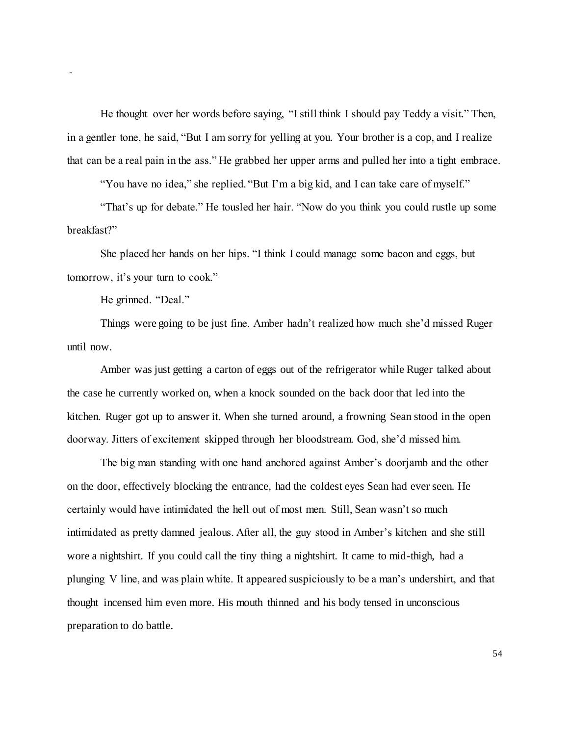-

He thought over her words before saying, "I still think I should pay Teddy a visit." Then, in a gentler tone, he said, "But I am sorry for yelling at you. Your brother is a cop, and I realize that can be a real pain in the ass." He grabbed her upper arms and pulled her into a tight embrace.

"You have no idea," she replied. "But I'm a big kid, and I can take care of myself."

"That's up for debate." He tousled her hair. "Now do you think you could rustle up some breakfast?"

She placed her hands on her hips. "I think I could manage some bacon and eggs, but tomorrow, it's your turn to cook."

He grinned. "Deal."

Things were going to be just fine. Amber hadn't realized how much she'd missed Ruger until now.

Amber was just getting a carton of eggs out of the refrigerator while Ruger talked about the case he currently worked on, when a knock sounded on the back door that led into the kitchen. Ruger got up to answer it. When she turned around, a frowning Sean stood in the open doorway. Jitters of excitement skipped through her bloodstream. God, she'd missed him.

The big man standing with one hand anchored against Amber's doorjamb and the other on the door, effectively blocking the entrance, had the coldest eyes Sean had ever seen. He certainly would have intimidated the hell out of most men. Still, Sean wasn't so much intimidated as pretty damned jealous. After all, the guy stood in Amber's kitchen and she still wore a nightshirt. If you could call the tiny thing a nightshirt. It came to mid-thigh, had a plunging V line, and was plain white. It appeared suspiciously to be a man's undershirt, and that thought incensed him even more. His mouth thinned and his body tensed in unconscious preparation to do battle.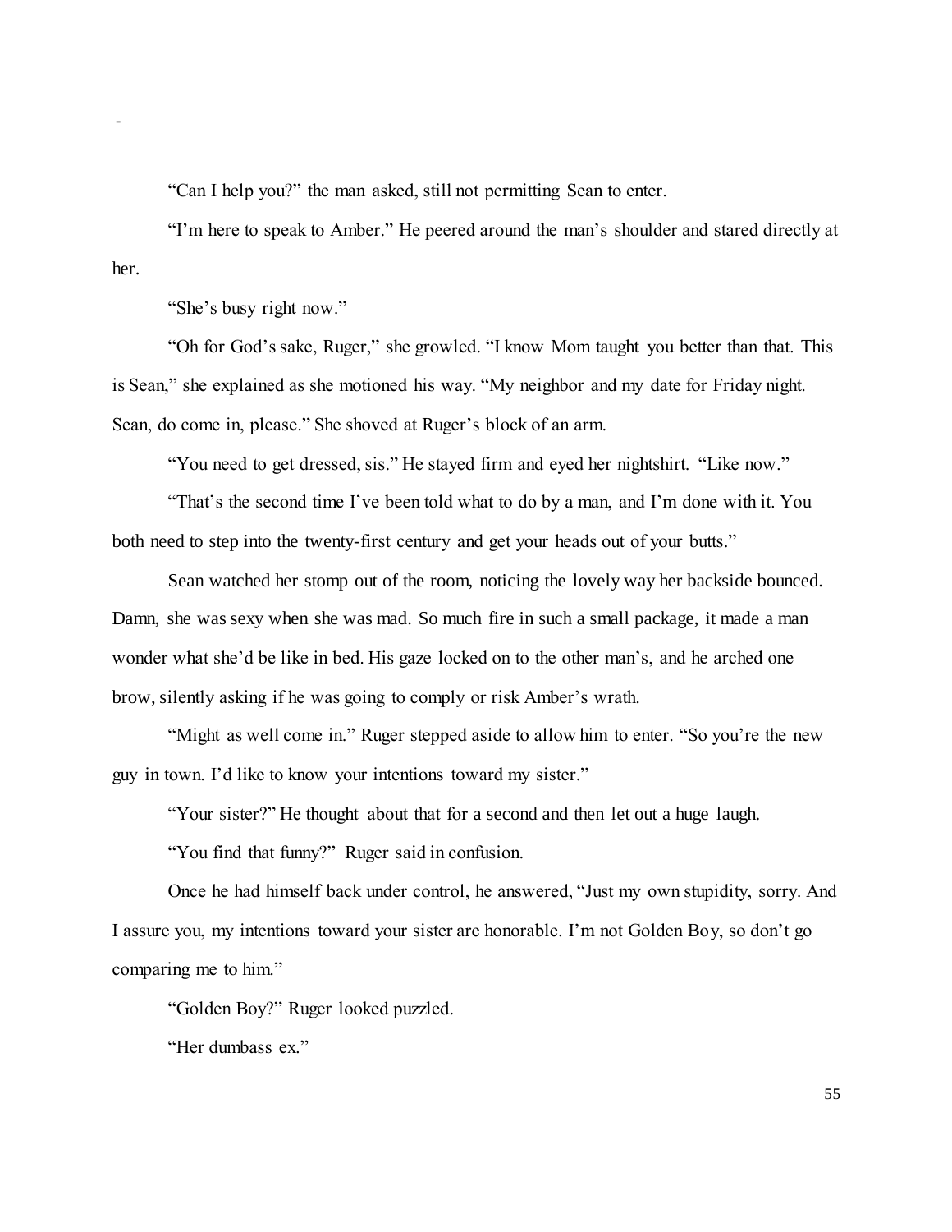"Can I help you?" the man asked, still not permitting Sean to enter.

"I'm here to speak to Amber." He peered around the man's shoulder and stared directly at her.

"She's busy right now."

"Oh for God's sake, Ruger," she growled. "I know Mom taught you better than that. This is Sean," she explained as she motioned his way. "My neighbor and my date for Friday night. Sean, do come in, please." She shoved at Ruger's block of an arm.

"You need to get dressed, sis." He stayed firm and eyed her nightshirt. "Like now."

"That's the second time I've been told what to do by a man, and I'm done with it. You both need to step into the twenty-first century and get your heads out of your butts."

Sean watched her stomp out of the room, noticing the lovely way her backside bounced. Damn, she was sexy when she was mad. So much fire in such a small package, it made a man wonder what she'd be like in bed. His gaze locked on to the other man's, and he arched one brow, silently asking if he was going to comply or risk Amber's wrath.

"Might as well come in." Ruger stepped aside to allow him to enter. "So you're the new guy in town. I'd like to know your intentions toward my sister."

"Your sister?" He thought about that for a second and then let out a huge laugh.

"You find that funny?" Ruger said in confusion.

Once he had himself back under control, he answered, "Just my own stupidity, sorry. And I assure you, my intentions toward your sister are honorable. I'm not Golden Boy, so don't go comparing me to him."

"Golden Boy?" Ruger looked puzzled.

"Her dumbass ex."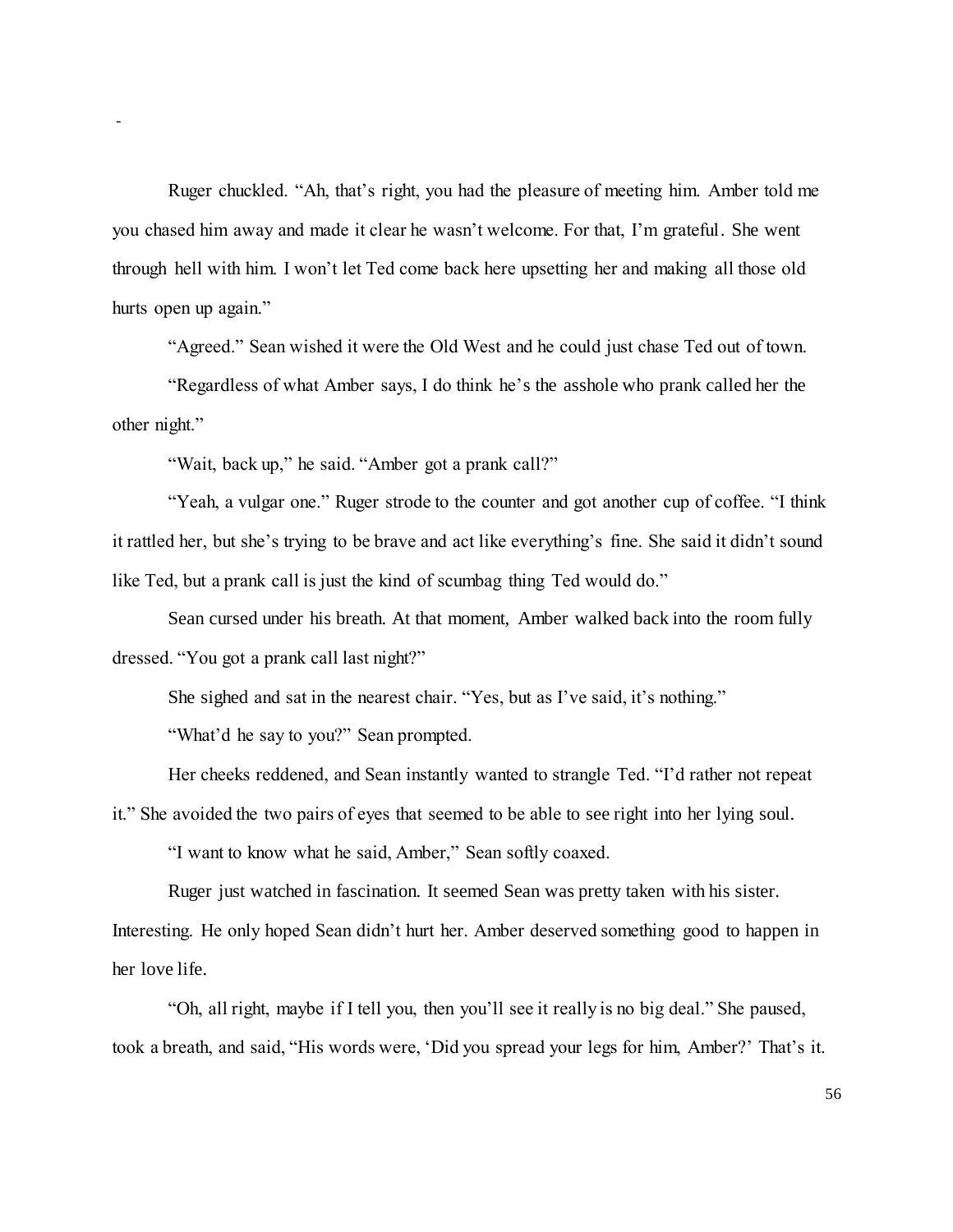Ruger chuckled. "Ah, that's right, you had the pleasure of meeting him. Amber told me you chased him away and made it clear he wasn't welcome. For that, I'm grateful. She went through hell with him. I won't let Ted come back here upsetting her and making all those old hurts open up again."

"Agreed." Sean wished it were the Old West and he could just chase Ted out of town.

"Regardless of what Amber says, I do think he's the asshole who prank called her the other night."

"Wait, back up," he said. "Amber got a prank call?"

"Yeah, a vulgar one." Ruger strode to the counter and got another cup of coffee. "I think it rattled her, but she's trying to be brave and act like everything's fine. She said it didn't sound like Ted, but a prank call is just the kind of scumbag thing Ted would do."

Sean cursed under his breath. At that moment, Amber walked back into the room fully dressed. "You got a prank call last night?"

She sighed and sat in the nearest chair. "Yes, but as I've said, it's nothing."

"What'd he say to you?" Sean prompted.

Her cheeks reddened, and Sean instantly wanted to strangle Ted. "I'd rather not repeat it." She avoided the two pairs of eyes that seemed to be able to see right into her lying soul.

"I want to know what he said, Amber," Sean softly coaxed.

Ruger just watched in fascination. It seemed Sean was pretty taken with his sister. Interesting. He only hoped Sean didn't hurt her. Amber deserved something good to happen in her love life.

"Oh, all right, maybe if I tell you, then you'll see it really is no big deal." She paused, took a breath, and said, "His words were, 'Did you spread your legs for him, Amber?' That's it.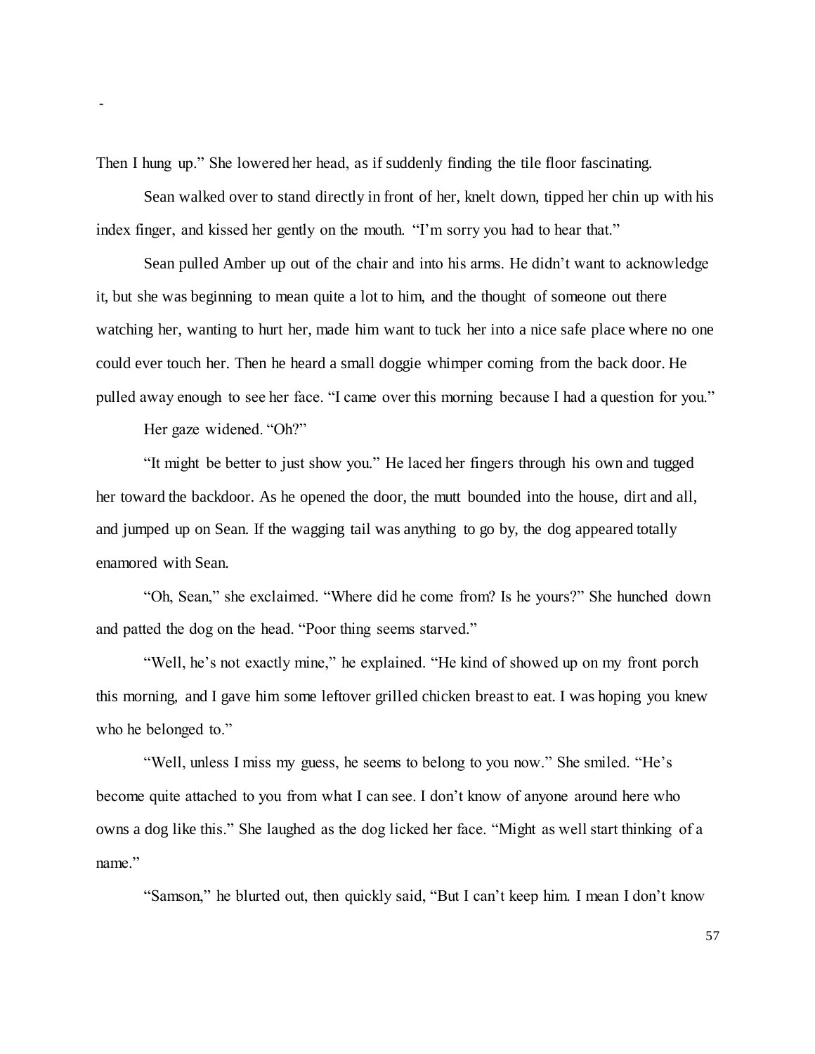Then I hung up." She lowered her head, as if suddenly finding the tile floor fascinating.

Sean walked over to stand directly in front of her, knelt down, tipped her chin up with his index finger, and kissed her gently on the mouth. "I'm sorry you had to hear that."

Sean pulled Amber up out of the chair and into his arms. He didn't want to acknowledge it, but she was beginning to mean quite a lot to him, and the thought of someone out there watching her, wanting to hurt her, made him want to tuck her into a nice safe place where no one could ever touch her. Then he heard a small doggie whimper coming from the back door. He pulled away enough to see her face. "I came over this morning because I had a question for you."

Her gaze widened. "Oh?"

"It might be better to just show you." He laced her fingers through his own and tugged her toward the backdoor. As he opened the door, the mutt bounded into the house, dirt and all, and jumped up on Sean. If the wagging tail was anything to go by, the dog appeared totally enamored with Sean.

"Oh, Sean," she exclaimed. "Where did he come from? Is he yours?" She hunched down and patted the dog on the head. "Poor thing seems starved."

"Well, he's not exactly mine," he explained. "He kind of showed up on my front porch this morning, and I gave him some leftover grilled chicken breast to eat. I was hoping you knew who he belonged to."

"Well, unless I miss my guess, he seems to belong to you now." She smiled. "He's become quite attached to you from what I can see. I don't know of anyone around here who owns a dog like this." She laughed as the dog licked her face. "Might as well start thinking of a name."

"Samson," he blurted out, then quickly said, "But I can't keep him. I mean I don't know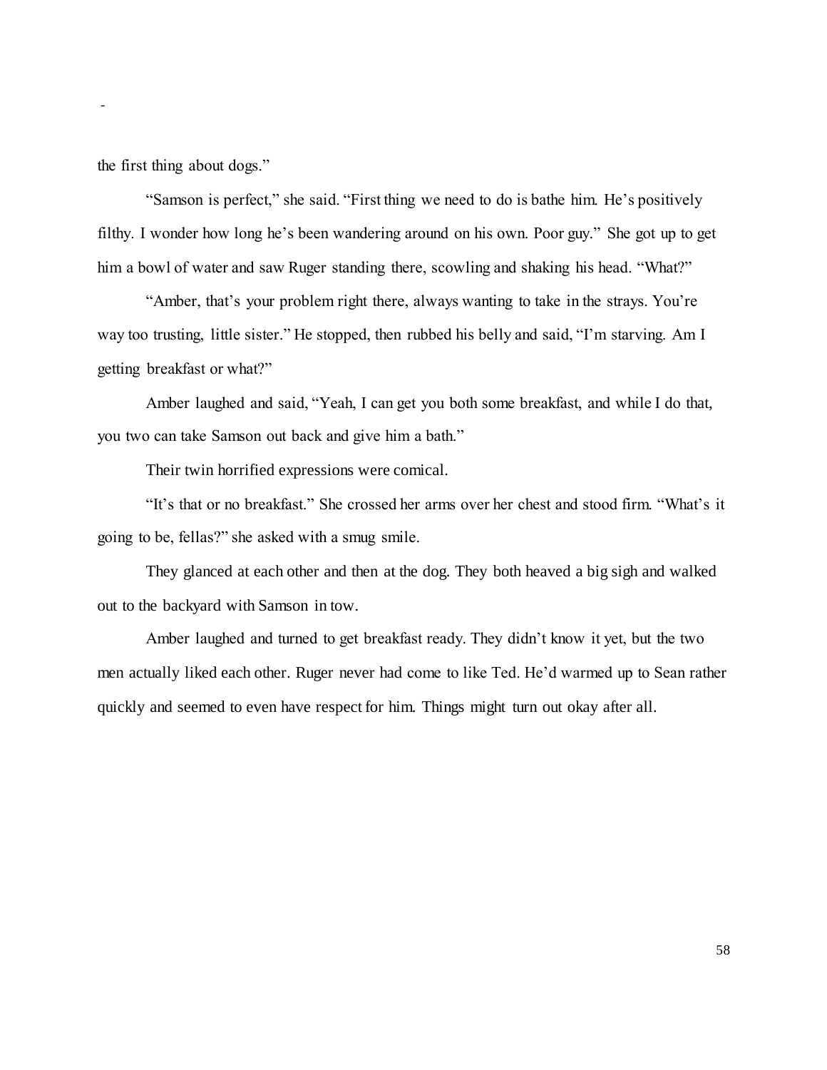the first thing about dogs."

"Samson is perfect," she said. "First thing we need to do is bathe him. He's positively filthy. I wonder how long he's been wandering around on his own. Poor guy." She got up to get him a bowl of water and saw Ruger standing there, scowling and shaking his head. "What?"

"Amber, that's your problem right there, always wanting to take in the strays. You're way too trusting, little sister." He stopped, then rubbed his belly and said, "I'm starving. Am I getting breakfast or what?"

Amber laughed and said, "Yeah, I can get you both some breakfast, and while I do that, you two can take Samson out back and give him a bath."

Their twin horrified expressions were comical.

"It's that or no breakfast." She crossed her arms over her chest and stood firm. "What's it going to be, fellas?" she asked with a smug smile.

They glanced at each other and then at the dog. They both heaved a big sigh and walked out to the backyard with Samson in tow.

Amber laughed and turned to get breakfast ready. They didn't know it yet, but the two men actually liked each other. Ruger never had come to like Ted. He'd warmed up to Sean rather quickly and seemed to even have respect for him. Things might turn out okay after all.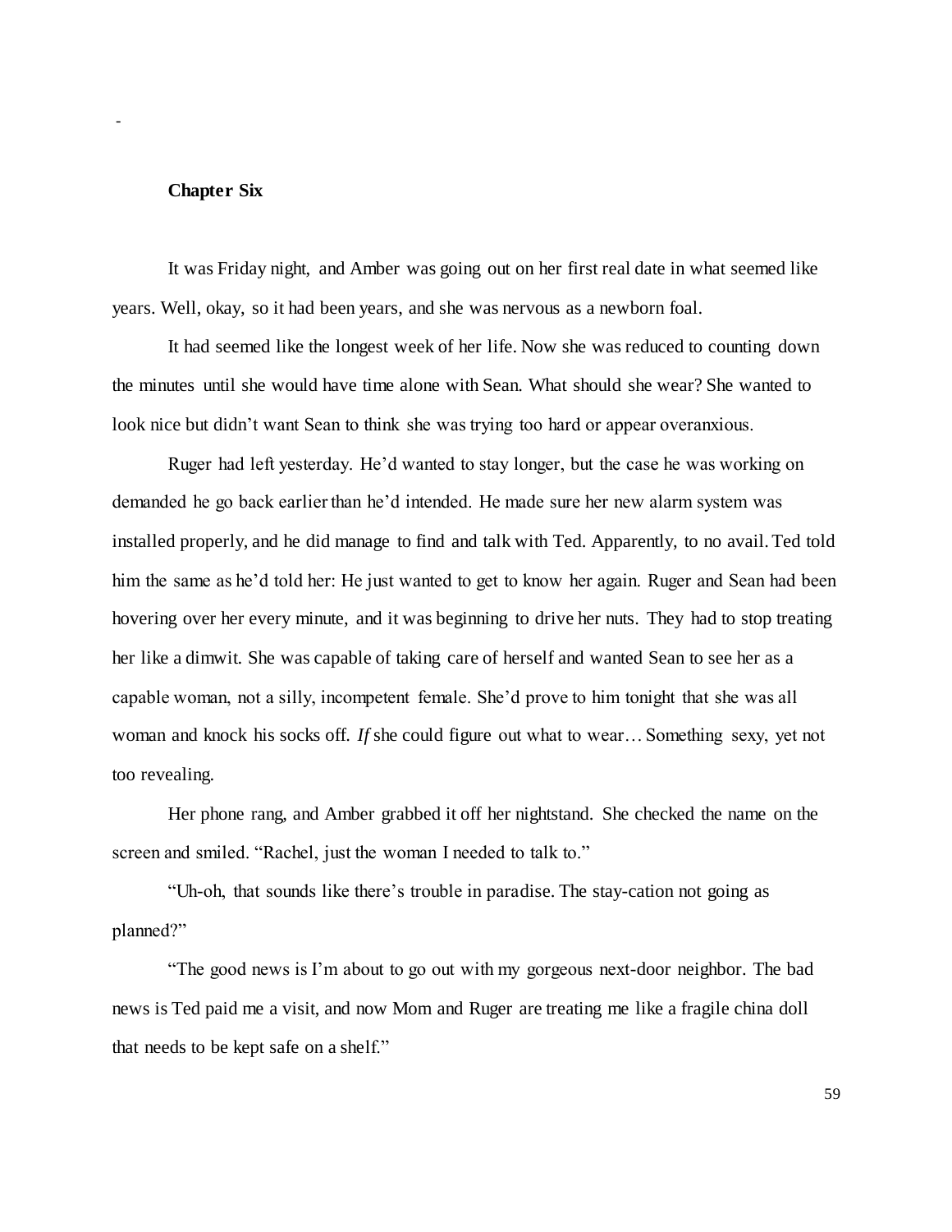## Chapter Six

It was Friday night, and Amber was going out on her first real date in what seemed like years. Well, okay, so it had been years, and she was nervous as a newborn foal.

It had seemed like the longest week of her life. Now she was reduced to counting down the minutes until she would have time alone with Sean. What should she wear? She wanted to look nice but didn't want Sean to think she was trying too hard or appear overanxious.

Ruger had left yesterday. He'd wanted to stay longer, but the case he was working on demanded he go back earlier than he'd intended. He made sure her new alarm system was installed properly, and he did manage to find and talk with Ted. Apparently, to no avail. Ted told him the same as he'd told her: He just wanted to get to know her again. Ruger and Sean had been hovering over her every minute, and it was beginning to drive her nuts. They had to stop treating her like a dimwit. She was capable of taking care of herself and wanted Sean to see her as a capable woman, not a silly, incompetent female. She'd prove to him tonight that she was all woman and knock his socks off. *If* she could figure out what to wear… Something sexy, yet not too revealing.

Her phone rang, and Amber grabbed it off her nightstand. She checked the name on the screen and smiled. "Rachel, just the woman I needed to talk to."

"Uh-oh, that sounds like there's trouble in paradise. The stay-cation not going as planned?"

"The good news is I'm about to go out with my gorgeous next-door neighbor. The bad news is Ted paid me a visit, and now Mom and Ruger are treating me like a fragile china doll that needs to be kept safe on a shelf."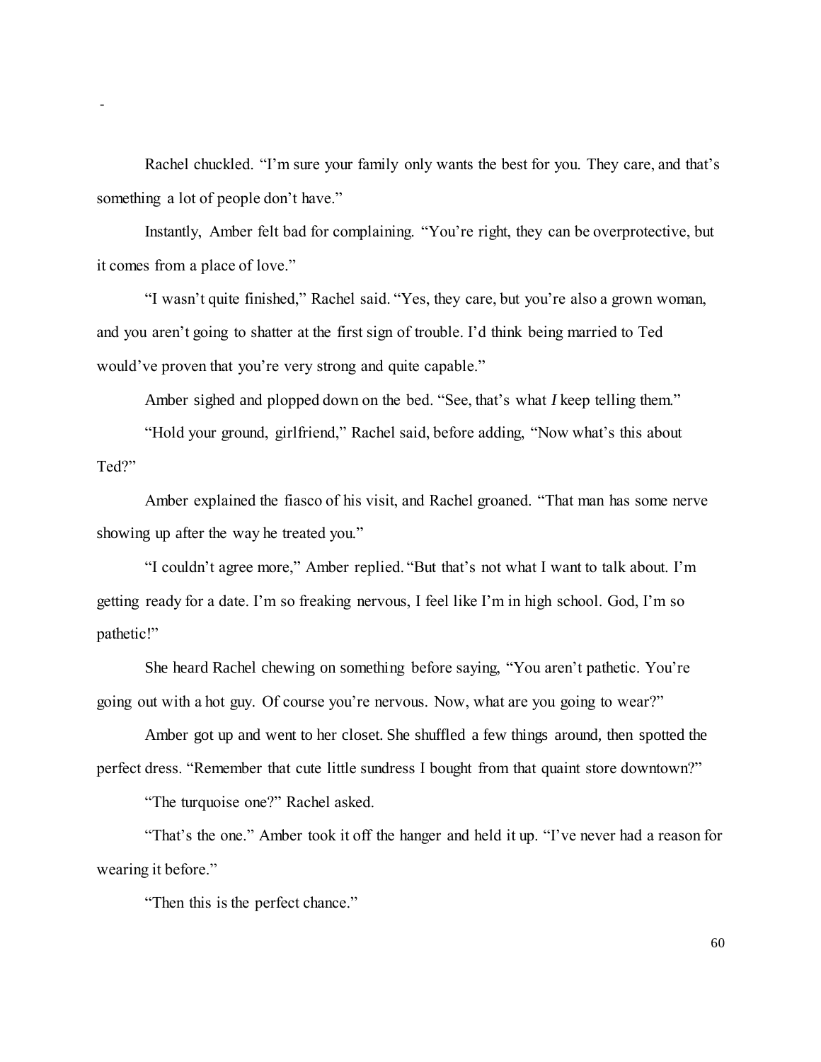Rachel chuckled. "I'm sure your family only wants the best for you. They care, and that's something a lot of people don't have."

Instantly, Amber felt bad for complaining. "You're right, they can be overprotective, but it comes from a place of love."

"I wasn't quite finished," Rachel said. "Yes, they care, but you're also a grown woman, and you aren't going to shatter at the first sign of trouble. I'd think being married to Ted would've proven that you're very strong and quite capable."

Amber sighed and plopped down on the bed. "See, that's what *I* keep telling them."

"Hold your ground, girlfriend," Rachel said, before adding, "Now what's this about Ted?"

Amber explained the fiasco of his visit, and Rachel groaned. "That man has some nerve showing up after the way he treated you."

"I couldn't agree more," Amber replied. "But that's not what I want to talk about. I'm getting ready for a date. I'm so freaking nervous, I feel like I'm in high school. God, I'm so pathetic!"

She heard Rachel chewing on something before saying, "You aren't pathetic. You're going out with a hot guy. Of course you're nervous. Now, what are you going to wear?"

Amber got up and went to her closet. She shuffled a few things around, then spotted the perfect dress. "Remember that cute little sundress I bought from that quaint store downtown?"

"The turquoise one?" Rachel asked.

"That's the one." Amber took it off the hanger and held it up. "I've never had a reason for wearing it before."

"Then this is the perfect chance."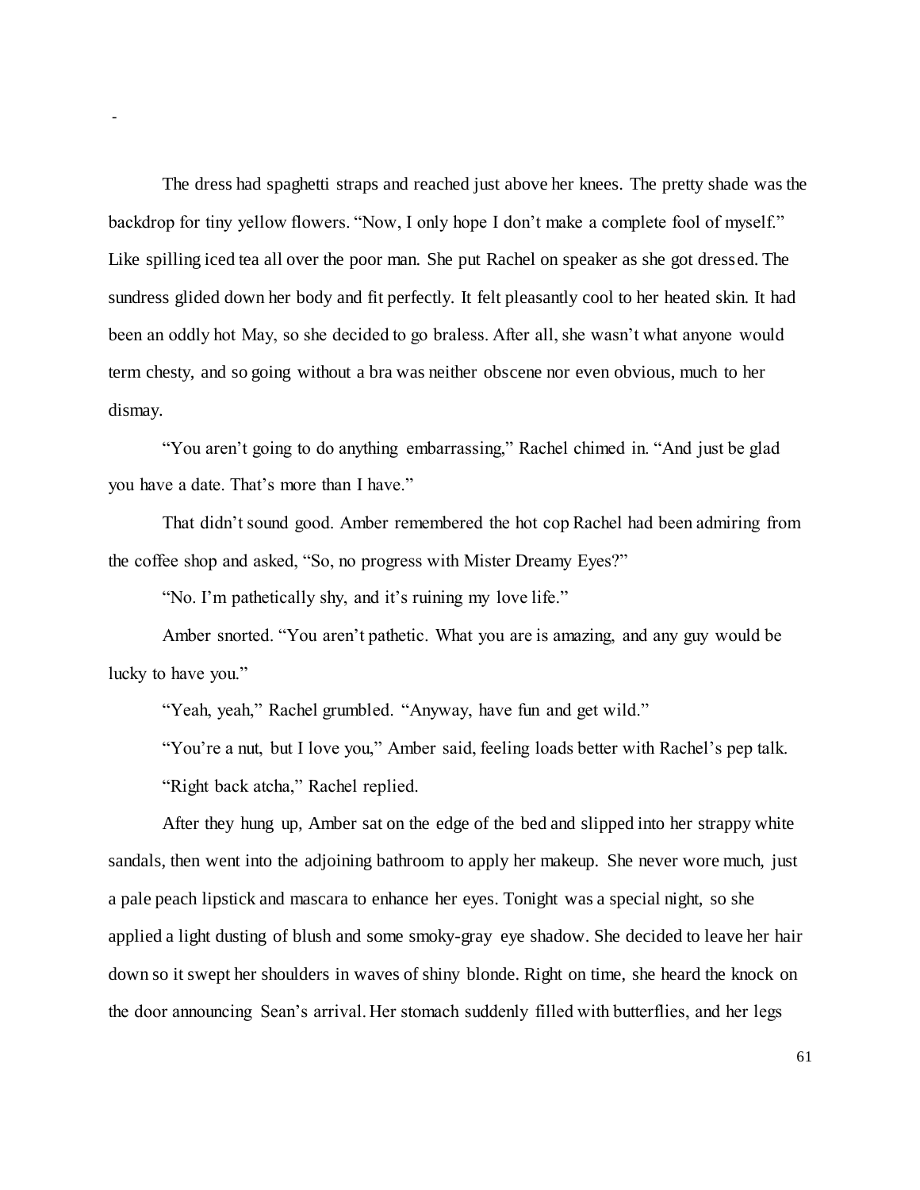-

The dress had spaghetti straps and reached just above her knees. The pretty shade was the backdrop for tiny yellow flowers. "Now, I only hope I don't make a complete fool of myself." Like spilling iced tea all over the poor man. She put Rachel on speaker as she got dressed. The sundress glided down her body and fit perfectly. It felt pleasantly cool to her heated skin. It had been an oddly hot May, so she decided to go braless. After all, she wasn't what anyone would term chesty, and so going without a bra was neither obscene nor even obvious, much to her dismay.

"You aren't going to do anything embarrassing," Rachel chimed in. "And just be glad you have a date. That's more than I have."

That didn't sound good. Amber remembered the hot cop Rachel had been admiring from the coffee shop and asked, "So, no progress with Mister Dreamy Eyes?"

"No. I'm pathetically shy, and it's ruining my love life."

Amber snorted. "You aren't pathetic. What you are is amazing, and any guy would be lucky to have you."

"Yeah, yeah," Rachel grumbled. "Anyway, have fun and get wild."

"You're a nut, but I love you," Amber said, feeling loads better with Rachel's pep talk.

"Right back atcha," Rachel replied.

After they hung up, Amber sat on the edge of the bed and slipped into her strappy white sandals, then went into the adjoining bathroom to apply her makeup. She never wore much, just a pale peach lipstick and mascara to enhance her eyes. Tonight was a special night, so she applied a light dusting of blush and some smoky-gray eye shadow. She decided to leave her hair down so it swept her shoulders in waves of shiny blonde. Right on time, she heard the knock on the door announcing Sean's arrival. Her stomach suddenly filled with butterflies, and her legs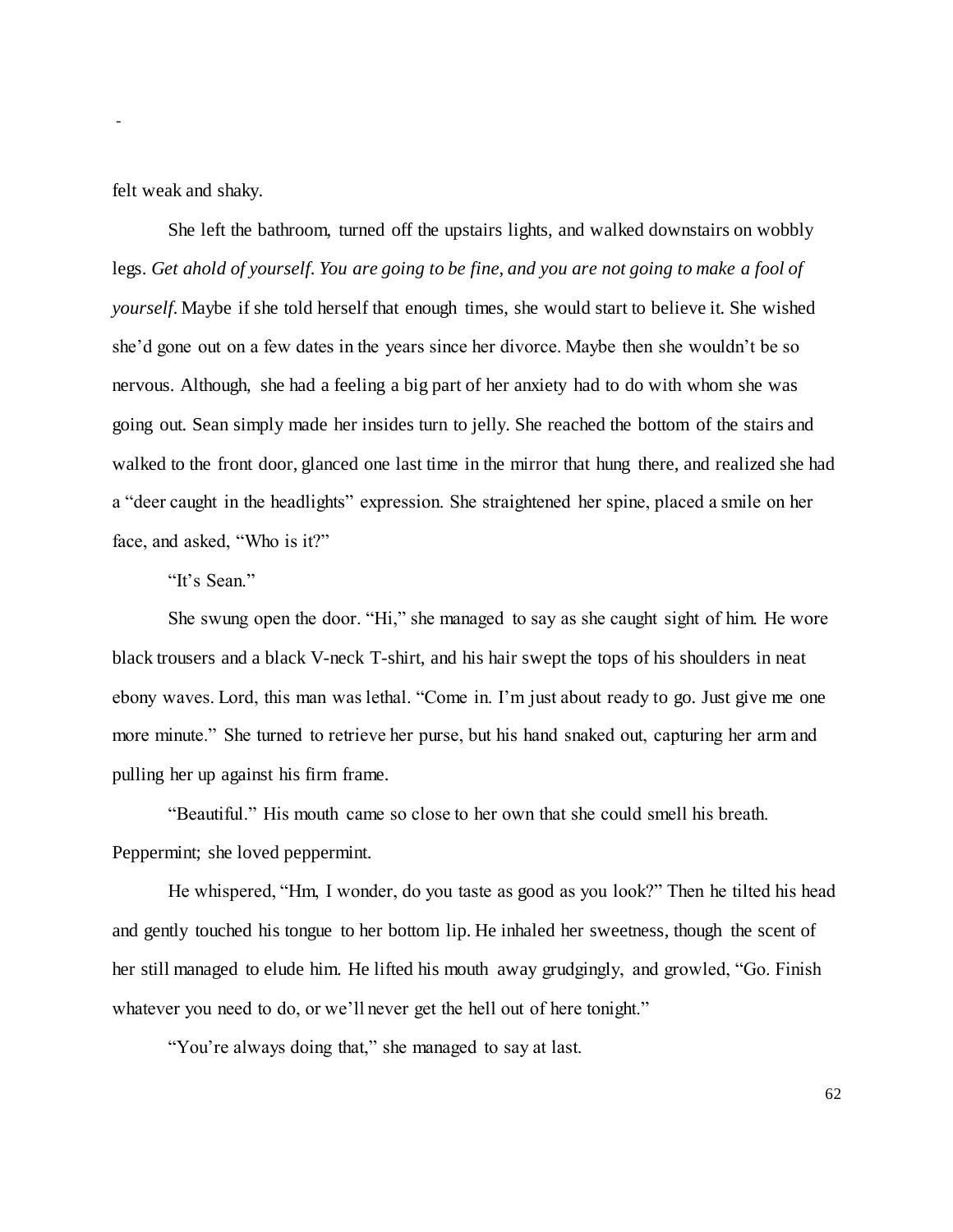felt weak and shaky.

She left the bathroom, turned off the upstairs lights, and walked downstairs on wobbly legs. *Get ahold of yourself. You are going to be fine, and you are not going to make a fool of yourself.* Maybe if she told herself that enough times, she would start to believe it. She wished she'd gone out on a few dates in the years since her divorce. Maybe then she wouldn't be so nervous. Although, she had a feeling a big part of her anxiety had to do with whom she was going out. Sean simply made her insides turn to jelly. She reached the bottom of the stairs and walked to the front door, glanced one last time in the mirror that hung there, and realized she had a "deer caught in the headlights" expression. She straightened her spine, placed a smile on her face, and asked, "Who is it?"

"It's Sean."

She swung open the door. "Hi," she managed to say as she caught sight of him. He wore black trousers and a black V-neck T-shirt, and his hair swept the tops of his shoulders in neat ebony waves. Lord, this man was lethal. "Come in. I'm just about ready to go. Just give me one more minute." She turned to retrieve her purse, but his hand snaked out, capturing her arm and pulling her up against his firm frame.

"Beautiful." His mouth came so close to her own that she could smell his breath. Peppermint; she loved peppermint.

He whispered, "Hm, I wonder, do you taste as good as you look?" Then he tilted his head and gently touched his tongue to her bottom lip. He inhaled her sweetness, though the scent of her still managed to elude him. He lifted his mouth away grudgingly, and growled, "Go. Finish whatever you need to do, or we'll never get the hell out of here tonight."

"You're always doing that," she managed to say at last.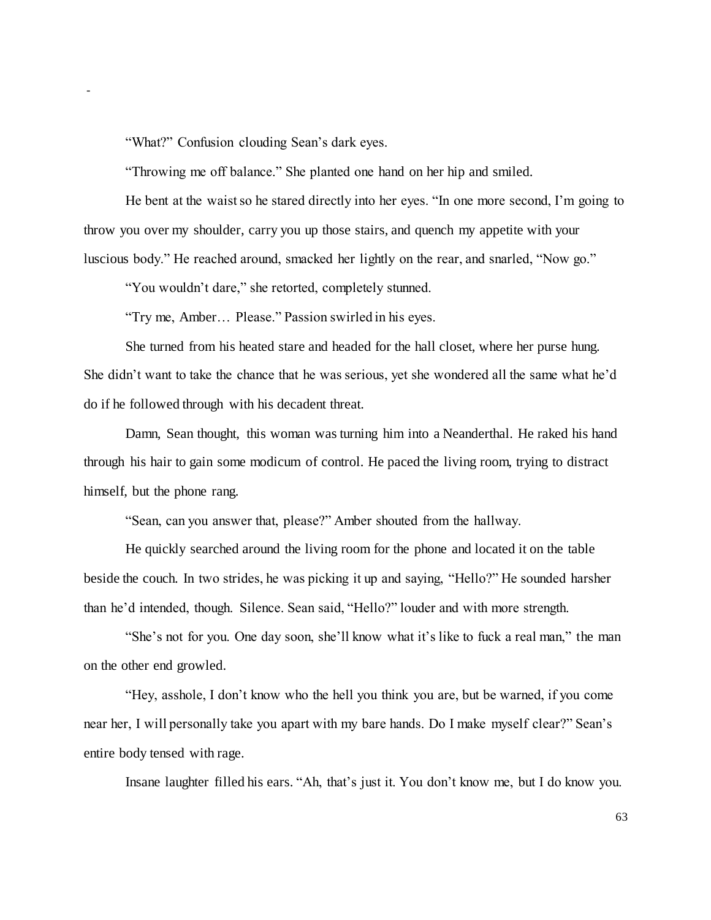-

"What?" Confusion clouding Sean's dark eyes.

"Throwing me off balance." She planted one hand on her hip and smiled.

He bent at the waist so he stared directly into her eyes. "In one more second, I'm going to throw you over my shoulder, carry you up those stairs, and quench my appetite with your luscious body." He reached around, smacked her lightly on the rear, and snarled, "Now go."

"You wouldn't dare," she retorted, completely stunned.

"Try me, Amber… Please." Passion swirled in his eyes.

She turned from his heated stare and headed for the hall closet, where her purse hung. She didn't want to take the chance that he was serious, yet she wondered all the same what he'd do if he followed through with his decadent threat.

Damn, Sean thought, this woman was turning him into a Neanderthal. He raked his hand through his hair to gain some modicum of control. He paced the living room, trying to distract himself, but the phone rang.

"Sean, can you answer that, please?" Amber shouted from the hallway.

He quickly searched around the living room for the phone and located it on the table beside the couch. In two strides, he was picking it up and saying, "Hello?" He sounded harsher than he'd intended, though. Silence. Sean said, "Hello?" louder and with more strength.

"She's not for you. One day soon, she'll know what it's like to fuck a real man," the man on the other end growled.

"Hey, asshole, I don't know who the hell you think you are, but be warned, if you come near her, I will personally take you apart with my bare hands. Do I make myself clear?" Sean's entire body tensed with rage.

Insane laughter filled his ears. "Ah, that's just it. You don't know me, but I do know you.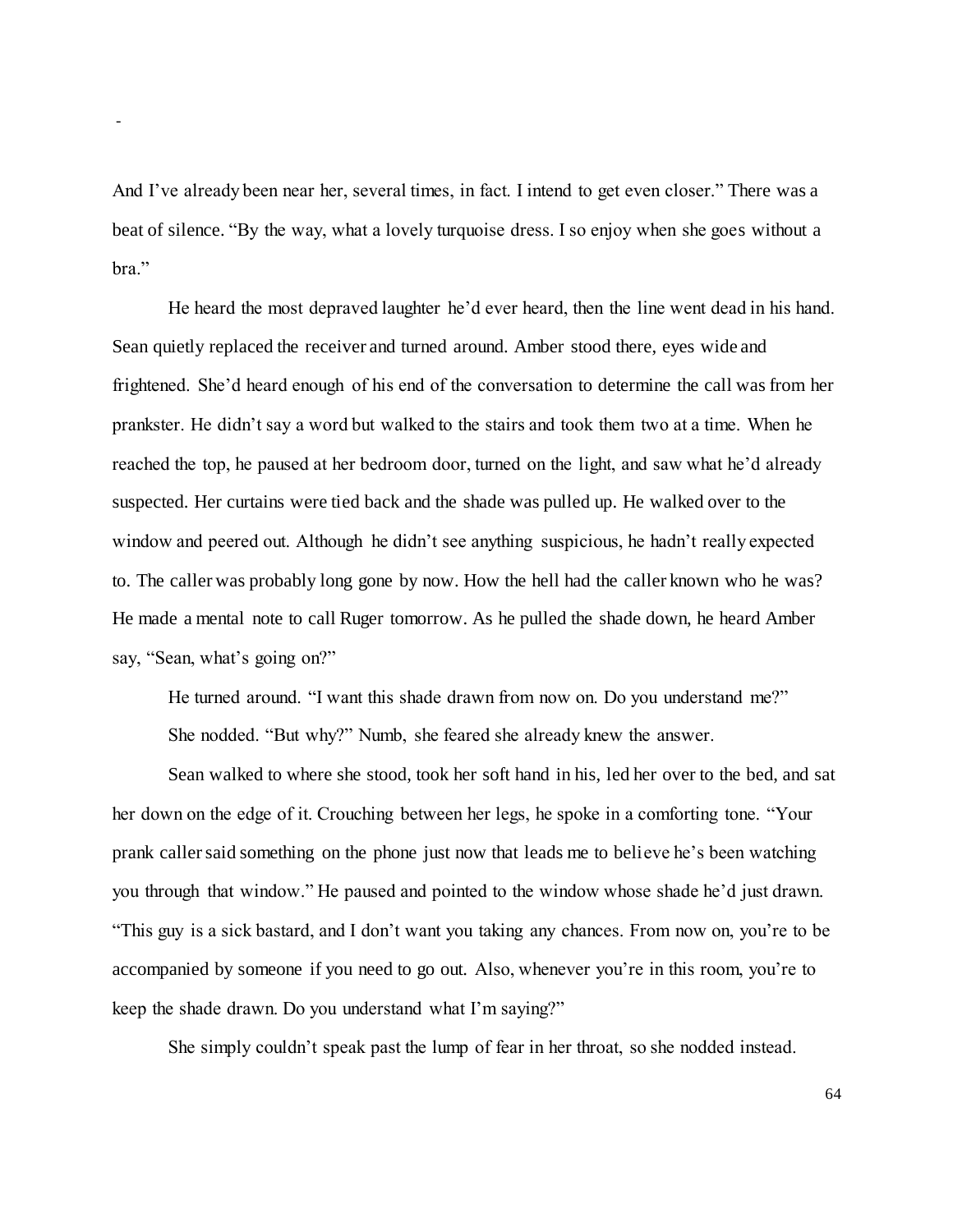And I've already been near her, several times, in fact. I intend to get even closer." There was a beat of silence. "By the way, what a lovely turquoise dress. I so enjoy when she goes without a bra."

He heard the most depraved laughter he'd ever heard, then the line went dead in his hand. Sean quietly replaced the receiver and turned around. Amber stood there, eyes wide and frightened. She'd heard enough of his end of the conversation to determine the call was from her prankster. He didn't say a word but walked to the stairs and took them two at a time. When he reached the top, he paused at her bedroom door, turned on the light, and saw what he'd already suspected. Her curtains were tied back and the shade was pulled up. He walked over to the window and peered out. Although he didn't see anything suspicious, he hadn't really expected to. The caller was probably long gone by now. How the hell had the caller known who he was? He made a mental note to call Ruger tomorrow. As he pulled the shade down, he heard Amber say, "Sean, what's going on?"

He turned around. "I want this shade drawn from now on. Do you understand me?"

She nodded. "But why?" Numb, she feared she already knew the answer.

Sean walked to where she stood, took her soft hand in his, led her over to the bed, and sat her down on the edge of it. Crouching between her legs, he spoke in a comforting tone. "Your prank caller said something on the phone just now that leads me to believe he's been watching you through that window." He paused and pointed to the window whose shade he'd just drawn. "This guy is a sick bastard, and I don't want you taking any chances. From now on, you're to be accompanied by someone if you need to go out. Also, whenever you're in this room, you're to keep the shade drawn. Do you understand what I'm saying?"

She simply couldn't speak past the lump of fear in her throat, so she nodded instead.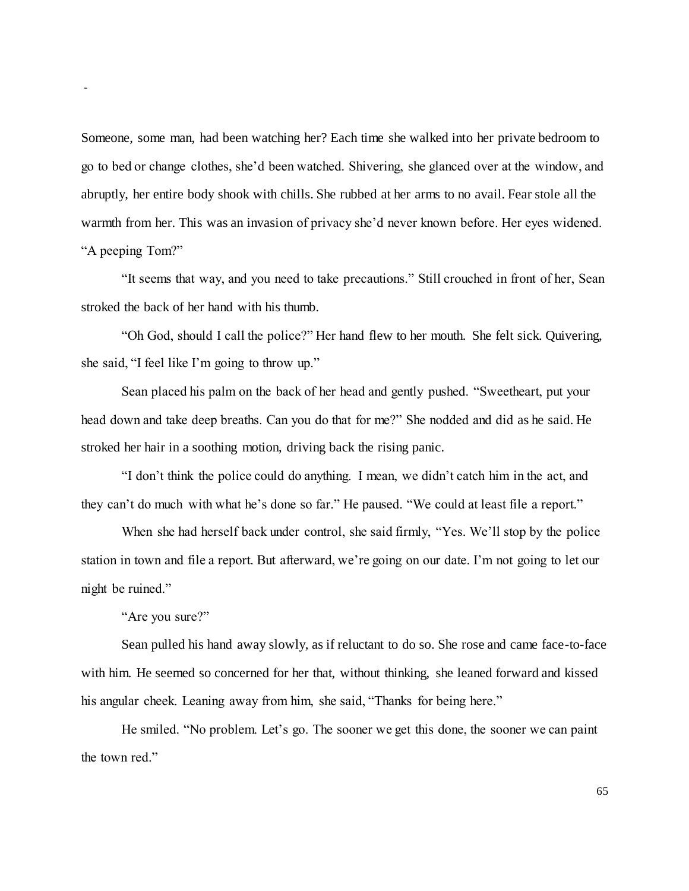Someone, some man, had been watching her? Each time she walked into her private bedroom to go to bed or change clothes, she'd been watched. Shivering, she glanced over at the window, and abruptly, her entire body shook with chills. She rubbed at her arms to no avail. Fear stole all the warmth from her. This was an invasion of privacy she'd never known before. Her eyes widened. "A peeping Tom?"

"It seems that way, and you need to take precautions." Still crouched in front of her, Sean stroked the back of her hand with his thumb.

"Oh God, should I call the police?" Her hand flew to her mouth. She felt sick. Quivering, she said, "I feel like I'm going to throw up."

Sean placed his palm on the back of her head and gently pushed. "Sweetheart, put your head down and take deep breaths. Can you do that for me?" She nodded and did as he said. He stroked her hair in a soothing motion, driving back the rising panic.

"I don't think the police could do anything. I mean, we didn't catch him in the act, and they can't do much with what he's done so far." He paused. "We could at least file a report."

When she had herself back under control, she said firmly, "Yes. We'll stop by the police station in town and file a report. But afterward, we're going on our date. I'm not going to let our night be ruined."

"Are you sure?"

Sean pulled his hand away slowly, as if reluctant to do so. She rose and came face-to-face with him. He seemed so concerned for her that, without thinking, she leaned forward and kissed his angular cheek. Leaning away from him, she said, "Thanks for being here."

He smiled. "No problem. Let's go. The sooner we get this done, the sooner we can paint the town red."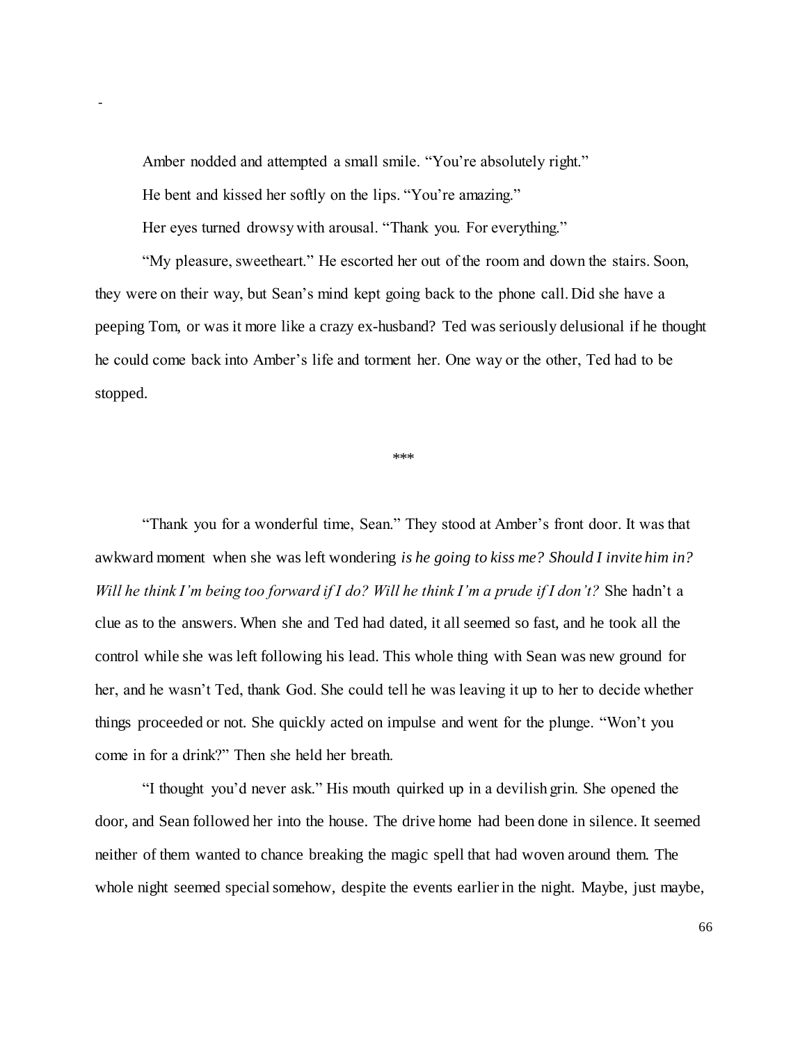-

Amber nodded and attempted a small smile. "You're absolutely right."

He bent and kissed her softly on the lips. "You're amazing."

Her eyes turned drowsy with arousal. "Thank you. For everything."

"My pleasure, sweetheart." He escorted her out of the room and down the stairs. Soon, they were on their way, but Sean's mind kept going back to the phone call. Did she have a peeping Tom, or was it more like a crazy ex-husband? Ted was seriously delusional if he thought he could come back into Amber's life and torment her. One way or the other, Ted had to be stopped.

***

"Thank you for a wonderful time, Sean." They stood at Amber's front door. It was that awkward moment when she was left wondering *is he going to kiss me? Should I invite him in? Will he think I'm being too forward if I do? Will he think I'm a prude if I don't?* She hadn't a clue as to the answers. When she and Ted had dated, it all seemed so fast, and he took all the control while she was left following his lead. This whole thing with Sean was new ground for her, and he wasn't Ted, thank God. She could tell he was leaving it up to her to decide whether things proceeded or not. She quickly acted on impulse and went for the plunge. "Won't you come in for a drink?" Then she held her breath.

"I thought you'd never ask." His mouth quirked up in a devilish grin. She opened the door, and Sean followed her into the house. The drive home had been done in silence. It seemed neither of them wanted to chance breaking the magic spell that had woven around them. The whole night seemed special somehow, despite the events earlier in the night. Maybe, just maybe,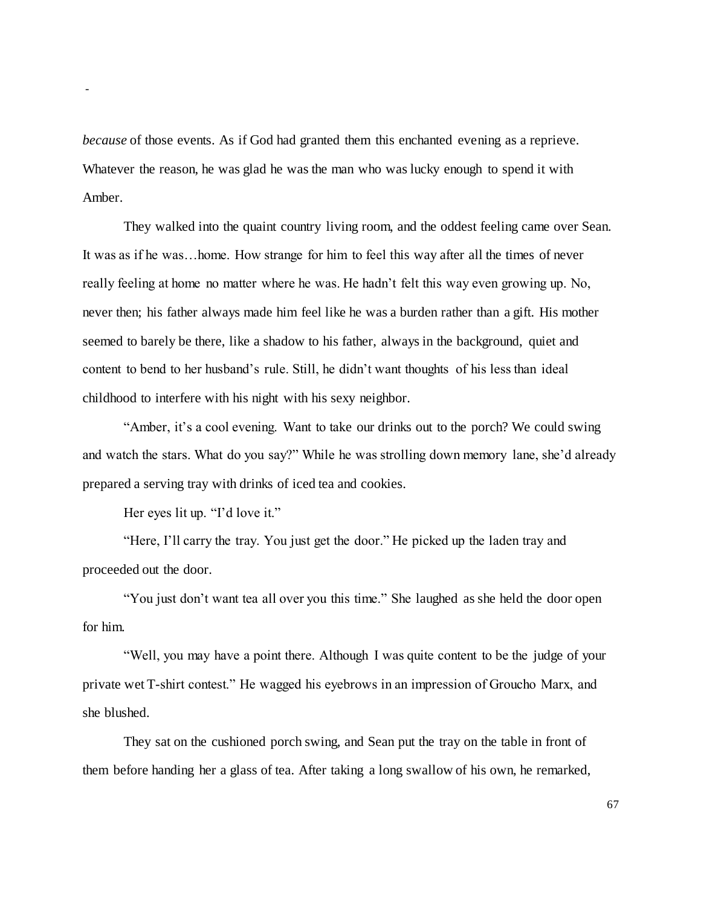*because* of those events. As if God had granted them this enchanted evening as a reprieve. Whatever the reason, he was glad he was the man who was lucky enough to spend it with Amber.

They walked into the quaint country living room, and the oddest feeling came over Sean. It was as if he was…home. How strange for him to feel this way after all the times of never really feeling at home no matter where he was. He hadn't felt this way even growing up. No, never then; his father always made him feel like he was a burden rather than a gift. His mother seemed to barely be there, like a shadow to his father, always in the background, quiet and content to bend to her husband's rule. Still, he didn't want thoughts of his less than ideal childhood to interfere with his night with his sexy neighbor.

"Amber, it's a cool evening. Want to take our drinks out to the porch? We could swing and watch the stars. What do you say?" While he was strolling down memory lane, she'd already prepared a serving tray with drinks of iced tea and cookies.

Her eyes lit up. "I'd love it."

"Here, I'll carry the tray. You just get the door." He picked up the laden tray and proceeded out the door.

"You just don't want tea all over you this time." She laughed as she held the door open for him.

"Well, you may have a point there. Although I was quite content to be the judge of your private wet T-shirt contest." He wagged his eyebrows in an impression of Groucho Marx, and she blushed.

They sat on the cushioned porch swing, and Sean put the tray on the table in front of them before handing her a glass of tea. After taking a long swallow of his own, he remarked,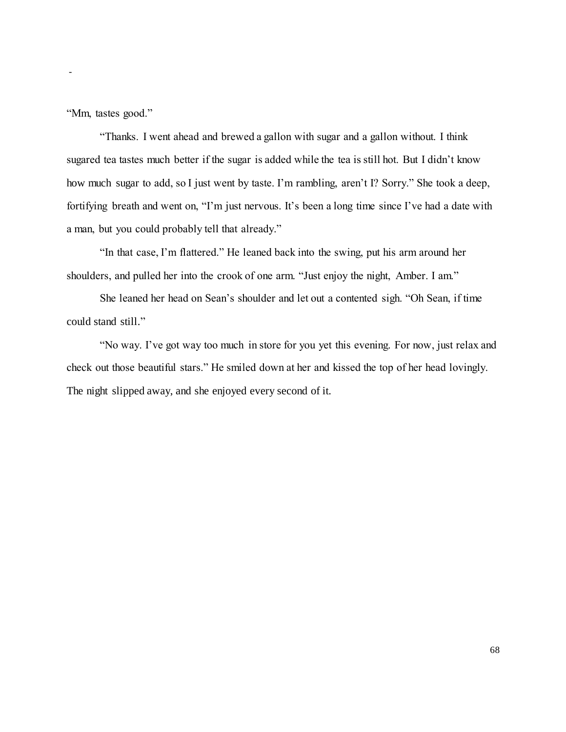-

"Mm, tastes good."

"Thanks. I went ahead and brewed a gallon with sugar and a gallon without. I think sugared tea tastes much better if the sugar is added while the tea is still hot. But I didn't know how much sugar to add, so I just went by taste. I'm rambling, aren't I? Sorry." She took a deep, fortifying breath and went on, "I'm just nervous. It's been a long time since I've had a date with a man, but you could probably tell that already."

"In that case, I'm flattered." He leaned back into the swing, put his arm around her shoulders, and pulled her into the crook of one arm. "Just enjoy the night, Amber. I am."

She leaned her head on Sean's shoulder and let out a contented sigh. "Oh Sean, if time could stand still."

"No way. I've got way too much in store for you yet this evening. For now, just relax and check out those beautiful stars." He smiled down at her and kissed the top of her head lovingly. The night slipped away, and she enjoyed every second of it.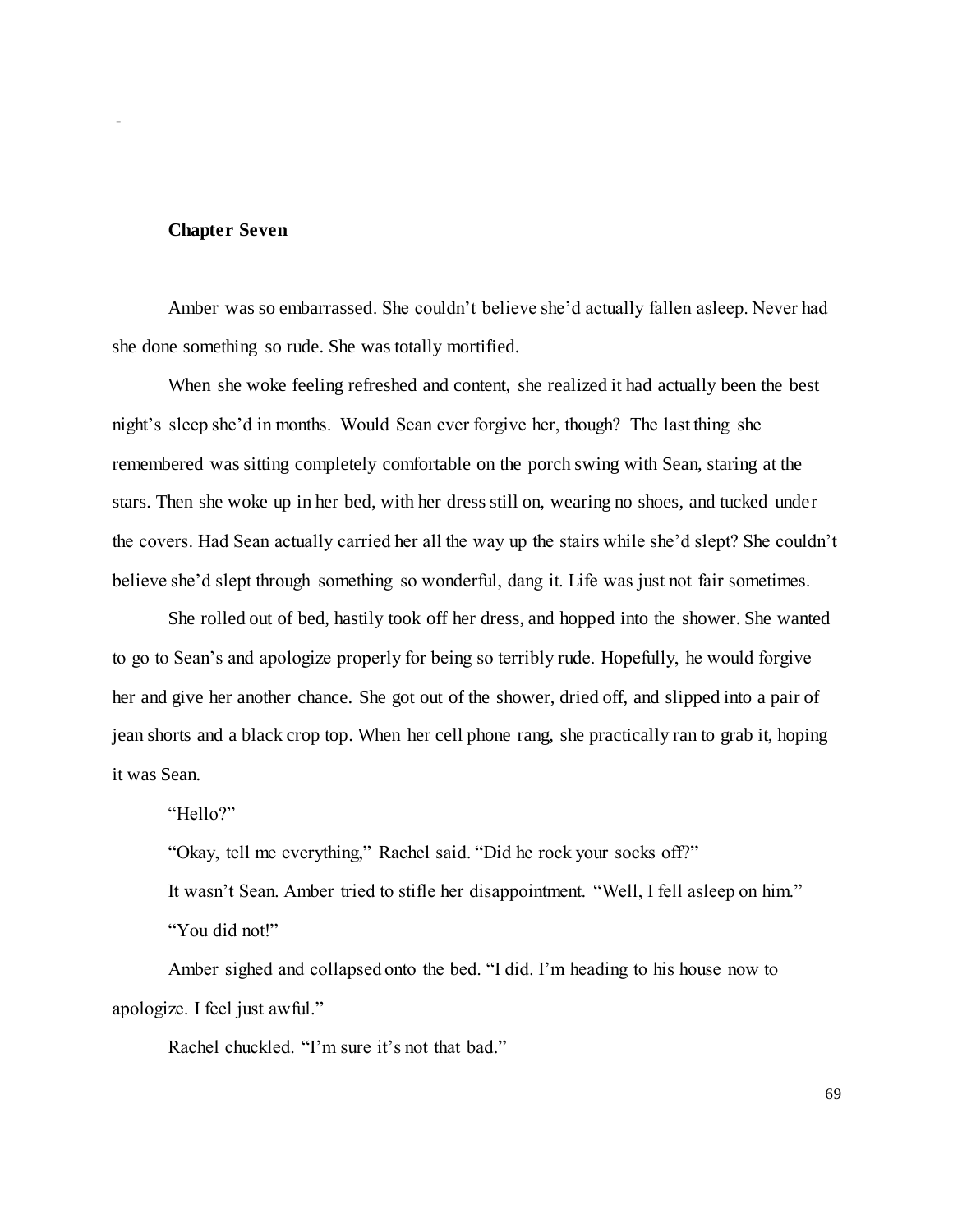## Chapter Seven

Amber was so embarrassed. She couldn't believe she'd actually fallen asleep. Never had she done something so rude. She was totally mortified.

When she woke feeling refreshed and content, she realized it had actually been the best night's sleep she'd in months. Would Sean ever forgive her, though? The last thing she remembered was sitting completely comfortable on the porch swing with Sean, staring at the stars. Then she woke up in her bed, with her dress still on, wearing no shoes, and tucked under the covers. Had Sean actually carried her all the way up the stairs while she'd slept? She couldn't believe she'd slept through something so wonderful, dang it. Life was just not fair sometimes.

She rolled out of bed, hastily took off her dress, and hopped into the shower. She wanted to go to Sean's and apologize properly for being so terribly rude. Hopefully, he would forgive her and give her another chance. She got out of the shower, dried off, and slipped into a pair of jean shorts and a black crop top. When her cell phone rang, she practically ran to grab it, hoping it was Sean.

"Hello?"

"Okay, tell me everything," Rachel said. "Did he rock your socks off?"

It wasn't Sean. Amber tried to stifle her disappointment. "Well, I fell asleep on him."

"You did not!"

Amber sighed and collapsed onto the bed. "I did. I'm heading to his house now to apologize. I feel just awful."

Rachel chuckled. "I'm sure it's not that bad."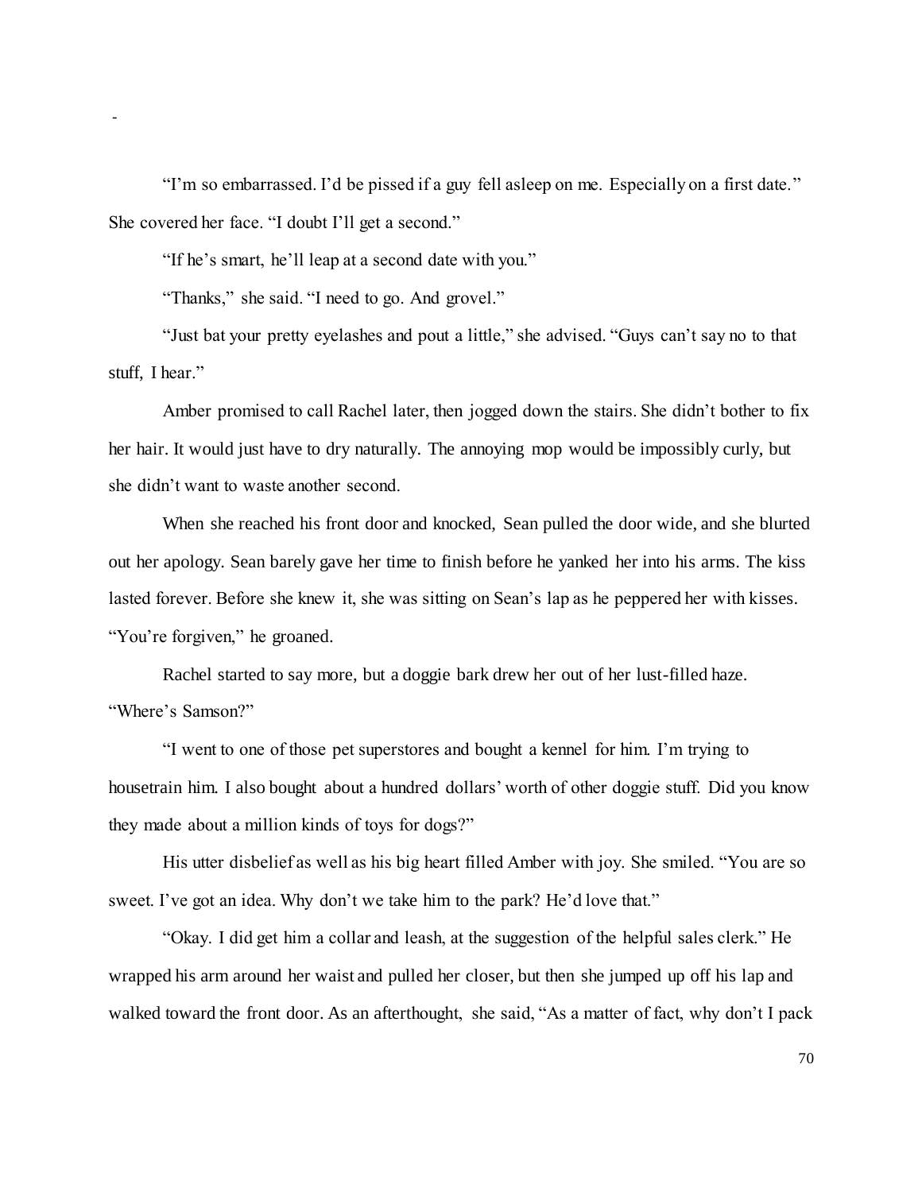"I'm so embarrassed. I'd be pissed if a guy fell asleep on me. Especially on a first date." She covered her face. "I doubt I'll get a second."

"If he's smart, he'll leap at a second date with you."

"Thanks," she said. "I need to go. And grovel."

"Just bat your pretty eyelashes and pout a little," she advised. "Guys can't say no to that stuff, I hear."

Amber promised to call Rachel later, then jogged down the stairs. She didn't bother to fix her hair. It would just have to dry naturally. The annoying mop would be impossibly curly, but she didn't want to waste another second.

When she reached his front door and knocked, Sean pulled the door wide, and she blurted out her apology. Sean barely gave her time to finish before he yanked her into his arms. The kiss lasted forever. Before she knew it, she was sitting on Sean's lap as he peppered her with kisses. "You're forgiven," he groaned.

Rachel started to say more, but a doggie bark drew her out of her lust-filled haze. "Where's Samson?"

"I went to one of those pet superstores and bought a kennel for him. I'm trying to housetrain him. I also bought about a hundred dollars' worth of other doggie stuff. Did you know they made about a million kinds of toys for dogs?"

His utter disbelief as well as his big heart filled Amber with joy. She smiled. "You are so sweet. I've got an idea. Why don't we take him to the park? He'd love that."

"Okay. I did get him a collar and leash, at the suggestion of the helpful sales clerk." He wrapped his arm around her waist and pulled her closer, but then she jumped up off his lap and walked toward the front door. As an afterthought, she said, "As a matter of fact, why don't I pack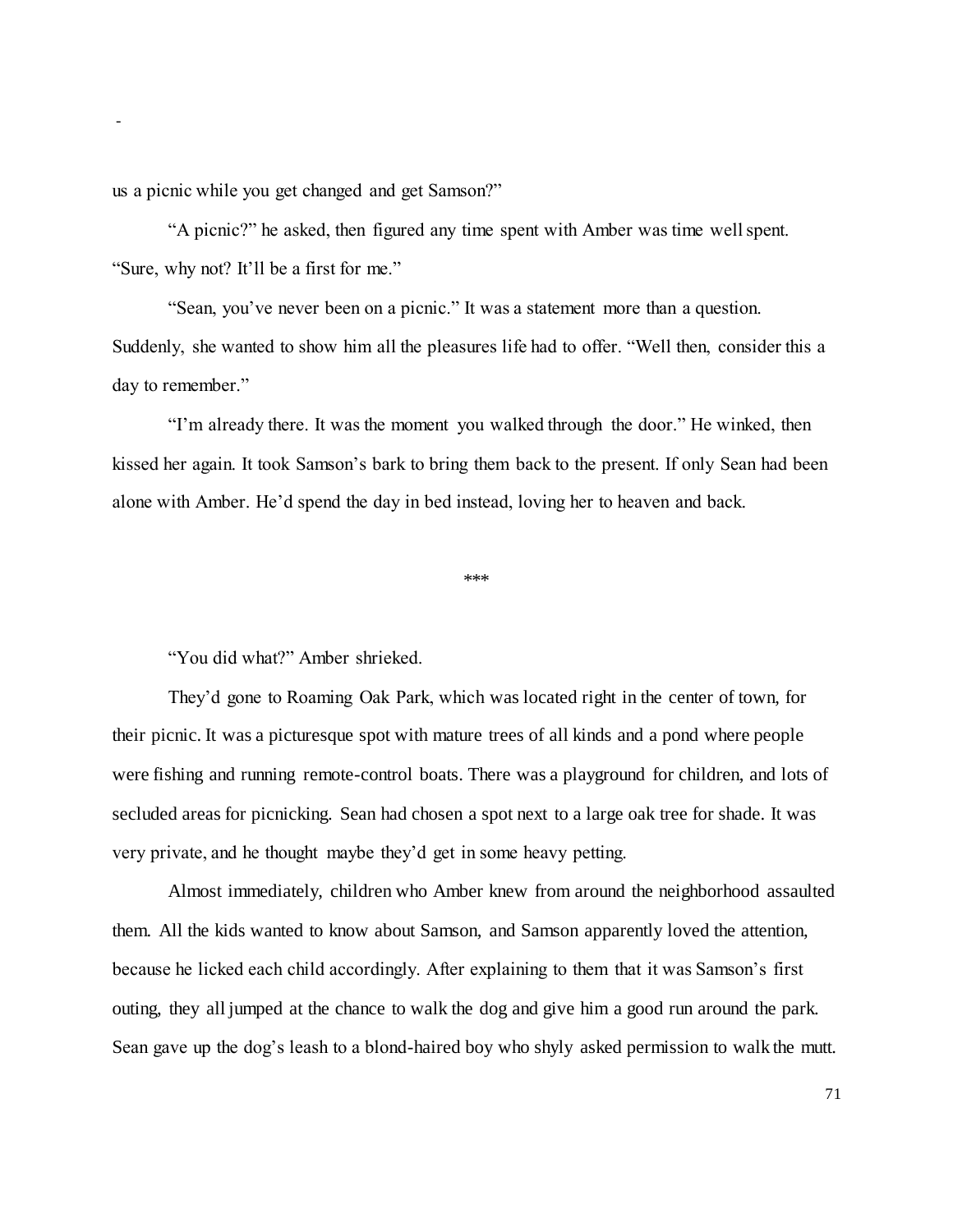us a picnic while you get changed and get Samson?"

"A picnic?" he asked, then figured any time spent with Amber was time well spent. "Sure, why not? It'll be a first for me."

"Sean, you've never been on a picnic." It was a statement more than a question. Suddenly, she wanted to show him all the pleasures life had to offer. "Well then, consider this a day to remember."

"I'm already there. It was the moment you walked through the door." He winked, then kissed her again. It took Samson's bark to bring them back to the present. If only Sean had been alone with Amber. He'd spend the day in bed instead, loving her to heaven and back.

***

"You did what?" Amber shrieked.

They'd gone to Roaming Oak Park, which was located right in the center of town, for their picnic. It was a picturesque spot with mature trees of all kinds and a pond where people were fishing and running remote-control boats. There was a playground for children, and lots of secluded areas for picnicking. Sean had chosen a spot next to a large oak tree for shade. It was very private, and he thought maybe they'd get in some heavy petting.

Almost immediately, children who Amber knew from around the neighborhood assaulted them. All the kids wanted to know about Samson, and Samson apparently loved the attention, because he licked each child accordingly. After explaining to them that it was Samson's first outing, they all jumped at the chance to walk the dog and give him a good run around the park. Sean gave up the dog's leash to a blond-haired boy who shyly asked permission to walk the mutt.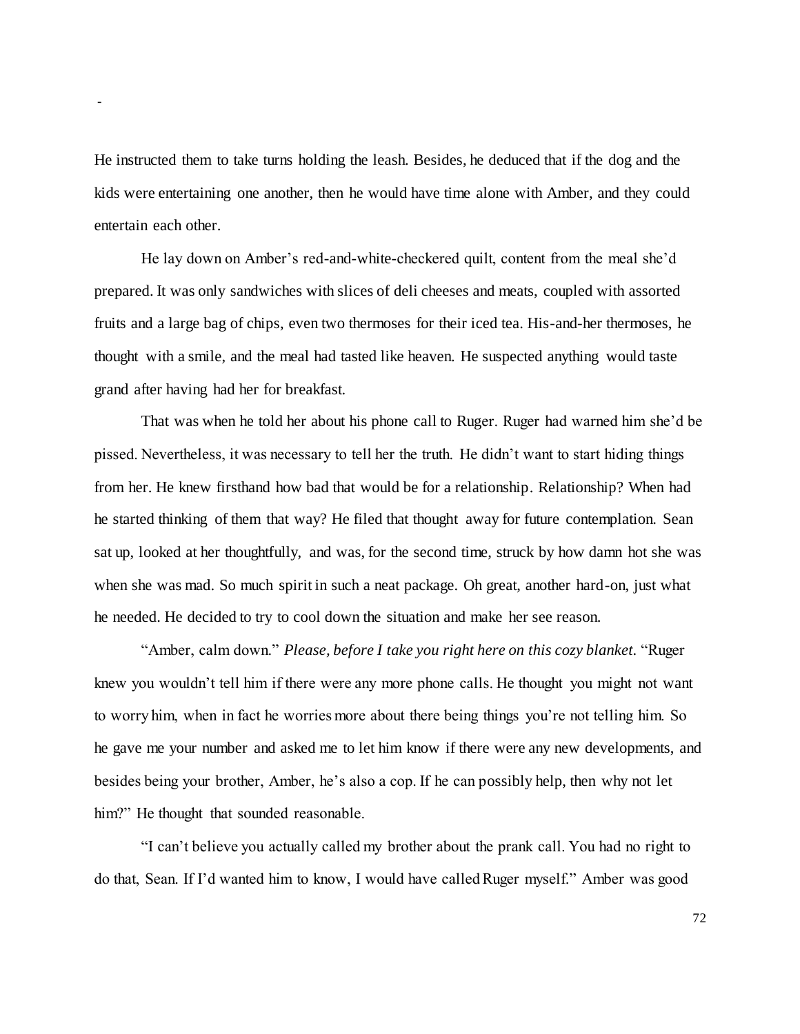He instructed them to take turns holding the leash. Besides, he deduced that if the dog and the kids were entertaining one another, then he would have time alone with Amber, and they could entertain each other.

He lay down on Amber's red-and-white-checkered quilt, content from the meal she'd prepared. It was only sandwiches with slices of deli cheeses and meats, coupled with assorted fruits and a large bag of chips, even two thermoses for their iced tea. His-and-her thermoses, he thought with a smile, and the meal had tasted like heaven. He suspected anything would taste grand after having had her for breakfast.

That was when he told her about his phone call to Ruger. Ruger had warned him she'd be pissed. Nevertheless, it was necessary to tell her the truth. He didn't want to start hiding things from her. He knew firsthand how bad that would be for a relationship. Relationship? When had he started thinking of them that way? He filed that thought away for future contemplation. Sean sat up, looked at her thoughtfully, and was, for the second time, struck by how damn hot she was when she was mad. So much spirit in such a neat package. Oh great, another hard-on, just what he needed. He decided to try to cool down the situation and make her see reason.

"Amber, calm down." *Please, before I take you right here on this cozy blanket.* "Ruger knew you wouldn't tell him if there were any more phone calls. He thought you might not want to worry him, when in fact he worries more about there being things you're not telling him. So he gave me your number and asked me to let him know if there were any new developments, and besides being your brother, Amber, he's also a cop. If he can possibly help, then why not let him?" He thought that sounded reasonable.

"I can't believe you actually called my brother about the prank call. You had no right to do that, Sean. If I'd wanted him to know, I would have called Ruger myself." Amber was good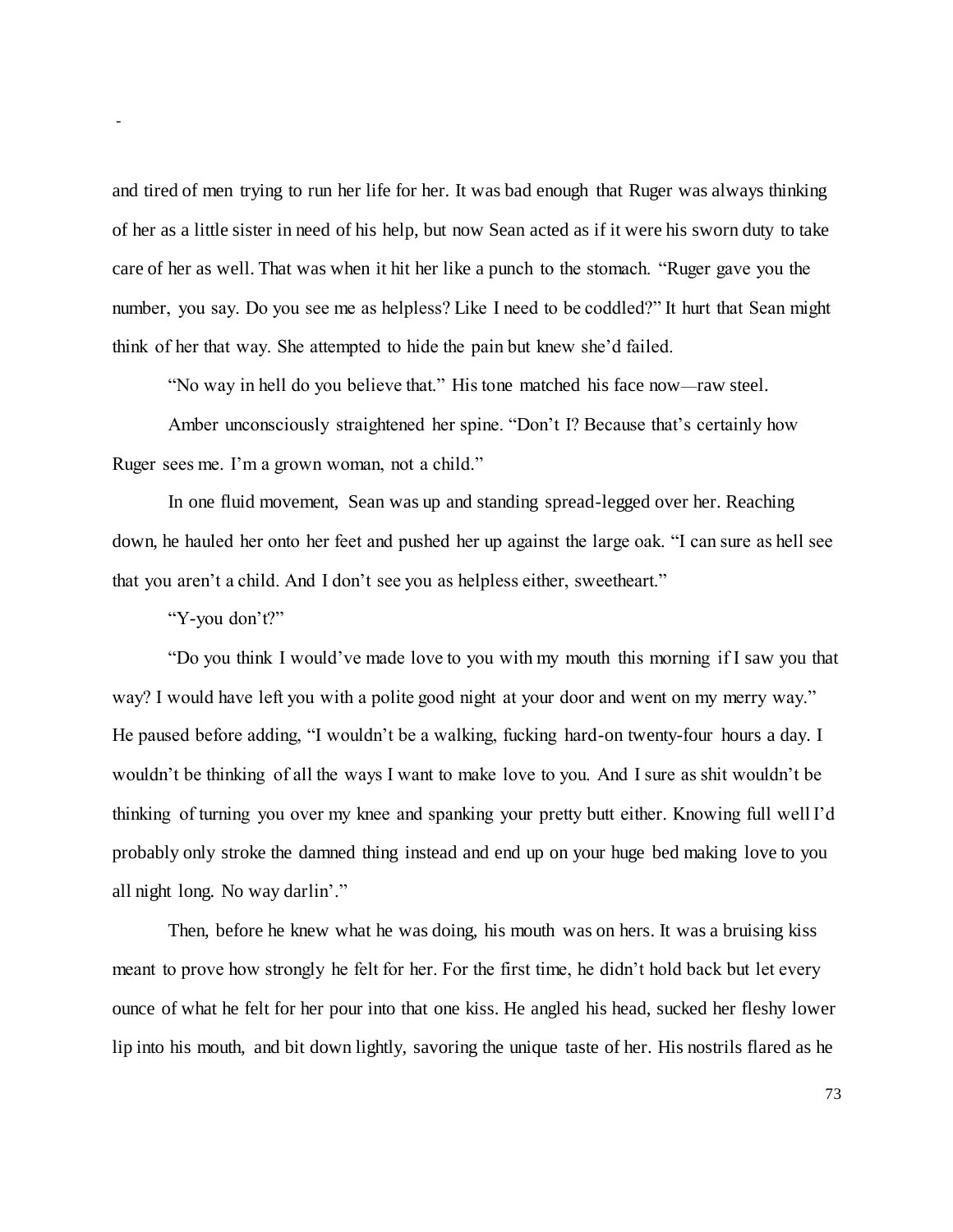and tired of men trying to run her life for her. It was bad enough that Ruger was always thinking of her as a little sister in need of his help, but now Sean acted as if it were his sworn duty to take care of her as well. That was when it hit her like a punch to the stomach. "Ruger gave you the number, you say. Do you see me as helpless? Like I need to be coddled?" It hurt that Sean might think of her that way. She attempted to hide the pain but knew she'd failed.

"No way in hell do you believe that." His tone matched his face now—raw steel.

Amber unconsciously straightened her spine. "Don't I? Because that's certainly how Ruger sees me. I'm a grown woman, not a child."

In one fluid movement, Sean was up and standing spread-legged over her. Reaching down, he hauled her onto her feet and pushed her up against the large oak. "I can sure as hell see that you aren't a child. And I don't see you as helpless either, sweetheart."

"Y-you don't?"

"Do you think I would've made love to you with my mouth this morning if I saw you that way? I would have left you with a polite good night at your door and went on my merry way." He paused before adding, "I wouldn't be a walking, fucking hard-on twenty-four hours a day. I wouldn't be thinking of all the ways I want to make love to you. And I sure as shit wouldn't be thinking of turning you over my knee and spanking your pretty butt either. Knowing full well I'd probably only stroke the damned thing instead and end up on your huge bed making love to you all night long. No way darlin'."

Then, before he knew what he was doing, his mouth was on hers. It was a bruising kiss meant to prove how strongly he felt for her. For the first time, he didn't hold back but let every ounce of what he felt for her pour into that one kiss. He angled his head, sucked her fleshy lower lip into his mouth, and bit down lightly, savoring the unique taste of her. His nostrils flared as he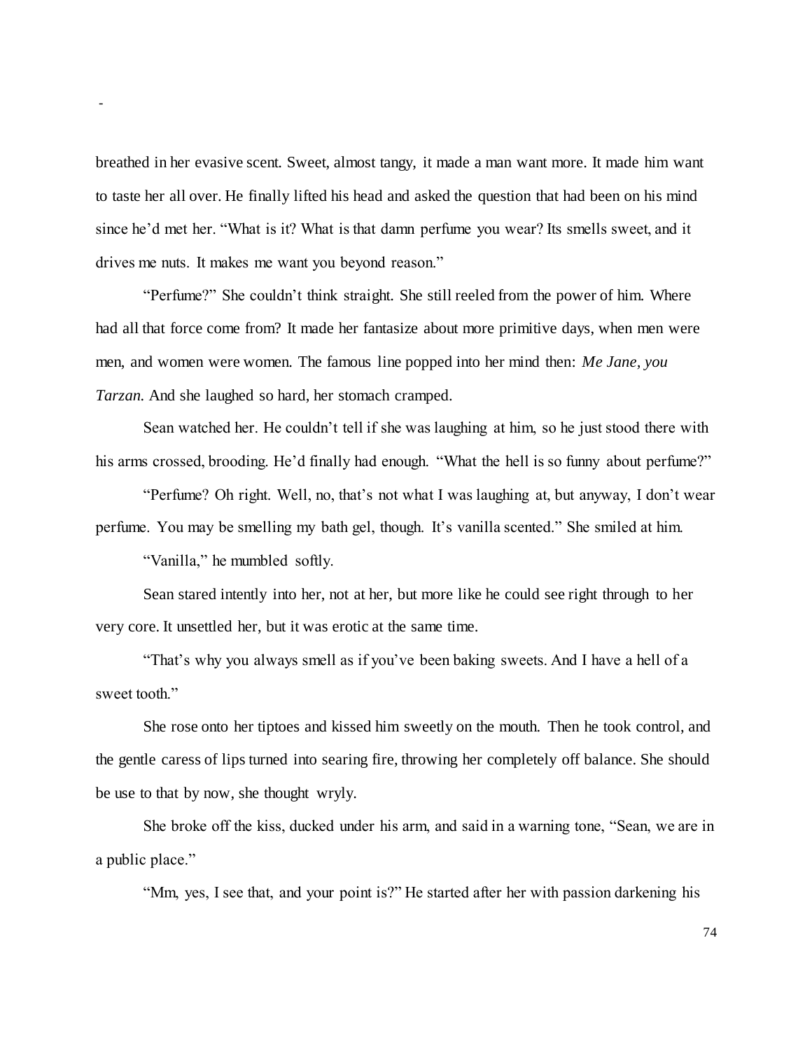breathed in her evasive scent. Sweet, almost tangy, it made a man want more. It made him want to taste her all over. He finally lifted his head and asked the question that had been on his mind since he'd met her. "What is it? What is that damn perfume you wear? Its smells sweet, and it drives me nuts. It makes me want you beyond reason."

"Perfume?" She couldn't think straight. She still reeled from the power of him. Where had all that force come from? It made her fantasize about more primitive days, when men were men, and women were women. The famous line popped into her mind then: *Me Jane, you Tarzan.* And she laughed so hard, her stomach cramped.

Sean watched her. He couldn't tell if she was laughing at him, so he just stood there with his arms crossed, brooding. He'd finally had enough. "What the hell is so funny about perfume?"

"Perfume? Oh right. Well, no, that's not what I was laughing at, but anyway, I don't wear perfume. You may be smelling my bath gel, though. It's vanilla scented." She smiled at him.

"Vanilla," he mumbled softly.

Sean stared intently into her, not at her, but more like he could see right through to her very core. It unsettled her, but it was erotic at the same time.

"That's why you always smell as if you've been baking sweets. And I have a hell of a sweet tooth."

She rose onto her tiptoes and kissed him sweetly on the mouth. Then he took control, and the gentle caress of lips turned into searing fire, throwing her completely off balance. She should be use to that by now, she thought wryly.

She broke off the kiss, ducked under his arm, and said in a warning tone, "Sean, we are in a public place."

"Mm, yes, I see that, and your point is?" He started after her with passion darkening his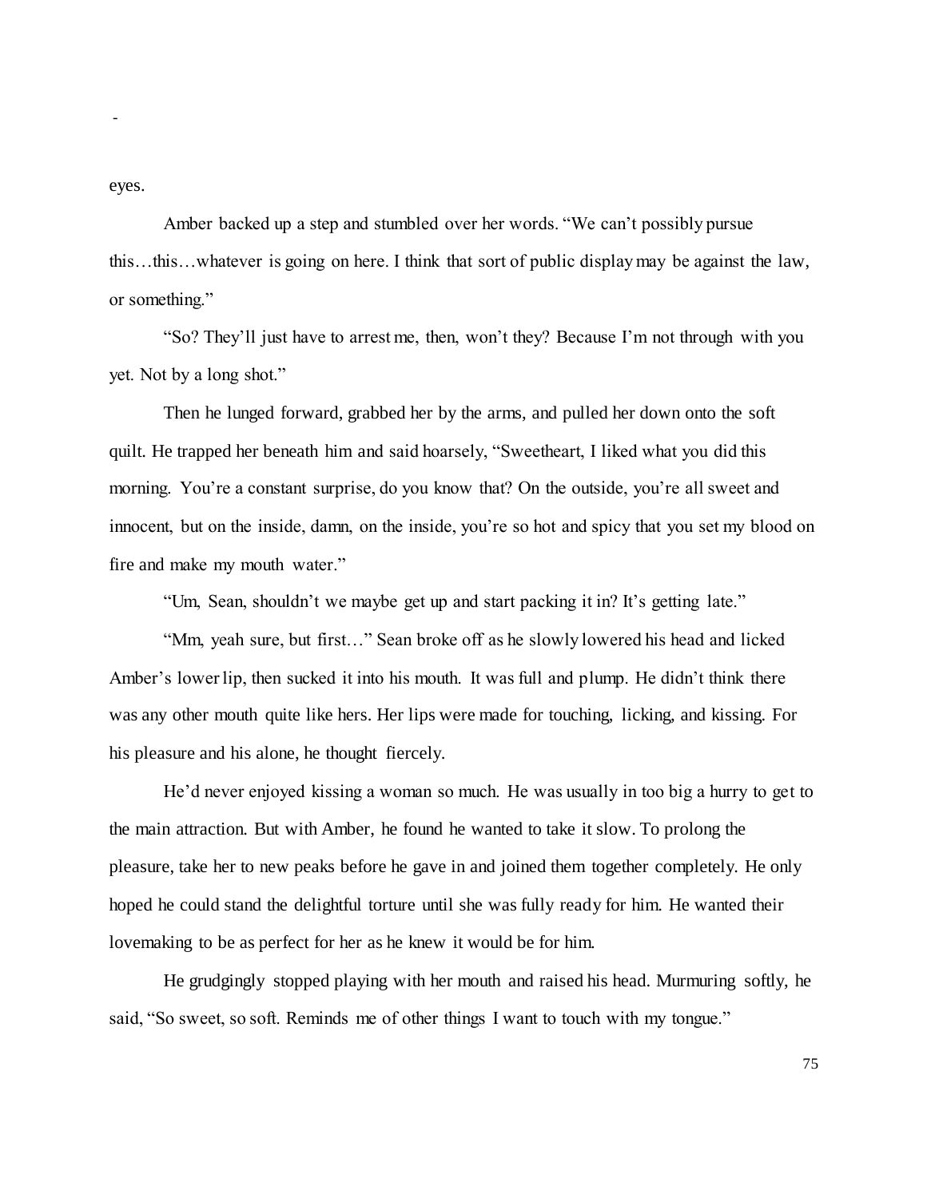eyes.

Amber backed up a step and stumbled over her words. “We can’t possibly pursue this…this…whatever is going on here. I think that sort of public display may be against the law, or something.”

“So? They’ll just have to arrest me, then, won’t they? Because I’m not through with you yet. Not by a long shot.”

Then he lunged forward, grabbed her by the arms, and pulled her down onto the soft quilt. He trapped her beneath him and said hoarsely, “Sweetheart, I liked what you did this morning. You’re a constant surprise, do you know that? On the outside, you’re all sweet and innocent, but on the inside, damn, on the inside, you’re so hot and spicy that you set my blood on fire and make my mouth water.”

“Um, Sean, shouldn’t we maybe get up and start packing it in? It’s getting late.”

“Mm, yeah sure, but first…” Sean broke off as he slowly lowered his head and licked Amber’s lower lip, then sucked it into his mouth. It was full and plump. He didn’t think there was any other mouth quite like hers. Her lips were made for touching, licking, and kissing. For his pleasure and his alone, he thought fiercely.

He’d never enjoyed kissing a woman so much. He was usually in too big a hurry to get to the main attraction. But with Amber, he found he wanted to take it slow. To prolong the pleasure, take her to new peaks before he gave in and joined them together completely. He only hoped he could stand the delightful torture until she was fully ready for him. He wanted their lovemaking to be as perfect for her as he knew it would be for him.

He grudgingly stopped playing with her mouth and raised his head. Murmuring softly, he said, “So sweet, so soft. Reminds me of other things I want to touch with my tongue.”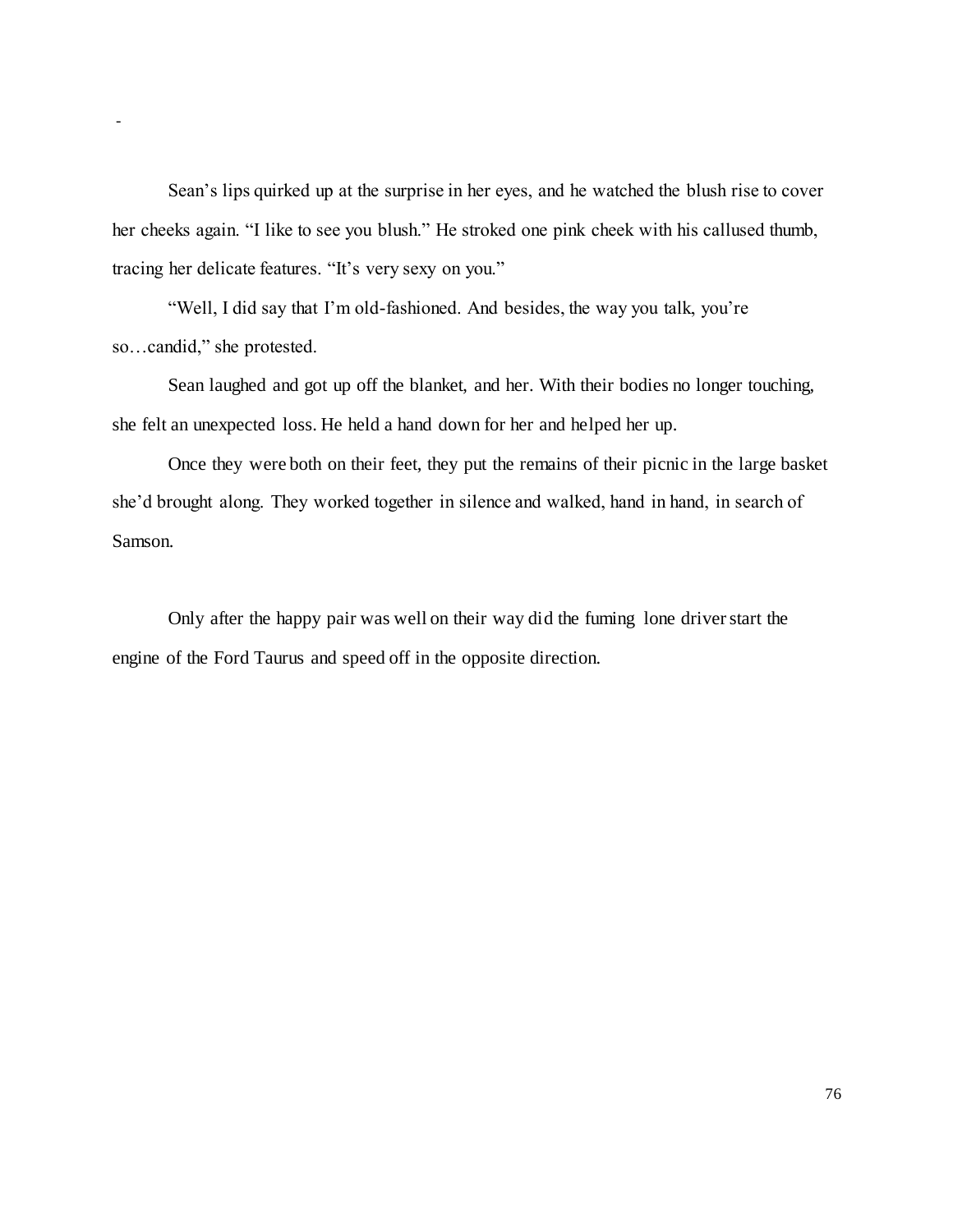-

Sean's lips quirked up at the surprise in her eyes, and he watched the blush rise to cover her cheeks again. "I like to see you blush." He stroked one pink cheek with his callused thumb, tracing her delicate features. "It's very sexy on you."

"Well, I did say that I'm old-fashioned. And besides, the way you talk, you're so…candid," she protested.

Sean laughed and got up off the blanket, and her. With their bodies no longer touching, she felt an unexpected loss. He held a hand down for her and helped her up.

Once they were both on their feet, they put the remains of their picnic in the large basket she'd brought along. They worked together in silence and walked, hand in hand, in search of Samson.

Only after the happy pair was well on their way did the fuming lone driver start the engine of the Ford Taurus and speed off in the opposite direction.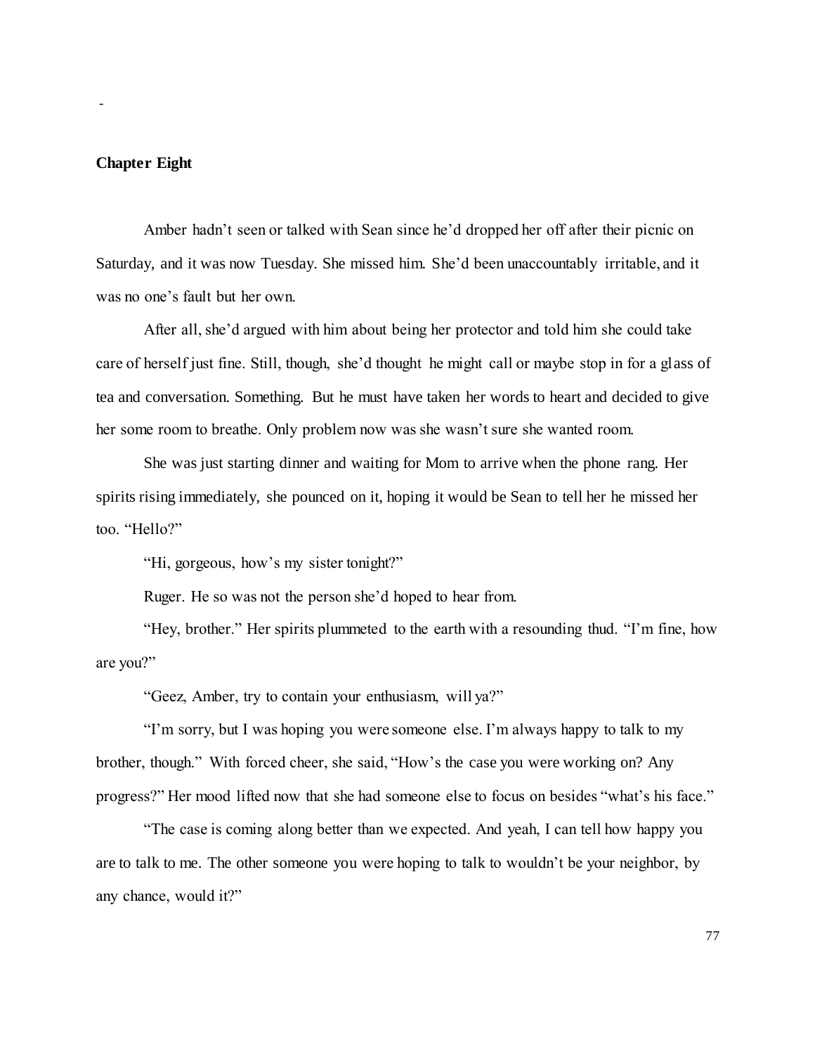## Chapter Eight

Amber hadn't seen or talked with Sean since he'd dropped her off after their picnic on Saturday, and it was now Tuesday. She missed him. She'd been unaccountably irritable, and it was no one's fault but her own.

After all, she'd argued with him about being her protector and told him she could take care of herself just fine. Still, though, she'd thought he might call or maybe stop in for a glass of tea and conversation. Something. But he must have taken her words to heart and decided to give her some room to breathe. Only problem now was she wasn't sure she wanted room.

She was just starting dinner and waiting for Mom to arrive when the phone rang. Her spirits rising immediately, she pounced on it, hoping it would be Sean to tell her he missed her too. "Hello?"

"Hi, gorgeous, how's my sister tonight?"

Ruger. He so was not the person she'd hoped to hear from.

"Hey, brother." Her spirits plummeted to the earth with a resounding thud. "I'm fine, how are you?"

"Geez, Amber, try to contain your enthusiasm, will ya?"

"I'm sorry, but I was hoping you were someone else. I'm always happy to talk to my brother, though." With forced cheer, she said, "How's the case you were working on? Any progress?" Her mood lifted now that she had someone else to focus on besides "what's his face."

"The case is coming along better than we expected. And yeah, I can tell how happy you are to talk to me. The other someone you were hoping to talk to wouldn't be your neighbor, by any chance, would it?"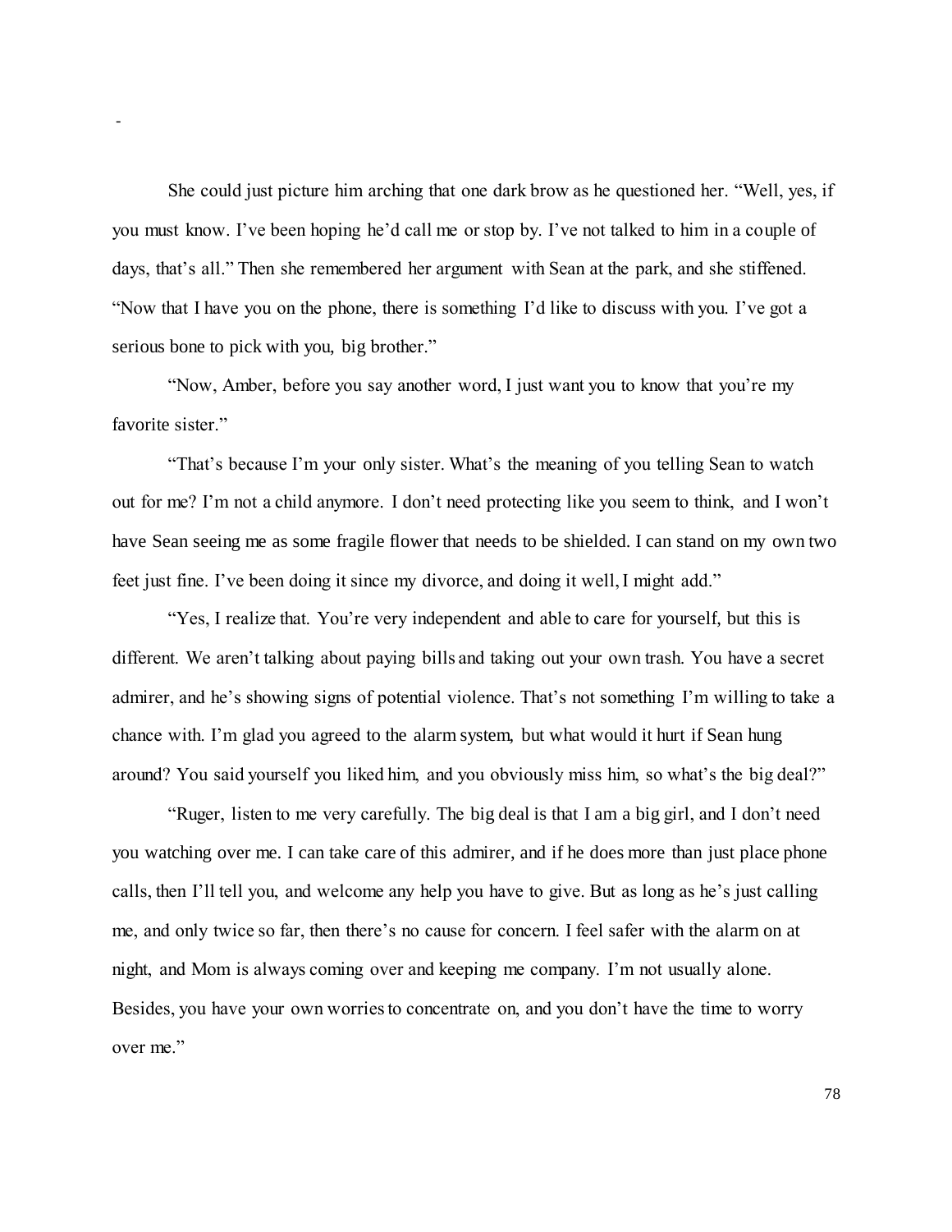She could just picture him arching that one dark brow as he questioned her. "Well, yes, if you must know. I've been hoping he'd call me or stop by. I've not talked to him in a couple of days, that's all." Then she remembered her argument with Sean at the park, and she stiffened. "Now that I have you on the phone, there is something I'd like to discuss with you. I've got a serious bone to pick with you, big brother."

"Now, Amber, before you say another word, I just want you to know that you're my favorite sister."

"That's because I'm your only sister. What's the meaning of you telling Sean to watch out for me? I'm not a child anymore. I don't need protecting like you seem to think, and I won't have Sean seeing me as some fragile flower that needs to be shielded. I can stand on my own two feet just fine. I've been doing it since my divorce, and doing it well, I might add."

"Yes, I realize that. You're very independent and able to care for yourself, but this is different. We aren't talking about paying bills and taking out your own trash. You have a secret admirer, and he's showing signs of potential violence. That's not something I'm willing to take a chance with. I'm glad you agreed to the alarm system, but what would it hurt if Sean hung around? You said yourself you liked him, and you obviously miss him, so what's the big deal?"

"Ruger, listen to me very carefully. The big deal is that I am a big girl, and I don't need you watching over me. I can take care of this admirer, and if he does more than just place phone calls, then I'll tell you, and welcome any help you have to give. But as long as he's just calling me, and only twice so far, then there's no cause for concern. I feel safer with the alarm on at night, and Mom is always coming over and keeping me company. I'm not usually alone. Besides, you have your own worries to concentrate on, and you don't have the time to worry over me."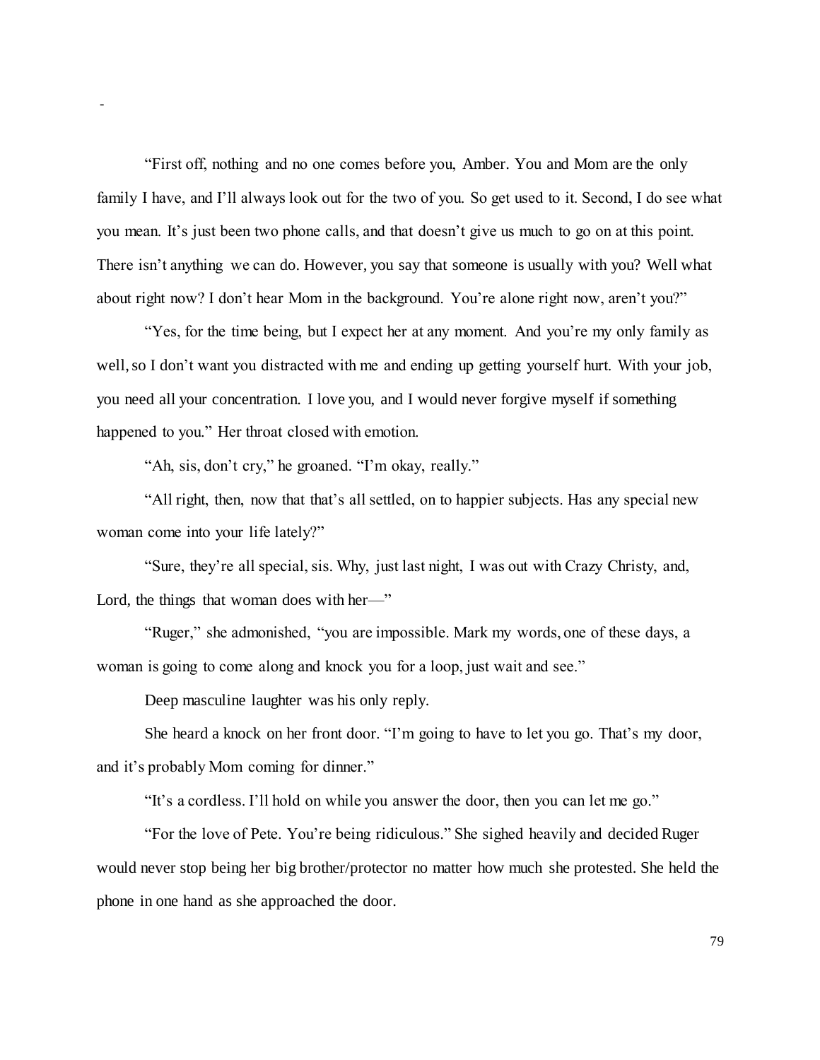-

"First off, nothing and no one comes before you, Amber. You and Mom are the only family I have, and I'll always look out for the two of you. So get used to it. Second, I do see what you mean. It's just been two phone calls, and that doesn't give us much to go on at this point. There isn't anything we can do. However, you say that someone is usually with you? Well what about right now? I don't hear Mom in the background. You're alone right now, aren't you?"

"Yes, for the time being, but I expect her at any moment. And you're my only family as well, so I don't want you distracted with me and ending up getting yourself hurt. With your job, you need all your concentration. I love you, and I would never forgive myself if something happened to you." Her throat closed with emotion.

"Ah, sis, don't cry," he groaned. "I'm okay, really."

"All right, then, now that that's all settled, on to happier subjects. Has any special new woman come into your life lately?"

"Sure, they're all special, sis. Why, just last night, I was out with Crazy Christy, and, Lord, the things that woman does with her—"

"Ruger," she admonished, "you are impossible. Mark my words, one of these days, a woman is going to come along and knock you for a loop, just wait and see."

Deep masculine laughter was his only reply.

She heard a knock on her front door. "I'm going to have to let you go. That's my door, and it's probably Mom coming for dinner."

"It's a cordless. I'll hold on while you answer the door, then you can let me go."

"For the love of Pete. You're being ridiculous." She sighed heavily and decided Ruger would never stop being her big brother/protector no matter how much she protested. She held the phone in one hand as she approached the door.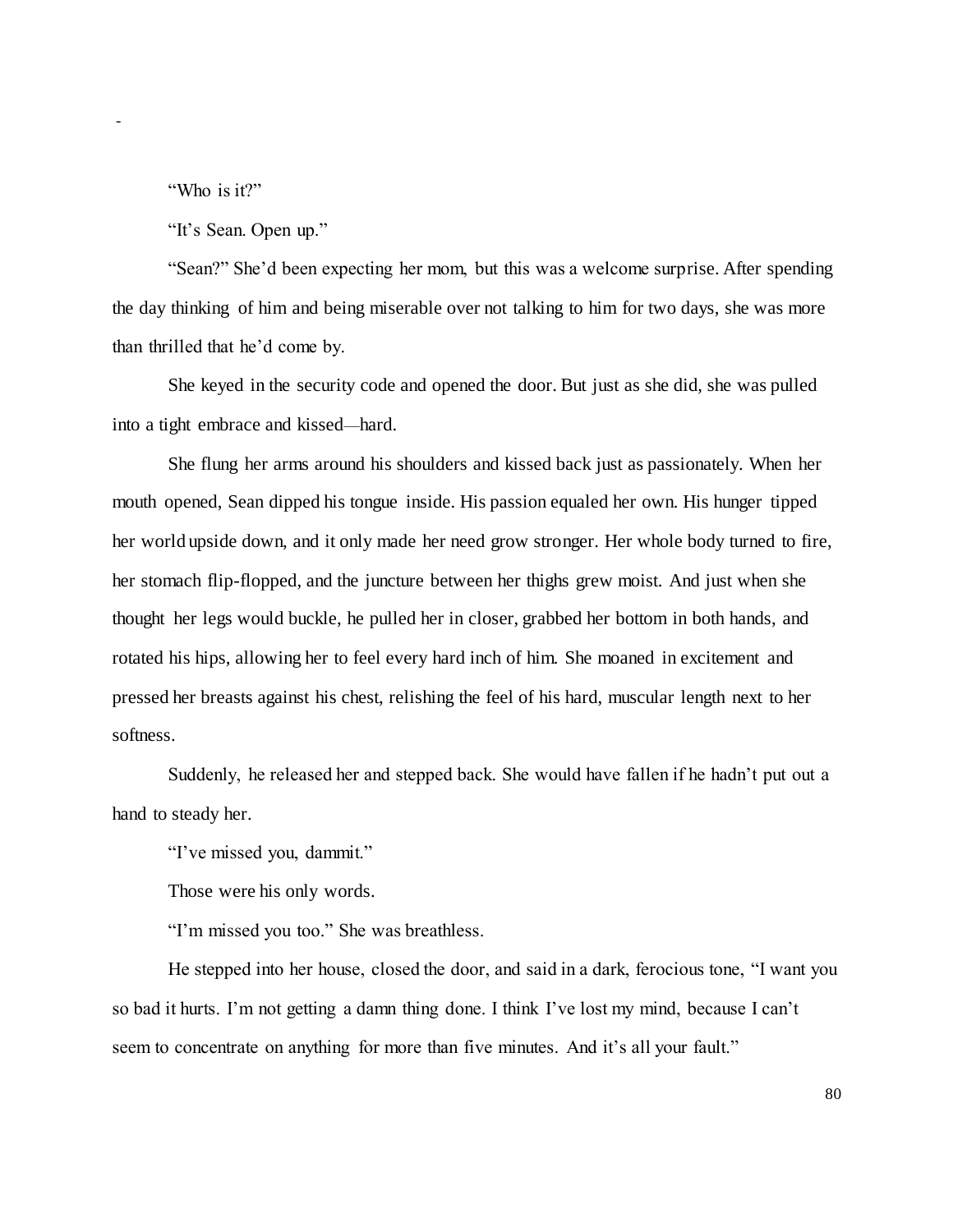-

"Who is it?"

"It's Sean. Open up."

"Sean?" She'd been expecting her mom, but this was a welcome surprise. After spending the day thinking of him and being miserable over not talking to him for two days, she was more than thrilled that he'd come by.

She keyed in the security code and opened the door. But just as she did, she was pulled into a tight embrace and kissed—hard.

She flung her arms around his shoulders and kissed back just as passionately. When her mouth opened, Sean dipped his tongue inside. His passion equaled her own. His hunger tipped her world upside down, and it only made her need grow stronger. Her whole body turned to fire, her stomach flip-flopped, and the juncture between her thighs grew moist. And just when she thought her legs would buckle, he pulled her in closer, grabbed her bottom in both hands, and rotated his hips, allowing her to feel every hard inch of him. She moaned in excitement and pressed her breasts against his chest, relishing the feel of his hard, muscular length next to her softness.

Suddenly, he released her and stepped back. She would have fallen if he hadn't put out a hand to steady her.

"I've missed you, dammit."

Those were his only words.

"I'm missed you too." She was breathless.

He stepped into her house, closed the door, and said in a dark, ferocious tone, "I want you so bad it hurts. I'm not getting a damn thing done. I think I've lost my mind, because I can't seem to concentrate on anything for more than five minutes. And it's all your fault."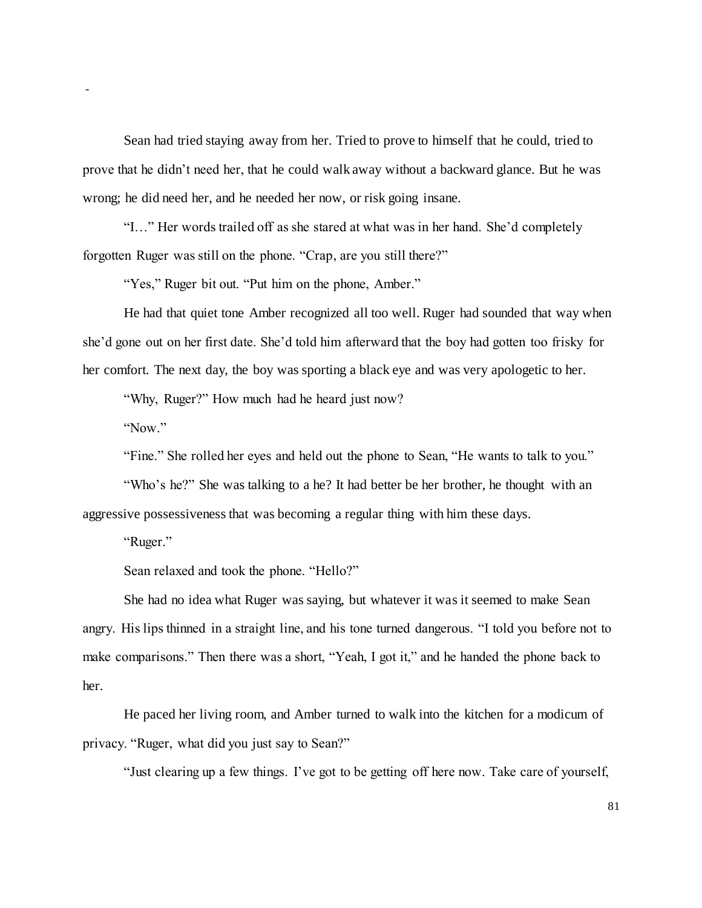-

Sean had tried staying away from her. Tried to prove to himself that he could, tried to prove that he didn't need her, that he could walk away without a backward glance. But he was wrong; he did need her, and he needed her now, or risk going insane.

"I…" Her words trailed off as she stared at what was in her hand. She'd completely forgotten Ruger was still on the phone. "Crap, are you still there?"

"Yes," Ruger bit out. "Put him on the phone, Amber."

He had that quiet tone Amber recognized all too well. Ruger had sounded that way when she'd gone out on her first date. She'd told him afterward that the boy had gotten too frisky for her comfort. The next day, the boy was sporting a black eye and was very apologetic to her.

"Why, Ruger?" How much had he heard just now?

"Now."

"Fine." She rolled her eyes and held out the phone to Sean, "He wants to talk to you."

"Who's he?" She was talking to a he? It had better be her brother, he thought with an aggressive possessiveness that was becoming a regular thing with him these days.

"Ruger."

Sean relaxed and took the phone. "Hello?"

She had no idea what Ruger was saying, but whatever it was it seemed to make Sean angry. His lips thinned in a straight line, and his tone turned dangerous. "I told you before not to make comparisons." Then there was a short, "Yeah, I got it," and he handed the phone back to her.

He paced her living room, and Amber turned to walk into the kitchen for a modicum of privacy. "Ruger, what did you just say to Sean?"

"Just clearing up a few things. I've got to be getting off here now. Take care of yourself,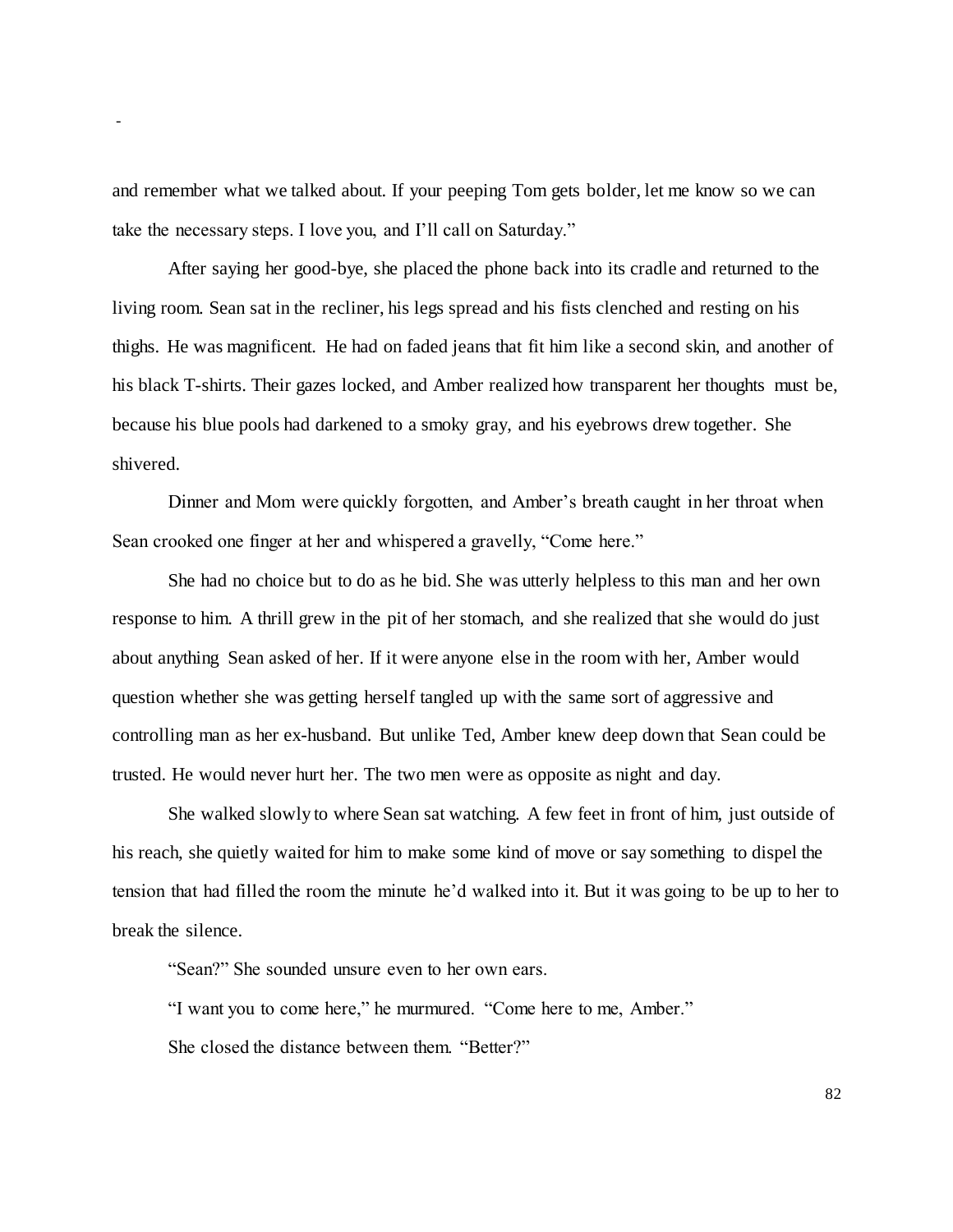and remember what we talked about. If your peeping Tom gets bolder, let me know so we can take the necessary steps. I love you, and I'll call on Saturday."

After saying her good-bye, she placed the phone back into its cradle and returned to the living room. Sean sat in the recliner, his legs spread and his fists clenched and resting on his thighs. He was magnificent. He had on faded jeans that fit him like a second skin, and another of his black T-shirts. Their gazes locked, and Amber realized how transparent her thoughts must be, because his blue pools had darkened to a smoky gray, and his eyebrows drew together. She shivered.

Dinner and Mom were quickly forgotten, and Amber's breath caught in her throat when Sean crooked one finger at her and whispered a gravelly, "Come here."

She had no choice but to do as he bid. She was utterly helpless to this man and her own response to him. A thrill grew in the pit of her stomach, and she realized that she would do just about anything Sean asked of her. If it were anyone else in the room with her, Amber would question whether she was getting herself tangled up with the same sort of aggressive and controlling man as her ex-husband. But unlike Ted, Amber knew deep down that Sean could be trusted. He would never hurt her. The two men were as opposite as night and day.

She walked slowly to where Sean sat watching. A few feet in front of him, just outside of his reach, she quietly waited for him to make some kind of move or say something to dispel the tension that had filled the room the minute he'd walked into it. But it was going to be up to her to break the silence.

"Sean?" She sounded unsure even to her own ears.

"I want you to come here," he murmured. "Come here to me, Amber."

She closed the distance between them. "Better?"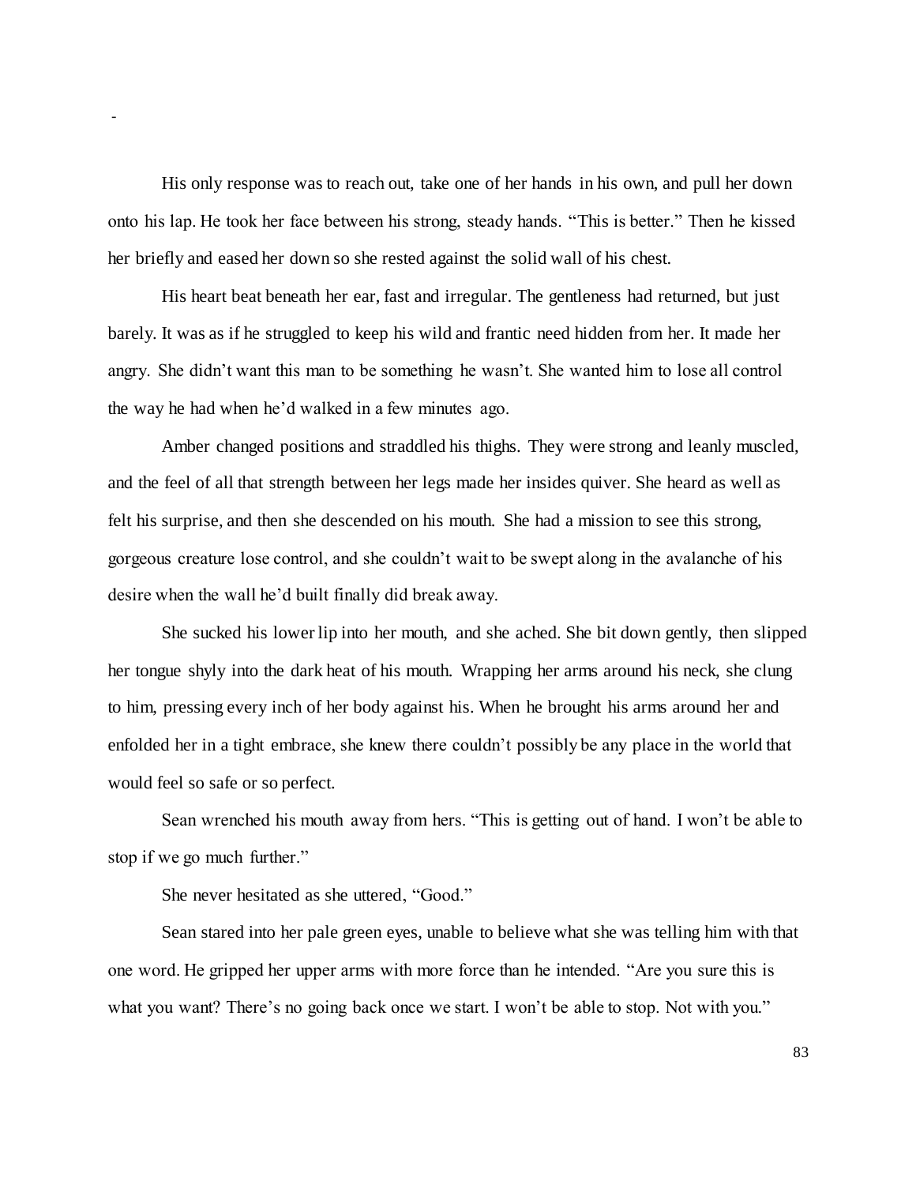His only response was to reach out, take one of her hands in his own, and pull her down onto his lap. He took her face between his strong, steady hands. "This is better." Then he kissed her briefly and eased her down so she rested against the solid wall of his chest.

His heart beat beneath her ear, fast and irregular. The gentleness had returned, but just barely. It was as if he struggled to keep his wild and frantic need hidden from her. It made her angry. She didn't want this man to be something he wasn't. She wanted him to lose all control the way he had when he'd walked in a few minutes ago.

Amber changed positions and straddled his thighs. They were strong and leanly muscled, and the feel of all that strength between her legs made her insides quiver. She heard as well as felt his surprise, and then she descended on his mouth. She had a mission to see this strong, gorgeous creature lose control, and she couldn't wait to be swept along in the avalanche of his desire when the wall he'd built finally did break away.

She sucked his lower lip into her mouth, and she ached. She bit down gently, then slipped her tongue shyly into the dark heat of his mouth. Wrapping her arms around his neck, she clung to him, pressing every inch of her body against his. When he brought his arms around her and enfolded her in a tight embrace, she knew there couldn't possibly be any place in the world that would feel so safe or so perfect.

Sean wrenched his mouth away from hers. "This is getting out of hand. I won't be able to stop if we go much further."

She never hesitated as she uttered, "Good."

Sean stared into her pale green eyes, unable to believe what she was telling him with that one word. He gripped her upper arms with more force than he intended. "Are you sure this is what you want? There's no going back once we start. I won't be able to stop. Not with you."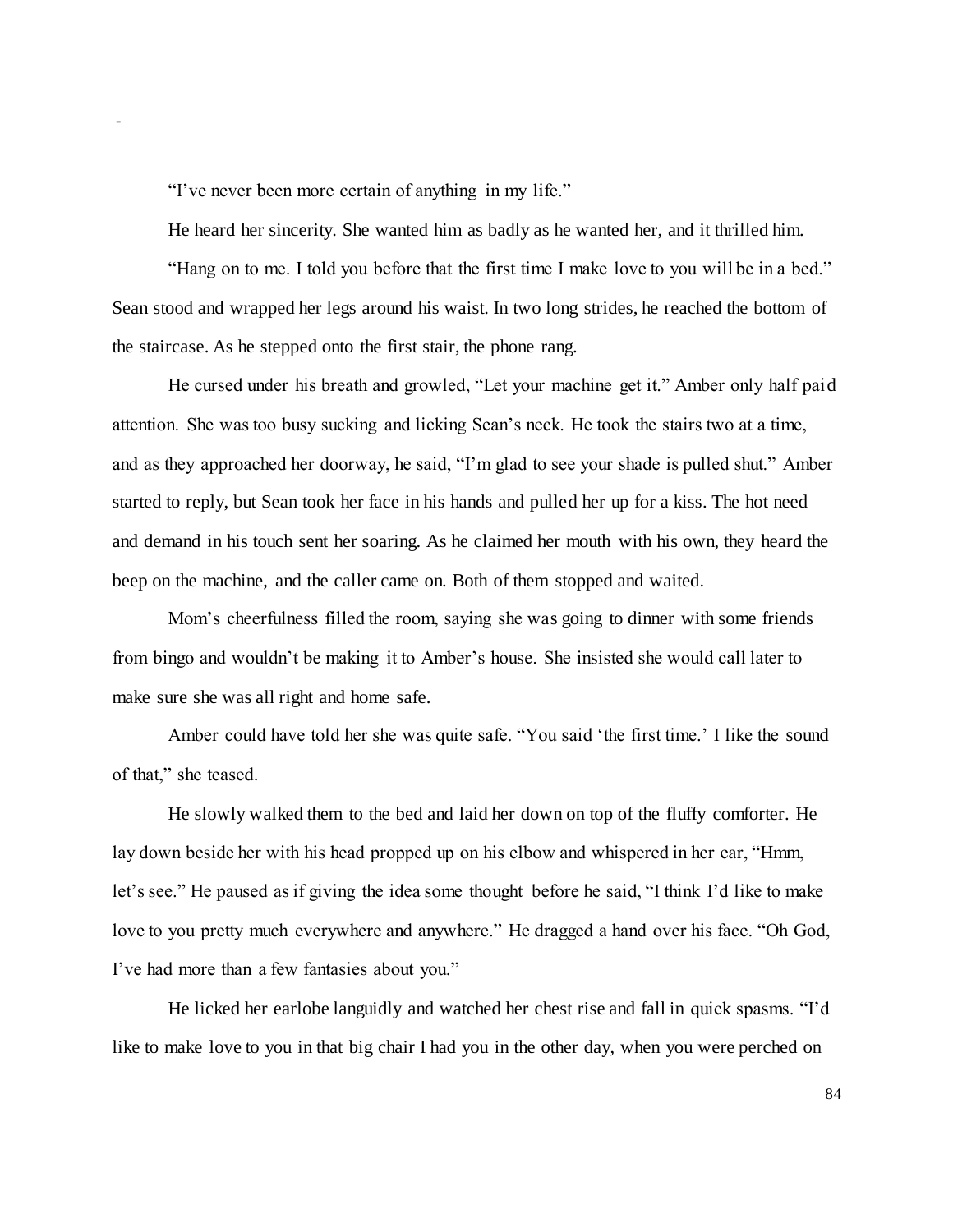"I've never been more certain of anything in my life."

He heard her sincerity. She wanted him as badly as he wanted her, and it thrilled him.

"Hang on to me. I told you before that the first time I make love to you will be in a bed." Sean stood and wrapped her legs around his waist. In two long strides, he reached the bottom of the staircase. As he stepped onto the first stair, the phone rang.

He cursed under his breath and growled, "Let your machine get it." Amber only half paid attention. She was too busy sucking and licking Sean's neck. He took the stairs two at a time, and as they approached her doorway, he said, "I'm glad to see your shade is pulled shut." Amber started to reply, but Sean took her face in his hands and pulled her up for a kiss. The hot need and demand in his touch sent her soaring. As he claimed her mouth with his own, they heard the beep on the machine, and the caller came on. Both of them stopped and waited.

Mom's cheerfulness filled the room, saying she was going to dinner with some friends from bingo and wouldn't be making it to Amber's house. She insisted she would call later to make sure she was all right and home safe.

Amber could have told her she was quite safe. "You said 'the first time.' I like the sound of that," she teased.

He slowly walked them to the bed and laid her down on top of the fluffy comforter. He lay down beside her with his head propped up on his elbow and whispered in her ear, "Hmm, let's see." He paused as if giving the idea some thought before he said, "I think I'd like to make love to you pretty much everywhere and anywhere." He dragged a hand over his face. "Oh God, I've had more than a few fantasies about you."

He licked her earlobe languidly and watched her chest rise and fall in quick spasms. "I'd like to make love to you in that big chair I had you in the other day, when you were perched on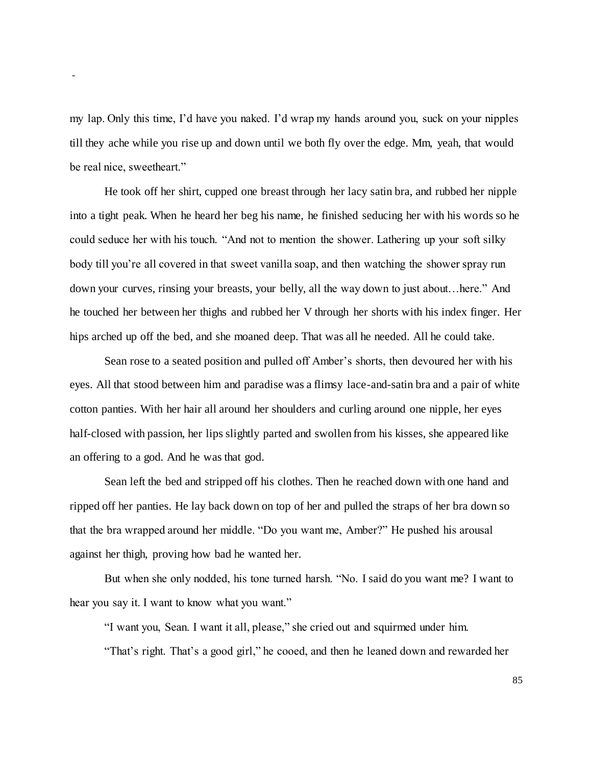my lap. Only this time, I'd have you naked. I'd wrap my hands around you, suck on your nipples till they ache while you rise up and down until we both fly over the edge. Mm, yeah, that would be real nice, sweetheart."

He took off her shirt, cupped one breast through her lacy satin bra, and rubbed her nipple into a tight peak. When he heard her beg his name, he finished seducing her with his words so he could seduce her with his touch. "And not to mention the shower. Lathering up your soft silky body till you're all covered in that sweet vanilla soap, and then watching the shower spray run down your curves, rinsing your breasts, your belly, all the way down to just about…here." And he touched her between her thighs and rubbed her V through her shorts with his index finger. Her hips arched up off the bed, and she moaned deep. That was all he needed. All he could take.

Sean rose to a seated position and pulled off Amber's shorts, then devoured her with his eyes. All that stood between him and paradise was a flimsy lace-and-satin bra and a pair of white cotton panties. With her hair all around her shoulders and curling around one nipple, her eyes half-closed with passion, her lips slightly parted and swollen from his kisses, she appeared like an offering to a god. And he was that god.

Sean left the bed and stripped off his clothes. Then he reached down with one hand and ripped off her panties. He lay back down on top of her and pulled the straps of her bra down so that the bra wrapped around her middle. "Do you want me, Amber?" He pushed his arousal against her thigh, proving how bad he wanted her.

But when she only nodded, his tone turned harsh. "No. I said do you want me? I want to hear you say it. I want to know what you want."

"I want you, Sean. I want it all, please," she cried out and squirmed under him.

"That's right. That's a good girl," he cooed, and then he leaned down and rewarded her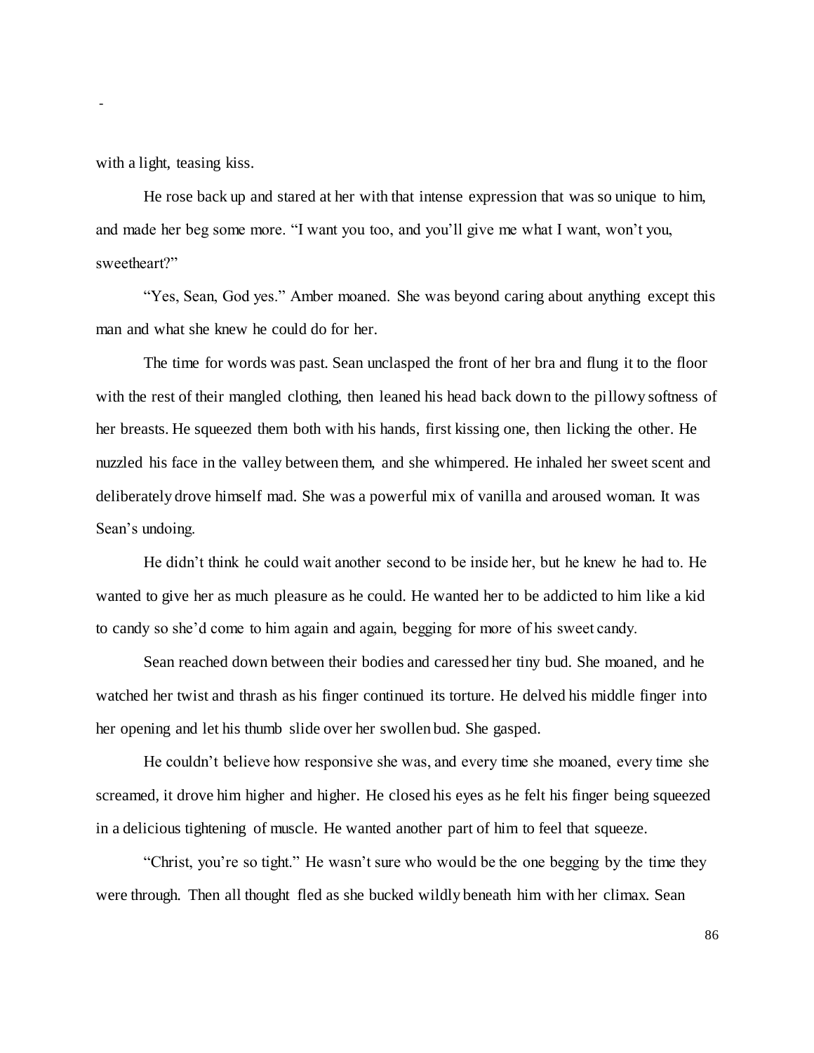with a light, teasing kiss.

He rose back up and stared at her with that intense expression that was so unique to him, and made her beg some more. "I want you too, and you'll give me what I want, won't you, sweetheart?"

"Yes, Sean, God yes." Amber moaned. She was beyond caring about anything except this man and what she knew he could do for her.

The time for words was past. Sean unclasped the front of her bra and flung it to the floor with the rest of their mangled clothing, then leaned his head back down to the pillowy softness of her breasts. He squeezed them both with his hands, first kissing one, then licking the other. He nuzzled his face in the valley between them, and she whimpered. He inhaled her sweet scent and deliberately drove himself mad. She was a powerful mix of vanilla and aroused woman. It was Sean's undoing.

He didn't think he could wait another second to be inside her, but he knew he had to. He wanted to give her as much pleasure as he could. He wanted her to be addicted to him like a kid to candy so she'd come to him again and again, begging for more of his sweet candy.

Sean reached down between their bodies and caressed her tiny bud. She moaned, and he watched her twist and thrash as his finger continued its torture. He delved his middle finger into her opening and let his thumb slide over her swollen bud. She gasped.

He couldn't believe how responsive she was, and every time she moaned, every time she screamed, it drove him higher and higher. He closed his eyes as he felt his finger being squeezed in a delicious tightening of muscle. He wanted another part of him to feel that squeeze.

"Christ, you're so tight." He wasn't sure who would be the one begging by the time they were through. Then all thought fled as she bucked wildly beneath him with her climax. Sean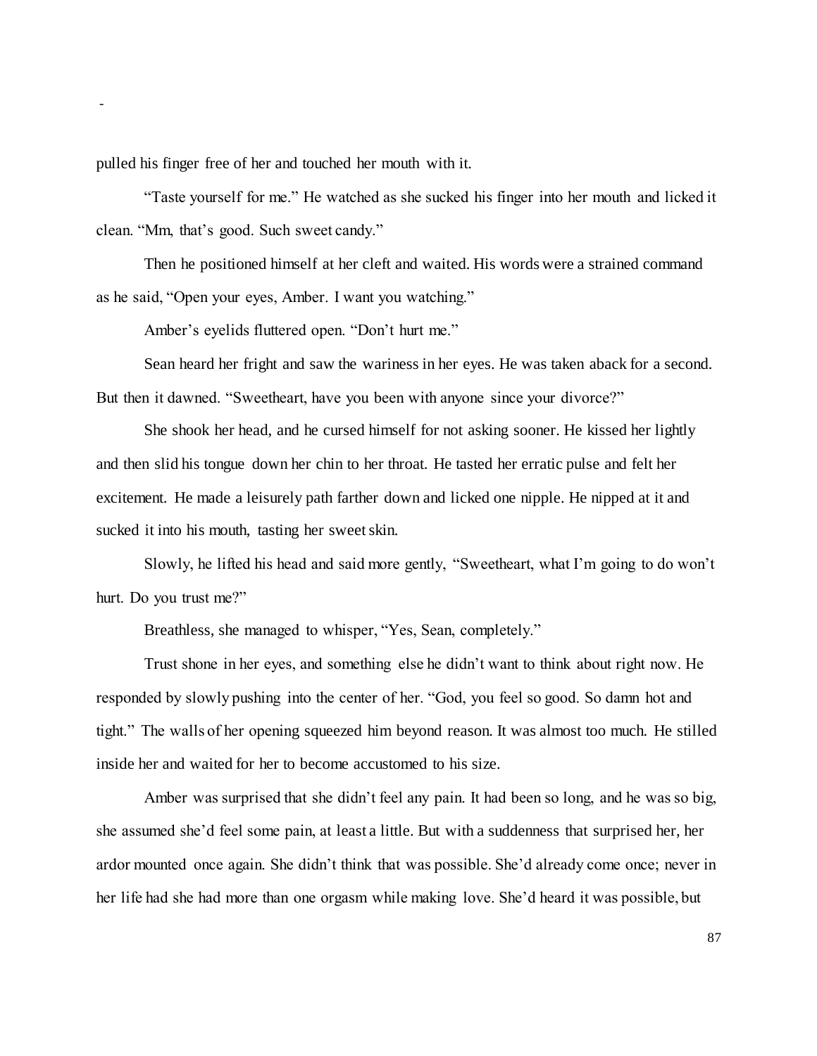pulled his finger free of her and touched her mouth with it.

"Taste yourself for me." He watched as she sucked his finger into her mouth and licked it clean. "Mm, that's good. Such sweet candy."

Then he positioned himself at her cleft and waited. His words were a strained command as he said, "Open your eyes, Amber. I want you watching."

Amber's eyelids fluttered open. "Don't hurt me."

Sean heard her fright and saw the wariness in her eyes. He was taken aback for a second. But then it dawned. "Sweetheart, have you been with anyone since your divorce?"

She shook her head, and he cursed himself for not asking sooner. He kissed her lightly and then slid his tongue down her chin to her throat. He tasted her erratic pulse and felt her excitement. He made a leisurely path farther down and licked one nipple. He nipped at it and sucked it into his mouth, tasting her sweet skin.

Slowly, he lifted his head and said more gently, "Sweetheart, what I'm going to do won't hurt. Do you trust me?"

Breathless, she managed to whisper, "Yes, Sean, completely."

Trust shone in her eyes, and something else he didn't want to think about right now. He responded by slowly pushing into the center of her. "God, you feel so good. So damn hot and tight." The walls of her opening squeezed him beyond reason. It was almost too much. He stilled inside her and waited for her to become accustomed to his size.

Amber was surprised that she didn't feel any pain. It had been so long, and he was so big, she assumed she'd feel some pain, at least a little. But with a suddenness that surprised her, her ardor mounted once again. She didn't think that was possible. She'd already come once; never in her life had she had more than one orgasm while making love. She'd heard it was possible, but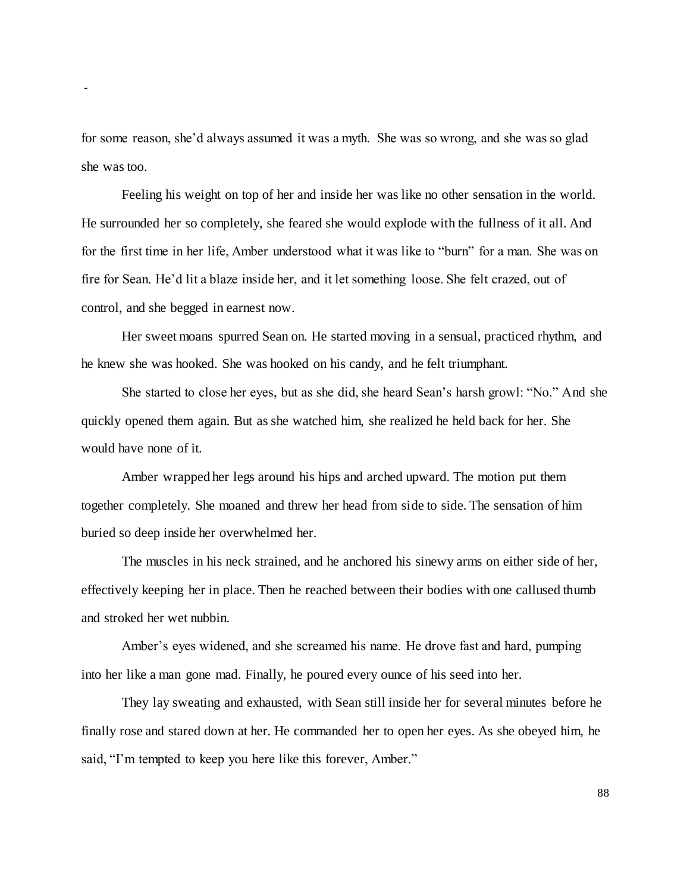for some reason, she'd always assumed it was a myth. She was so wrong, and she was so glad she was too.

Feeling his weight on top of her and inside her was like no other sensation in the world. He surrounded her so completely, she feared she would explode with the fullness of it all. And for the first time in her life, Amber understood what it was like to "burn" for a man. She was on fire for Sean. He'd lit a blaze inside her, and it let something loose. She felt crazed, out of control, and she begged in earnest now.

Her sweet moans spurred Sean on. He started moving in a sensual, practiced rhythm, and he knew she was hooked. She was hooked on his candy, and he felt triumphant.

She started to close her eyes, but as she did, she heard Sean's harsh growl: "No." And she quickly opened them again. But as she watched him, she realized he held back for her. She would have none of it.

Amber wrapped her legs around his hips and arched upward. The motion put them together completely. She moaned and threw her head from side to side. The sensation of him buried so deep inside her overwhelmed her.

The muscles in his neck strained, and he anchored his sinewy arms on either side of her, effectively keeping her in place. Then he reached between their bodies with one callused thumb and stroked her wet nubbin.

Amber's eyes widened, and she screamed his name. He drove fast and hard, pumping into her like a man gone mad. Finally, he poured every ounce of his seed into her.

They lay sweating and exhausted, with Sean still inside her for several minutes before he finally rose and stared down at her. He commanded her to open her eyes. As she obeyed him, he said, "I'm tempted to keep you here like this forever, Amber."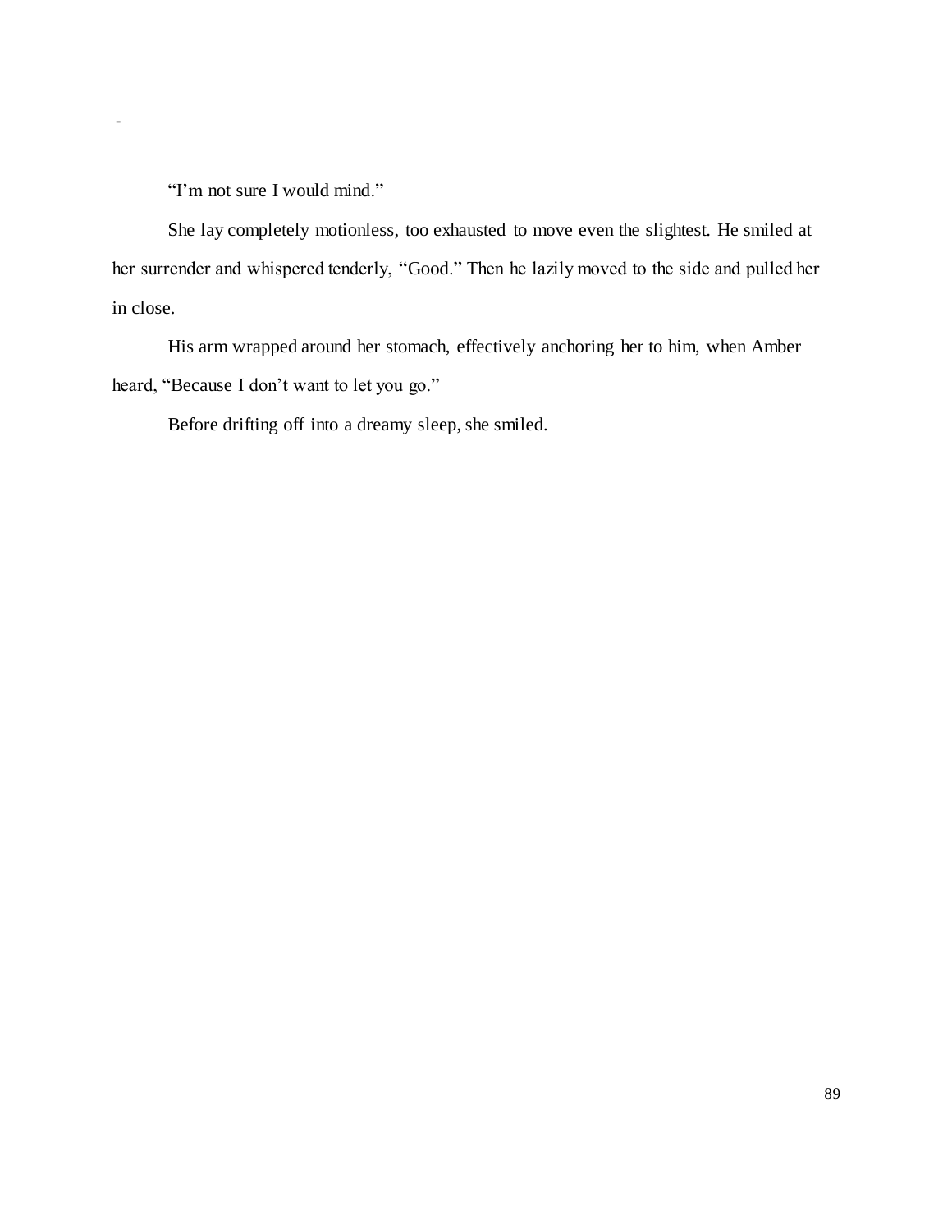-

“I’m not sure I would mind.”

She lay completely motionless, too exhausted to move even the slightest. He smiled at her surrender and whispered tenderly, “Good.” Then he lazily moved to the side and pulled her in close.

His arm wrapped around her stomach, effectively anchoring her to him, when Amber heard, “Because I don’t want to let you go.”

Before drifting off into a dreamy sleep, she smiled.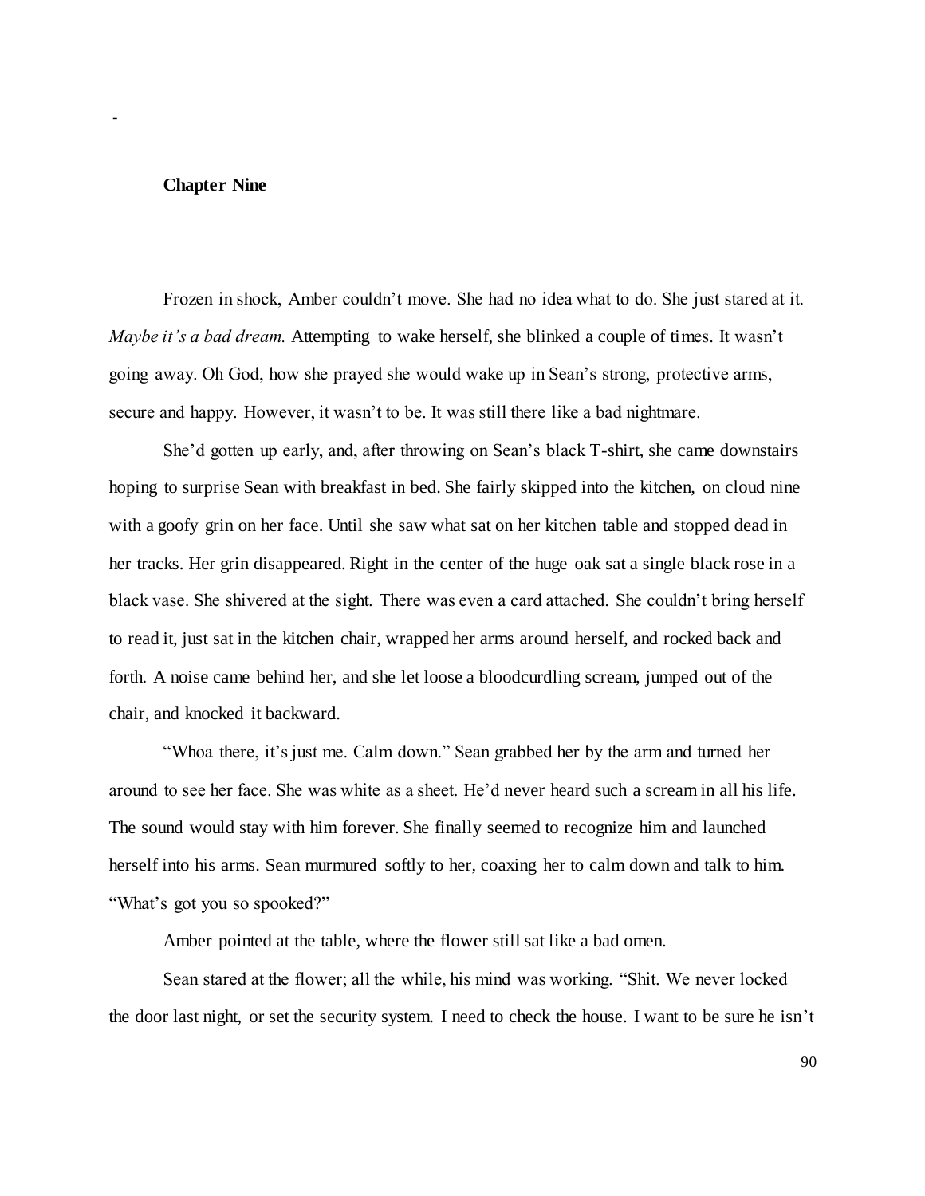## Chapter Nine

Frozen in shock, Amber couldn't move. She had no idea what to do. She just stared at it. *Maybe it's a bad dream.* Attempting to wake herself, she blinked a couple of times. It wasn't going away. Oh God, how she prayed she would wake up in Sean's strong, protective arms, secure and happy. However, it wasn't to be. It was still there like a bad nightmare.

She'd gotten up early, and, after throwing on Sean's black T-shirt, she came downstairs hoping to surprise Sean with breakfast in bed. She fairly skipped into the kitchen, on cloud nine with a goofy grin on her face. Until she saw what sat on her kitchen table and stopped dead in her tracks. Her grin disappeared. Right in the center of the huge oak sat a single black rose in a black vase. She shivered at the sight. There was even a card attached. She couldn't bring herself to read it, just sat in the kitchen chair, wrapped her arms around herself, and rocked back and forth. A noise came behind her, and she let loose a bloodcurdling scream, jumped out of the chair, and knocked it backward.

"Whoa there, it's just me. Calm down." Sean grabbed her by the arm and turned her around to see her face. She was white as a sheet. He'd never heard such a scream in all his life. The sound would stay with him forever. She finally seemed to recognize him and launched herself into his arms. Sean murmured softly to her, coaxing her to calm down and talk to him. "What's got you so spooked?"

Amber pointed at the table, where the flower still sat like a bad omen.

Sean stared at the flower; all the while, his mind was working. "Shit. We never locked the door last night, or set the security system. I need to check the house. I want to be sure he isn't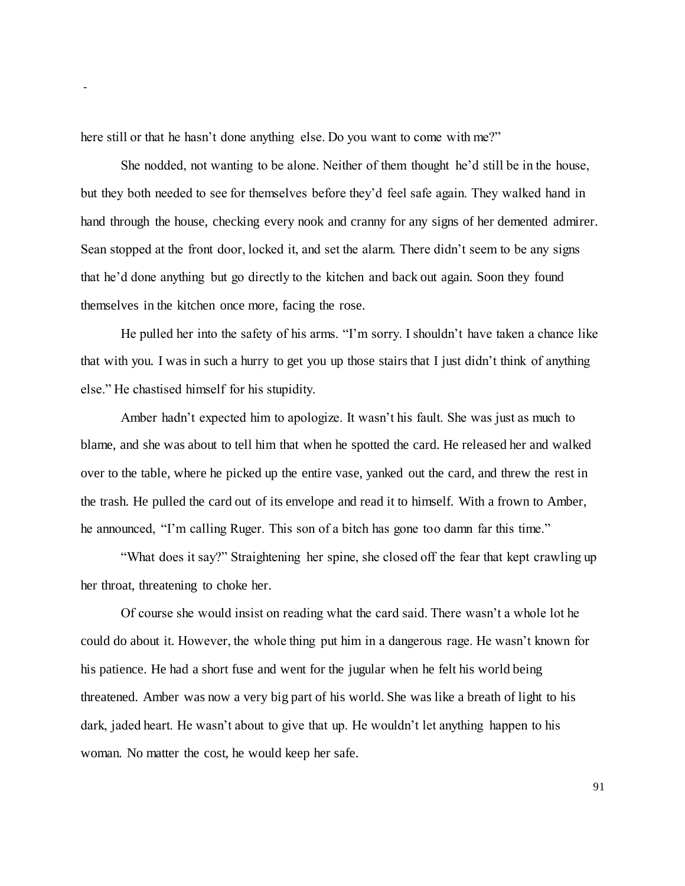here still or that he hasn't done anything else. Do you want to come with me?"

She nodded, not wanting to be alone. Neither of them thought he'd still be in the house, but they both needed to see for themselves before they'd feel safe again. They walked hand in hand through the house, checking every nook and cranny for any signs of her demented admirer. Sean stopped at the front door, locked it, and set the alarm. There didn't seem to be any signs that he'd done anything but go directly to the kitchen and back out again. Soon they found themselves in the kitchen once more, facing the rose.

He pulled her into the safety of his arms. "I'm sorry. I shouldn't have taken a chance like that with you. I was in such a hurry to get you up those stairs that I just didn't think of anything else." He chastised himself for his stupidity.

Amber hadn't expected him to apologize. It wasn't his fault. She was just as much to blame, and she was about to tell him that when he spotted the card. He released her and walked over to the table, where he picked up the entire vase, yanked out the card, and threw the rest in the trash. He pulled the card out of its envelope and read it to himself. With a frown to Amber, he announced, "I'm calling Ruger. This son of a bitch has gone too damn far this time."

"What does it say?" Straightening her spine, she closed off the fear that kept crawling up her throat, threatening to choke her.

Of course she would insist on reading what the card said. There wasn't a whole lot he could do about it. However, the whole thing put him in a dangerous rage. He wasn't known for his patience. He had a short fuse and went for the jugular when he felt his world being threatened. Amber was now a very big part of his world. She was like a breath of light to his dark, jaded heart. He wasn't about to give that up. He wouldn't let anything happen to his woman. No matter the cost, he would keep her safe.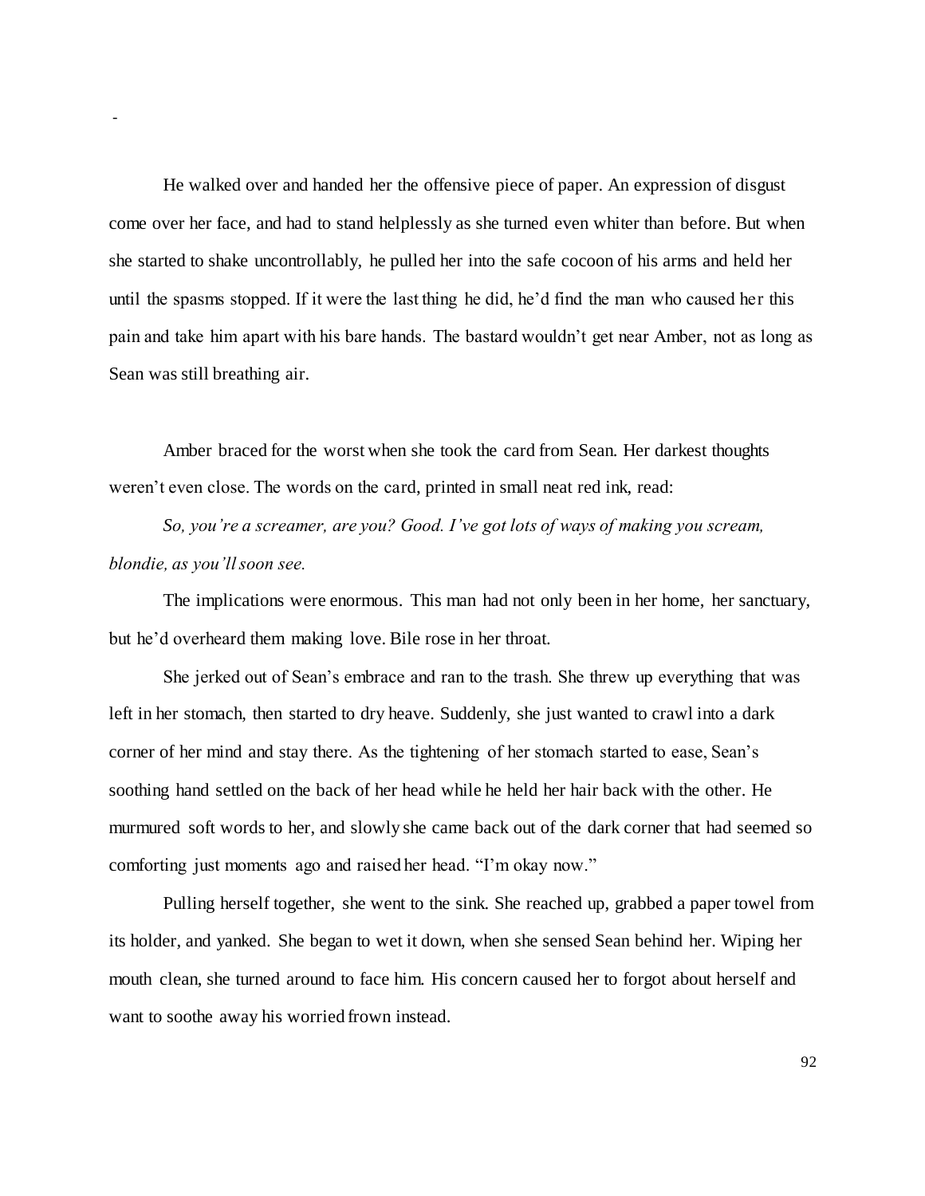-

He walked over and handed her the offensive piece of paper. An expression of disgust come over her face, and had to stand helplessly as she turned even whiter than before. But when she started to shake uncontrollably, he pulled her into the safe cocoon of his arms and held her until the spasms stopped. If it were the last thing he did, he'd find the man who caused her this pain and take him apart with his bare hands. The bastard wouldn't get near Amber, not as long as Sean was still breathing air.

Amber braced for the worst when she took the card from Sean. Her darkest thoughts weren't even close. The words on the card, printed in small neat red ink, read:

*So, you're a screamer, are you? Good. I've got lots of ways of making you scream, blondie, as you'll soon see.*

The implications were enormous. This man had not only been in her home, her sanctuary, but he'd overheard them making love. Bile rose in her throat.

She jerked out of Sean's embrace and ran to the trash. She threw up everything that was left in her stomach, then started to dry heave. Suddenly, she just wanted to crawl into a dark corner of her mind and stay there. As the tightening of her stomach started to ease, Sean's soothing hand settled on the back of her head while he held her hair back with the other. He murmured soft words to her, and slowly she came back out of the dark corner that had seemed so comforting just moments ago and raised her head. "I'm okay now."

Pulling herself together, she went to the sink. She reached up, grabbed a paper towel from its holder, and yanked. She began to wet it down, when she sensed Sean behind her. Wiping her mouth clean, she turned around to face him. His concern caused her to forgot about herself and want to soothe away his worried frown instead.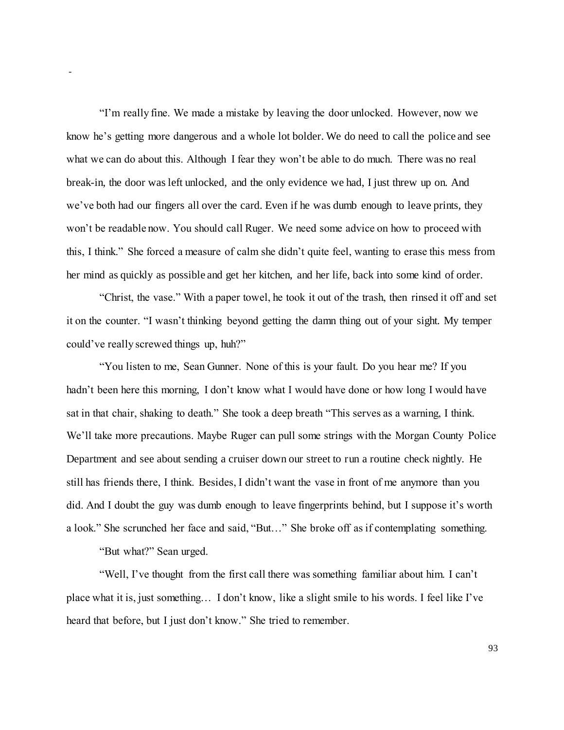"I'm really fine. We made a mistake by leaving the door unlocked. However, now we know he's getting more dangerous and a whole lot bolder. We do need to call the police and see what we can do about this. Although I fear they won't be able to do much. There was no real break-in, the door was left unlocked, and the only evidence we had, I just threw up on. And we've both had our fingers all over the card. Even if he was dumb enough to leave prints, they won't be readable now. You should call Ruger. We need some advice on how to proceed with this, I think." She forced a measure of calm she didn't quite feel, wanting to erase this mess from her mind as quickly as possible and get her kitchen, and her life, back into some kind of order.

"Christ, the vase." With a paper towel, he took it out of the trash, then rinsed it off and set it on the counter. "I wasn't thinking beyond getting the damn thing out of your sight. My temper could've really screwed things up, huh?"

"You listen to me, Sean Gunner. None of this is your fault. Do you hear me? If you hadn't been here this morning, I don't know what I would have done or how long I would have sat in that chair, shaking to death." She took a deep breath "This serves as a warning, I think. We'll take more precautions. Maybe Ruger can pull some strings with the Morgan County Police Department and see about sending a cruiser down our street to run a routine check nightly. He still has friends there, I think. Besides, I didn't want the vase in front of me anymore than you did. And I doubt the guy was dumb enough to leave fingerprints behind, but I suppose it's worth a look." She scrunched her face and said, "But…" She broke off as if contemplating something.

"But what?" Sean urged.

"Well, I've thought from the first call there was something familiar about him. I can't place what it is, just something… I don't know, like a slight smile to his words. I feel like I've heard that before, but I just don't know." She tried to remember.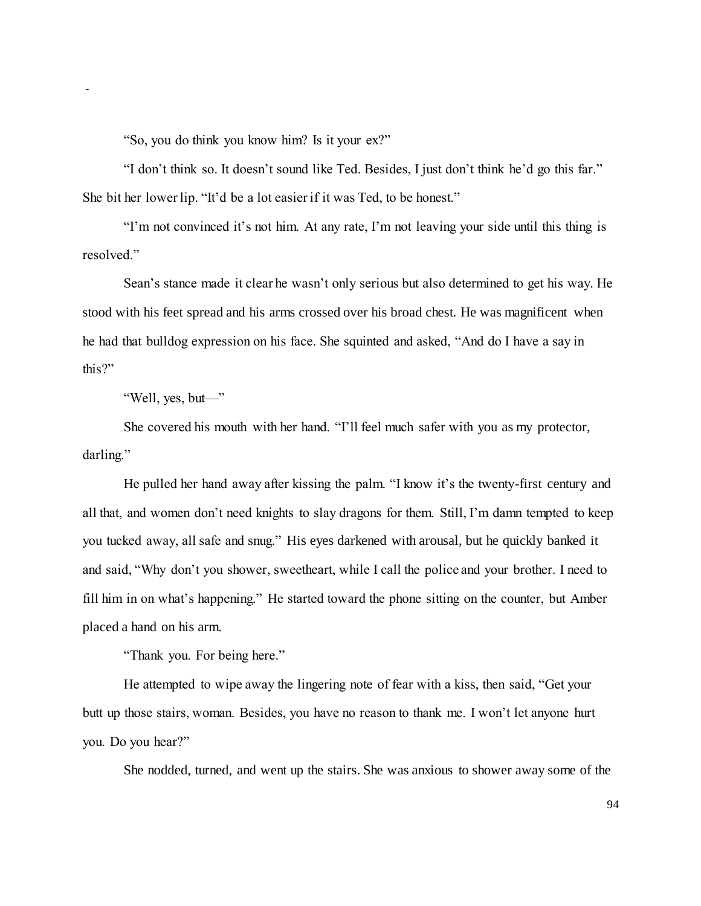-

“So, you do think you know him? Is it your ex?”

“I don’t think so. It doesn’t sound like Ted. Besides, I just don’t think he’d go this far.” She bit her lower lip. “It’d be a lot easier if it was Ted, to be honest.”

“I’m not convinced it’s not him. At any rate, I’m not leaving your side until this thing is resolved.”

Sean’s stance made it clear he wasn’t only serious but also determined to get his way. He stood with his feet spread and his arms crossed over his broad chest. He was magnificent when he had that bulldog expression on his face. She squinted and asked, “And do I have a say in this?”

“Well, yes, but—”

She covered his mouth with her hand. “I’ll feel much safer with you as my protector, darling.”

He pulled her hand away after kissing the palm. “I know it’s the twenty-first century and all that, and women don’t need knights to slay dragons for them. Still, I’m damn tempted to keep you tucked away, all safe and snug.” His eyes darkened with arousal, but he quickly banked it and said, “Why don’t you shower, sweetheart, while I call the police and your brother. I need to fill him in on what’s happening.” He started toward the phone sitting on the counter, but Amber placed a hand on his arm.

“Thank you. For being here.”

He attempted to wipe away the lingering note of fear with a kiss, then said, “Get your butt up those stairs, woman. Besides, you have no reason to thank me. I won’t let anyone hurt you. Do you hear?”

She nodded, turned, and went up the stairs. She was anxious to shower away some of the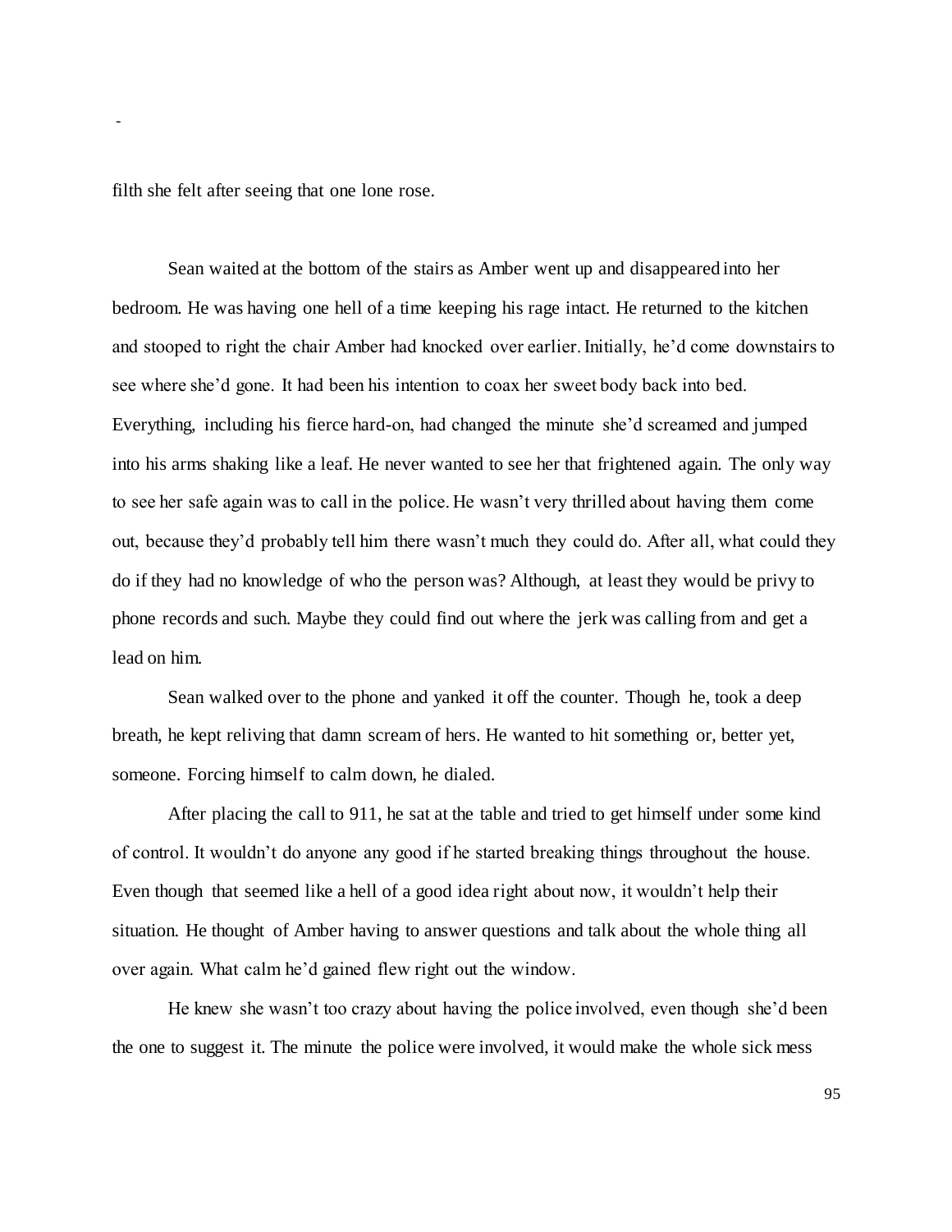filth she felt after seeing that one lone rose.

Sean waited at the bottom of the stairs as Amber went up and disappeared into her bedroom. He was having one hell of a time keeping his rage intact. He returned to the kitchen and stooped to right the chair Amber had knocked over earlier. Initially, he'd come downstairs to see where she'd gone. It had been his intention to coax her sweet body back into bed. Everything, including his fierce hard-on, had changed the minute she'd screamed and jumped into his arms shaking like a leaf. He never wanted to see her that frightened again. The only way to see her safe again was to call in the police. He wasn't very thrilled about having them come out, because they'd probably tell him there wasn't much they could do. After all, what could they do if they had no knowledge of who the person was? Although, at least they would be privy to phone records and such. Maybe they could find out where the jerk was calling from and get a lead on him.

Sean walked over to the phone and yanked it off the counter. Though he, took a deep breath, he kept reliving that damn scream of hers. He wanted to hit something or, better yet, someone. Forcing himself to calm down, he dialed.

After placing the call to 911, he sat at the table and tried to get himself under some kind of control. It wouldn't do anyone any good if he started breaking things throughout the house. Even though that seemed like a hell of a good idea right about now, it wouldn't help their situation. He thought of Amber having to answer questions and talk about the whole thing all over again. What calm he'd gained flew right out the window.

He knew she wasn't too crazy about having the police involved, even though she'd been the one to suggest it. The minute the police were involved, it would make the whole sick mess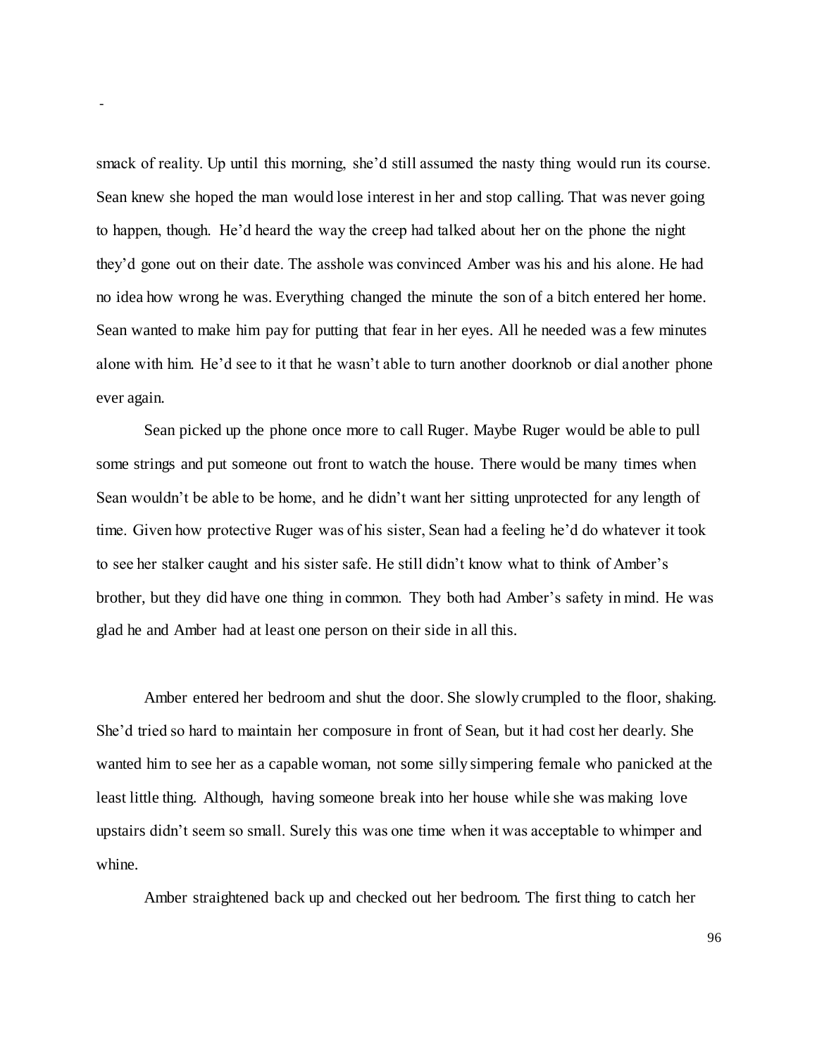smack of reality. Up until this morning, she'd still assumed the nasty thing would run its course. Sean knew she hoped the man would lose interest in her and stop calling. That was never going to happen, though. He'd heard the way the creep had talked about her on the phone the night they'd gone out on their date. The asshole was convinced Amber was his and his alone. He had no idea how wrong he was. Everything changed the minute the son of a bitch entered her home. Sean wanted to make him pay for putting that fear in her eyes. All he needed was a few minutes alone with him. He'd see to it that he wasn't able to turn another doorknob or dial another phone ever again.

Sean picked up the phone once more to call Ruger. Maybe Ruger would be able to pull some strings and put someone out front to watch the house. There would be many times when Sean wouldn't be able to be home, and he didn't want her sitting unprotected for any length of time. Given how protective Ruger was of his sister, Sean had a feeling he'd do whatever it took to see her stalker caught and his sister safe. He still didn't know what to think of Amber's brother, but they did have one thing in common. They both had Amber's safety in mind. He was glad he and Amber had at least one person on their side in all this.

Amber entered her bedroom and shut the door. She slowly crumpled to the floor, shaking. She'd tried so hard to maintain her composure in front of Sean, but it had cost her dearly. She wanted him to see her as a capable woman, not some silly simpering female who panicked at the least little thing. Although, having someone break into her house while she was making love upstairs didn't seem so small. Surely this was one time when it was acceptable to whimper and whine.

Amber straightened back up and checked out her bedroom. The first thing to catch her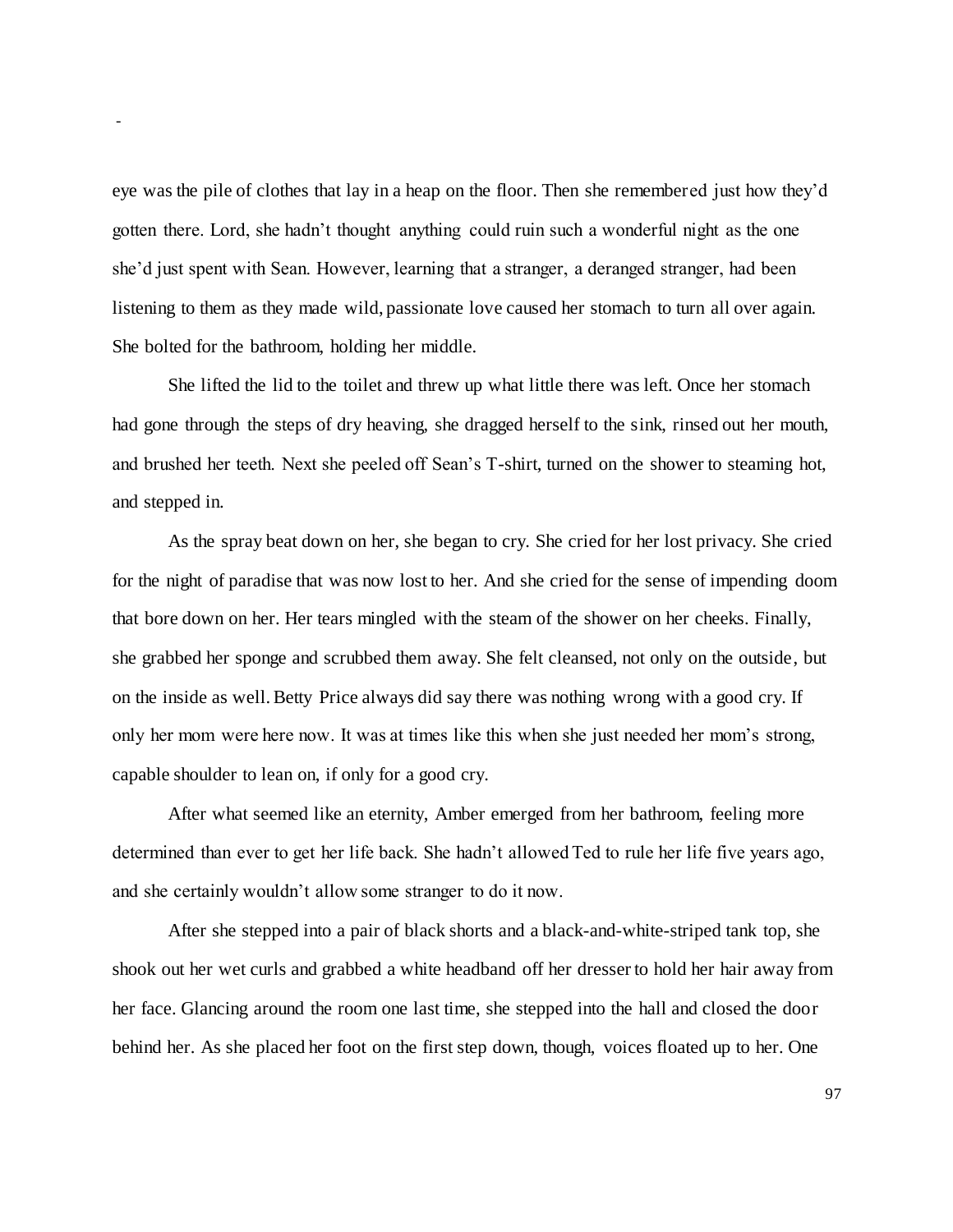eye was the pile of clothes that lay in a heap on the floor. Then she remembered just how they'd gotten there. Lord, she hadn't thought anything could ruin such a wonderful night as the one she'd just spent with Sean. However, learning that a stranger, a deranged stranger, had been listening to them as they made wild, passionate love caused her stomach to turn all over again. She bolted for the bathroom, holding her middle.

She lifted the lid to the toilet and threw up what little there was left. Once her stomach had gone through the steps of dry heaving, she dragged herself to the sink, rinsed out her mouth, and brushed her teeth. Next she peeled off Sean's T-shirt, turned on the shower to steaming hot, and stepped in.

As the spray beat down on her, she began to cry. She cried for her lost privacy. She cried for the night of paradise that was now lost to her. And she cried for the sense of impending doom that bore down on her. Her tears mingled with the steam of the shower on her cheeks. Finally, she grabbed her sponge and scrubbed them away. She felt cleansed, not only on the outside, but on the inside as well. Betty Price always did say there was nothing wrong with a good cry. If only her mom were here now. It was at times like this when she just needed her mom's strong, capable shoulder to lean on, if only for a good cry.

After what seemed like an eternity, Amber emerged from her bathroom, feeling more determined than ever to get her life back. She hadn't allowed Ted to rule her life five years ago, and she certainly wouldn't allow some stranger to do it now.

After she stepped into a pair of black shorts and a black-and-white-striped tank top, she shook out her wet curls and grabbed a white headband off her dresser to hold her hair away from her face. Glancing around the room one last time, she stepped into the hall and closed the door behind her. As she placed her foot on the first step down, though, voices floated up to her. One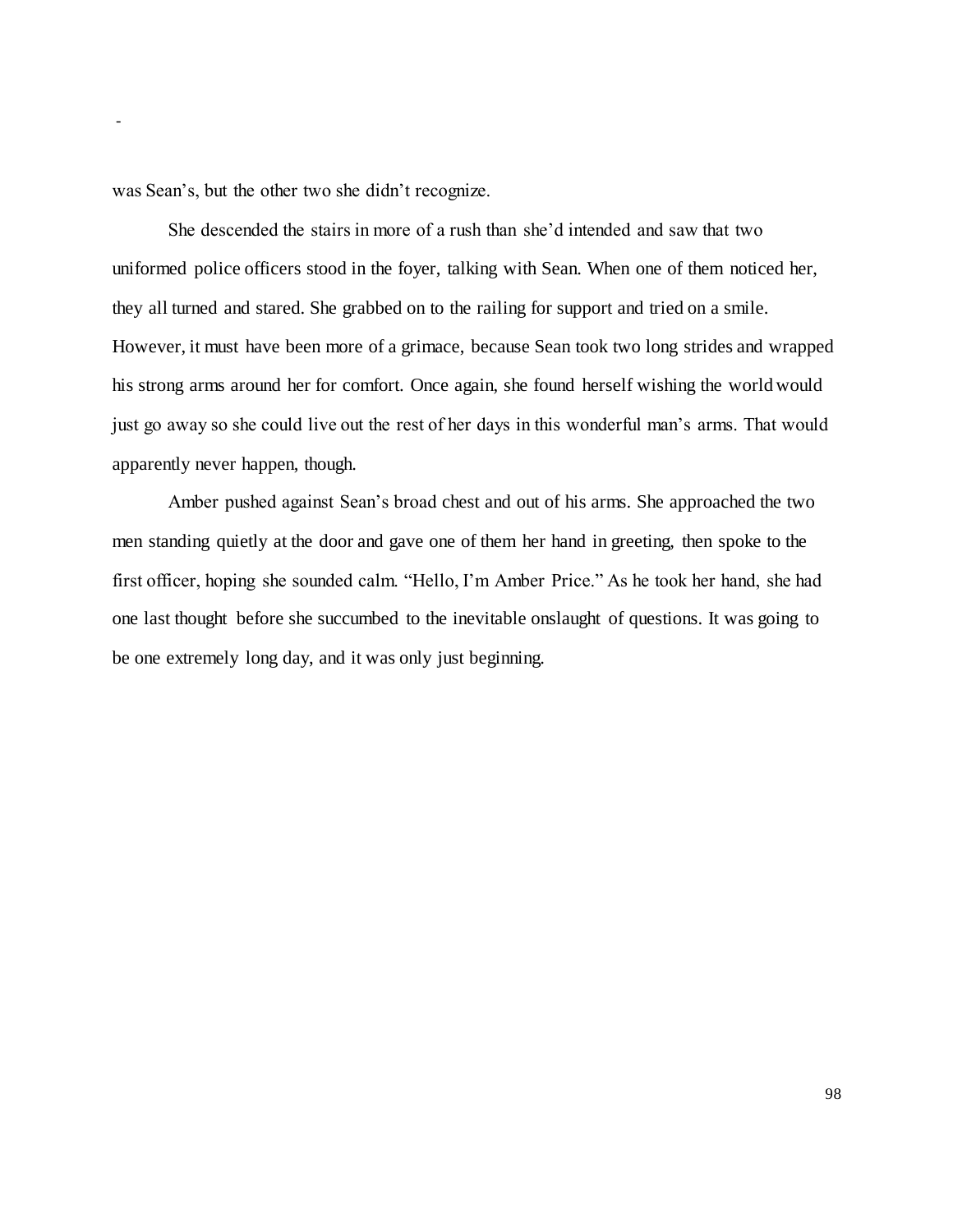was Sean's, but the other two she didn't recognize.

She descended the stairs in more of a rush than she'd intended and saw that two uniformed police officers stood in the foyer, talking with Sean. When one of them noticed her, they all turned and stared. She grabbed on to the railing for support and tried on a smile. However, it must have been more of a grimace, because Sean took two long strides and wrapped his strong arms around her for comfort. Once again, she found herself wishing the world would just go away so she could live out the rest of her days in this wonderful man's arms. That would apparently never happen, though.

Amber pushed against Sean's broad chest and out of his arms. She approached the two men standing quietly at the door and gave one of them her hand in greeting, then spoke to the first officer, hoping she sounded calm. "Hello, I'm Amber Price." As he took her hand, she had one last thought before she succumbed to the inevitable onslaught of questions. It was going to be one extremely long day, and it was only just beginning.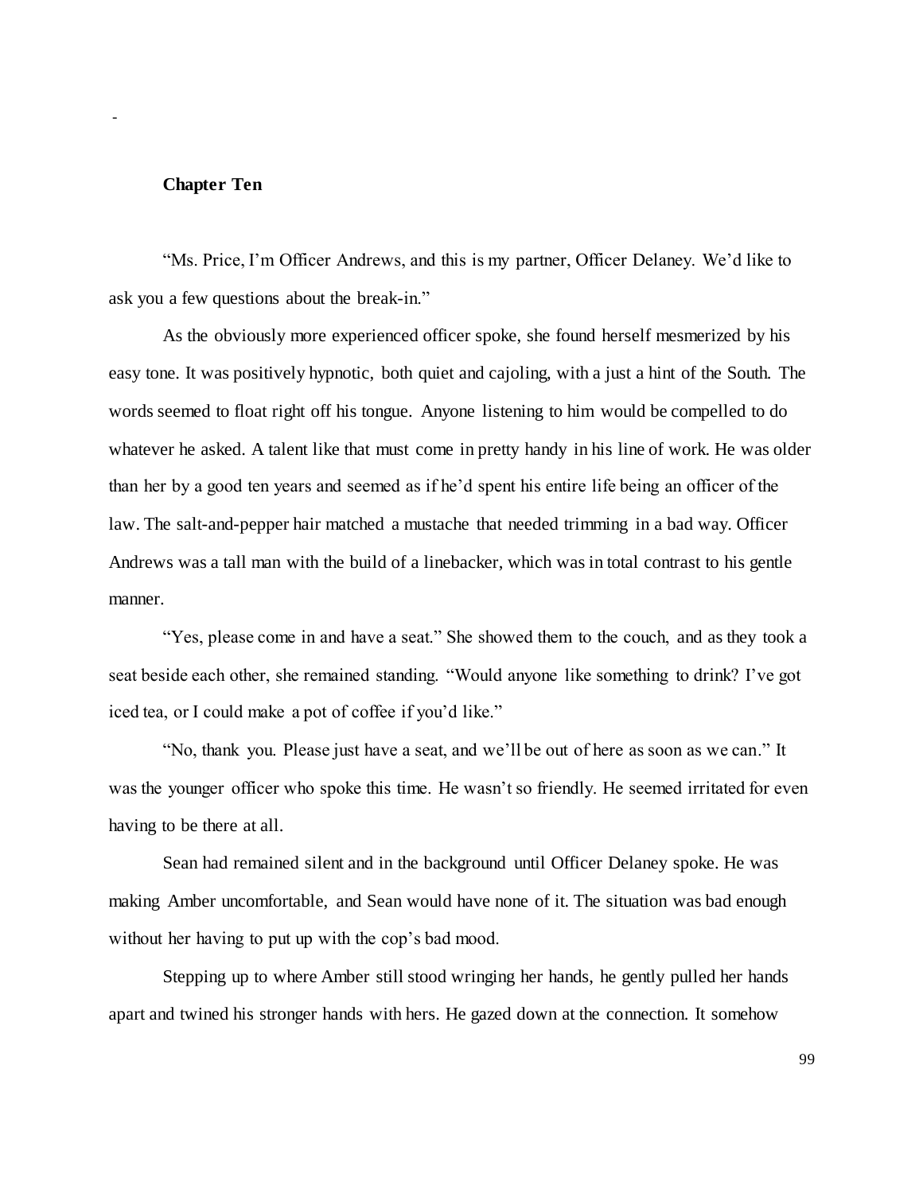## Chapter Ten

"Ms. Price, I'm Officer Andrews, and this is my partner, Officer Delaney. We'd like to ask you a few questions about the break-in."

As the obviously more experienced officer spoke, she found herself mesmerized by his easy tone. It was positively hypnotic, both quiet and cajoling, with a just a hint of the South. The words seemed to float right off his tongue. Anyone listening to him would be compelled to do whatever he asked. A talent like that must come in pretty handy in his line of work. He was older than her by a good ten years and seemed as if he'd spent his entire life being an officer of the law. The salt-and-pepper hair matched a mustache that needed trimming in a bad way. Officer Andrews was a tall man with the build of a linebacker, which was in total contrast to his gentle manner.

"Yes, please come in and have a seat." She showed them to the couch, and as they took a seat beside each other, she remained standing. "Would anyone like something to drink? I've got iced tea, or I could make a pot of coffee if you'd like."

"No, thank you. Please just have a seat, and we'll be out of here as soon as we can." It was the younger officer who spoke this time. He wasn't so friendly. He seemed irritated for even having to be there at all.

Sean had remained silent and in the background until Officer Delaney spoke. He was making Amber uncomfortable, and Sean would have none of it. The situation was bad enough without her having to put up with the cop's bad mood.

Stepping up to where Amber still stood wringing her hands, he gently pulled her hands apart and twined his stronger hands with hers. He gazed down at the connection. It somehow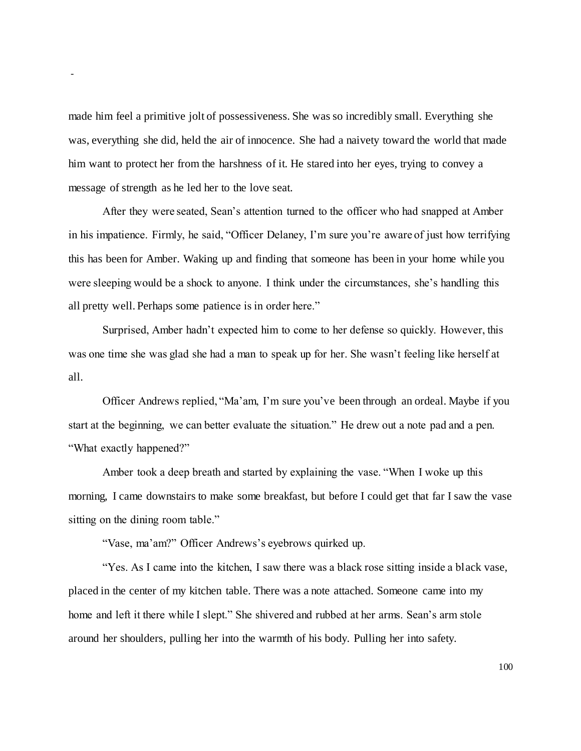made him feel a primitive jolt of possessiveness. She was so incredibly small. Everything she was, everything she did, held the air of innocence. She had a naivety toward the world that made him want to protect her from the harshness of it. He stared into her eyes, trying to convey a message of strength as he led her to the love seat.

After they were seated, Sean's attention turned to the officer who had snapped at Amber in his impatience. Firmly, he said, "Officer Delaney, I'm sure you're aware of just how terrifying this has been for Amber. Waking up and finding that someone has been in your home while you were sleeping would be a shock to anyone. I think under the circumstances, she's handling this all pretty well. Perhaps some patience is in order here."

Surprised, Amber hadn't expected him to come to her defense so quickly. However, this was one time she was glad she had a man to speak up for her. She wasn't feeling like herself at all.

Officer Andrews replied, "Ma'am, I'm sure you've been through an ordeal. Maybe if you start at the beginning, we can better evaluate the situation." He drew out a note pad and a pen. "What exactly happened?"

Amber took a deep breath and started by explaining the vase. "When I woke up this morning, I came downstairs to make some breakfast, but before I could get that far I saw the vase sitting on the dining room table."

"Vase, ma'am?" Officer Andrews's eyebrows quirked up.

"Yes. As I came into the kitchen, I saw there was a black rose sitting inside a black vase, placed in the center of my kitchen table. There was a note attached. Someone came into my home and left it there while I slept." She shivered and rubbed at her arms. Sean's arm stole around her shoulders, pulling her into the warmth of his body. Pulling her into safety.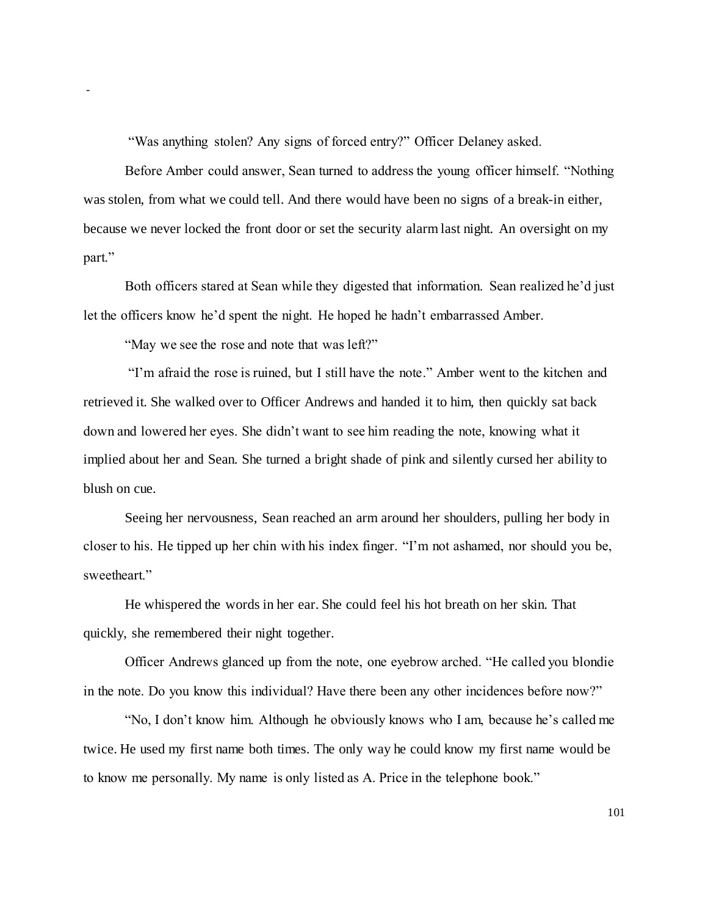-

"Was anything stolen? Any signs of forced entry?" Officer Delaney asked.

Before Amber could answer, Sean turned to address the young officer himself. "Nothing was stolen, from what we could tell. And there would have been no signs of a break-in either, because we never locked the front door or set the security alarm last night. An oversight on my part."

Both officers stared at Sean while they digested that information. Sean realized he'd just let the officers know he'd spent the night. He hoped he hadn't embarrassed Amber.

"May we see the rose and note that was left?"

"I'm afraid the rose is ruined, but I still have the note." Amber went to the kitchen and retrieved it. She walked over to Officer Andrews and handed it to him, then quickly sat back down and lowered her eyes. She didn't want to see him reading the note, knowing what it implied about her and Sean. She turned a bright shade of pink and silently cursed her ability to blush on cue.

Seeing her nervousness, Sean reached an arm around her shoulders, pulling her body in closer to his. He tipped up her chin with his index finger. "I'm not ashamed, nor should you be, sweetheart."

He whispered the words in her ear. She could feel his hot breath on her skin. That quickly, she remembered their night together.

Officer Andrews glanced up from the note, one eyebrow arched. "He called you blondie in the note. Do you know this individual? Have there been any other incidences before now?"

"No, I don't know him. Although he obviously knows who I am, because he's called me twice. He used my first name both times. The only way he could know my first name would be to know me personally. My name is only listed as A. Price in the telephone book."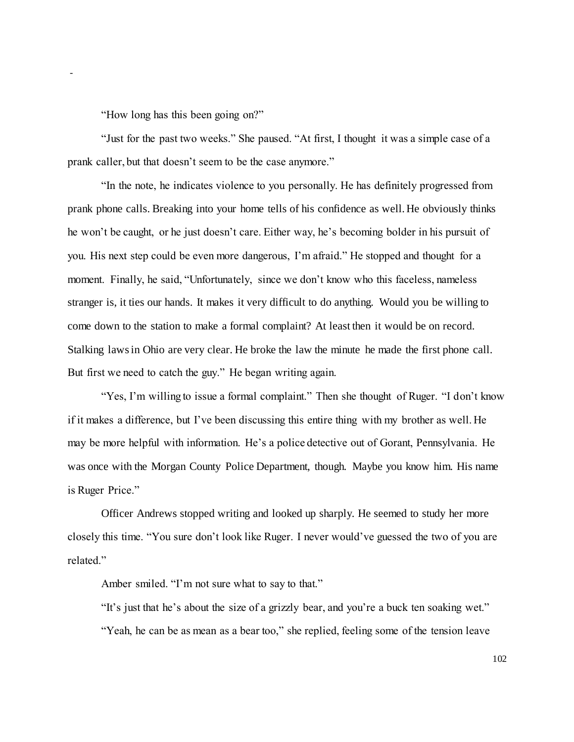-

"How long has this been going on?"

"Just for the past two weeks." She paused. "At first, I thought it was a simple case of a prank caller, but that doesn't seem to be the case anymore."

"In the note, he indicates violence to you personally. He has definitely progressed from prank phone calls. Breaking into your home tells of his confidence as well. He obviously thinks he won't be caught, or he just doesn't care. Either way, he's becoming bolder in his pursuit of you. His next step could be even more dangerous, I'm afraid." He stopped and thought for a moment. Finally, he said, "Unfortunately, since we don't know who this faceless, nameless stranger is, it ties our hands. It makes it very difficult to do anything. Would you be willing to come down to the station to make a formal complaint? At least then it would be on record. Stalking laws in Ohio are very clear. He broke the law the minute he made the first phone call. But first we need to catch the guy." He began writing again.

"Yes, I'm willing to issue a formal complaint." Then she thought of Ruger. "I don't know if it makes a difference, but I've been discussing this entire thing with my brother as well. He may be more helpful with information. He's a police detective out of Gorant, Pennsylvania. He was once with the Morgan County Police Department, though. Maybe you know him. His name is Ruger Price."

Officer Andrews stopped writing and looked up sharply. He seemed to study her more closely this time. "You sure don't look like Ruger. I never would've guessed the two of you are related."

Amber smiled. "I'm not sure what to say to that."

"It's just that he's about the size of a grizzly bear, and you're a buck ten soaking wet."

"Yeah, he can be as mean as a bear too," she replied, feeling some of the tension leave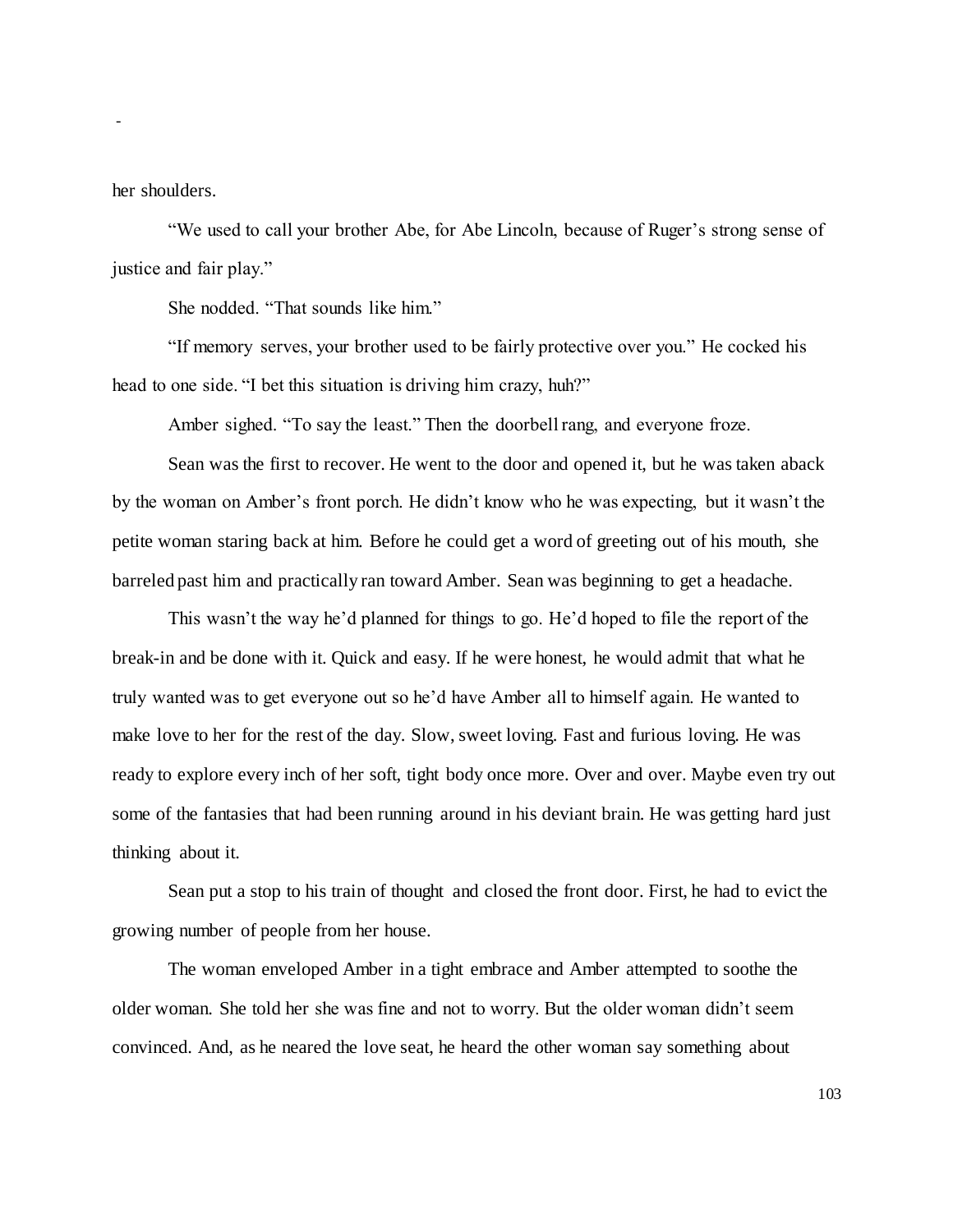her shoulders.

"We used to call your brother Abe, for Abe Lincoln, because of Ruger's strong sense of justice and fair play."

She nodded. "That sounds like him."

"If memory serves, your brother used to be fairly protective over you." He cocked his head to one side. "I bet this situation is driving him crazy, huh?"

Amber sighed. "To say the least." Then the doorbell rang, and everyone froze.

Sean was the first to recover. He went to the door and opened it, but he was taken aback by the woman on Amber's front porch. He didn't know who he was expecting, but it wasn't the petite woman staring back at him. Before he could get a word of greeting out of his mouth, she barreled past him and practically ran toward Amber. Sean was beginning to get a headache.

This wasn't the way he'd planned for things to go. He'd hoped to file the report of the break-in and be done with it. Quick and easy. If he were honest, he would admit that what he truly wanted was to get everyone out so he'd have Amber all to himself again. He wanted to make love to her for the rest of the day. Slow, sweet loving. Fast and furious loving. He was ready to explore every inch of her soft, tight body once more. Over and over. Maybe even try out some of the fantasies that had been running around in his deviant brain. He was getting hard just thinking about it.

Sean put a stop to his train of thought and closed the front door. First, he had to evict the growing number of people from her house.

The woman enveloped Amber in a tight embrace and Amber attempted to soothe the older woman. She told her she was fine and not to worry. But the older woman didn't seem convinced. And, as he neared the love seat, he heard the other woman say something about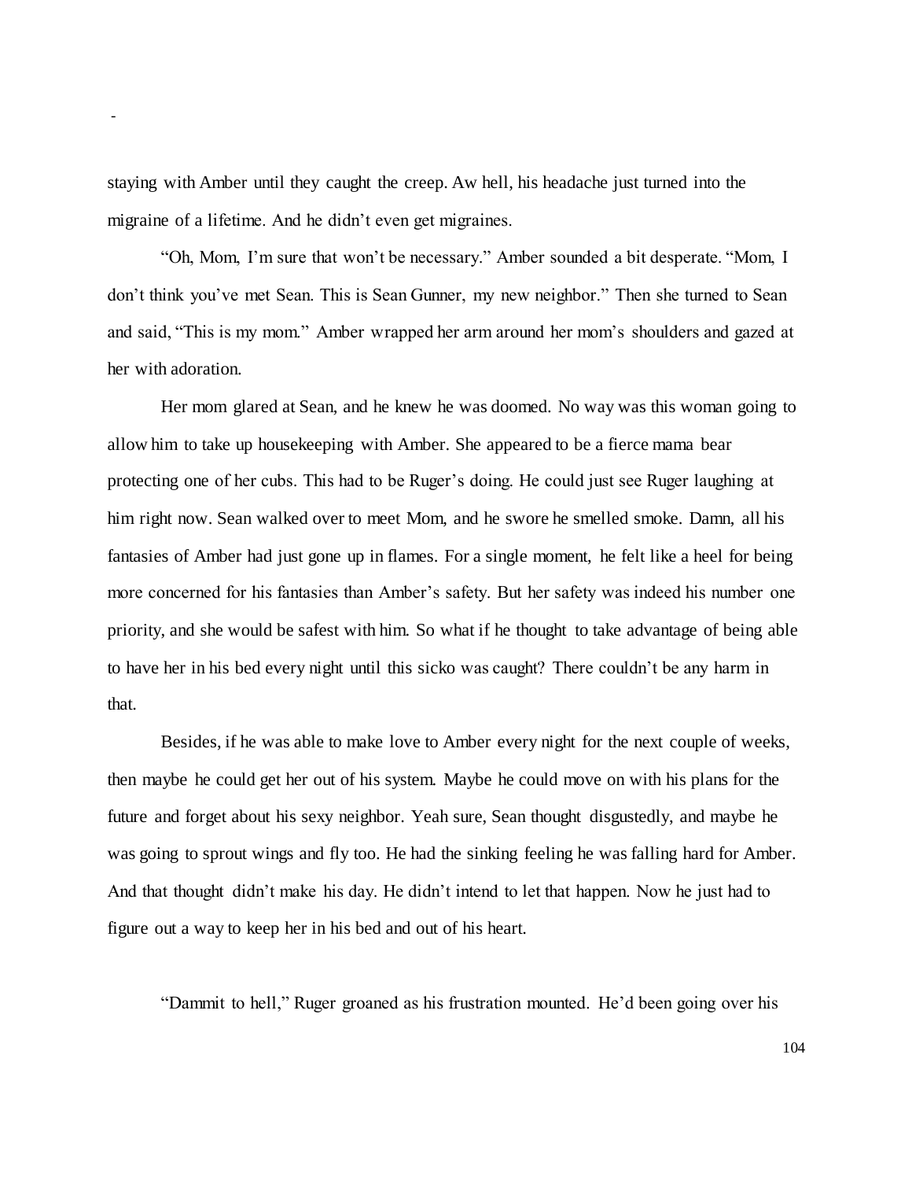staying with Amber until they caught the creep. Aw hell, his headache just turned into the migraine of a lifetime. And he didn't even get migraines.

"Oh, Mom, I'm sure that won't be necessary." Amber sounded a bit desperate. "Mom, I don't think you've met Sean. This is Sean Gunner, my new neighbor." Then she turned to Sean and said, "This is my mom." Amber wrapped her arm around her mom's shoulders and gazed at her with adoration.

Her mom glared at Sean, and he knew he was doomed. No way was this woman going to allow him to take up housekeeping with Amber. She appeared to be a fierce mama bear protecting one of her cubs. This had to be Ruger's doing. He could just see Ruger laughing at him right now. Sean walked over to meet Mom, and he swore he smelled smoke. Damn, all his fantasies of Amber had just gone up in flames. For a single moment, he felt like a heel for being more concerned for his fantasies than Amber's safety. But her safety was indeed his number one priority, and she would be safest with him. So what if he thought to take advantage of being able to have her in his bed every night until this sicko was caught? There couldn't be any harm in that.

Besides, if he was able to make love to Amber every night for the next couple of weeks, then maybe he could get her out of his system. Maybe he could move on with his plans for the future and forget about his sexy neighbor. Yeah sure, Sean thought disgustedly, and maybe he was going to sprout wings and fly too. He had the sinking feeling he was falling hard for Amber. And that thought didn't make his day. He didn't intend to let that happen. Now he just had to figure out a way to keep her in his bed and out of his heart.

"Dammit to hell," Ruger groaned as his frustration mounted. He'd been going over his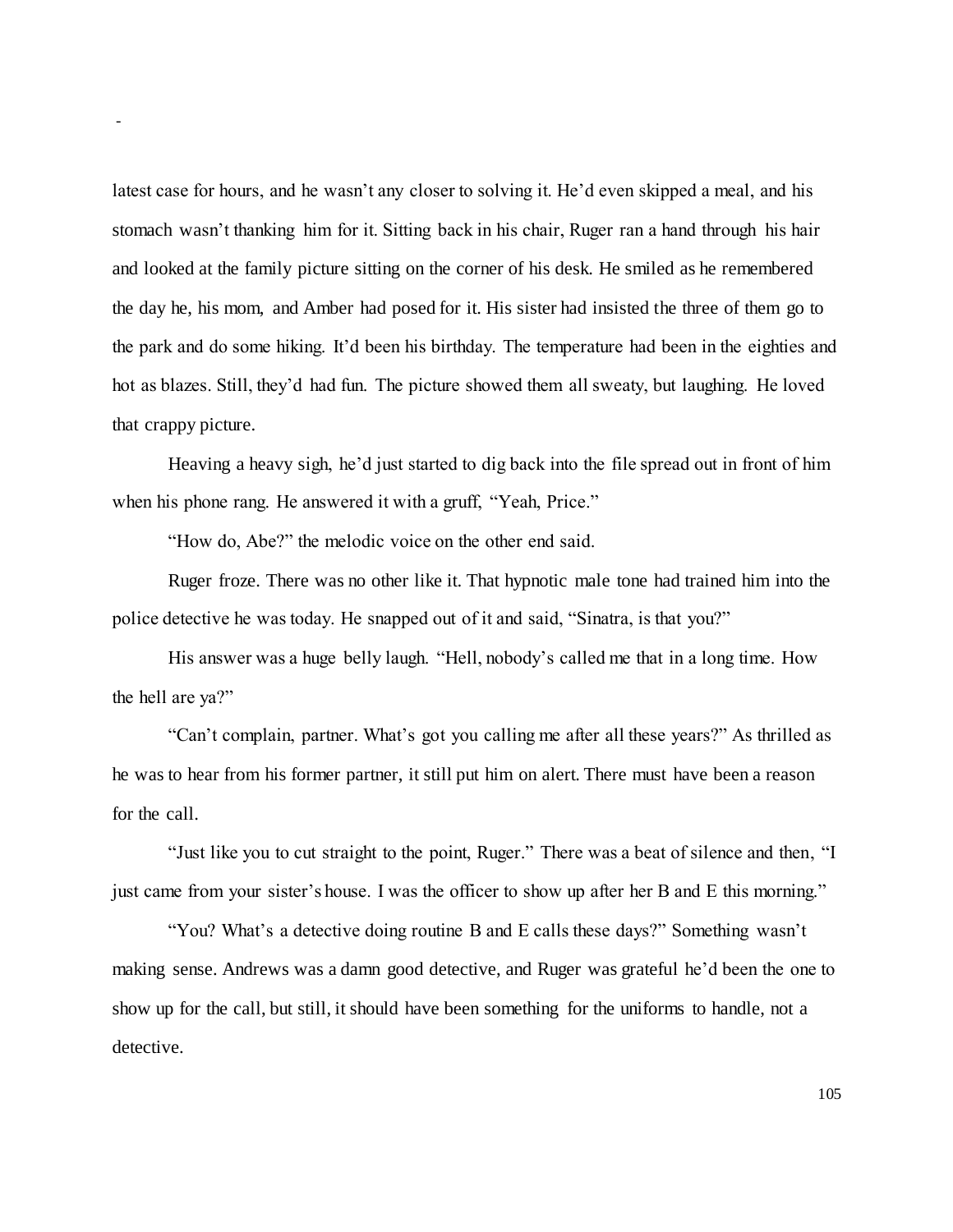latest case for hours, and he wasn't any closer to solving it. He'd even skipped a meal, and his stomach wasn't thanking him for it. Sitting back in his chair, Ruger ran a hand through his hair and looked at the family picture sitting on the corner of his desk. He smiled as he remembered the day he, his mom, and Amber had posed for it. His sister had insisted the three of them go to the park and do some hiking. It'd been his birthday. The temperature had been in the eighties and hot as blazes. Still, they'd had fun. The picture showed them all sweaty, but laughing. He loved that crappy picture.

Heaving a heavy sigh, he'd just started to dig back into the file spread out in front of him when his phone rang. He answered it with a gruff, "Yeah, Price."

"How do, Abe?" the melodic voice on the other end said.

Ruger froze. There was no other like it. That hypnotic male tone had trained him into the police detective he was today. He snapped out of it and said, "Sinatra, is that you?"

His answer was a huge belly laugh. "Hell, nobody's called me that in a long time. How the hell are ya?"

"Can't complain, partner. What's got you calling me after all these years?" As thrilled as he was to hear from his former partner, it still put him on alert. There must have been a reason for the call.

"Just like you to cut straight to the point, Ruger." There was a beat of silence and then, "I just came from your sister's house. I was the officer to show up after her B and E this morning."

"You? What's a detective doing routine B and E calls these days?" Something wasn't making sense. Andrews was a damn good detective, and Ruger was grateful he'd been the one to show up for the call, but still, it should have been something for the uniforms to handle, not a detective.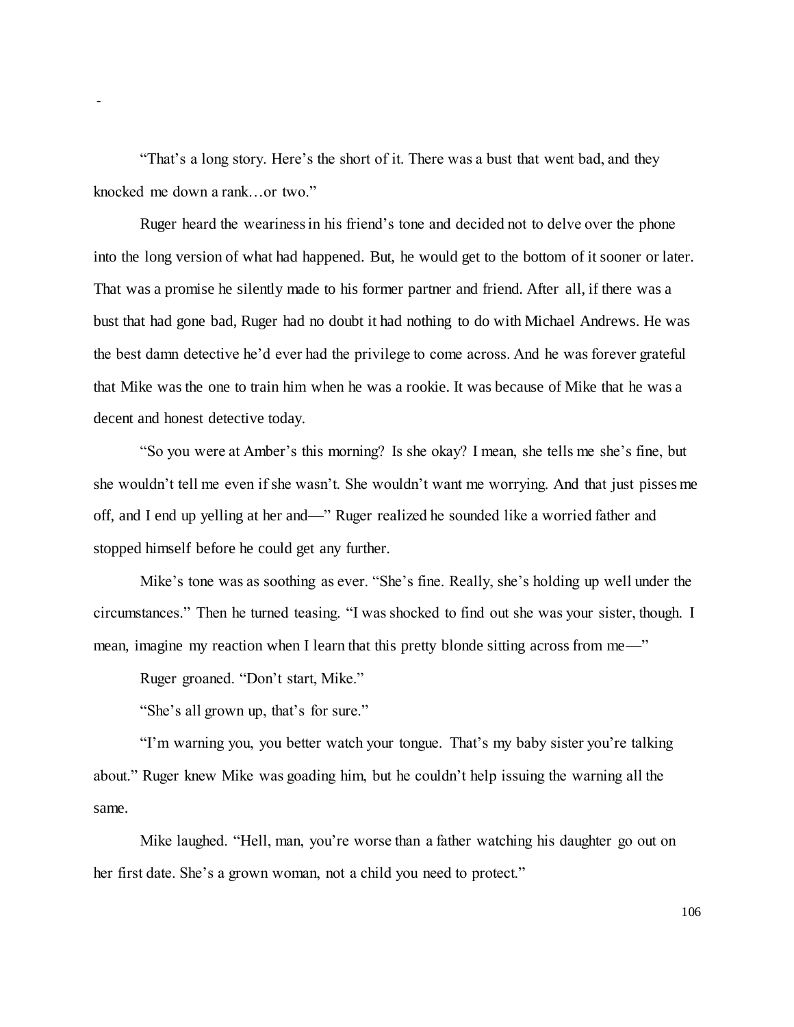"That's a long story. Here's the short of it. There was a bust that went bad, and they knocked me down a rank…or two."

Ruger heard the weariness in his friend's tone and decided not to delve over the phone into the long version of what had happened. But, he would get to the bottom of it sooner or later. That was a promise he silently made to his former partner and friend. After all, if there was a bust that had gone bad, Ruger had no doubt it had nothing to do with Michael Andrews. He was the best damn detective he'd ever had the privilege to come across. And he was forever grateful that Mike was the one to train him when he was a rookie. It was because of Mike that he was a decent and honest detective today.

"So you were at Amber's this morning? Is she okay? I mean, she tells me she's fine, but she wouldn't tell me even if she wasn't. She wouldn't want me worrying. And that just pisses me off, and I end up yelling at her and—" Ruger realized he sounded like a worried father and stopped himself before he could get any further.

Mike's tone was as soothing as ever. "She's fine. Really, she's holding up well under the circumstances." Then he turned teasing. "I was shocked to find out she was your sister, though. I mean, imagine my reaction when I learn that this pretty blonde sitting across from me—"

Ruger groaned. "Don't start, Mike."

"She's all grown up, that's for sure."

"I'm warning you, you better watch your tongue. That's my baby sister you're talking about." Ruger knew Mike was goading him, but he couldn't help issuing the warning all the same.

Mike laughed. "Hell, man, you're worse than a father watching his daughter go out on her first date. She's a grown woman, not a child you need to protect."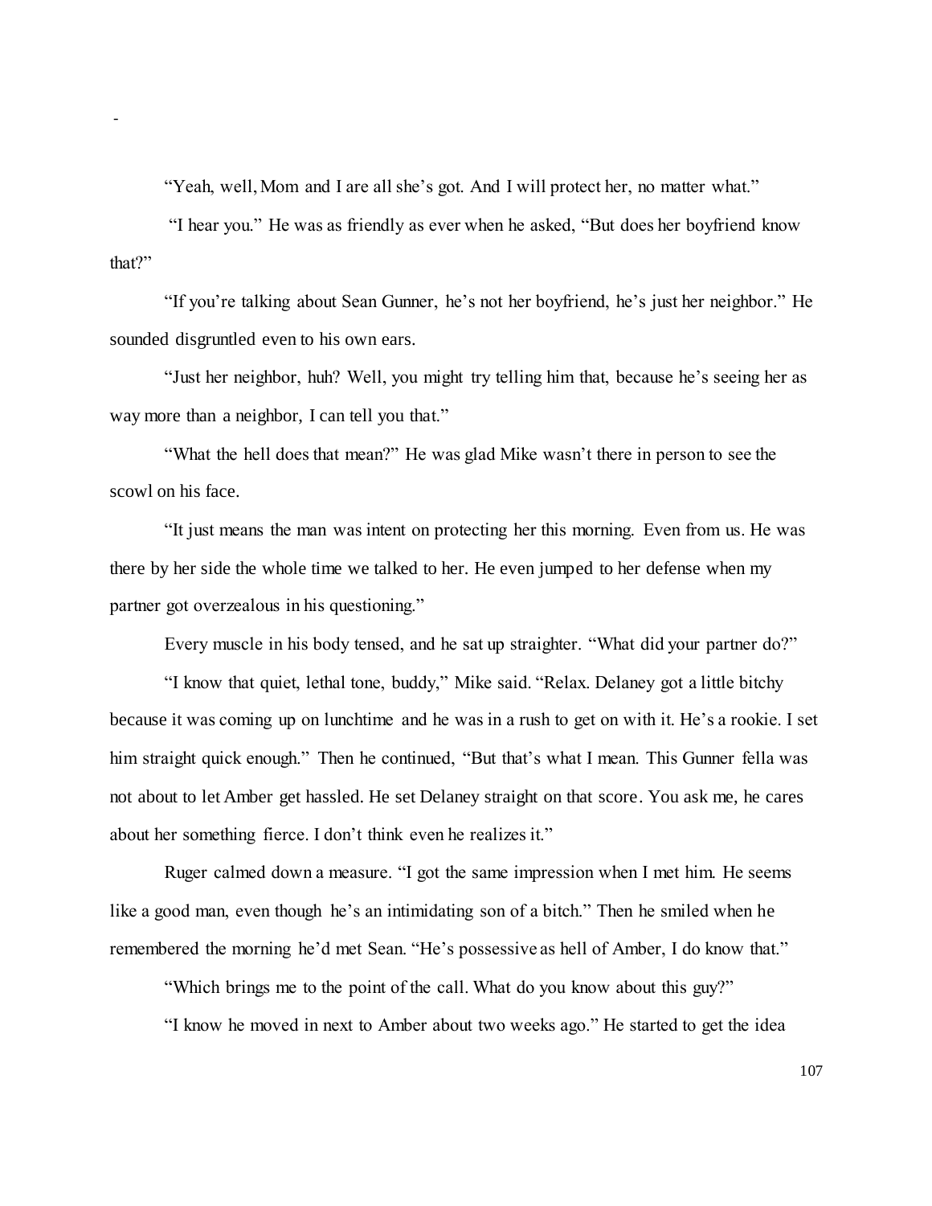"Yeah, well, Mom and I are all she's got. And I will protect her, no matter what."

"I hear you." He was as friendly as ever when he asked, "But does her boyfriend know that?"

"If you're talking about Sean Gunner, he's not her boyfriend, he's just her neighbor." He sounded disgruntled even to his own ears.

"Just her neighbor, huh? Well, you might try telling him that, because he's seeing her as way more than a neighbor, I can tell you that."

"What the hell does that mean?" He was glad Mike wasn't there in person to see the scowl on his face.

"It just means the man was intent on protecting her this morning. Even from us. He was there by her side the whole time we talked to her. He even jumped to her defense when my partner got overzealous in his questioning."

Every muscle in his body tensed, and he sat up straighter. "What did your partner do?"

"I know that quiet, lethal tone, buddy," Mike said. "Relax. Delaney got a little bitchy because it was coming up on lunchtime and he was in a rush to get on with it. He's a rookie. I set him straight quick enough." Then he continued, "But that's what I mean. This Gunner fella was not about to let Amber get hassled. He set Delaney straight on that score. You ask me, he cares about her something fierce. I don't think even he realizes it."

Ruger calmed down a measure. "I got the same impression when I met him. He seems like a good man, even though he's an intimidating son of a bitch." Then he smiled when he remembered the morning he'd met Sean. "He's possessive as hell of Amber, I do know that."

"Which brings me to the point of the call. What do you know about this guy?"

"I know he moved in next to Amber about two weeks ago." He started to get the idea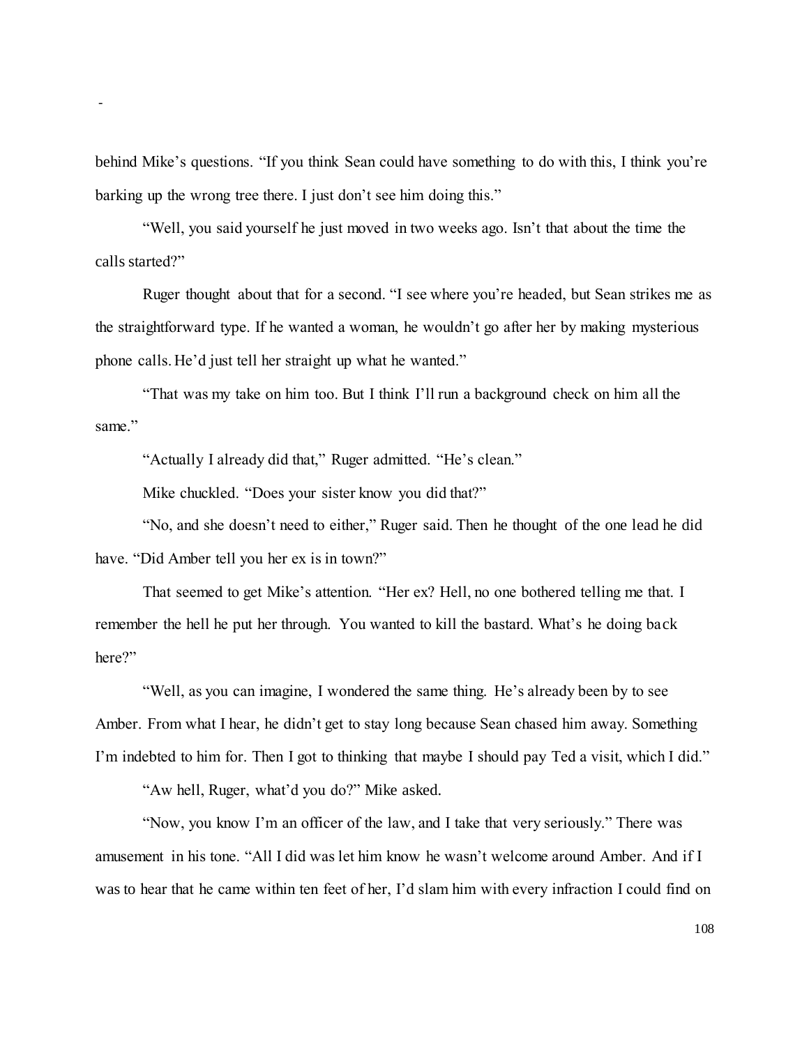behind Mike's questions. "If you think Sean could have something to do with this, I think you're barking up the wrong tree there. I just don't see him doing this."

"Well, you said yourself he just moved in two weeks ago. Isn't that about the time the calls started?"

Ruger thought about that for a second. "I see where you're headed, but Sean strikes me as the straightforward type. If he wanted a woman, he wouldn't go after her by making mysterious phone calls. He'd just tell her straight up what he wanted."

"That was my take on him too. But I think I'll run a background check on him all the same."

"Actually I already did that," Ruger admitted. "He's clean."

Mike chuckled. "Does your sister know you did that?"

"No, and she doesn't need to either," Ruger said. Then he thought of the one lead he did have. "Did Amber tell you her ex is in town?"

That seemed to get Mike's attention. "Her ex? Hell, no one bothered telling me that. I remember the hell he put her through. You wanted to kill the bastard. What's he doing back here?"

"Well, as you can imagine, I wondered the same thing. He's already been by to see Amber. From what I hear, he didn't get to stay long because Sean chased him away. Something I'm indebted to him for. Then I got to thinking that maybe I should pay Ted a visit, which I did."

"Aw hell, Ruger, what'd you do?" Mike asked.

"Now, you know I'm an officer of the law, and I take that very seriously." There was amusement in his tone. "All I did was let him know he wasn't welcome around Amber. And if I was to hear that he came within ten feet of her, I'd slam him with every infraction I could find on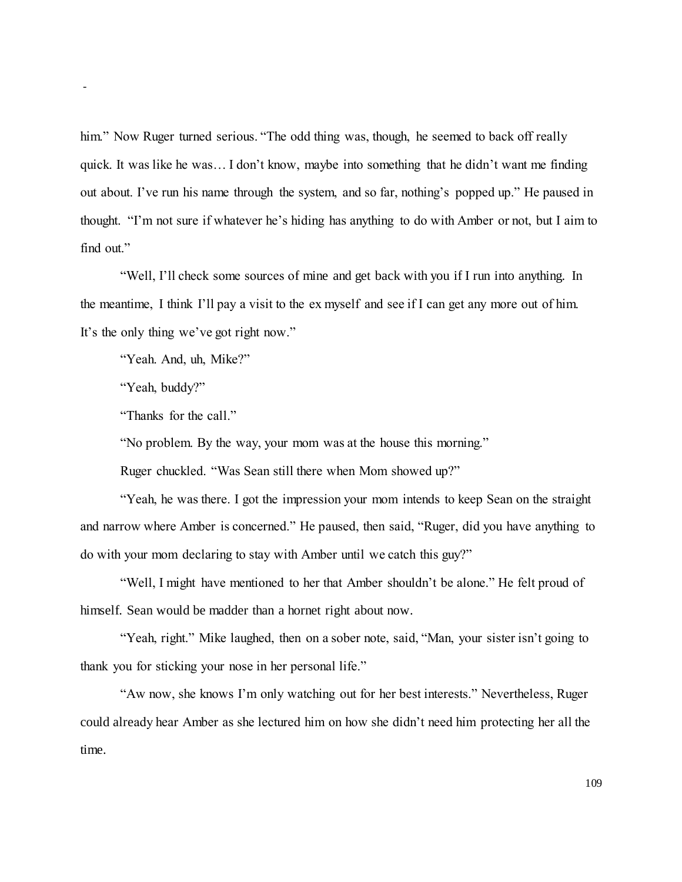him." Now Ruger turned serious. "The odd thing was, though, he seemed to back off really quick. It was like he was… I don't know, maybe into something that he didn't want me finding out about. I've run his name through the system, and so far, nothing's popped up." He paused in thought. "I'm not sure if whatever he's hiding has anything to do with Amber or not, but I aim to find out."

"Well, I'll check some sources of mine and get back with you if I run into anything. In the meantime, I think I'll pay a visit to the ex myself and see if I can get any more out of him. It's the only thing we've got right now."

"Yeah. And, uh, Mike?"

"Yeah, buddy?"

"Thanks for the call."

"No problem. By the way, your mom was at the house this morning."

Ruger chuckled. "Was Sean still there when Mom showed up?"

"Yeah, he was there. I got the impression your mom intends to keep Sean on the straight and narrow where Amber is concerned." He paused, then said, "Ruger, did you have anything to do with your mom declaring to stay with Amber until we catch this guy?"

"Well, I might have mentioned to her that Amber shouldn't be alone." He felt proud of himself. Sean would be madder than a hornet right about now.

"Yeah, right." Mike laughed, then on a sober note, said, "Man, your sister isn't going to thank you for sticking your nose in her personal life."

"Aw now, she knows I'm only watching out for her best interests." Nevertheless, Ruger could already hear Amber as she lectured him on how she didn't need him protecting her all the time.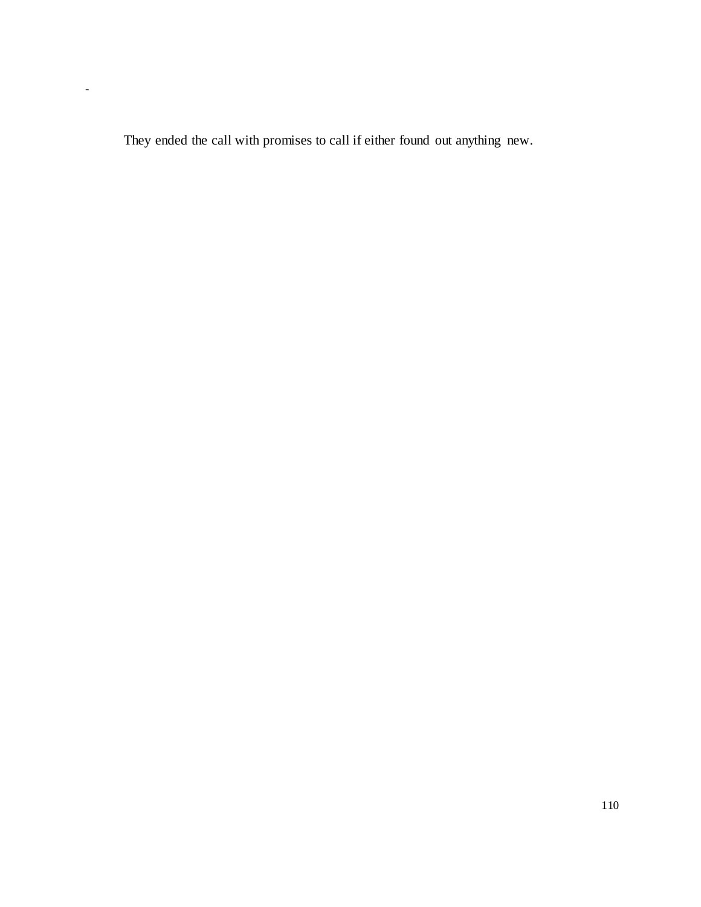They ended the call with promises to call if either found out anything new.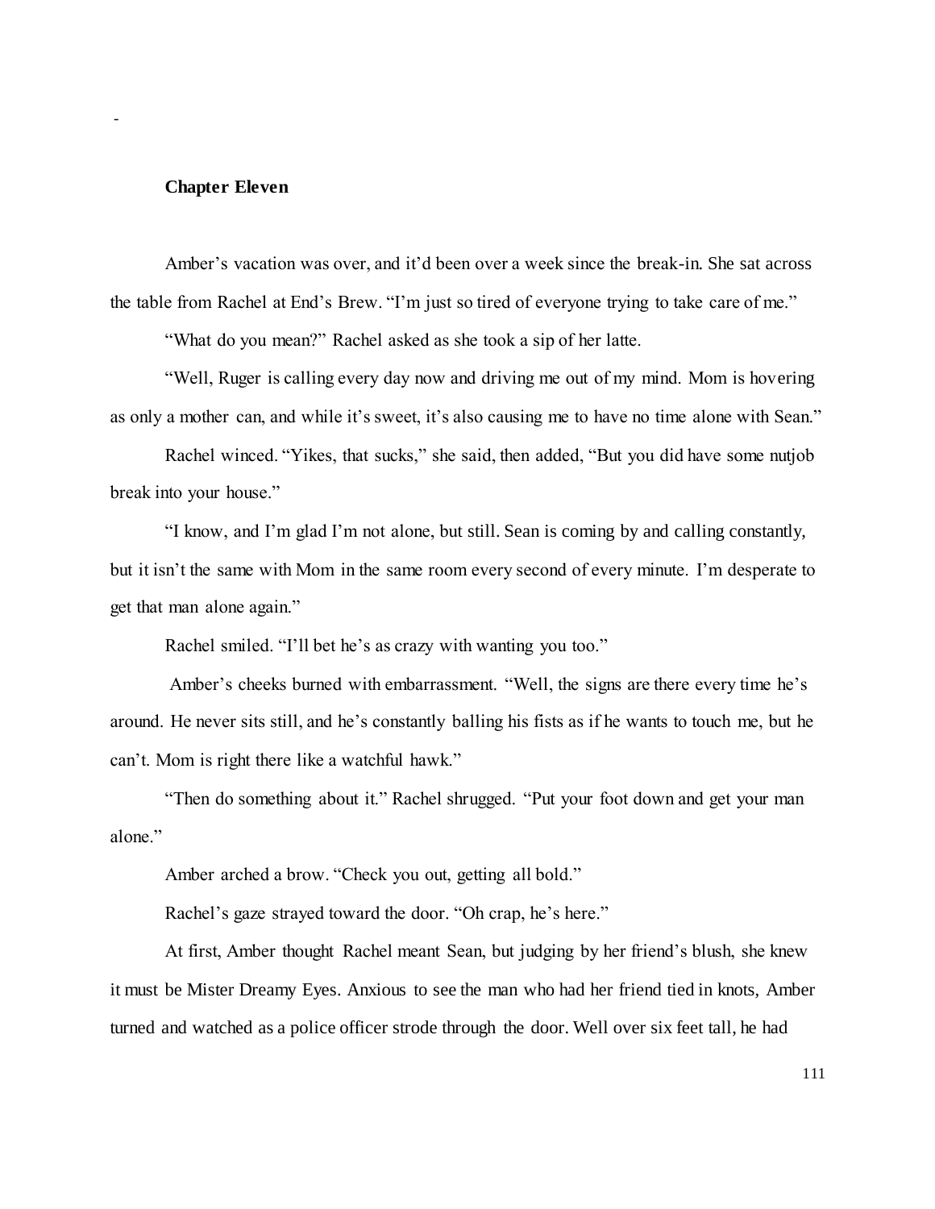## Chapter Eleven

Amber's vacation was over, and it'd been over a week since the break-in. She sat across the table from Rachel at End's Brew. "I'm just so tired of everyone trying to take care of me."

"What do you mean?" Rachel asked as she took a sip of her latte.

"Well, Ruger is calling every day now and driving me out of my mind. Mom is hovering as only a mother can, and while it's sweet, it's also causing me to have no time alone with Sean."

Rachel winced. "Yikes, that sucks," she said, then added, "But you did have some nutjob break into your house."

"I know, and I'm glad I'm not alone, but still. Sean is coming by and calling constantly, but it isn't the same with Mom in the same room every second of every minute. I'm desperate to get that man alone again."

Rachel smiled. "I'll bet he's as crazy with wanting you too."

Amber's cheeks burned with embarrassment. "Well, the signs are there every time he's around. He never sits still, and he's constantly balling his fists as if he wants to touch me, but he can't. Mom is right there like a watchful hawk."

"Then do something about it." Rachel shrugged. "Put your foot down and get your man alone."

Amber arched a brow. "Check you out, getting all bold."

Rachel's gaze strayed toward the door. "Oh crap, he's here."

At first, Amber thought Rachel meant Sean, but judging by her friend's blush, she knew it must be Mister Dreamy Eyes. Anxious to see the man who had her friend tied in knots, Amber turned and watched as a police officer strode through the door. Well over six feet tall, he had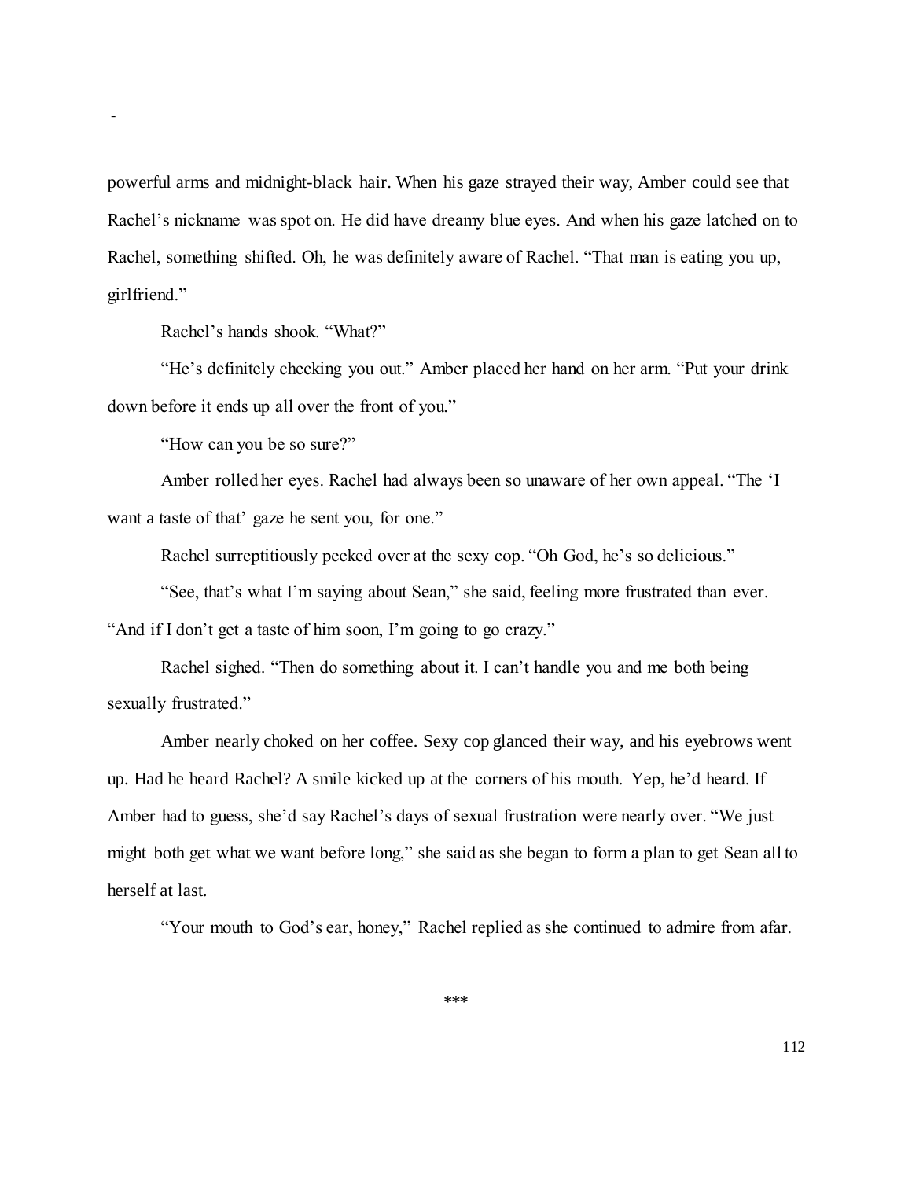powerful arms and midnight-black hair. When his gaze strayed their way, Amber could see that Rachel's nickname was spot on. He did have dreamy blue eyes. And when his gaze latched on to Rachel, something shifted. Oh, he was definitely aware of Rachel. "That man is eating you up, girlfriend."

Rachel's hands shook. "What?"

"He's definitely checking you out." Amber placed her hand on her arm. "Put your drink down before it ends up all over the front of you."

"How can you be so sure?"

Amber rolled her eyes. Rachel had always been so unaware of her own appeal. "The 'I want a taste of that' gaze he sent you, for one."

Rachel surreptitiously peeked over at the sexy cop. "Oh God, he's so delicious."

"See, that's what I'm saying about Sean," she said, feeling more frustrated than ever. "And if I don't get a taste of him soon, I'm going to go crazy."

Rachel sighed. "Then do something about it. I can't handle you and me both being sexually frustrated."

Amber nearly choked on her coffee. Sexy cop glanced their way, and his eyebrows went up. Had he heard Rachel? A smile kicked up at the corners of his mouth. Yep, he'd heard. If Amber had to guess, she'd say Rachel's days of sexual frustration were nearly over. "We just might both get what we want before long," she said as she began to form a plan to get Sean all to herself at last.

"Your mouth to God's ear, honey," Rachel replied as she continued to admire from afar.

\*\*\*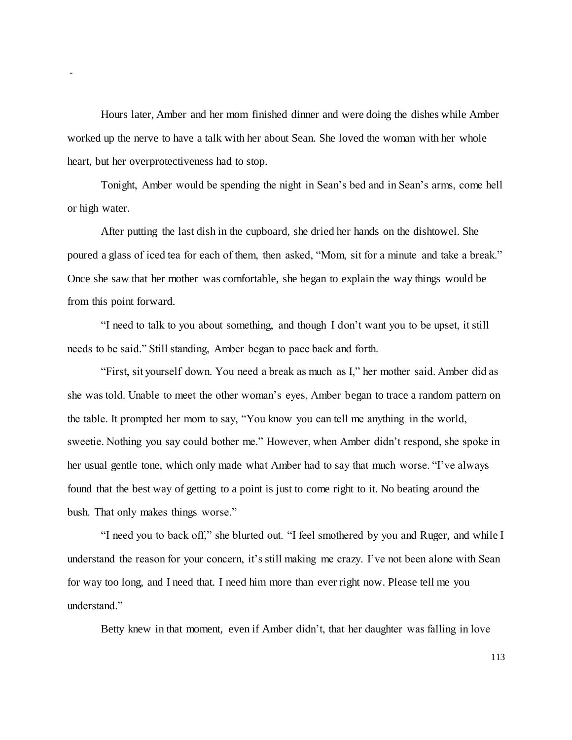-

Hours later, Amber and her mom finished dinner and were doing the dishes while Amber worked up the nerve to have a talk with her about Sean. She loved the woman with her whole heart, but her overprotectiveness had to stop.

Tonight, Amber would be spending the night in Sean's bed and in Sean's arms, come hell or high water.

After putting the last dish in the cupboard, she dried her hands on the dishtowel. She poured a glass of iced tea for each of them, then asked, "Mom, sit for a minute and take a break." Once she saw that her mother was comfortable, she began to explain the way things would be from this point forward.

"I need to talk to you about something, and though I don't want you to be upset, it still needs to be said." Still standing, Amber began to pace back and forth.

"First, sit yourself down. You need a break as much as I," her mother said. Amber did as she was told. Unable to meet the other woman's eyes, Amber began to trace a random pattern on the table. It prompted her mom to say, "You know you can tell me anything in the world, sweetie. Nothing you say could bother me." However, when Amber didn't respond, she spoke in her usual gentle tone, which only made what Amber had to say that much worse. "I've always found that the best way of getting to a point is just to come right to it. No beating around the bush. That only makes things worse."

"I need you to back off," she blurted out. "I feel smothered by you and Ruger, and while I understand the reason for your concern, it's still making me crazy. I've not been alone with Sean for way too long, and I need that. I need him more than ever right now. Please tell me you understand."

Betty knew in that moment, even if Amber didn't, that her daughter was falling in love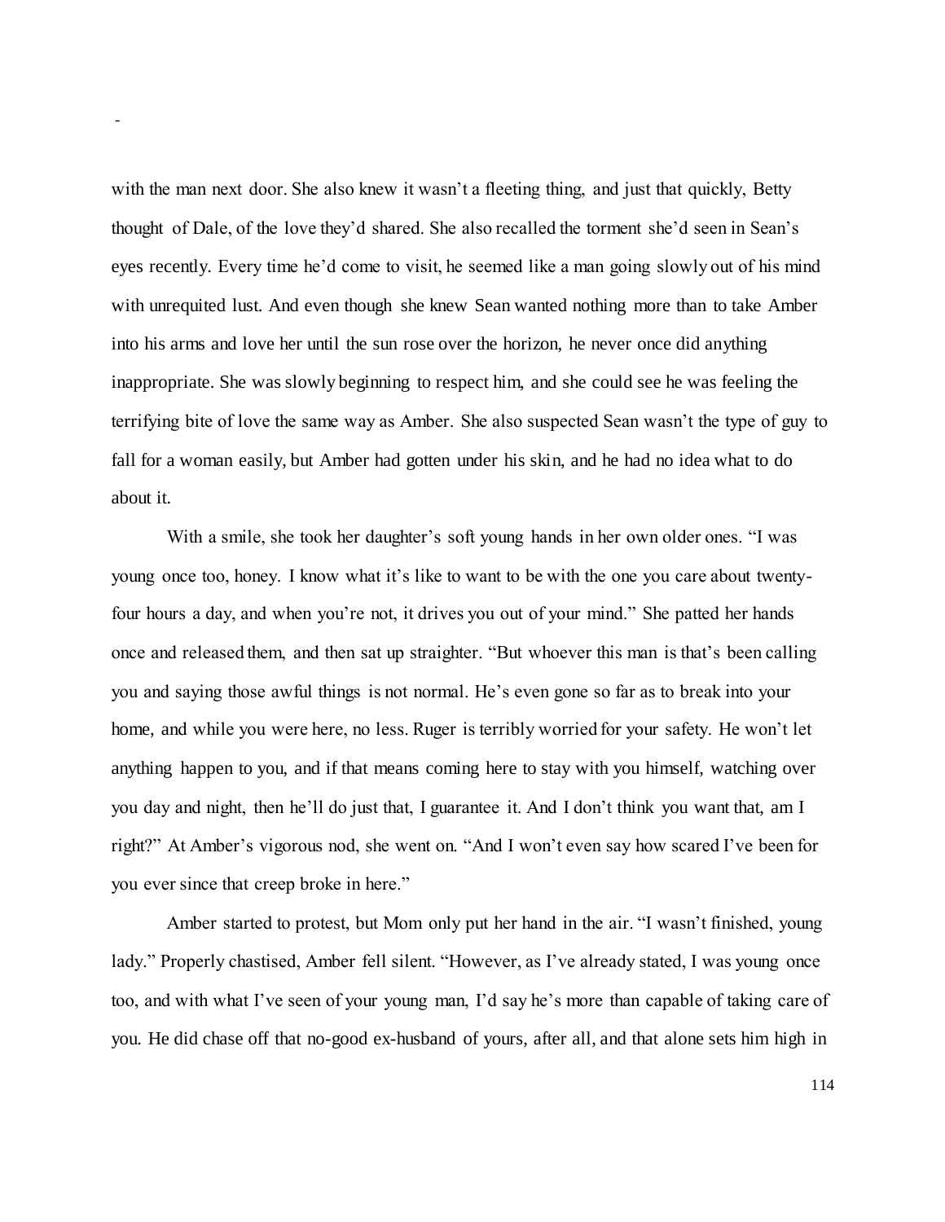with the man next door. She also knew it wasn't a fleeting thing, and just that quickly, Betty thought of Dale, of the love they'd shared. She also recalled the torment she'd seen in Sean's eyes recently. Every time he'd come to visit, he seemed like a man going slowly out of his mind with unrequited lust. And even though she knew Sean wanted nothing more than to take Amber into his arms and love her until the sun rose over the horizon, he never once did anything inappropriate. She was slowly beginning to respect him, and she could see he was feeling the terrifying bite of love the same way as Amber. She also suspected Sean wasn't the type of guy to fall for a woman easily, but Amber had gotten under his skin, and he had no idea what to do about it.

With a smile, she took her daughter's soft young hands in her own older ones. "I was young once too, honey. I know what it's like to want to be with the one you care about twenty-four hours a day, and when you're not, it drives you out of your mind." She patted her hands once and released them, and then sat up straighter. "But whoever this man is that's been calling you and saying those awful things is not normal. He's even gone so far as to break into your home, and while you were here, no less. Ruger is terribly worried for your safety. He won't let anything happen to you, and if that means coming here to stay with you himself, watching over you day and night, then he'll do just that, I guarantee it. And I don't think you want that, am I right?" At Amber's vigorous nod, she went on. "And I won't even say how scared I've been for you ever since that creep broke in here."

Amber started to protest, but Mom only put her hand in the air. "I wasn't finished, young lady." Properly chastised, Amber fell silent. "However, as I've already stated, I was young once too, and with what I've seen of your young man, I'd say he's more than capable of taking care of you. He did chase off that no-good ex-husband of yours, after all, and that alone sets him high in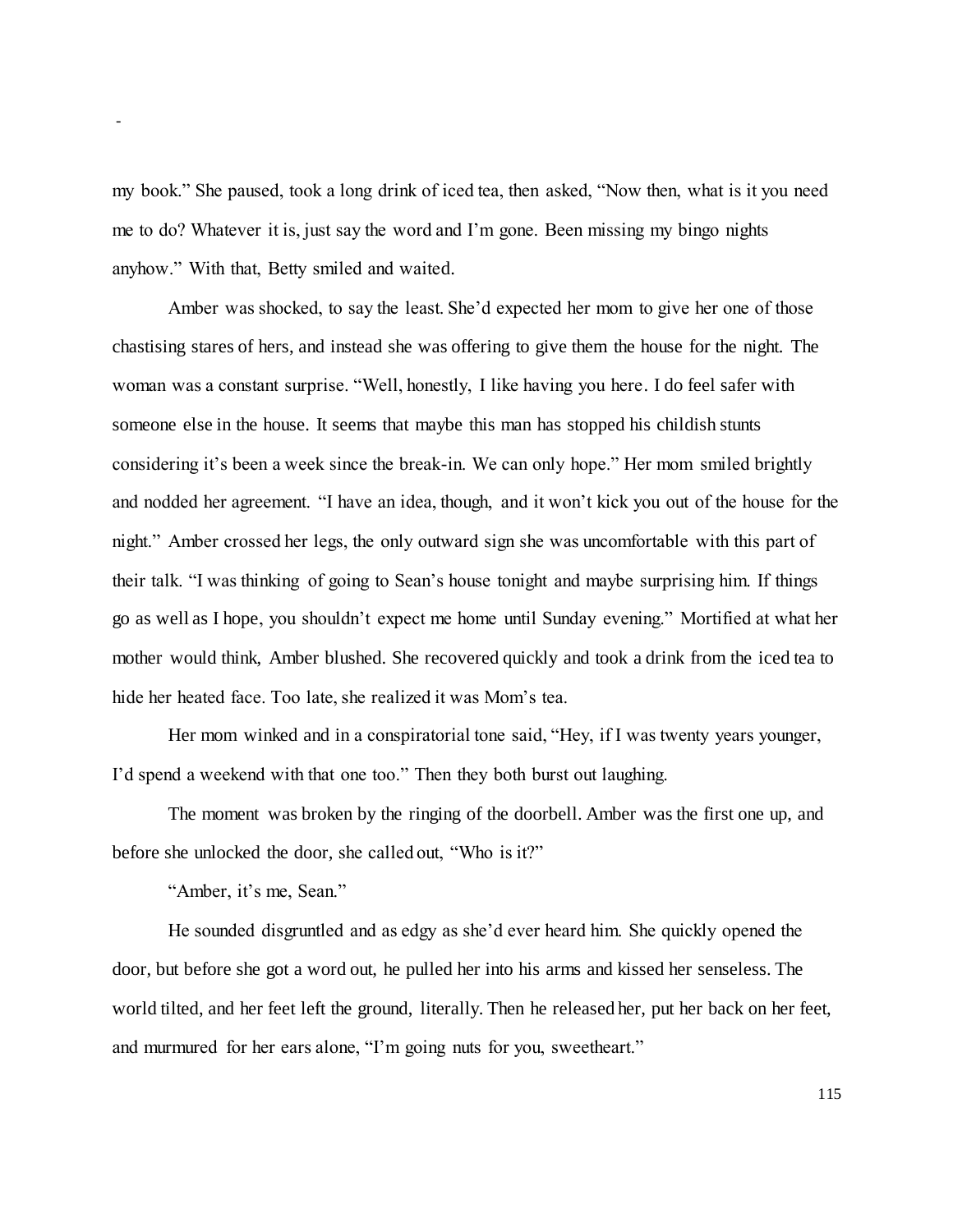my book." She paused, took a long drink of iced tea, then asked, "Now then, what is it you need me to do? Whatever it is, just say the word and I'm gone. Been missing my bingo nights anyhow." With that, Betty smiled and waited.

Amber was shocked, to say the least. She'd expected her mom to give her one of those chastising stares of hers, and instead she was offering to give them the house for the night. The woman was a constant surprise. "Well, honestly, I like having you here. I do feel safer with someone else in the house. It seems that maybe this man has stopped his childish stunts considering it's been a week since the break-in. We can only hope." Her mom smiled brightly and nodded her agreement. "I have an idea, though, and it won't kick you out of the house for the night." Amber crossed her legs, the only outward sign she was uncomfortable with this part of their talk. "I was thinking of going to Sean's house tonight and maybe surprising him. If things go as well as I hope, you shouldn't expect me home until Sunday evening." Mortified at what her mother would think, Amber blushed. She recovered quickly and took a drink from the iced tea to hide her heated face. Too late, she realized it was Mom's tea.

Her mom winked and in a conspiratorial tone said, "Hey, if I was twenty years younger, I'd spend a weekend with that one too." Then they both burst out laughing.

The moment was broken by the ringing of the doorbell. Amber was the first one up, and before she unlocked the door, she called out, "Who is it?"

"Amber, it's me, Sean."

He sounded disgruntled and as edgy as she'd ever heard him. She quickly opened the door, but before she got a word out, he pulled her into his arms and kissed her senseless. The world tilted, and her feet left the ground, literally. Then he released her, put her back on her feet, and murmured for her ears alone, "I'm going nuts for you, sweetheart."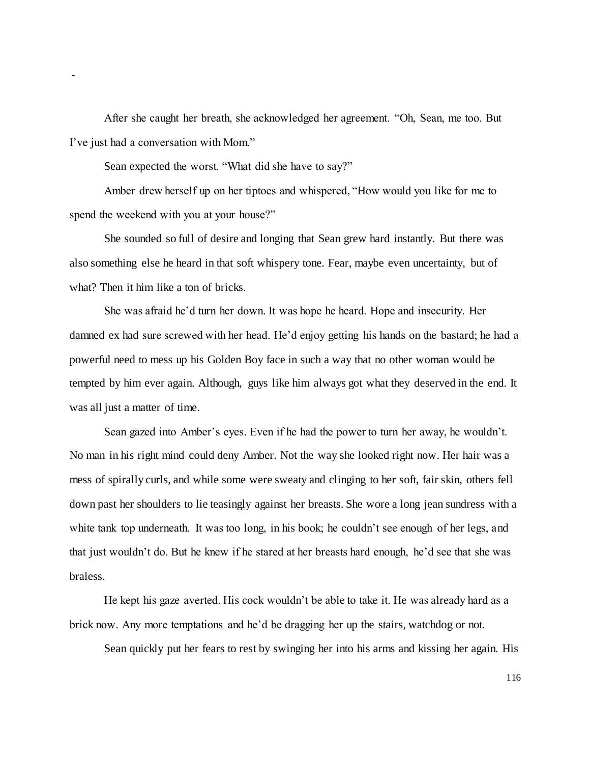-

After she caught her breath, she acknowledged her agreement. "Oh, Sean, me too. But I've just had a conversation with Mom."

Sean expected the worst. "What did she have to say?"

Amber drew herself up on her tiptoes and whispered, "How would you like for me to spend the weekend with you at your house?"

She sounded so full of desire and longing that Sean grew hard instantly. But there was also something else he heard in that soft whispery tone. Fear, maybe even uncertainty, but of what? Then it him like a ton of bricks.

She was afraid he'd turn her down. It was hope he heard. Hope and insecurity. Her damned ex had sure screwed with her head. He'd enjoy getting his hands on the bastard; he had a powerful need to mess up his Golden Boy face in such a way that no other woman would be tempted by him ever again. Although, guys like him always got what they deserved in the end. It was all just a matter of time.

Sean gazed into Amber's eyes. Even if he had the power to turn her away, he wouldn't. No man in his right mind could deny Amber. Not the way she looked right now. Her hair was a mess of spirally curls, and while some were sweaty and clinging to her soft, fair skin, others fell down past her shoulders to lie teasingly against her breasts. She wore a long jean sundress with a white tank top underneath. It was too long, in his book; he couldn't see enough of her legs, and that just wouldn't do. But he knew if he stared at her breasts hard enough, he'd see that she was braless.

He kept his gaze averted. His cock wouldn't be able to take it. He was already hard as a brick now. Any more temptations and he'd be dragging her up the stairs, watchdog or not.

Sean quickly put her fears to rest by swinging her into his arms and kissing her again. His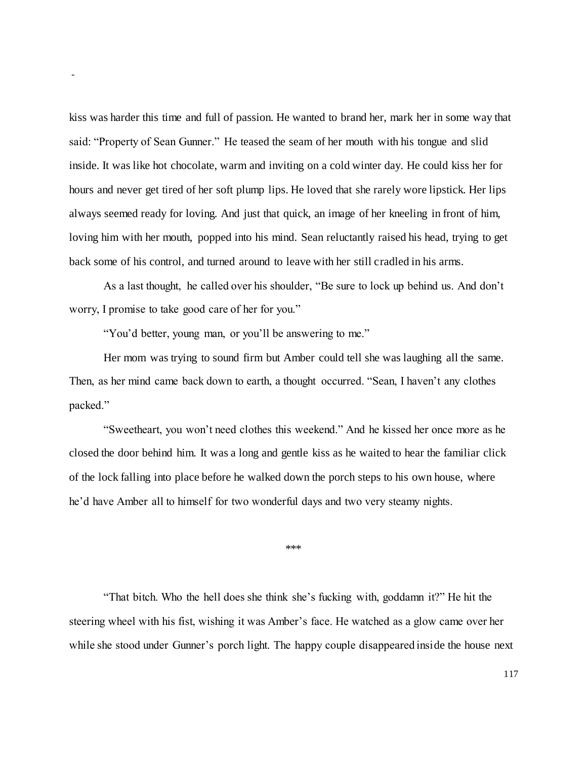kiss was harder this time and full of passion. He wanted to brand her, mark her in some way that said: "Property of Sean Gunner." He teased the seam of her mouth with his tongue and slid inside. It was like hot chocolate, warm and inviting on a cold winter day. He could kiss her for hours and never get tired of her soft plump lips. He loved that she rarely wore lipstick. Her lips always seemed ready for loving. And just that quick, an image of her kneeling in front of him, loving him with her mouth, popped into his mind. Sean reluctantly raised his head, trying to get back some of his control, and turned around to leave with her still cradled in his arms.

As a last thought, he called over his shoulder, "Be sure to lock up behind us. And don't worry, I promise to take good care of her for you."

"You'd better, young man, or you'll be answering to me."

Her mom was trying to sound firm but Amber could tell she was laughing all the same. Then, as her mind came back down to earth, a thought occurred. "Sean, I haven't any clothes packed."

"Sweetheart, you won't need clothes this weekend." And he kissed her once more as he closed the door behind him. It was a long and gentle kiss as he waited to hear the familiar click of the lock falling into place before he walked down the porch steps to his own house, where he'd have Amber all to himself for two wonderful days and two very steamy nights.

***

"That bitch. Who the hell does she think she's fucking with, goddamn it?" He hit the steering wheel with his fist, wishing it was Amber's face. He watched as a glow came over her while she stood under Gunner's porch light. The happy couple disappeared inside the house next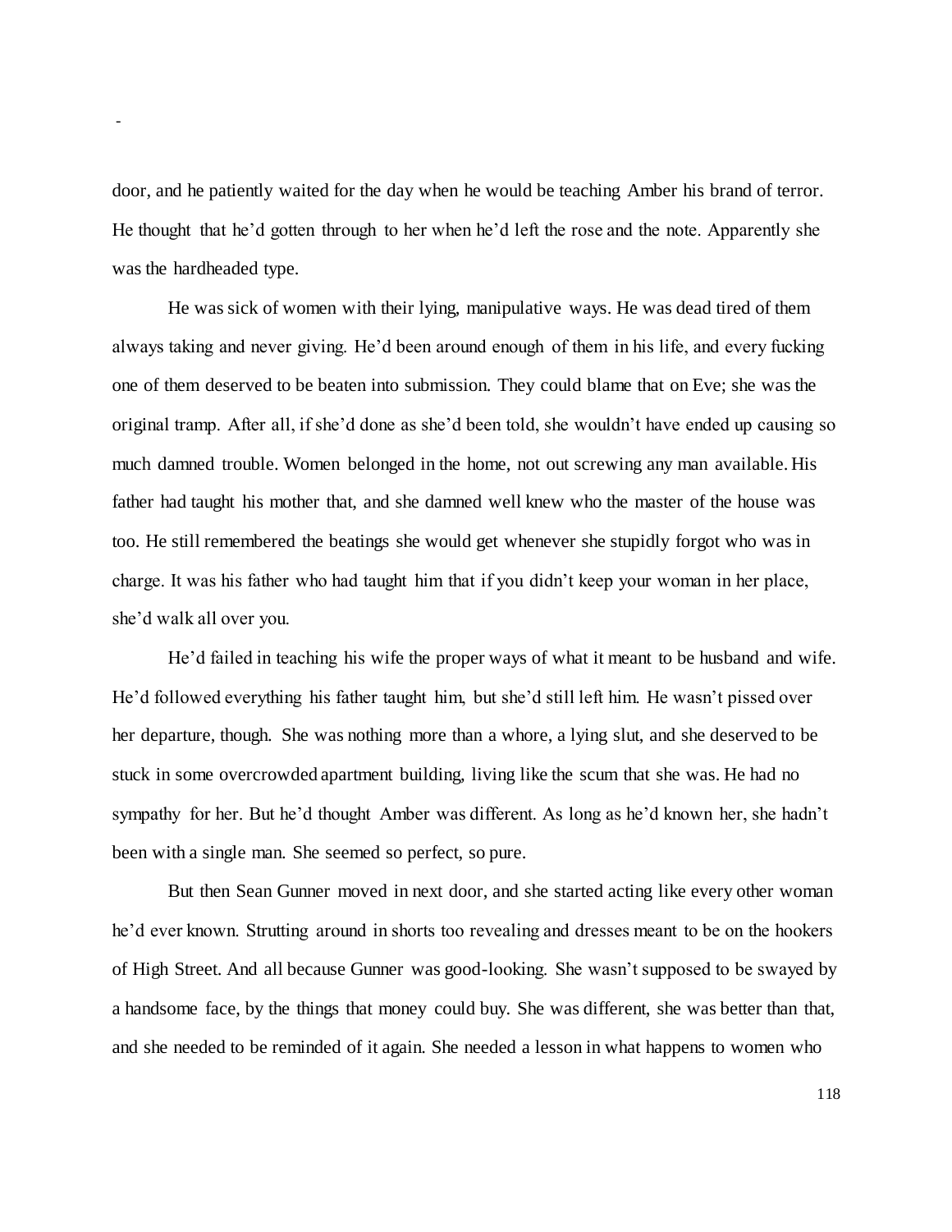door, and he patiently waited for the day when he would be teaching Amber his brand of terror. He thought that he'd gotten through to her when he'd left the rose and the note. Apparently she was the hardheaded type.

He was sick of women with their lying, manipulative ways. He was dead tired of them always taking and never giving. He'd been around enough of them in his life, and every fucking one of them deserved to be beaten into submission. They could blame that on Eve; she was the original tramp. After all, if she'd done as she'd been told, she wouldn't have ended up causing so much damned trouble. Women belonged in the home, not out screwing any man available. His father had taught his mother that, and she damned well knew who the master of the house was too. He still remembered the beatings she would get whenever she stupidly forgot who was in charge. It was his father who had taught him that if you didn't keep your woman in her place, she'd walk all over you.

He'd failed in teaching his wife the proper ways of what it meant to be husband and wife. He'd followed everything his father taught him, but she'd still left him. He wasn't pissed over her departure, though. She was nothing more than a whore, a lying slut, and she deserved to be stuck in some overcrowded apartment building, living like the scum that she was. He had no sympathy for her. But he'd thought Amber was different. As long as he'd known her, she hadn't been with a single man. She seemed so perfect, so pure.

But then Sean Gunner moved in next door, and she started acting like every other woman he'd ever known. Strutting around in shorts too revealing and dresses meant to be on the hookers of High Street. And all because Gunner was good-looking. She wasn't supposed to be swayed by a handsome face, by the things that money could buy. She was different, she was better than that, and she needed to be reminded of it again. She needed a lesson in what happens to women who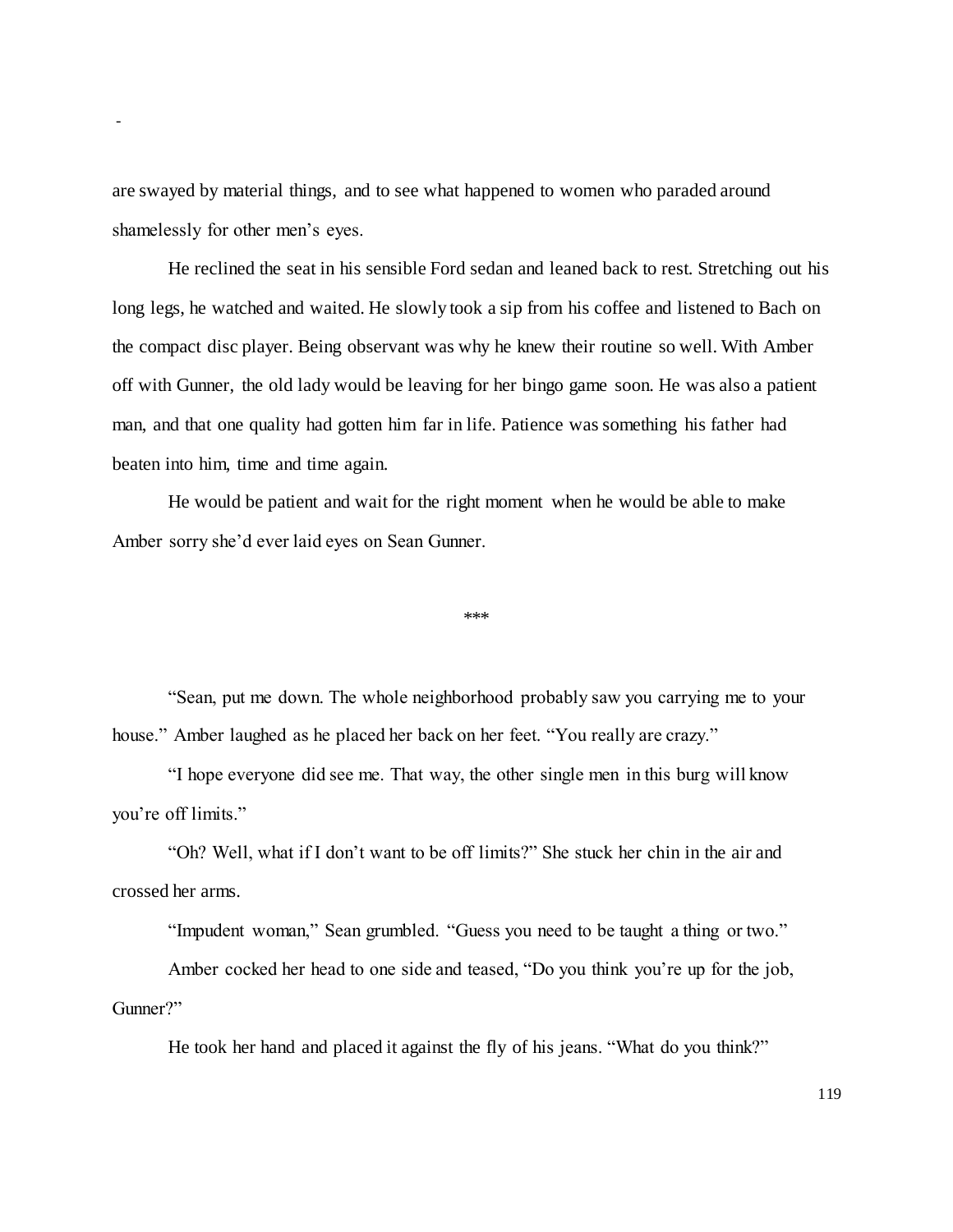are swayed by material things, and to see what happened to women who paraded around shamelessly for other men's eyes.

He reclined the seat in his sensible Ford sedan and leaned back to rest. Stretching out his long legs, he watched and waited. He slowly took a sip from his coffee and listened to Bach on the compact disc player. Being observant was why he knew their routine so well. With Amber off with Gunner, the old lady would be leaving for her bingo game soon. He was also a patient man, and that one quality had gotten him far in life. Patience was something his father had beaten into him, time and time again.

He would be patient and wait for the right moment when he would be able to make Amber sorry she'd ever laid eyes on Sean Gunner.

***

"Sean, put me down. The whole neighborhood probably saw you carrying me to your house." Amber laughed as he placed her back on her feet. "You really are crazy."

"I hope everyone did see me. That way, the other single men in this burg will know you're off limits."

"Oh? Well, what if I don't want to be off limits?" She stuck her chin in the air and crossed her arms.

"Impudent woman," Sean grumbled. "Guess you need to be taught a thing or two."

Amber cocked her head to one side and teased, "Do you think you're up for the job, Gunner?"

He took her hand and placed it against the fly of his jeans. "What do you think?"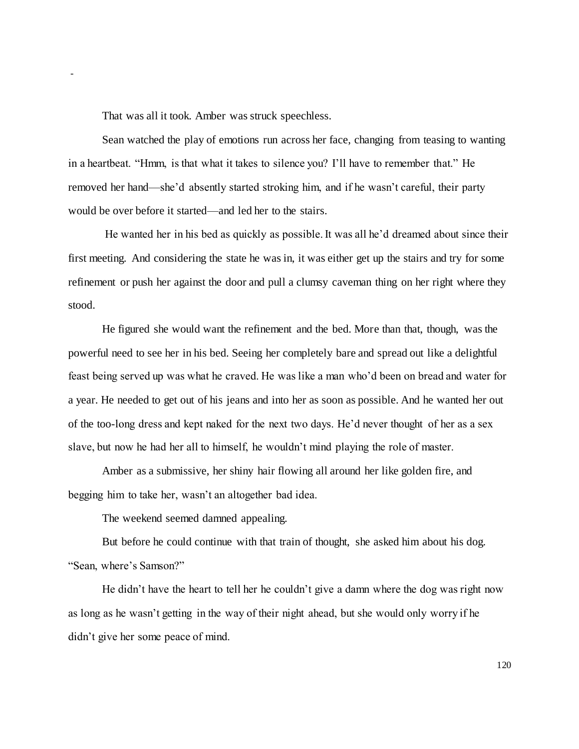-

That was all it took. Amber was struck speechless.

Sean watched the play of emotions run across her face, changing from teasing to wanting in a heartbeat. "Hmm, is that what it takes to silence you? I'll have to remember that." He removed her hand—she'd absently started stroking him, and if he wasn't careful, their party would be over before it started—and led her to the stairs.

He wanted her in his bed as quickly as possible. It was all he'd dreamed about since their first meeting. And considering the state he was in, it was either get up the stairs and try for some refinement or push her against the door and pull a clumsy caveman thing on her right where they stood.

He figured she would want the refinement and the bed. More than that, though, was the powerful need to see her in his bed. Seeing her completely bare and spread out like a delightful feast being served up was what he craved. He was like a man who'd been on bread and water for a year. He needed to get out of his jeans and into her as soon as possible. And he wanted her out of the too-long dress and kept naked for the next two days. He'd never thought of her as a sex slave, but now he had her all to himself, he wouldn't mind playing the role of master.

Amber as a submissive, her shiny hair flowing all around her like golden fire, and begging him to take her, wasn't an altogether bad idea.

The weekend seemed damned appealing.

But before he could continue with that train of thought, she asked him about his dog. "Sean, where's Samson?"

He didn't have the heart to tell her he couldn't give a damn where the dog was right now as long as he wasn't getting in the way of their night ahead, but she would only worry if he didn't give her some peace of mind.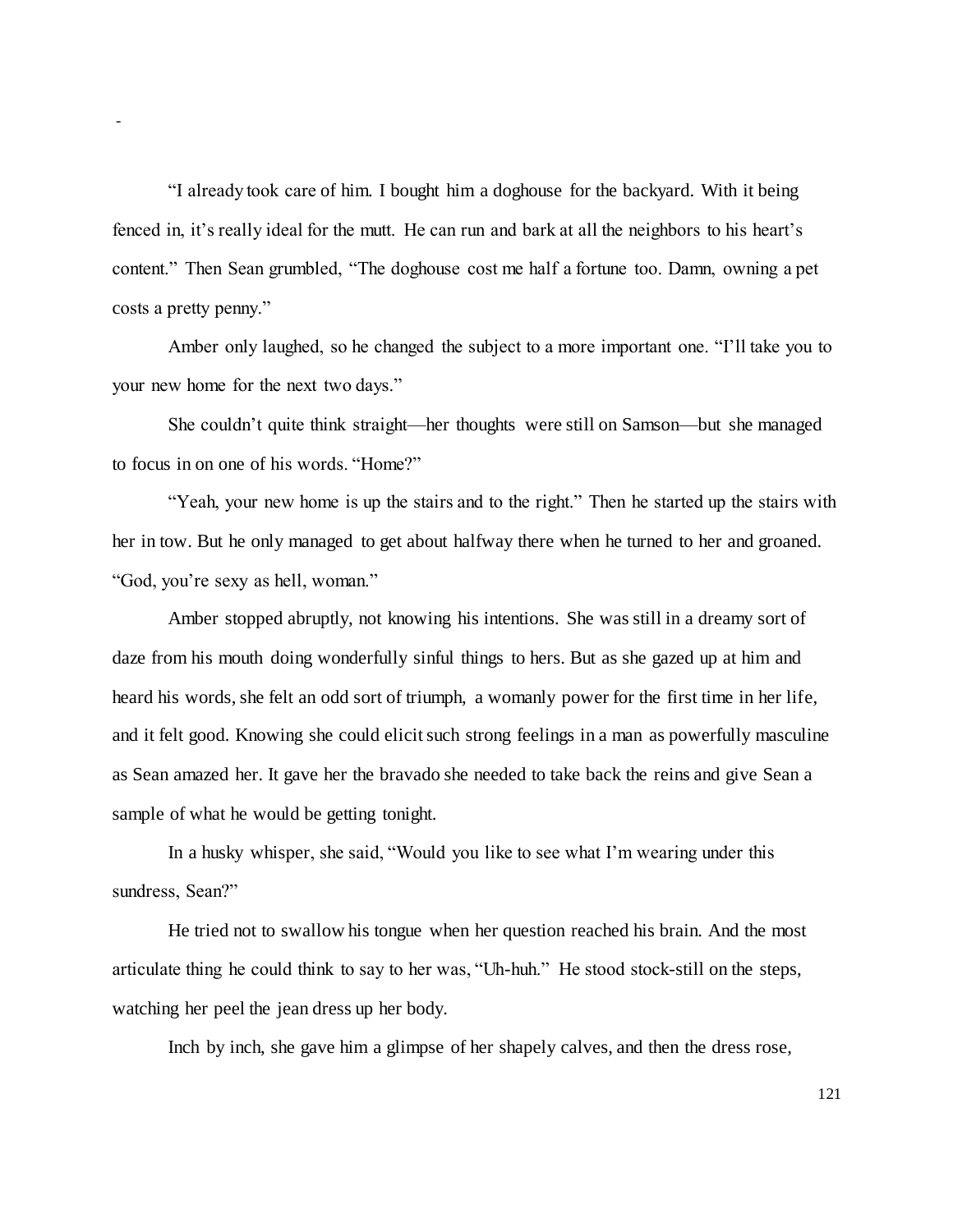"I already took care of him. I bought him a doghouse for the backyard. With it being fenced in, it's really ideal for the mutt. He can run and bark at all the neighbors to his heart's content." Then Sean grumbled, "The doghouse cost me half a fortune too. Damn, owning a pet costs a pretty penny."

Amber only laughed, so he changed the subject to a more important one. "I'll take you to your new home for the next two days."

She couldn't quite think straight—her thoughts were still on Samson—but she managed to focus in on one of his words. "Home?"

"Yeah, your new home is up the stairs and to the right." Then he started up the stairs with her in tow. But he only managed to get about halfway there when he turned to her and groaned. "God, you're sexy as hell, woman."

Amber stopped abruptly, not knowing his intentions. She was still in a dreamy sort of daze from his mouth doing wonderfully sinful things to hers. But as she gazed up at him and heard his words, she felt an odd sort of triumph, a womanly power for the first time in her life, and it felt good. Knowing she could elicit such strong feelings in a man as powerfully masculine as Sean amazed her. It gave her the bravado she needed to take back the reins and give Sean a sample of what he would be getting tonight.

In a husky whisper, she said, "Would you like to see what I'm wearing under this sundress, Sean?"

He tried not to swallow his tongue when her question reached his brain. And the most articulate thing he could think to say to her was, "Uh-huh." He stood stock-still on the steps, watching her peel the jean dress up her body.

Inch by inch, she gave him a glimpse of her shapely calves, and then the dress rose,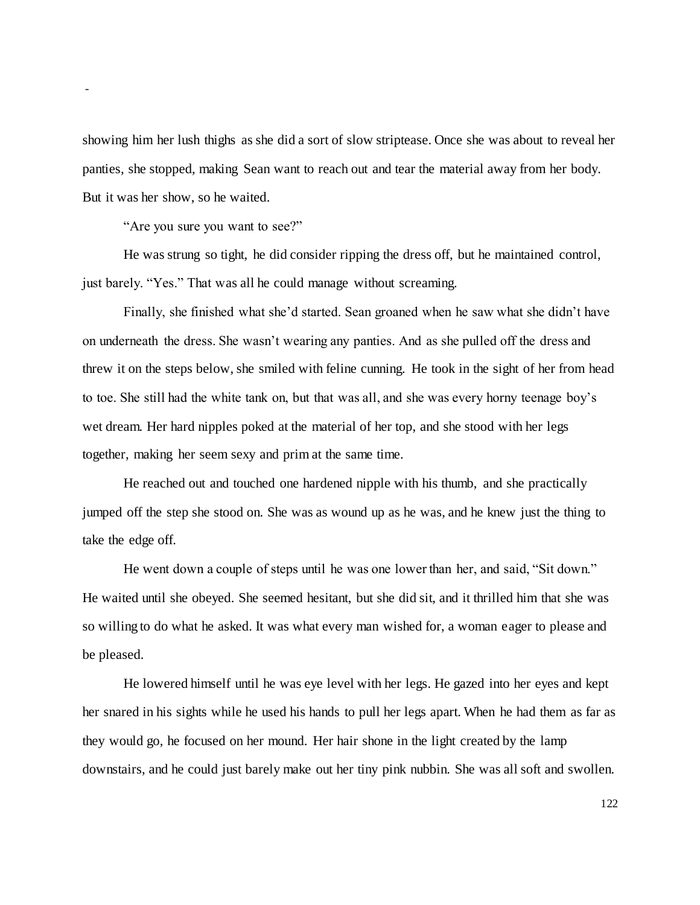showing him her lush thighs as she did a sort of slow striptease. Once she was about to reveal her panties, she stopped, making Sean want to reach out and tear the material away from her body. But it was her show, so he waited.

"Are you sure you want to see?"

He was strung so tight, he did consider ripping the dress off, but he maintained control, just barely. "Yes." That was all he could manage without screaming.

Finally, she finished what she'd started. Sean groaned when he saw what she didn't have on underneath the dress. She wasn't wearing any panties. And as she pulled off the dress and threw it on the steps below, she smiled with feline cunning. He took in the sight of her from head to toe. She still had the white tank on, but that was all, and she was every horny teenage boy's wet dream. Her hard nipples poked at the material of her top, and she stood with her legs together, making her seem sexy and prim at the same time.

He reached out and touched one hardened nipple with his thumb, and she practically jumped off the step she stood on. She was as wound up as he was, and he knew just the thing to take the edge off.

He went down a couple of steps until he was one lower than her, and said, "Sit down." He waited until she obeyed. She seemed hesitant, but she did sit, and it thrilled him that she was so willing to do what he asked. It was what every man wished for, a woman eager to please and be pleased.

He lowered himself until he was eye level with her legs. He gazed into her eyes and kept her snared in his sights while he used his hands to pull her legs apart. When he had them as far as they would go, he focused on her mound. Her hair shone in the light created by the lamp downstairs, and he could just barely make out her tiny pink nubbin. She was all soft and swollen.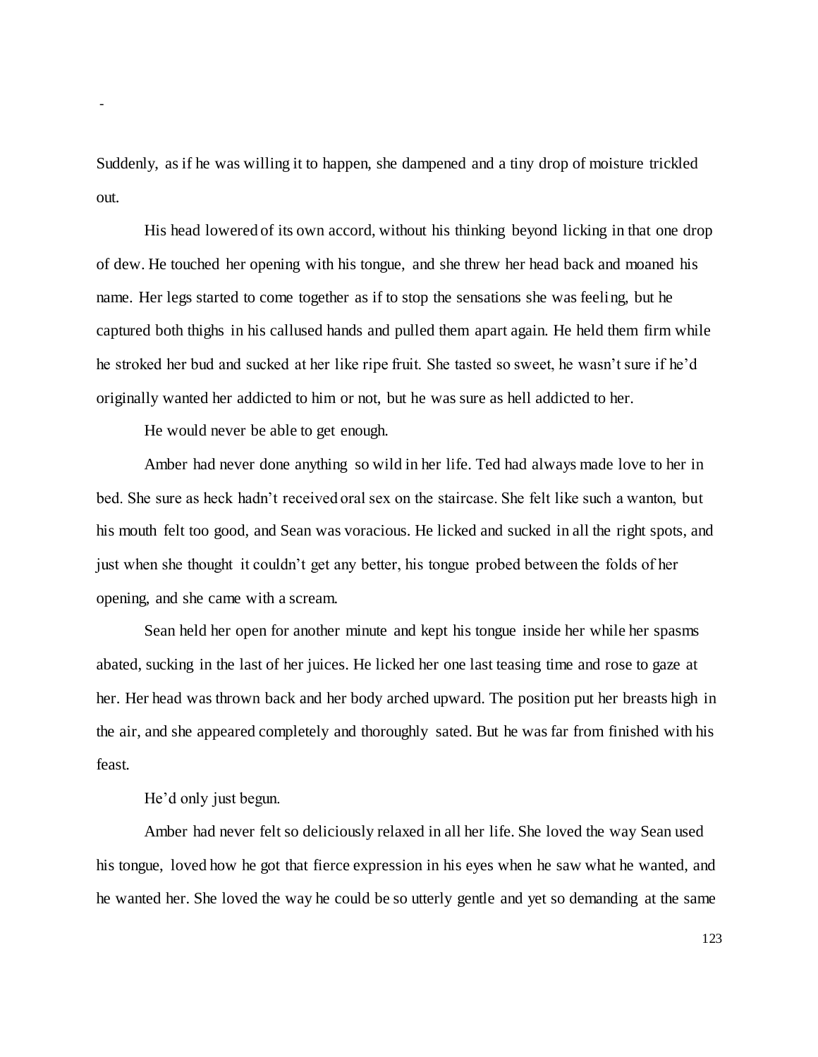Suddenly, as if he was willing it to happen, she dampened and a tiny drop of moisture trickled out.

His head lowered of its own accord, without his thinking beyond licking in that one drop of dew. He touched her opening with his tongue, and she threw her head back and moaned his name. Her legs started to come together as if to stop the sensations she was feeling, but he captured both thighs in his callused hands and pulled them apart again. He held them firm while he stroked her bud and sucked at her like ripe fruit. She tasted so sweet, he wasn't sure if he'd originally wanted her addicted to him or not, but he was sure as hell addicted to her.

He would never be able to get enough.

Amber had never done anything so wild in her life. Ted had always made love to her in bed. She sure as heck hadn't received oral sex on the staircase. She felt like such a wanton, but his mouth felt too good, and Sean was voracious. He licked and sucked in all the right spots, and just when she thought it couldn't get any better, his tongue probed between the folds of her opening, and she came with a scream.

Sean held her open for another minute and kept his tongue inside her while her spasms abated, sucking in the last of her juices. He licked her one last teasing time and rose to gaze at her. Her head was thrown back and her body arched upward. The position put her breasts high in the air, and she appeared completely and thoroughly sated. But he was far from finished with his feast.

He'd only just begun.

Amber had never felt so deliciously relaxed in all her life. She loved the way Sean used his tongue, loved how he got that fierce expression in his eyes when he saw what he wanted, and he wanted her. She loved the way he could be so utterly gentle and yet so demanding at the same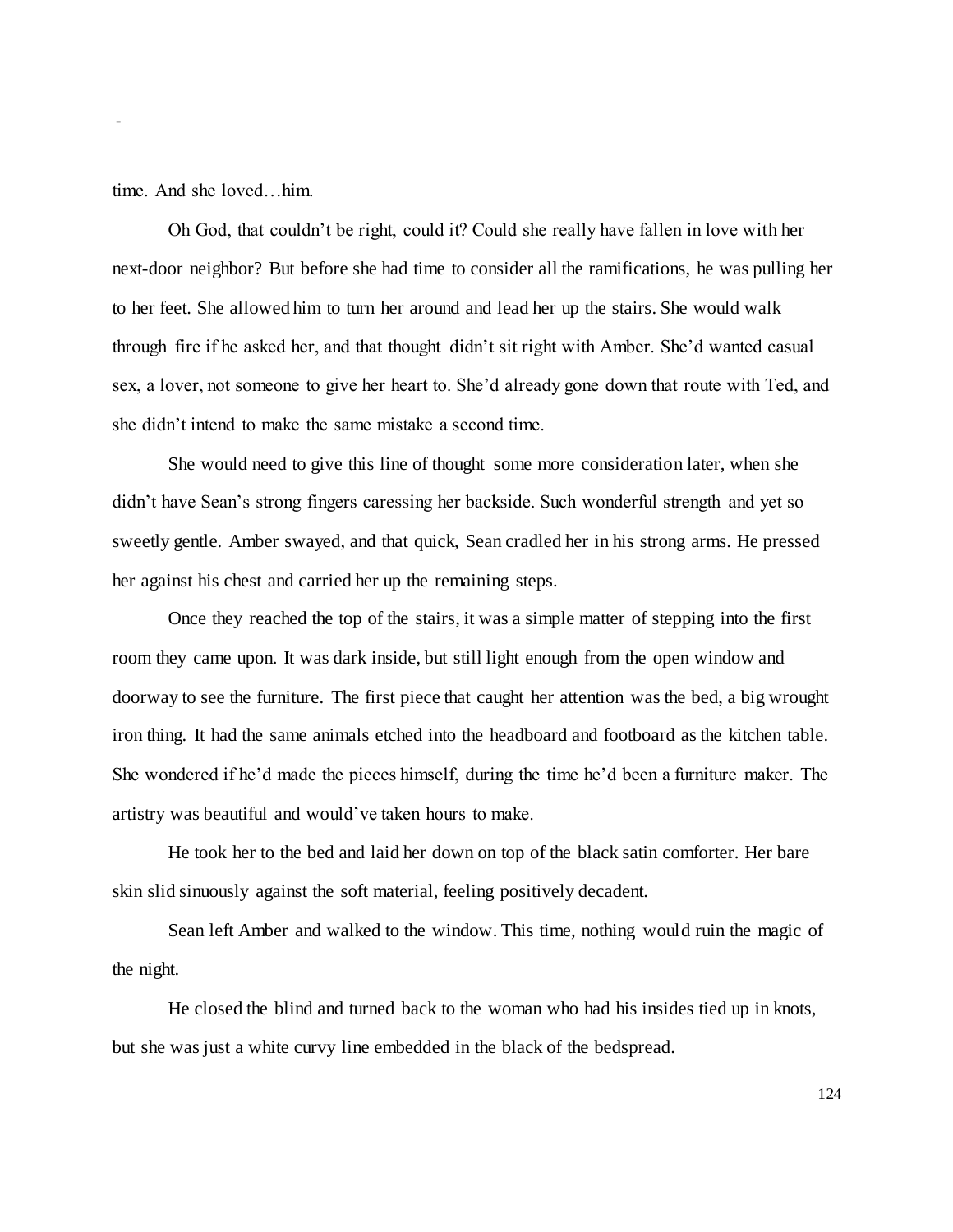time. And she loved…him.

Oh God, that couldn't be right, could it? Could she really have fallen in love with her next-door neighbor? But before she had time to consider all the ramifications, he was pulling her to her feet. She allowed him to turn her around and lead her up the stairs. She would walk through fire if he asked her, and that thought didn't sit right with Amber. She'd wanted casual sex, a lover, not someone to give her heart to. She'd already gone down that route with Ted, and she didn't intend to make the same mistake a second time.

She would need to give this line of thought some more consideration later, when she didn't have Sean's strong fingers caressing her backside. Such wonderful strength and yet so sweetly gentle. Amber swayed, and that quick, Sean cradled her in his strong arms. He pressed her against his chest and carried her up the remaining steps.

Once they reached the top of the stairs, it was a simple matter of stepping into the first room they came upon. It was dark inside, but still light enough from the open window and doorway to see the furniture. The first piece that caught her attention was the bed, a big wrought iron thing. It had the same animals etched into the headboard and footboard as the kitchen table. She wondered if he'd made the pieces himself, during the time he'd been a furniture maker. The artistry was beautiful and would've taken hours to make.

He took her to the bed and laid her down on top of the black satin comforter. Her bare skin slid sinuously against the soft material, feeling positively decadent.

Sean left Amber and walked to the window. This time, nothing would ruin the magic of the night.

He closed the blind and turned back to the woman who had his insides tied up in knots, but she was just a white curvy line embedded in the black of the bedspread.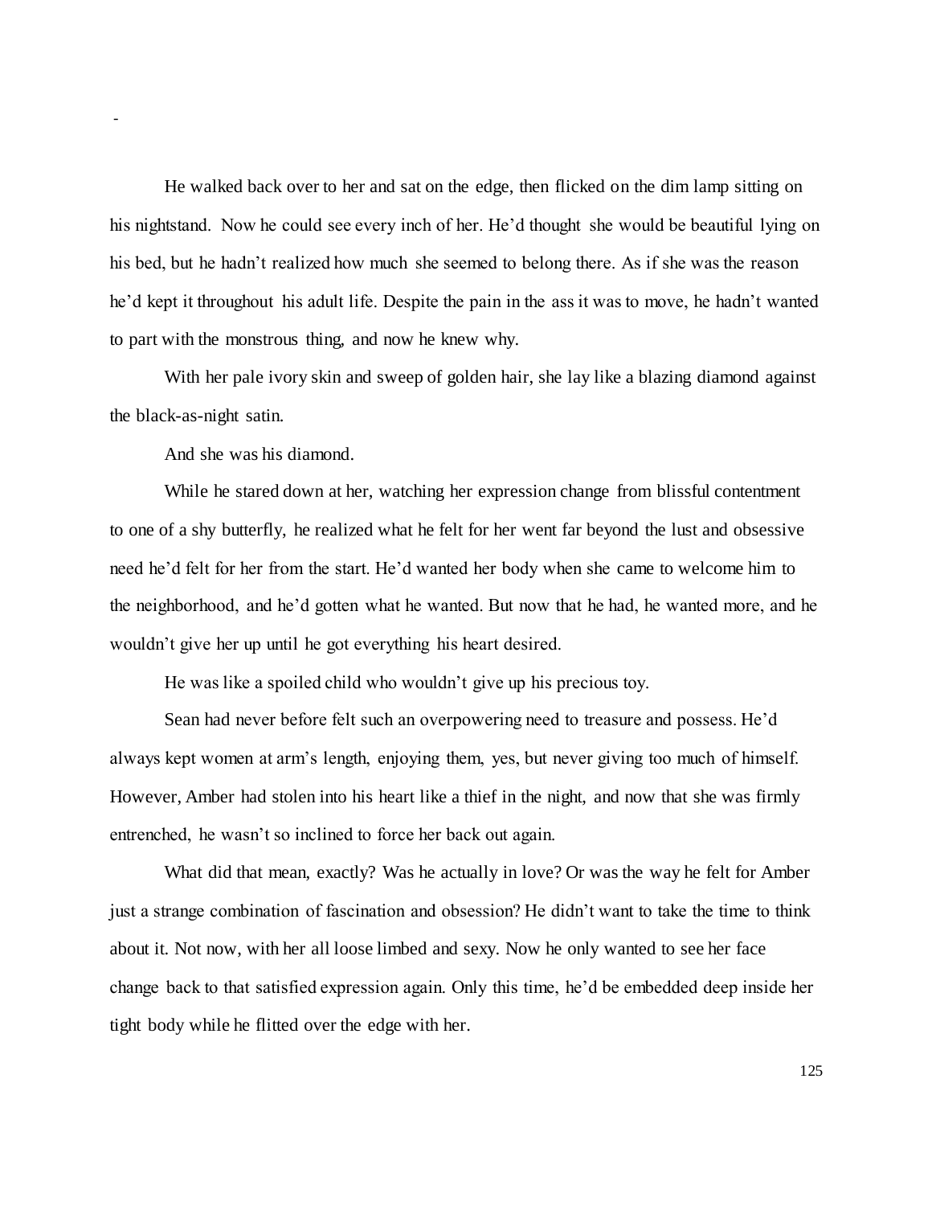He walked back over to her and sat on the edge, then flicked on the dim lamp sitting on his nightstand. Now he could see every inch of her. He'd thought she would be beautiful lying on his bed, but he hadn't realized how much she seemed to belong there. As if she was the reason he'd kept it throughout his adult life. Despite the pain in the ass it was to move, he hadn't wanted to part with the monstrous thing, and now he knew why.

With her pale ivory skin and sweep of golden hair, she lay like a blazing diamond against the black-as-night satin.

And she was his diamond.

While he stared down at her, watching her expression change from blissful contentment to one of a shy butterfly, he realized what he felt for her went far beyond the lust and obsessive need he'd felt for her from the start. He'd wanted her body when she came to welcome him to the neighborhood, and he'd gotten what he wanted. But now that he had, he wanted more, and he wouldn't give her up until he got everything his heart desired.

He was like a spoiled child who wouldn't give up his precious toy.

Sean had never before felt such an overpowering need to treasure and possess. He'd always kept women at arm's length, enjoying them, yes, but never giving too much of himself. However, Amber had stolen into his heart like a thief in the night, and now that she was firmly entrenched, he wasn't so inclined to force her back out again.

What did that mean, exactly? Was he actually in love? Or was the way he felt for Amber just a strange combination of fascination and obsession? He didn't want to take the time to think about it. Not now, with her all loose limbed and sexy. Now he only wanted to see her face change back to that satisfied expression again. Only this time, he'd be embedded deep inside her tight body while he flitted over the edge with her.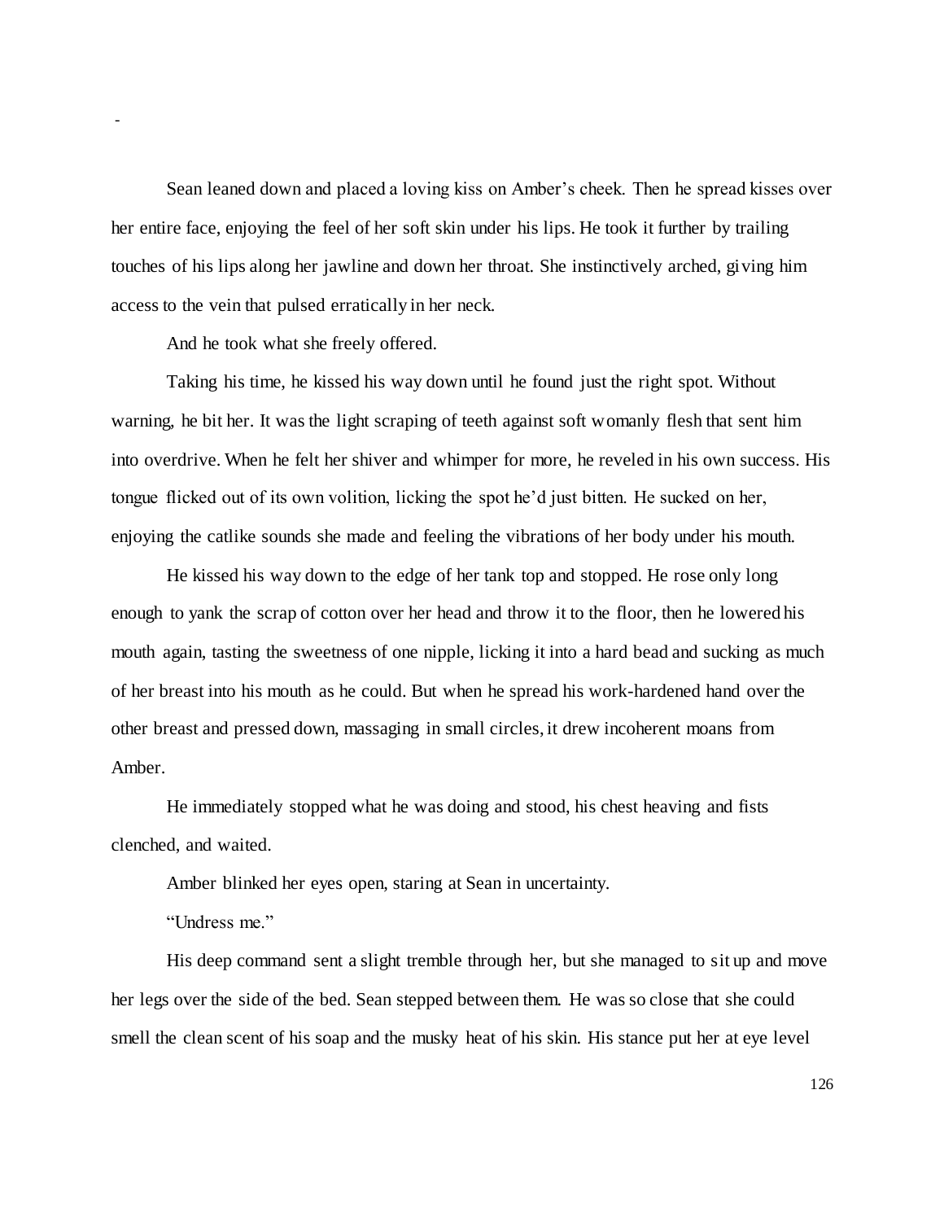-

Sean leaned down and placed a loving kiss on Amber's cheek. Then he spread kisses over her entire face, enjoying the feel of her soft skin under his lips. He took it further by trailing touches of his lips along her jawline and down her throat. She instinctively arched, giving him access to the vein that pulsed erratically in her neck.

And he took what she freely offered.

Taking his time, he kissed his way down until he found just the right spot. Without warning, he bit her. It was the light scraping of teeth against soft womanly flesh that sent him into overdrive. When he felt her shiver and whimper for more, he reveled in his own success. His tongue flicked out of its own volition, licking the spot he'd just bitten. He sucked on her, enjoying the catlike sounds she made and feeling the vibrations of her body under his mouth.

He kissed his way down to the edge of her tank top and stopped. He rose only long enough to yank the scrap of cotton over her head and throw it to the floor, then he lowered his mouth again, tasting the sweetness of one nipple, licking it into a hard bead and sucking as much of her breast into his mouth as he could. But when he spread his work-hardened hand over the other breast and pressed down, massaging in small circles, it drew incoherent moans from Amber.

He immediately stopped what he was doing and stood, his chest heaving and fists clenched, and waited.

Amber blinked her eyes open, staring at Sean in uncertainty.

"Undress me."

His deep command sent a slight tremble through her, but she managed to sit up and move her legs over the side of the bed. Sean stepped between them. He was so close that she could smell the clean scent of his soap and the musky heat of his skin. His stance put her at eye level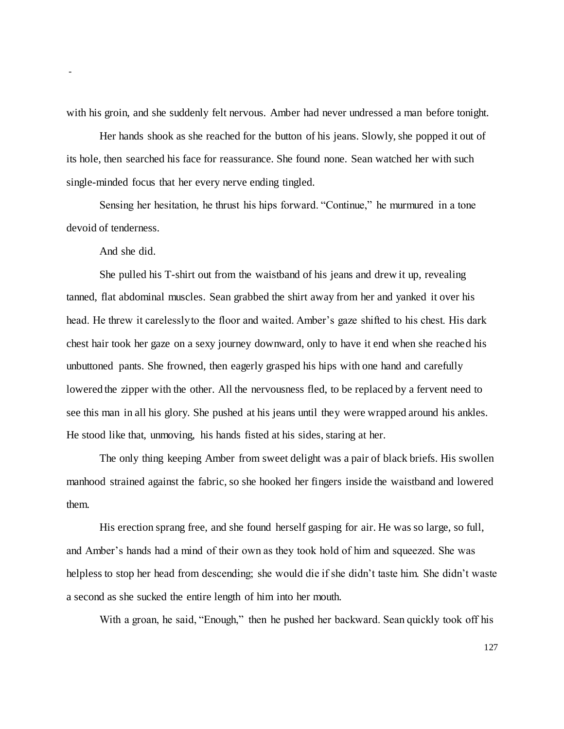with his groin, and she suddenly felt nervous. Amber had never undressed a man before tonight.

Her hands shook as she reached for the button of his jeans. Slowly, she popped it out of its hole, then searched his face for reassurance. She found none. Sean watched her with such single-minded focus that her every nerve ending tingled.

Sensing her hesitation, he thrust his hips forward. "Continue," he murmured in a tone devoid of tenderness.

And she did.

She pulled his T-shirt out from the waistband of his jeans and drew it up, revealing tanned, flat abdominal muscles. Sean grabbed the shirt away from her and yanked it over his head. He threw it carelessly to the floor and waited. Amber's gaze shifted to his chest. His dark chest hair took her gaze on a sexy journey downward, only to have it end when she reached his unbuttoned pants. She frowned, then eagerly grasped his hips with one hand and carefully lowered the zipper with the other. All the nervousness fled, to be replaced by a fervent need to see this man in all his glory. She pushed at his jeans until they were wrapped around his ankles. He stood like that, unmoving, his hands fisted at his sides, staring at her.

The only thing keeping Amber from sweet delight was a pair of black briefs. His swollen manhood strained against the fabric, so she hooked her fingers inside the waistband and lowered them.

His erection sprang free, and she found herself gasping for air. He was so large, so full, and Amber's hands had a mind of their own as they took hold of him and squeezed. She was helpless to stop her head from descending; she would die if she didn't taste him. She didn't waste a second as she sucked the entire length of him into her mouth.

With a groan, he said, "Enough," then he pushed her backward. Sean quickly took off his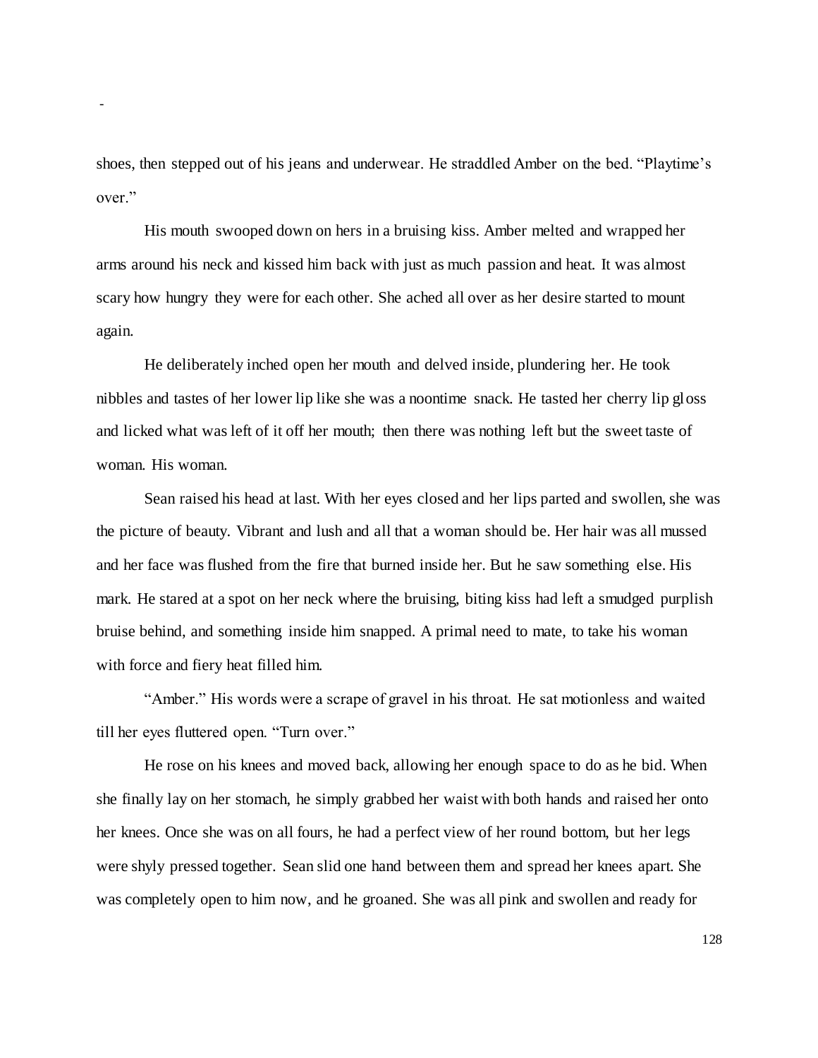shoes, then stepped out of his jeans and underwear. He straddled Amber on the bed. “Playtime’s over.”

His mouth swooped down on hers in a bruising kiss. Amber melted and wrapped her arms around his neck and kissed him back with just as much passion and heat. It was almost scary how hungry they were for each other. She ached all over as her desire started to mount again.

He deliberately inched open her mouth and delved inside, plundering her. He took nibbles and tastes of her lower lip like she was a noontime snack. He tasted her cherry lip gloss and licked what was left of it off her mouth; then there was nothing left but the sweet taste of woman. His woman.

Sean raised his head at last. With her eyes closed and her lips parted and swollen, she was the picture of beauty. Vibrant and lush and all that a woman should be. Her hair was all mussed and her face was flushed from the fire that burned inside her. But he saw something else. His mark. He stared at a spot on her neck where the bruising, biting kiss had left a smudged purplish bruise behind, and something inside him snapped. A primal need to mate, to take his woman with force and fiery heat filled him.

“Amber.” His words were a scrape of gravel in his throat. He sat motionless and waited till her eyes fluttered open. “Turn over.”

He rose on his knees and moved back, allowing her enough space to do as he bid. When she finally lay on her stomach, he simply grabbed her waist with both hands and raised her onto her knees. Once she was on all fours, he had a perfect view of her round bottom, but her legs were shyly pressed together. Sean slid one hand between them and spread her knees apart. She was completely open to him now, and he groaned. She was all pink and swollen and ready for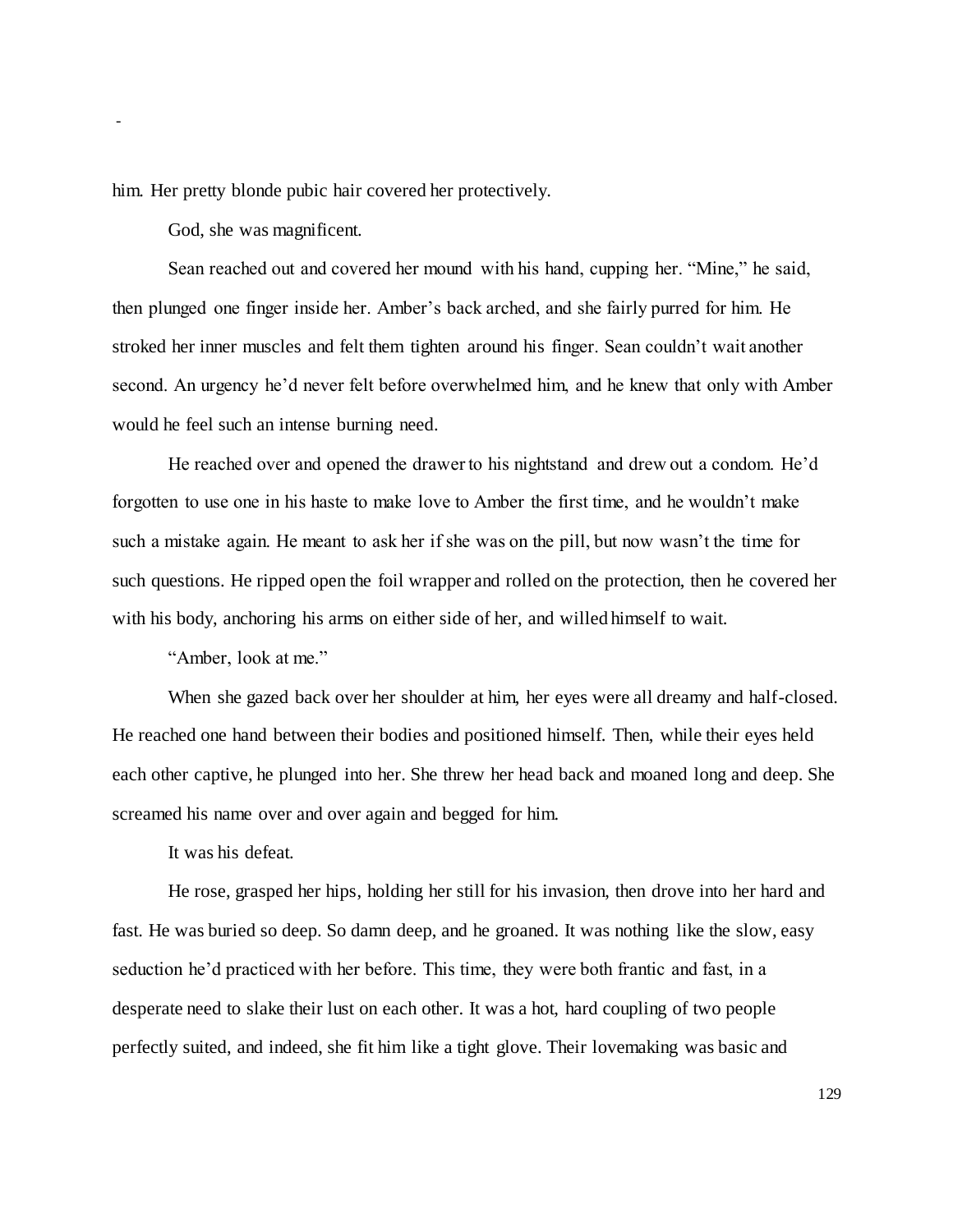him. Her pretty blonde pubic hair covered her protectively.

God, she was magnificent.

Sean reached out and covered her mound with his hand, cupping her. “Mine,” he said, then plunged one finger inside her. Amber’s back arched, and she fairly purred for him. He stroked her inner muscles and felt them tighten around his finger. Sean couldn’t wait another second. An urgency he’d never felt before overwhelmed him, and he knew that only with Amber would he feel such an intense burning need.

He reached over and opened the drawer to his nightstand and drew out a condom. He’d forgotten to use one in his haste to make love to Amber the first time, and he wouldn’t make such a mistake again. He meant to ask her if she was on the pill, but now wasn’t the time for such questions. He ripped open the foil wrapper and rolled on the protection, then he covered her with his body, anchoring his arms on either side of her, and willed himself to wait.

“Amber, look at me.”

When she gazed back over her shoulder at him, her eyes were all dreamy and half-closed. He reached one hand between their bodies and positioned himself. Then, while their eyes held each other captive, he plunged into her. She threw her head back and moaned long and deep. She screamed his name over and over again and begged for him.

It was his defeat.

He rose, grasped her hips, holding her still for his invasion, then drove into her hard and fast. He was buried so deep. So damn deep, and he groaned. It was nothing like the slow, easy seduction he’d practiced with her before. This time, they were both frantic and fast, in a desperate need to slake their lust on each other. It was a hot, hard coupling of two people perfectly suited, and indeed, she fit him like a tight glove. Their lovemaking was basic and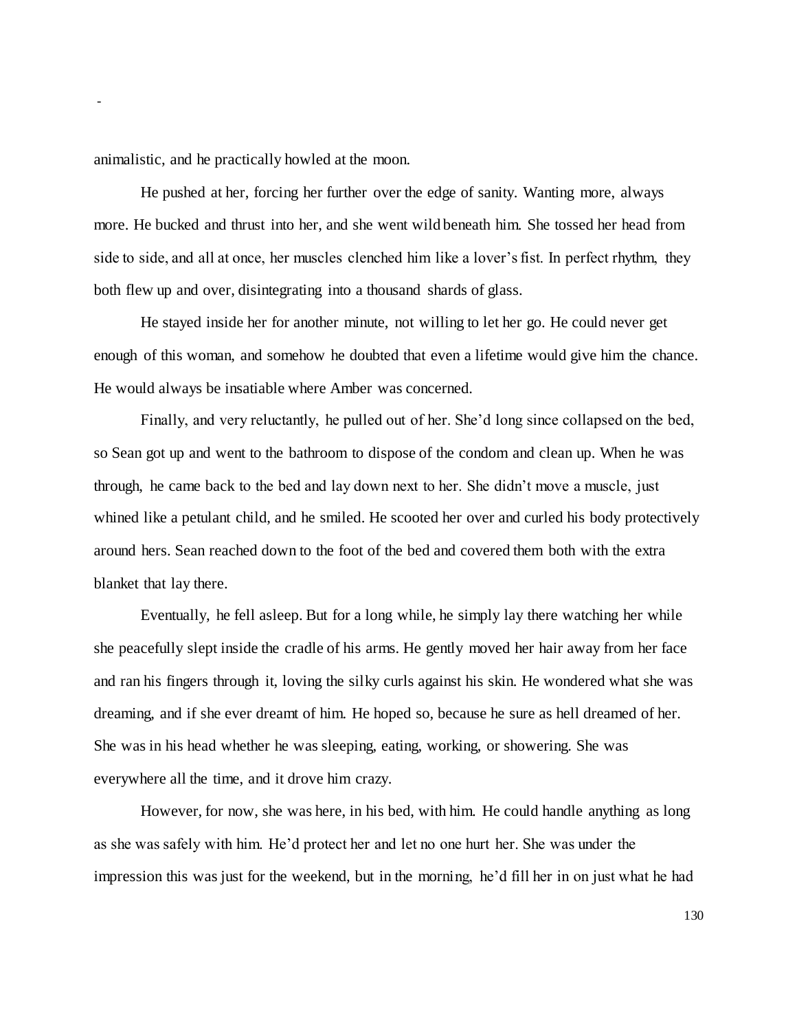animalistic, and he practically howled at the moon.

He pushed at her, forcing her further over the edge of sanity. Wanting more, always more. He bucked and thrust into her, and she went wild beneath him. She tossed her head from side to side, and all at once, her muscles clenched him like a lover's fist. In perfect rhythm, they both flew up and over, disintegrating into a thousand shards of glass.

He stayed inside her for another minute, not willing to let her go. He could never get enough of this woman, and somehow he doubted that even a lifetime would give him the chance. He would always be insatiable where Amber was concerned.

Finally, and very reluctantly, he pulled out of her. She'd long since collapsed on the bed, so Sean got up and went to the bathroom to dispose of the condom and clean up. When he was through, he came back to the bed and lay down next to her. She didn't move a muscle, just whined like a petulant child, and he smiled. He scooted her over and curled his body protectively around hers. Sean reached down to the foot of the bed and covered them both with the extra blanket that lay there.

Eventually, he fell asleep. But for a long while, he simply lay there watching her while she peacefully slept inside the cradle of his arms. He gently moved her hair away from her face and ran his fingers through it, loving the silky curls against his skin. He wondered what she was dreaming, and if she ever dreamt of him. He hoped so, because he sure as hell dreamed of her. She was in his head whether he was sleeping, eating, working, or showering. She was everywhere all the time, and it drove him crazy.

However, for now, she was here, in his bed, with him. He could handle anything as long as she was safely with him. He'd protect her and let no one hurt her. She was under the impression this was just for the weekend, but in the morning, he'd fill her in on just what he had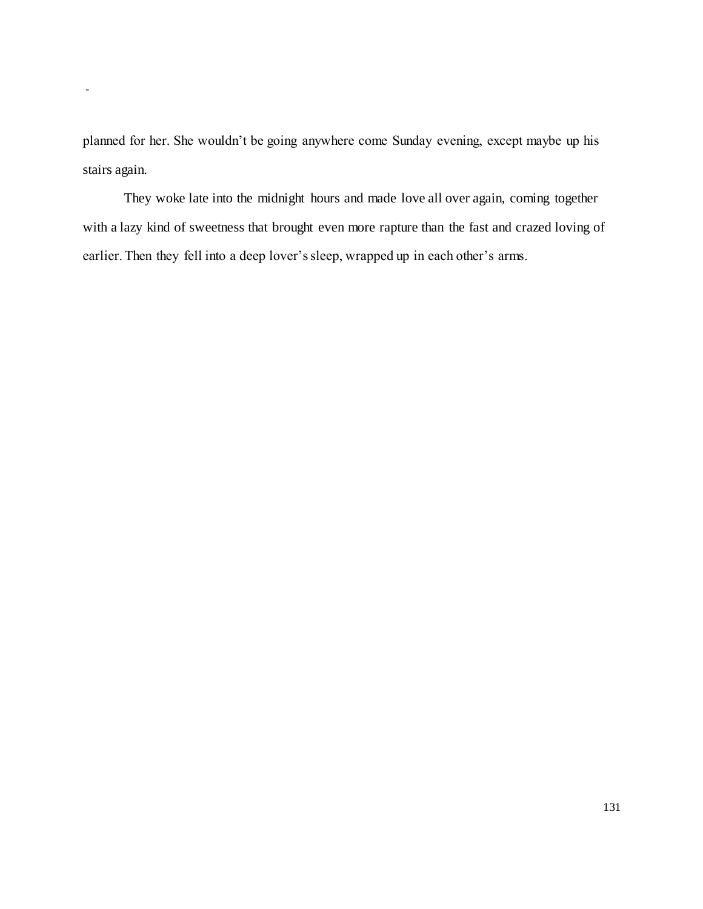planned for her. She wouldn't be going anywhere come Sunday evening, except maybe up his stairs again.

They woke late into the midnight hours and made love all over again, coming together with a lazy kind of sweetness that brought even more rapture than the fast and crazed loving of earlier. Then they fell into a deep lover's sleep, wrapped up in each other's arms.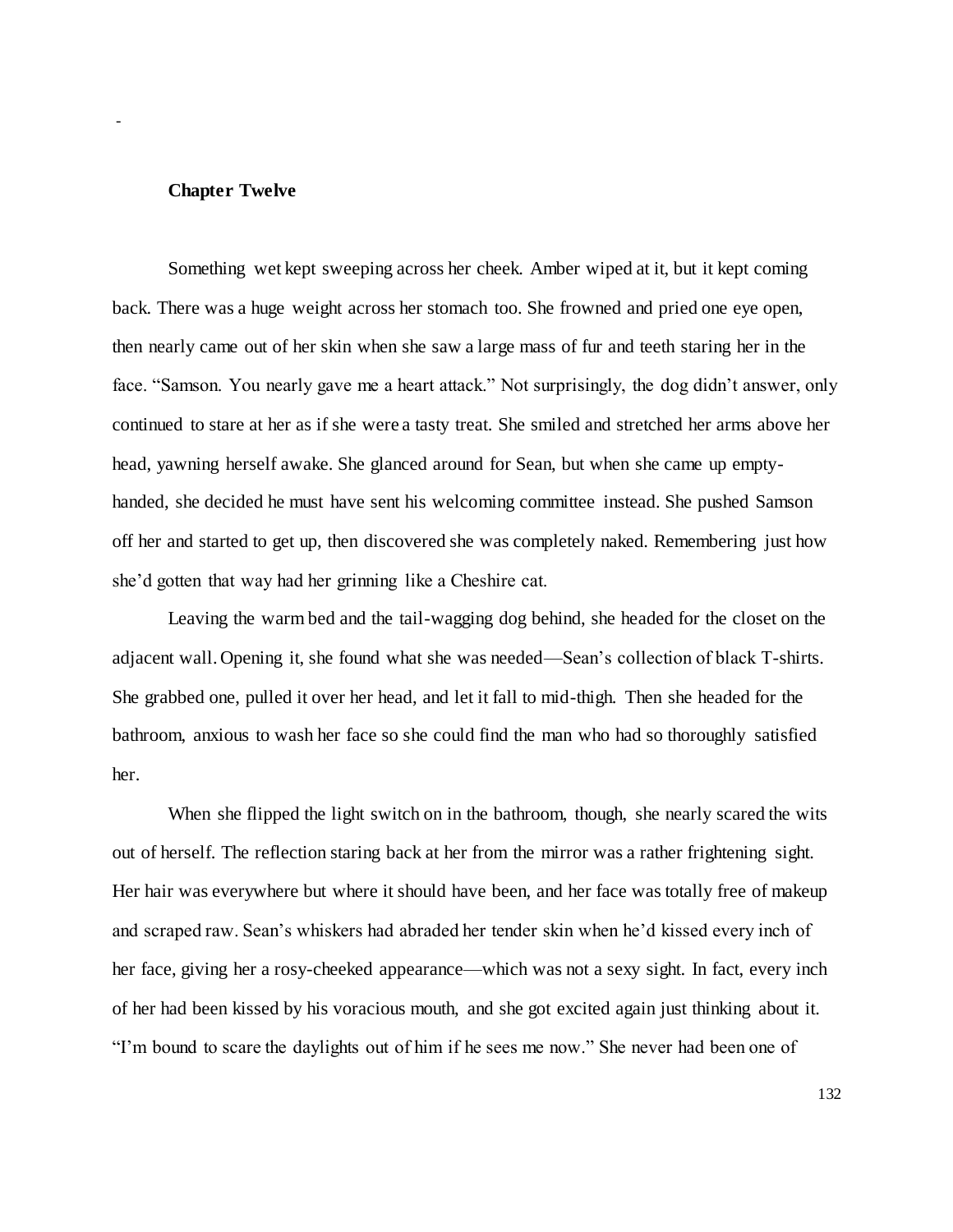**Chapter Twelve**

Something wet kept sweeping across her cheek. Amber wiped at it, but it kept coming back. There was a huge weight across her stomach too. She frowned and pried one eye open, then nearly came out of her skin when she saw a large mass of fur and teeth staring her in the face. "Samson. You nearly gave me a heart attack." Not surprisingly, the dog didn't answer, only continued to stare at her as if she were a tasty treat. She smiled and stretched her arms above her head, yawning herself awake. She glanced around for Sean, but when she came up empty-handed, she decided he must have sent his welcoming committee instead. She pushed Samson off her and started to get up, then discovered she was completely naked. Remembering just how she'd gotten that way had her grinning like a Cheshire cat.

Leaving the warm bed and the tail-wagging dog behind, she headed for the closet on the adjacent wall. Opening it, she found what she was needed—Sean's collection of black T-shirts. She grabbed one, pulled it over her head, and let it fall to mid-thigh. Then she headed for the bathroom, anxious to wash her face so she could find the man who had so thoroughly satisfied her.

When she flipped the light switch on in the bathroom, though, she nearly scared the wits out of herself. The reflection staring back at her from the mirror was a rather frightening sight. Her hair was everywhere but where it should have been, and her face was totally free of makeup and scraped raw. Sean's whiskers had abraded her tender skin when he'd kissed every inch of her face, giving her a rosy-cheeked appearance—which was not a sexy sight. In fact, every inch of her had been kissed by his voracious mouth, and she got excited again just thinking about it. "I'm bound to scare the daylights out of him if he sees me now." She never had been one of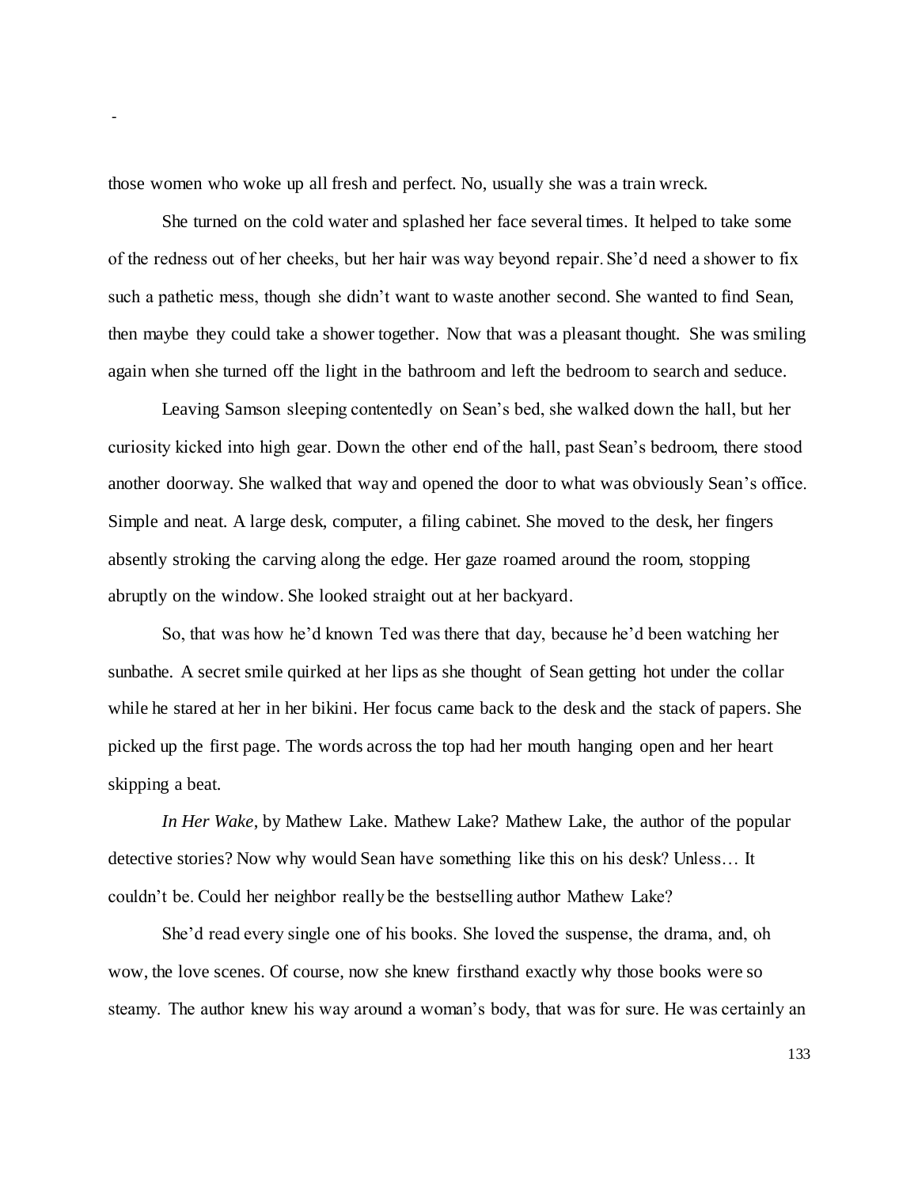those women who woke up all fresh and perfect. No, usually she was a train wreck.

She turned on the cold water and splashed her face several times. It helped to take some of the redness out of her cheeks, but her hair was way beyond repair. She'd need a shower to fix such a pathetic mess, though she didn't want to waste another second. She wanted to find Sean, then maybe they could take a shower together. Now that was a pleasant thought. She was smiling again when she turned off the light in the bathroom and left the bedroom to search and seduce.

Leaving Samson sleeping contentedly on Sean's bed, she walked down the hall, but her curiosity kicked into high gear. Down the other end of the hall, past Sean's bedroom, there stood another doorway. She walked that way and opened the door to what was obviously Sean's office. Simple and neat. A large desk, computer, a filing cabinet. She moved to the desk, her fingers absently stroking the carving along the edge. Her gaze roamed around the room, stopping abruptly on the window. She looked straight out at her backyard.

So, that was how he'd known Ted was there that day, because he'd been watching her sunbathe. A secret smile quirked at her lips as she thought of Sean getting hot under the collar while he stared at her in her bikini. Her focus came back to the desk and the stack of papers. She picked up the first page. The words across the top had her mouth hanging open and her heart skipping a beat.

*In Her Wake*, by Mathew Lake. Mathew Lake? Mathew Lake, the author of the popular detective stories? Now why would Sean have something like this on his desk? Unless… It couldn't be. Could her neighbor really be the bestselling author Mathew Lake?

She'd read every single one of his books. She loved the suspense, the drama, and, oh wow, the love scenes. Of course, now she knew firsthand exactly why those books were so steamy. The author knew his way around a woman's body, that was for sure. He was certainly an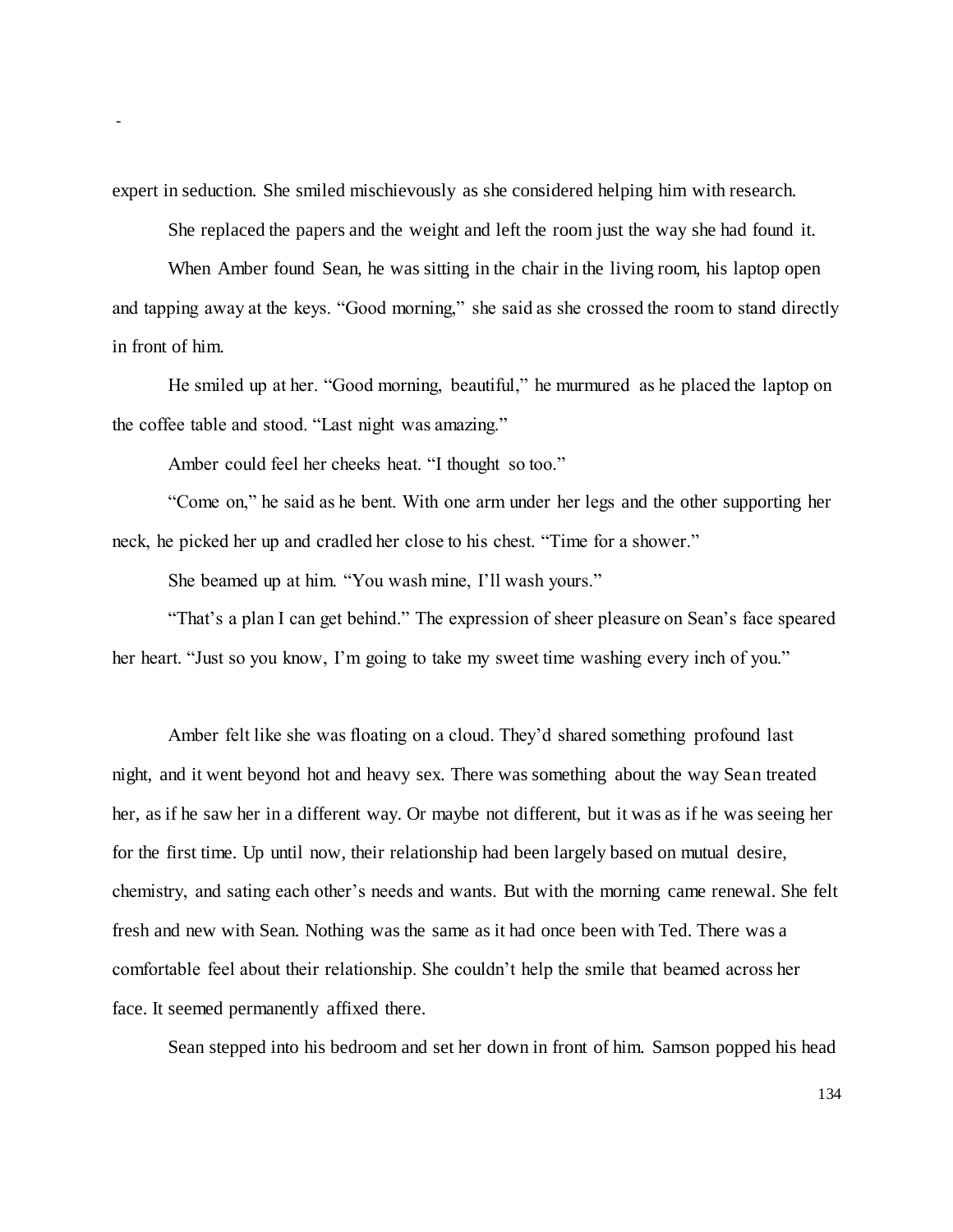expert in seduction. She smiled mischievously as she considered helping him with research.

She replaced the papers and the weight and left the room just the way she had found it.

When Amber found Sean, he was sitting in the chair in the living room, his laptop open and tapping away at the keys. “Good morning,” she said as she crossed the room to stand directly in front of him.

He smiled up at her. “Good morning, beautiful,” he murmured as he placed the laptop on the coffee table and stood. “Last night was amazing.”

Amber could feel her cheeks heat. “I thought so too.”

“Come on,” he said as he bent. With one arm under her legs and the other supporting her neck, he picked her up and cradled her close to his chest. “Time for a shower.”

She beamed up at him. “You wash mine, I’ll wash yours.”

“That’s a plan I can get behind.” The expression of sheer pleasure on Sean’s face speared her heart. “Just so you know, I’m going to take my sweet time washing every inch of you.”

Amber felt like she was floating on a cloud. They’d shared something profound last night, and it went beyond hot and heavy sex. There was something about the way Sean treated her, as if he saw her in a different way. Or maybe not different, but it was as if he was seeing her for the first time. Up until now, their relationship had been largely based on mutual desire, chemistry, and sating each other’s needs and wants. But with the morning came renewal. She felt fresh and new with Sean. Nothing was the same as it had once been with Ted. There was a comfortable feel about their relationship. She couldn’t help the smile that beamed across her face. It seemed permanently affixed there.

Sean stepped into his bedroom and set her down in front of him. Samson popped his head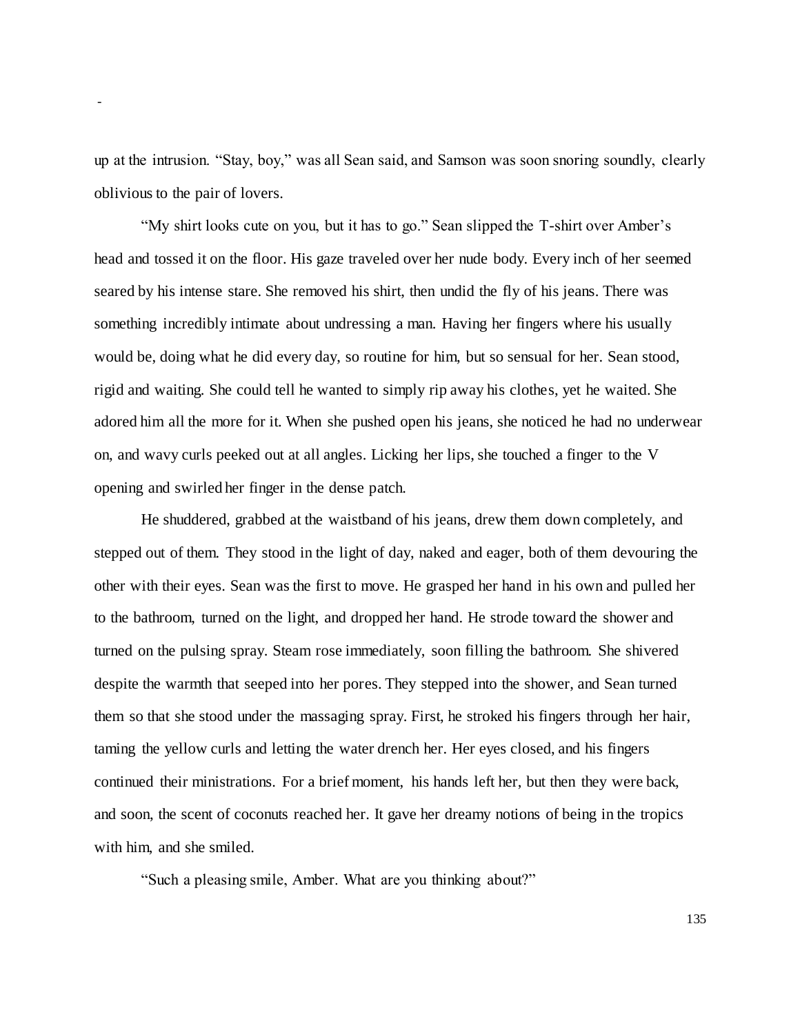up at the intrusion. "Stay, boy," was all Sean said, and Samson was soon snoring soundly, clearly oblivious to the pair of lovers.

"My shirt looks cute on you, but it has to go." Sean slipped the T-shirt over Amber's head and tossed it on the floor. His gaze traveled over her nude body. Every inch of her seemed seared by his intense stare. She removed his shirt, then undid the fly of his jeans. There was something incredibly intimate about undressing a man. Having her fingers where his usually would be, doing what he did every day, so routine for him, but so sensual for her. Sean stood, rigid and waiting. She could tell he wanted to simply rip away his clothes, yet he waited. She adored him all the more for it. When she pushed open his jeans, she noticed he had no underwear on, and wavy curls peeked out at all angles. Licking her lips, she touched a finger to the V opening and swirled her finger in the dense patch.

He shuddered, grabbed at the waistband of his jeans, drew them down completely, and stepped out of them. They stood in the light of day, naked and eager, both of them devouring the other with their eyes. Sean was the first to move. He grasped her hand in his own and pulled her to the bathroom, turned on the light, and dropped her hand. He strode toward the shower and turned on the pulsing spray. Steam rose immediately, soon filling the bathroom. She shivered despite the warmth that seeped into her pores. They stepped into the shower, and Sean turned them so that she stood under the massaging spray. First, he stroked his fingers through her hair, taming the yellow curls and letting the water drench her. Her eyes closed, and his fingers continued their ministrations. For a brief moment, his hands left her, but then they were back, and soon, the scent of coconuts reached her. It gave her dreamy notions of being in the tropics with him, and she smiled.

"Such a pleasing smile, Amber. What are you thinking about?"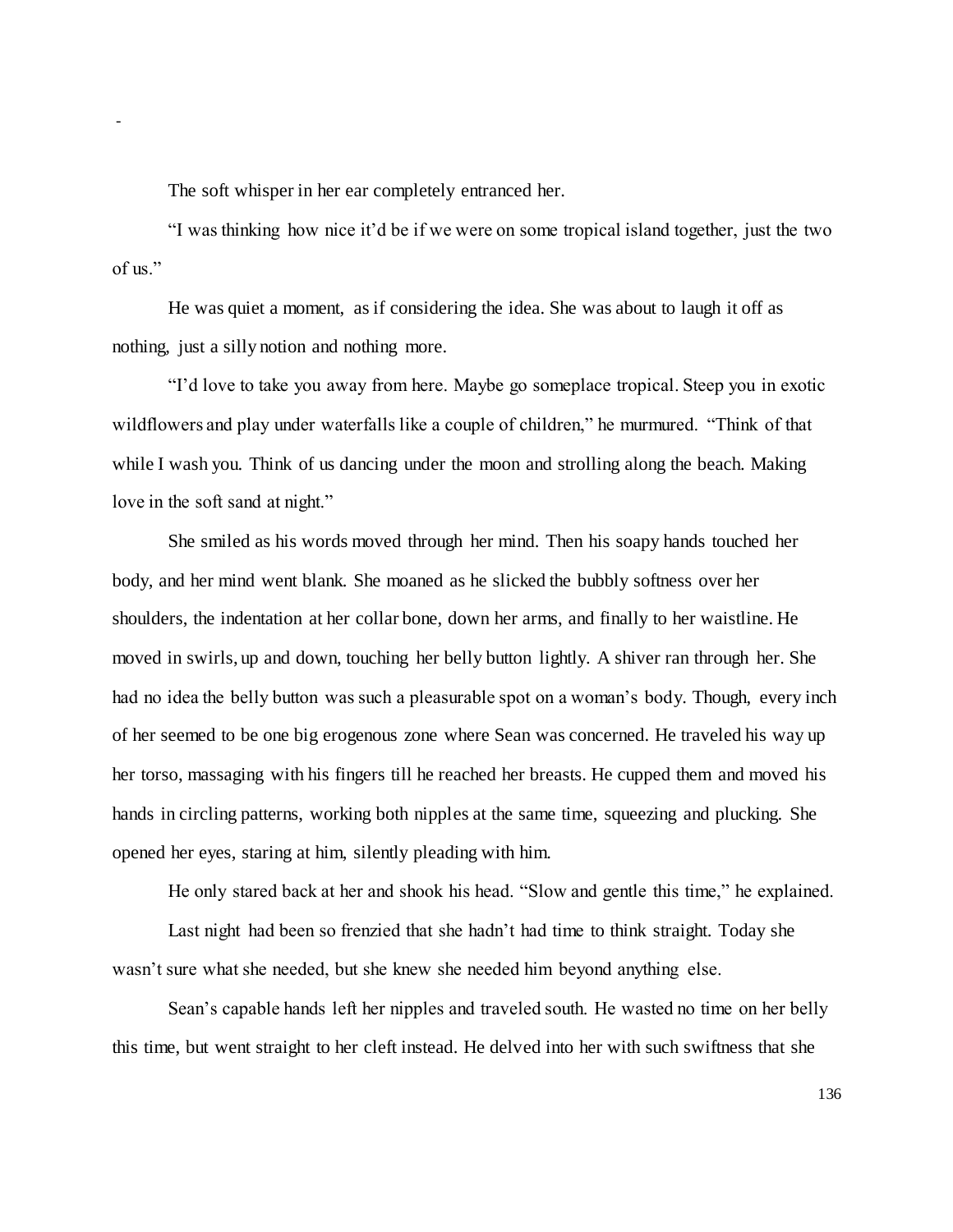-

The soft whisper in her ear completely entranced her.

"I was thinking how nice it'd be if we were on some tropical island together, just the two of us."

He was quiet a moment, as if considering the idea. She was about to laugh it off as nothing, just a silly notion and nothing more.

"I'd love to take you away from here. Maybe go someplace tropical. Steep you in exotic wildflowers and play under waterfalls like a couple of children," he murmured. "Think of that while I wash you. Think of us dancing under the moon and strolling along the beach. Making love in the soft sand at night."

She smiled as his words moved through her mind. Then his soapy hands touched her body, and her mind went blank. She moaned as he slicked the bubbly softness over her shoulders, the indentation at her collar bone, down her arms, and finally to her waistline. He moved in swirls, up and down, touching her belly button lightly. A shiver ran through her. She had no idea the belly button was such a pleasurable spot on a woman's body. Though, every inch of her seemed to be one big erogenous zone where Sean was concerned. He traveled his way up her torso, massaging with his fingers till he reached her breasts. He cupped them and moved his hands in circling patterns, working both nipples at the same time, squeezing and plucking. She opened her eyes, staring at him, silently pleading with him.

He only stared back at her and shook his head. "Slow and gentle this time," he explained.

Last night had been so frenzied that she hadn't had time to think straight. Today she wasn't sure what she needed, but she knew she needed him beyond anything else.

Sean's capable hands left her nipples and traveled south. He wasted no time on her belly this time, but went straight to her cleft instead. He delved into her with such swiftness that she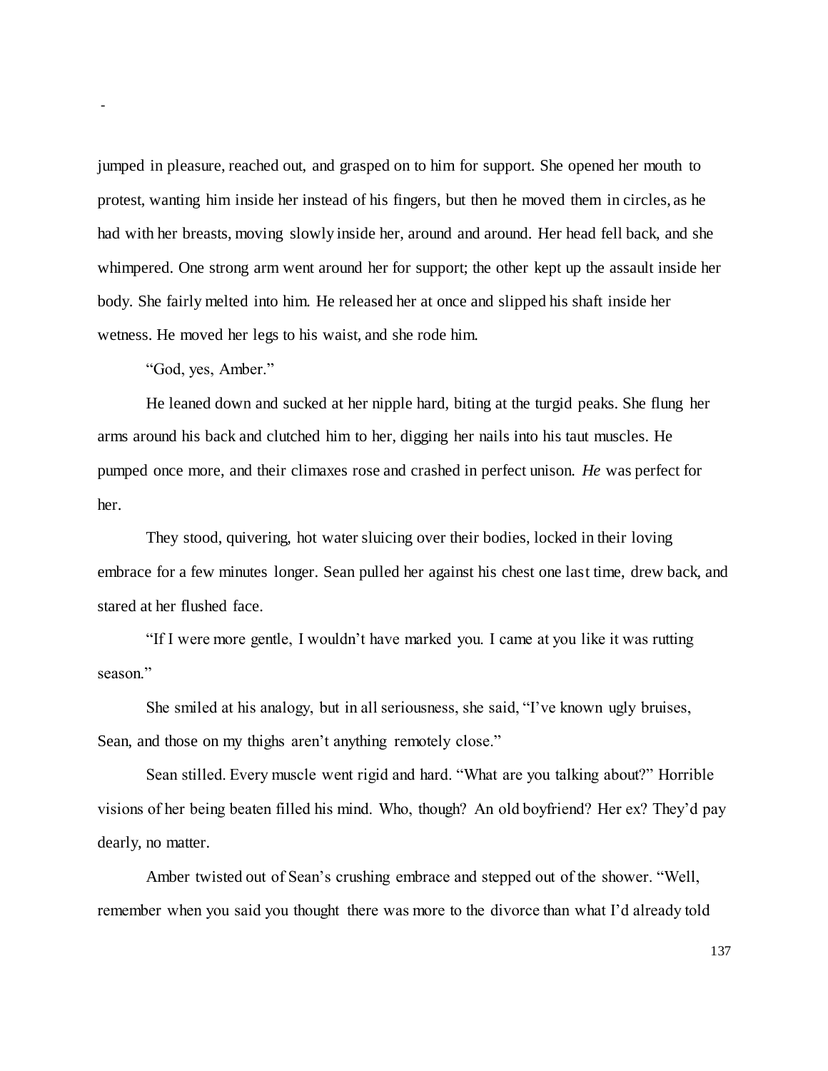jumped in pleasure, reached out, and grasped on to him for support. She opened her mouth to protest, wanting him inside her instead of his fingers, but then he moved them in circles, as he had with her breasts, moving slowly inside her, around and around. Her head fell back, and she whimpered. One strong arm went around her for support; the other kept up the assault inside her body. She fairly melted into him. He released her at once and slipped his shaft inside her wetness. He moved her legs to his waist, and she rode him.

"God, yes, Amber."

He leaned down and sucked at her nipple hard, biting at the turgid peaks. She flung her arms around his back and clutched him to her, digging her nails into his taut muscles. He pumped once more, and their climaxes rose and crashed in perfect unison. *He* was perfect for her.

They stood, quivering, hot water sluicing over their bodies, locked in their loving embrace for a few minutes longer. Sean pulled her against his chest one last time, drew back, and stared at her flushed face.

"If I were more gentle, I wouldn't have marked you. I came at you like it was rutting season."

She smiled at his analogy, but in all seriousness, she said, "I've known ugly bruises, Sean, and those on my thighs aren't anything remotely close."

Sean stilled. Every muscle went rigid and hard. "What are you talking about?" Horrible visions of her being beaten filled his mind. Who, though? An old boyfriend? Her ex? They'd pay dearly, no matter.

Amber twisted out of Sean's crushing embrace and stepped out of the shower. "Well, remember when you said you thought there was more to the divorce than what I'd already told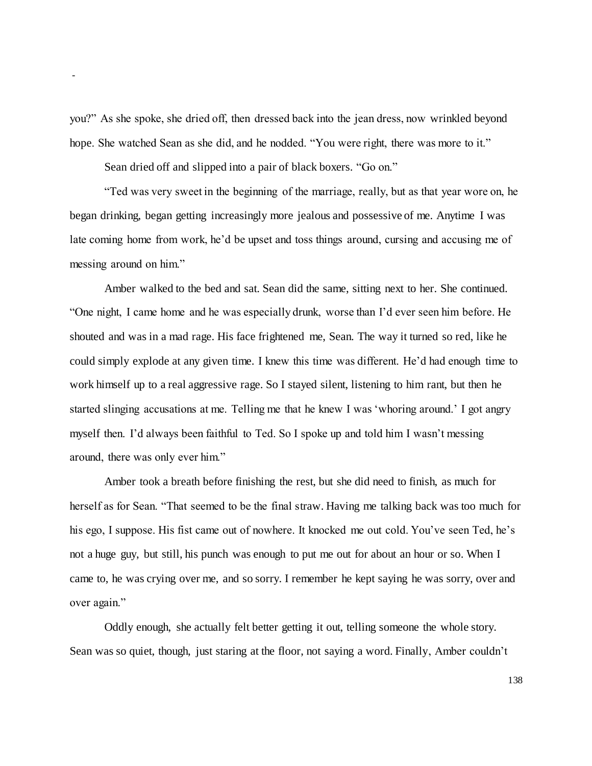you?" As she spoke, she dried off, then dressed back into the jean dress, now wrinkled beyond hope. She watched Sean as she did, and he nodded. "You were right, there was more to it."

Sean dried off and slipped into a pair of black boxers. "Go on."

"Ted was very sweet in the beginning of the marriage, really, but as that year wore on, he began drinking, began getting increasingly more jealous and possessive of me. Anytime I was late coming home from work, he'd be upset and toss things around, cursing and accusing me of messing around on him."

Amber walked to the bed and sat. Sean did the same, sitting next to her. She continued. "One night, I came home and he was especially drunk, worse than I'd ever seen him before. He shouted and was in a mad rage. His face frightened me, Sean. The way it turned so red, like he could simply explode at any given time. I knew this time was different. He'd had enough time to work himself up to a real aggressive rage. So I stayed silent, listening to him rant, but then he started slinging accusations at me. Telling me that he knew I was 'whoring around.' I got angry myself then. I'd always been faithful to Ted. So I spoke up and told him I wasn't messing around, there was only ever him."

Amber took a breath before finishing the rest, but she did need to finish, as much for herself as for Sean. "That seemed to be the final straw. Having me talking back was too much for his ego, I suppose. His fist came out of nowhere. It knocked me out cold. You've seen Ted, he's not a huge guy, but still, his punch was enough to put me out for about an hour or so. When I came to, he was crying over me, and so sorry. I remember he kept saying he was sorry, over and over again."

Oddly enough, she actually felt better getting it out, telling someone the whole story. Sean was so quiet, though, just staring at the floor, not saying a word. Finally, Amber couldn't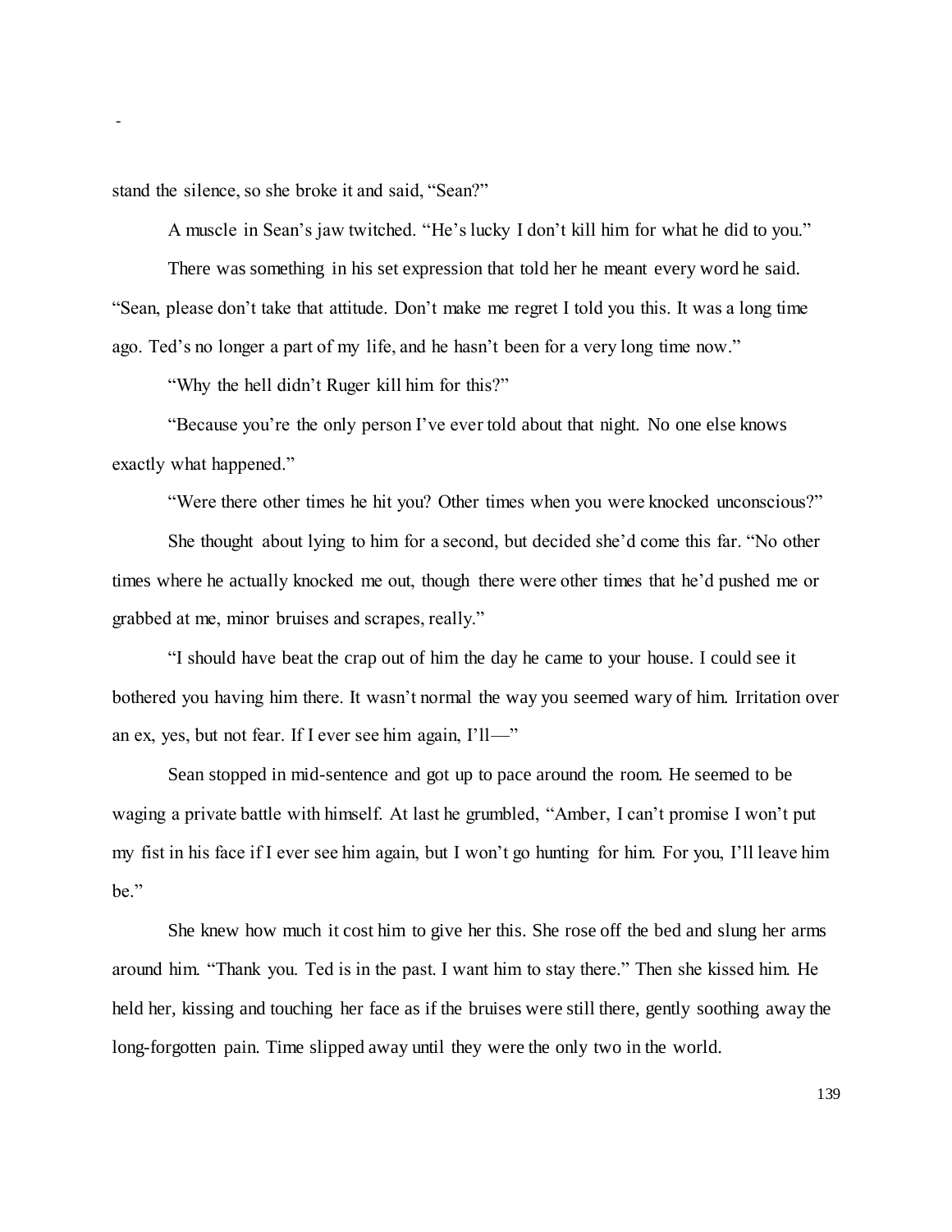stand the silence, so she broke it and said, "Sean?"

A muscle in Sean's jaw twitched. "He's lucky I don't kill him for what he did to you."

There was something in his set expression that told her he meant every word he said. "Sean, please don't take that attitude. Don't make me regret I told you this. It was a long time ago. Ted's no longer a part of my life, and he hasn't been for a very long time now."

"Why the hell didn't Ruger kill him for this?"

"Because you're the only person I've ever told about that night. No one else knows exactly what happened."

"Were there other times he hit you? Other times when you were knocked unconscious?"

She thought about lying to him for a second, but decided she'd come this far. "No other times where he actually knocked me out, though there were other times that he'd pushed me or grabbed at me, minor bruises and scrapes, really."

"I should have beat the crap out of him the day he came to your house. I could see it bothered you having him there. It wasn't normal the way you seemed wary of him. Irritation over an ex, yes, but not fear. If I ever see him again, I'll—"

Sean stopped in mid-sentence and got up to pace around the room. He seemed to be waging a private battle with himself. At last he grumbled, "Amber, I can't promise I won't put my fist in his face if I ever see him again, but I won't go hunting for him. For you, I'll leave him be."

She knew how much it cost him to give her this. She rose off the bed and slung her arms around him. "Thank you. Ted is in the past. I want him to stay there." Then she kissed him. He held her, kissing and touching her face as if the bruises were still there, gently soothing away the long-forgotten pain. Time slipped away until they were the only two in the world.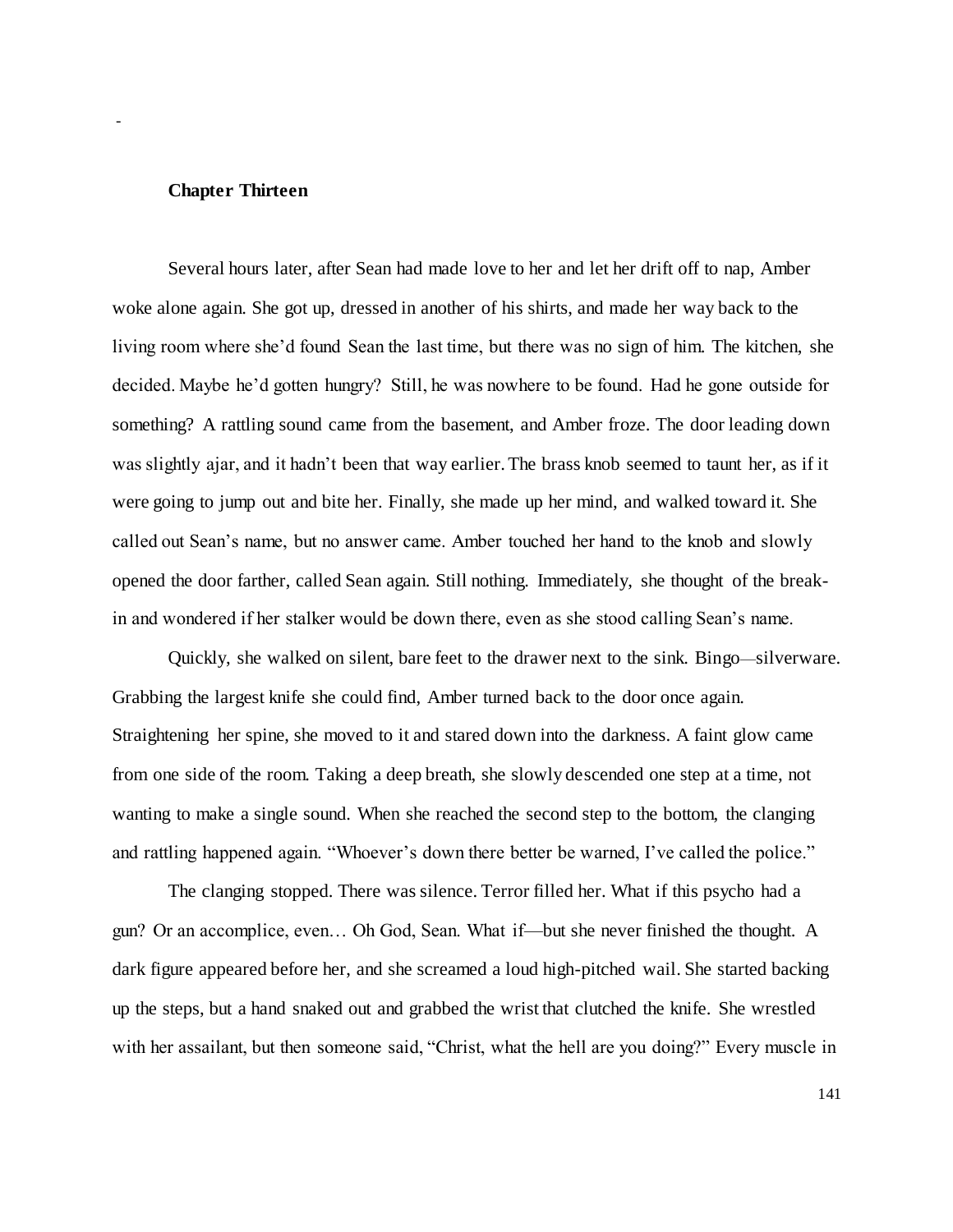**Chapter Thirteen**

Several hours later, after Sean had made love to her and let her drift off to nap, Amber woke alone again. She got up, dressed in another of his shirts, and made her way back to the living room where she'd found Sean the last time, but there was no sign of him. The kitchen, she decided. Maybe he'd gotten hungry? Still, he was nowhere to be found. Had he gone outside for something? A rattling sound came from the basement, and Amber froze. The door leading down was slightly ajar, and it hadn't been that way earlier. The brass knob seemed to taunt her, as if it were going to jump out and bite her. Finally, she made up her mind, and walked toward it. She called out Sean's name, but no answer came. Amber touched her hand to the knob and slowly opened the door farther, called Sean again. Still nothing. Immediately, she thought of the break-in and wondered if her stalker would be down there, even as she stood calling Sean's name.

Quickly, she walked on silent, bare feet to the drawer next to the sink. Bingo—silverware. Grabbing the largest knife she could find, Amber turned back to the door once again. Straightening her spine, she moved to it and stared down into the darkness. A faint glow came from one side of the room. Taking a deep breath, she slowly descended one step at a time, not wanting to make a single sound. When she reached the second step to the bottom, the clanging and rattling happened again. "Whoever's down there better be warned, I've called the police."

The clanging stopped. There was silence. Terror filled her. What if this psycho had a gun? Or an accomplice, even… Oh God, Sean. What if—but she never finished the thought. A dark figure appeared before her, and she screamed a loud high-pitched wail. She started backing up the steps, but a hand snaked out and grabbed the wrist that clutched the knife. She wrestled with her assailant, but then someone said, "Christ, what the hell are you doing?" Every muscle in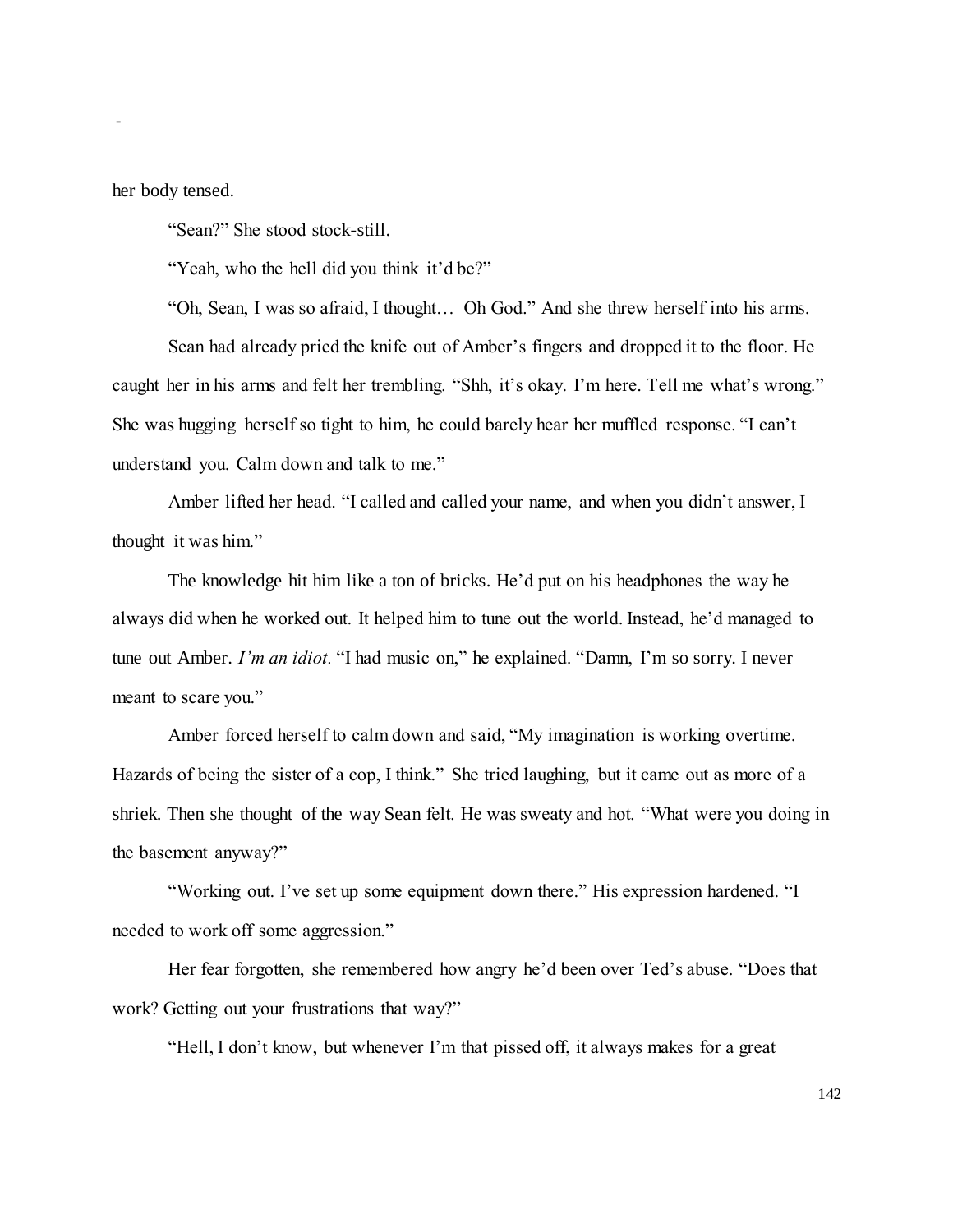her body tensed.

"Sean?" She stood stock-still.

"Yeah, who the hell did you think it'd be?"

"Oh, Sean, I was so afraid, I thought… Oh God." And she threw herself into his arms.

Sean had already pried the knife out of Amber's fingers and dropped it to the floor. He caught her in his arms and felt her trembling. "Shh, it's okay. I'm here. Tell me what's wrong." She was hugging herself so tight to him, he could barely hear her muffled response. "I can't understand you. Calm down and talk to me."

Amber lifted her head. "I called and called your name, and when you didn't answer, I thought it was him."

The knowledge hit him like a ton of bricks. He'd put on his headphones the way he always did when he worked out. It helped him to tune out the world. Instead, he'd managed to tune out Amber. *I'm an idiot.* "I had music on," he explained. "Damn, I'm so sorry. I never meant to scare you."

Amber forced herself to calm down and said, "My imagination is working overtime. Hazards of being the sister of a cop, I think." She tried laughing, but it came out as more of a shriek. Then she thought of the way Sean felt. He was sweaty and hot. "What were you doing in the basement anyway?"

"Working out. I've set up some equipment down there." His expression hardened. "I needed to work off some aggression."

Her fear forgotten, she remembered how angry he'd been over Ted's abuse. "Does that work? Getting out your frustrations that way?"

"Hell, I don't know, but whenever I'm that pissed off, it always makes for a great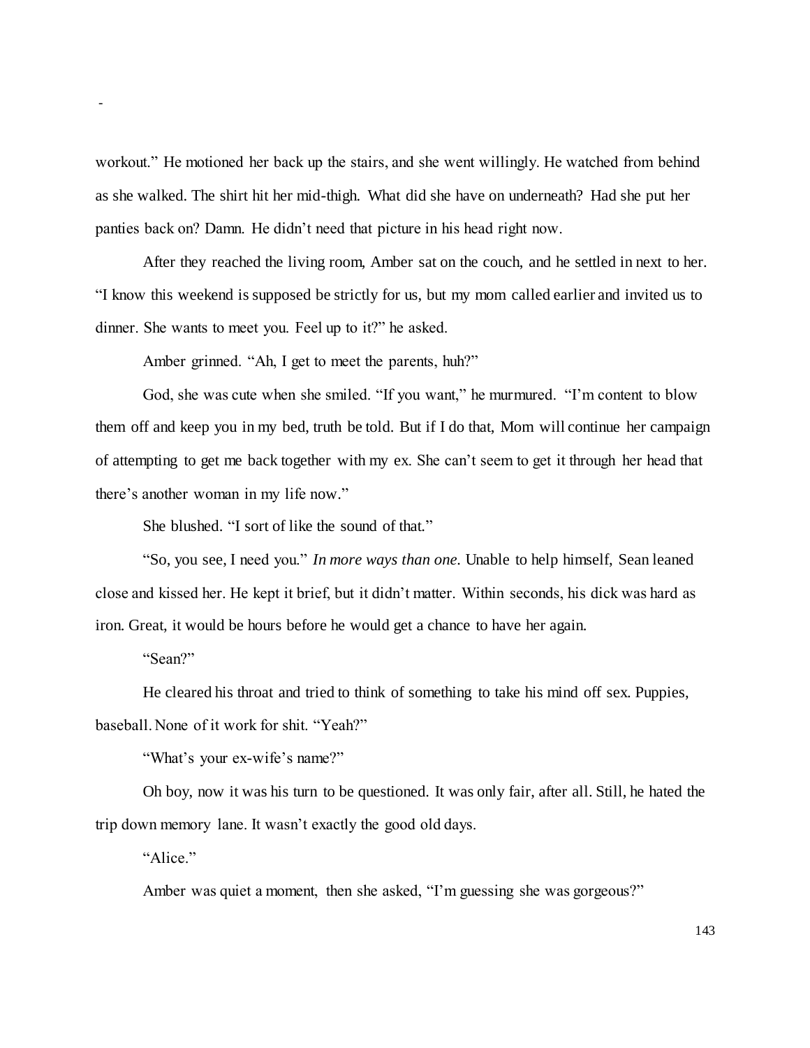workout." He motioned her back up the stairs, and she went willingly. He watched from behind as she walked. The shirt hit her mid-thigh. What did she have on underneath? Had she put her panties back on? Damn. He didn't need that picture in his head right now.

After they reached the living room, Amber sat on the couch, and he settled in next to her. "I know this weekend is supposed be strictly for us, but my mom called earlier and invited us to dinner. She wants to meet you. Feel up to it?" he asked.

Amber grinned. "Ah, I get to meet the parents, huh?"

God, she was cute when she smiled. "If you want," he murmured. "I'm content to blow them off and keep you in my bed, truth be told. But if I do that, Mom will continue her campaign of attempting to get me back together with my ex. She can't seem to get it through her head that there's another woman in my life now."

She blushed. "I sort of like the sound of that."

"So, you see, I need you." *In more ways than one.* Unable to help himself, Sean leaned close and kissed her. He kept it brief, but it didn't matter. Within seconds, his dick was hard as iron. Great, it would be hours before he would get a chance to have her again.

"Sean?"

He cleared his throat and tried to think of something to take his mind off sex. Puppies, baseball. None of it work for shit. "Yeah?"

"What's your ex-wife's name?"

Oh boy, now it was his turn to be questioned. It was only fair, after all. Still, he hated the trip down memory lane. It wasn't exactly the good old days.

"Alice."

Amber was quiet a moment, then she asked, "I'm guessing she was gorgeous?"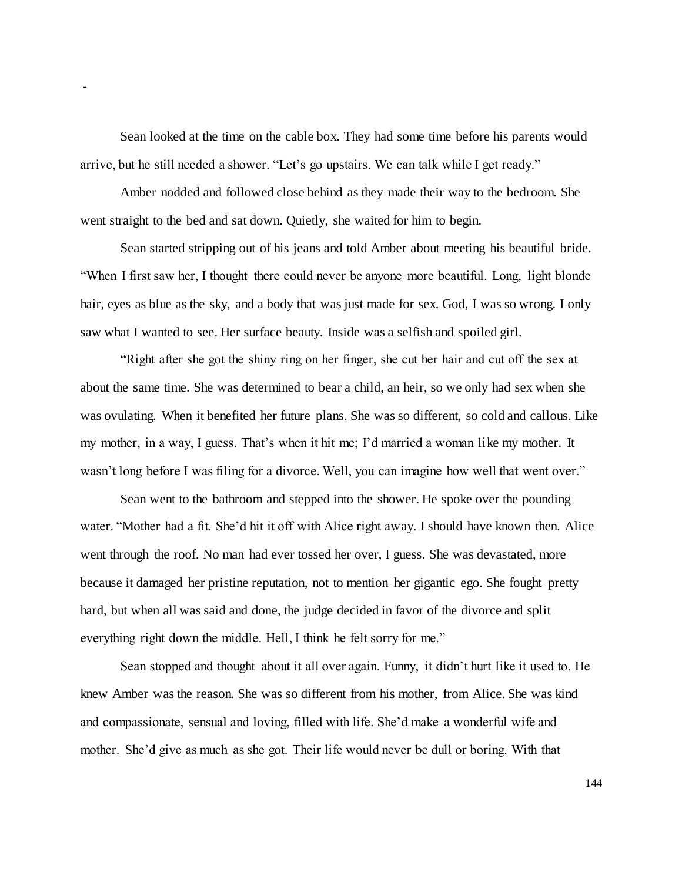-

Sean looked at the time on the cable box. They had some time before his parents would arrive, but he still needed a shower. "Let's go upstairs. We can talk while I get ready."

Amber nodded and followed close behind as they made their way to the bedroom. She went straight to the bed and sat down. Quietly, she waited for him to begin.

Sean started stripping out of his jeans and told Amber about meeting his beautiful bride. "When I first saw her, I thought there could never be anyone more beautiful. Long, light blonde hair, eyes as blue as the sky, and a body that was just made for sex. God, I was so wrong. I only saw what I wanted to see. Her surface beauty. Inside was a selfish and spoiled girl.

"Right after she got the shiny ring on her finger, she cut her hair and cut off the sex at about the same time. She was determined to bear a child, an heir, so we only had sex when she was ovulating. When it benefited her future plans. She was so different, so cold and callous. Like my mother, in a way, I guess. That's when it hit me; I'd married a woman like my mother. It wasn't long before I was filing for a divorce. Well, you can imagine how well that went over."

Sean went to the bathroom and stepped into the shower. He spoke over the pounding water. "Mother had a fit. She'd hit it off with Alice right away. I should have known then. Alice went through the roof. No man had ever tossed her over, I guess. She was devastated, more because it damaged her pristine reputation, not to mention her gigantic ego. She fought pretty hard, but when all was said and done, the judge decided in favor of the divorce and split everything right down the middle. Hell, I think he felt sorry for me."

Sean stopped and thought about it all over again. Funny, it didn't hurt like it used to. He knew Amber was the reason. She was so different from his mother, from Alice. She was kind and compassionate, sensual and loving, filled with life. She'd make a wonderful wife and mother. She'd give as much as she got. Their life would never be dull or boring. With that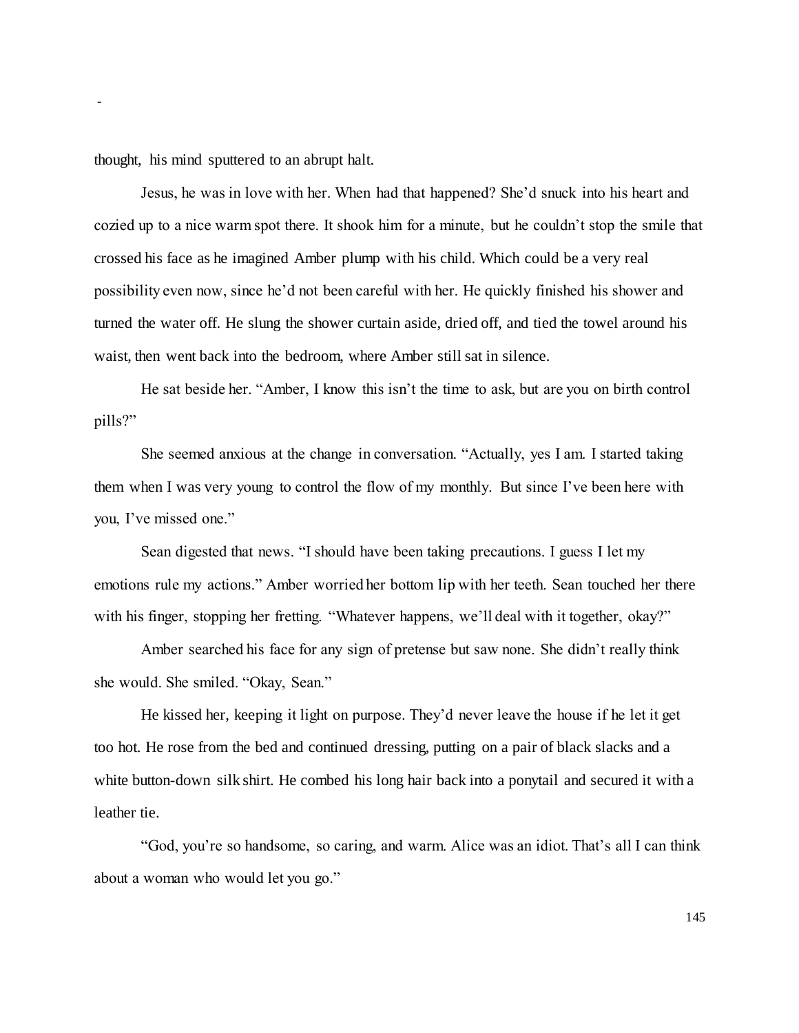thought, his mind sputtered to an abrupt halt.

Jesus, he was in love with her. When had that happened? She'd snuck into his heart and cozied up to a nice warm spot there. It shook him for a minute, but he couldn't stop the smile that crossed his face as he imagined Amber plump with his child. Which could be a very real possibility even now, since he'd not been careful with her. He quickly finished his shower and turned the water off. He slung the shower curtain aside, dried off, and tied the towel around his waist, then went back into the bedroom, where Amber still sat in silence.

He sat beside her. "Amber, I know this isn't the time to ask, but are you on birth control pills?"

She seemed anxious at the change in conversation. "Actually, yes I am. I started taking them when I was very young to control the flow of my monthly. But since I've been here with you, I've missed one."

Sean digested that news. "I should have been taking precautions. I guess I let my emotions rule my actions." Amber worried her bottom lip with her teeth. Sean touched her there with his finger, stopping her fretting. "Whatever happens, we'll deal with it together, okay?"

Amber searched his face for any sign of pretense but saw none. She didn't really think she would. She smiled. "Okay, Sean."

He kissed her, keeping it light on purpose. They'd never leave the house if he let it get too hot. He rose from the bed and continued dressing, putting on a pair of black slacks and a white button-down silk shirt. He combed his long hair back into a ponytail and secured it with a leather tie.

"God, you're so handsome, so caring, and warm. Alice was an idiot. That's all I can think about a woman who would let you go."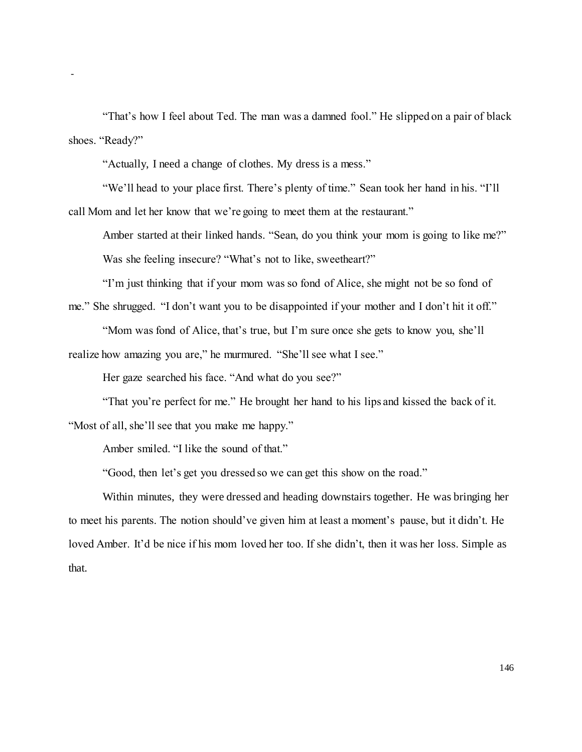"That's how I feel about Ted. The man was a damned fool." He slipped on a pair of black shoes. "Ready?"

"Actually, I need a change of clothes. My dress is a mess."

"We'll head to your place first. There's plenty of time." Sean took her hand in his. "I'll call Mom and let her know that we're going to meet them at the restaurant."

Amber started at their linked hands. "Sean, do you think your mom is going to like me?"

Was she feeling insecure? "What's not to like, sweetheart?"

"I'm just thinking that if your mom was so fond of Alice, she might not be so fond of me." She shrugged. "I don't want you to be disappointed if your mother and I don't hit it off."

"Mom was fond of Alice, that's true, but I'm sure once she gets to know you, she'll realize how amazing you are," he murmured. "She'll see what I see."

Her gaze searched his face. "And what do you see?"

"That you're perfect for me." He brought her hand to his lips and kissed the back of it. "Most of all, she'll see that you make me happy."

Amber smiled. "I like the sound of that."

"Good, then let's get you dressed so we can get this show on the road."

Within minutes, they were dressed and heading downstairs together. He was bringing her to meet his parents. The notion should've given him at least a moment's pause, but it didn't. He loved Amber. It'd be nice if his mom loved her too. If she didn't, then it was her loss. Simple as that.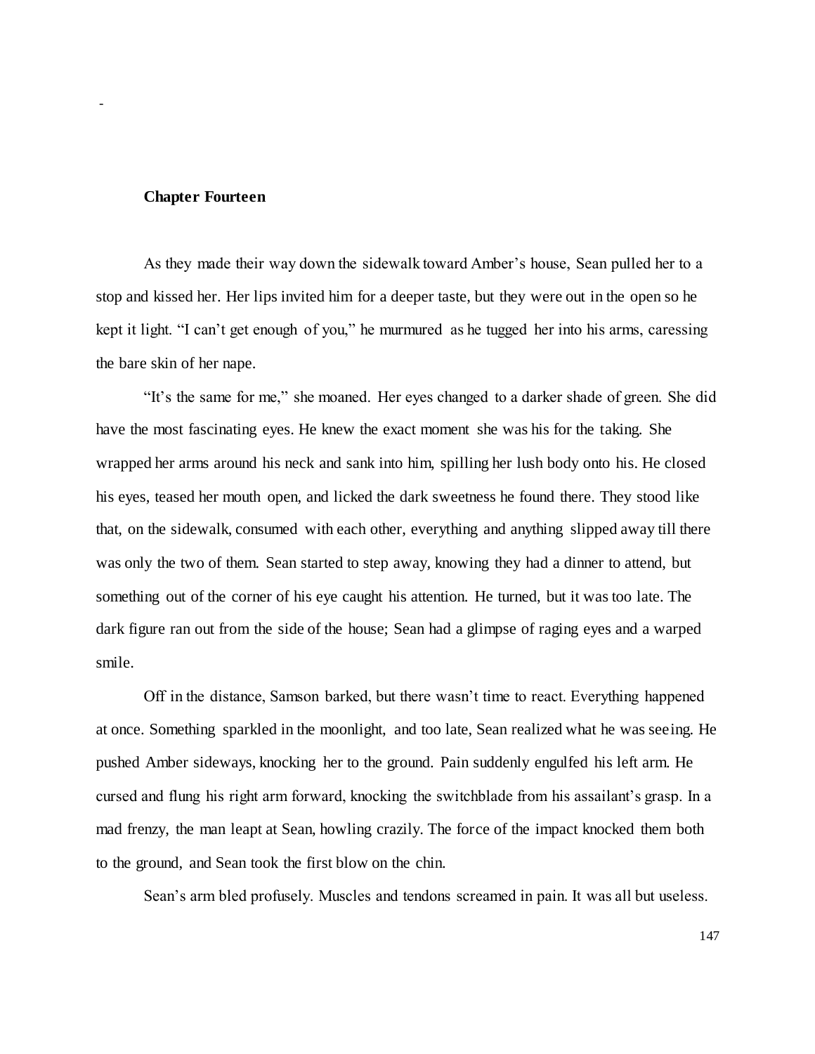## Chapter Fourteen

As they made their way down the sidewalk toward Amber's house, Sean pulled her to a stop and kissed her. Her lips invited him for a deeper taste, but they were out in the open so he kept it light. "I can't get enough of you," he murmured as he tugged her into his arms, caressing the bare skin of her nape.

"It's the same for me," she moaned. Her eyes changed to a darker shade of green. She did have the most fascinating eyes. He knew the exact moment she was his for the taking. She wrapped her arms around his neck and sank into him, spilling her lush body onto his. He closed his eyes, teased her mouth open, and licked the dark sweetness he found there. They stood like that, on the sidewalk, consumed with each other, everything and anything slipped away till there was only the two of them. Sean started to step away, knowing they had a dinner to attend, but something out of the corner of his eye caught his attention. He turned, but it was too late. The dark figure ran out from the side of the house; Sean had a glimpse of raging eyes and a warped smile.

Off in the distance, Samson barked, but there wasn't time to react. Everything happened at once. Something sparkled in the moonlight, and too late, Sean realized what he was seeing. He pushed Amber sideways, knocking her to the ground. Pain suddenly engulfed his left arm. He cursed and flung his right arm forward, knocking the switchblade from his assailant's grasp. In a mad frenzy, the man leapt at Sean, howling crazily. The force of the impact knocked them both to the ground, and Sean took the first blow on the chin.

Sean's arm bled profusely. Muscles and tendons screamed in pain. It was all but useless.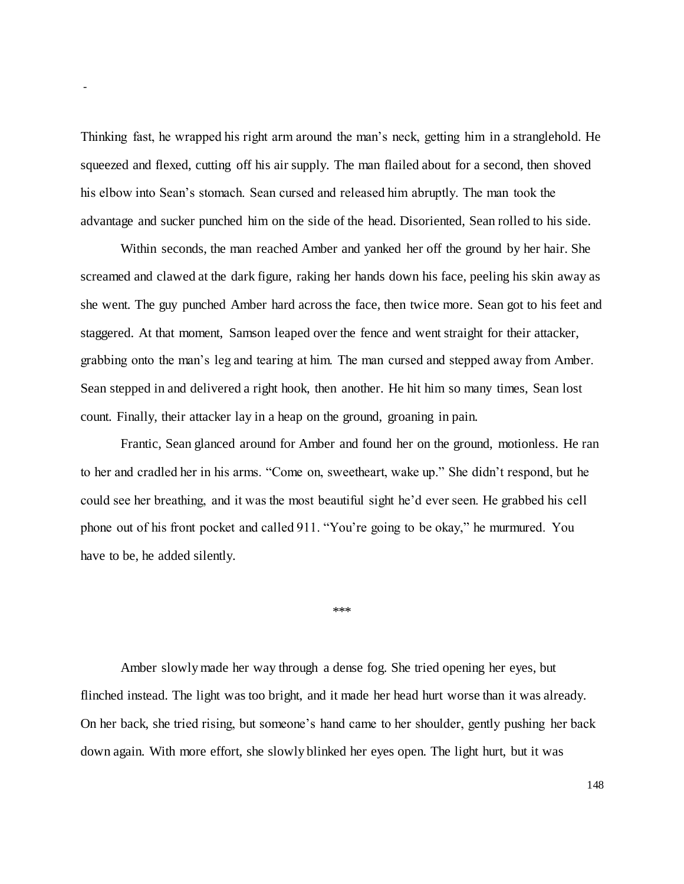Thinking fast, he wrapped his right arm around the man's neck, getting him in a stranglehold. He squeezed and flexed, cutting off his air supply. The man flailed about for a second, then shoved his elbow into Sean's stomach. Sean cursed and released him abruptly. The man took the advantage and sucker punched him on the side of the head. Disoriented, Sean rolled to his side.

Within seconds, the man reached Amber and yanked her off the ground by her hair. She screamed and clawed at the dark figure, raking her hands down his face, peeling his skin away as she went. The guy punched Amber hard across the face, then twice more. Sean got to his feet and staggered. At that moment, Samson leaped over the fence and went straight for their attacker, grabbing onto the man's leg and tearing at him. The man cursed and stepped away from Amber. Sean stepped in and delivered a right hook, then another. He hit him so many times, Sean lost count. Finally, their attacker lay in a heap on the ground, groaning in pain.

Frantic, Sean glanced around for Amber and found her on the ground, motionless. He ran to her and cradled her in his arms. "Come on, sweetheart, wake up." She didn't respond, but he could see her breathing, and it was the most beautiful sight he'd ever seen. He grabbed his cell phone out of his front pocket and called 911. "You're going to be okay," he murmured. You have to be, he added silently.

***

Amber slowly made her way through a dense fog. She tried opening her eyes, but flinched instead. The light was too bright, and it made her head hurt worse than it was already. On her back, she tried rising, but someone's hand came to her shoulder, gently pushing her back down again. With more effort, she slowly blinked her eyes open. The light hurt, but it was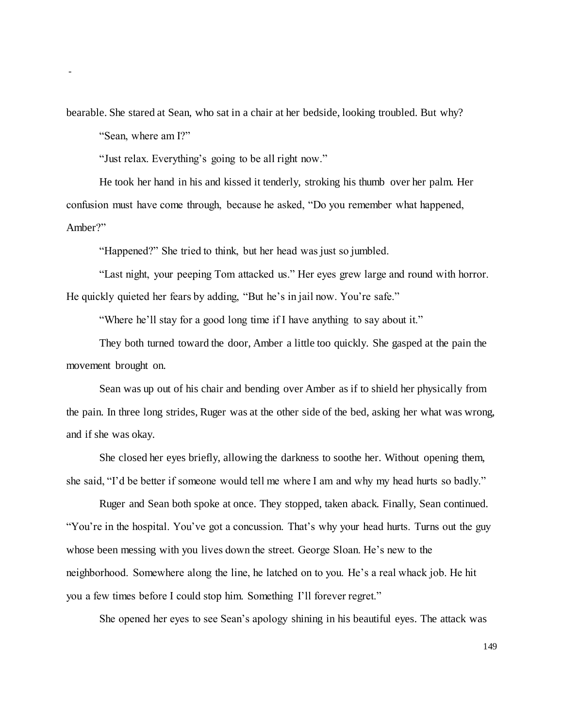bearable. She stared at Sean, who sat in a chair at her bedside, looking troubled. But why?

"Sean, where am I?"

"Just relax. Everything's going to be all right now."

He took her hand in his and kissed it tenderly, stroking his thumb over her palm. Her confusion must have come through, because he asked, "Do you remember what happened, Amber?"

"Happened?" She tried to think, but her head was just so jumbled.

"Last night, your peeping Tom attacked us." Her eyes grew large and round with horror. He quickly quieted her fears by adding, "But he's in jail now. You're safe."

"Where he'll stay for a good long time if I have anything to say about it."

They both turned toward the door, Amber a little too quickly. She gasped at the pain the movement brought on.

Sean was up out of his chair and bending over Amber as if to shield her physically from the pain. In three long strides, Ruger was at the other side of the bed, asking her what was wrong, and if she was okay.

She closed her eyes briefly, allowing the darkness to soothe her. Without opening them, she said, "I'd be better if someone would tell me where I am and why my head hurts so badly."

Ruger and Sean both spoke at once. They stopped, taken aback. Finally, Sean continued. "You're in the hospital. You've got a concussion. That's why your head hurts. Turns out the guy whose been messing with you lives down the street. George Sloan. He's new to the neighborhood. Somewhere along the line, he latched on to you. He's a real whack job. He hit you a few times before I could stop him. Something I'll forever regret."

She opened her eyes to see Sean's apology shining in his beautiful eyes. The attack was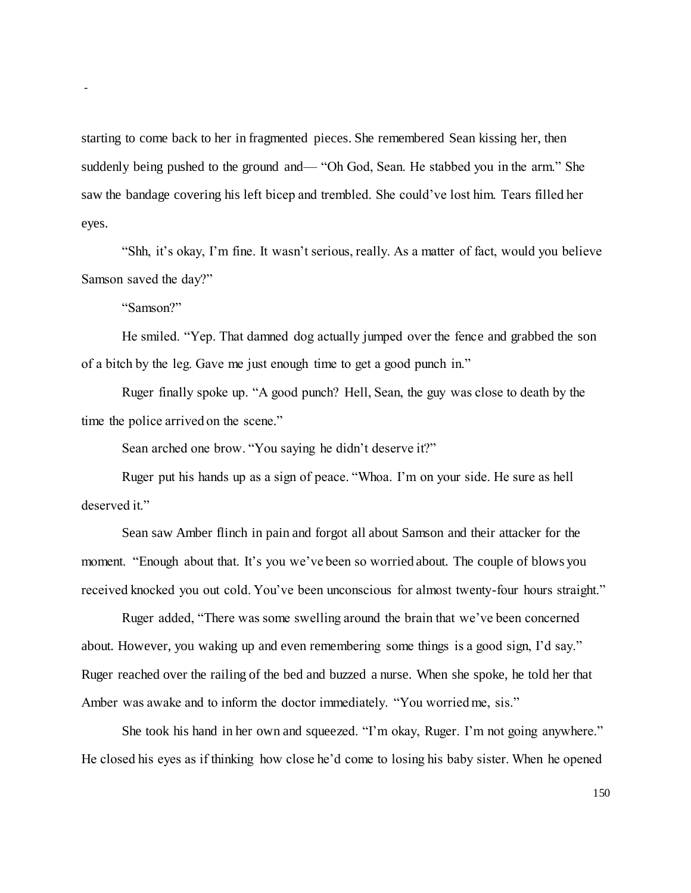starting to come back to her in fragmented pieces. She remembered Sean kissing her, then suddenly being pushed to the ground and— "Oh God, Sean. He stabbed you in the arm." She saw the bandage covering his left bicep and trembled. She could've lost him. Tears filled her eyes.

"Shh, it's okay, I'm fine. It wasn't serious, really. As a matter of fact, would you believe Samson saved the day?"

"Samson?"

He smiled. "Yep. That damned dog actually jumped over the fence and grabbed the son of a bitch by the leg. Gave me just enough time to get a good punch in."

Ruger finally spoke up. "A good punch? Hell, Sean, the guy was close to death by the time the police arrived on the scene."

Sean arched one brow. "You saying he didn't deserve it?"

Ruger put his hands up as a sign of peace. "Whoa. I'm on your side. He sure as hell deserved it."

Sean saw Amber flinch in pain and forgot all about Samson and their attacker for the moment. "Enough about that. It's you we've been so worried about. The couple of blows you received knocked you out cold. You've been unconscious for almost twenty-four hours straight."

Ruger added, "There was some swelling around the brain that we've been concerned about. However, you waking up and even remembering some things is a good sign, I'd say." Ruger reached over the railing of the bed and buzzed a nurse. When she spoke, he told her that Amber was awake and to inform the doctor immediately. "You worried me, sis."

She took his hand in her own and squeezed. "I'm okay, Ruger. I'm not going anywhere." He closed his eyes as if thinking how close he'd come to losing his baby sister. When he opened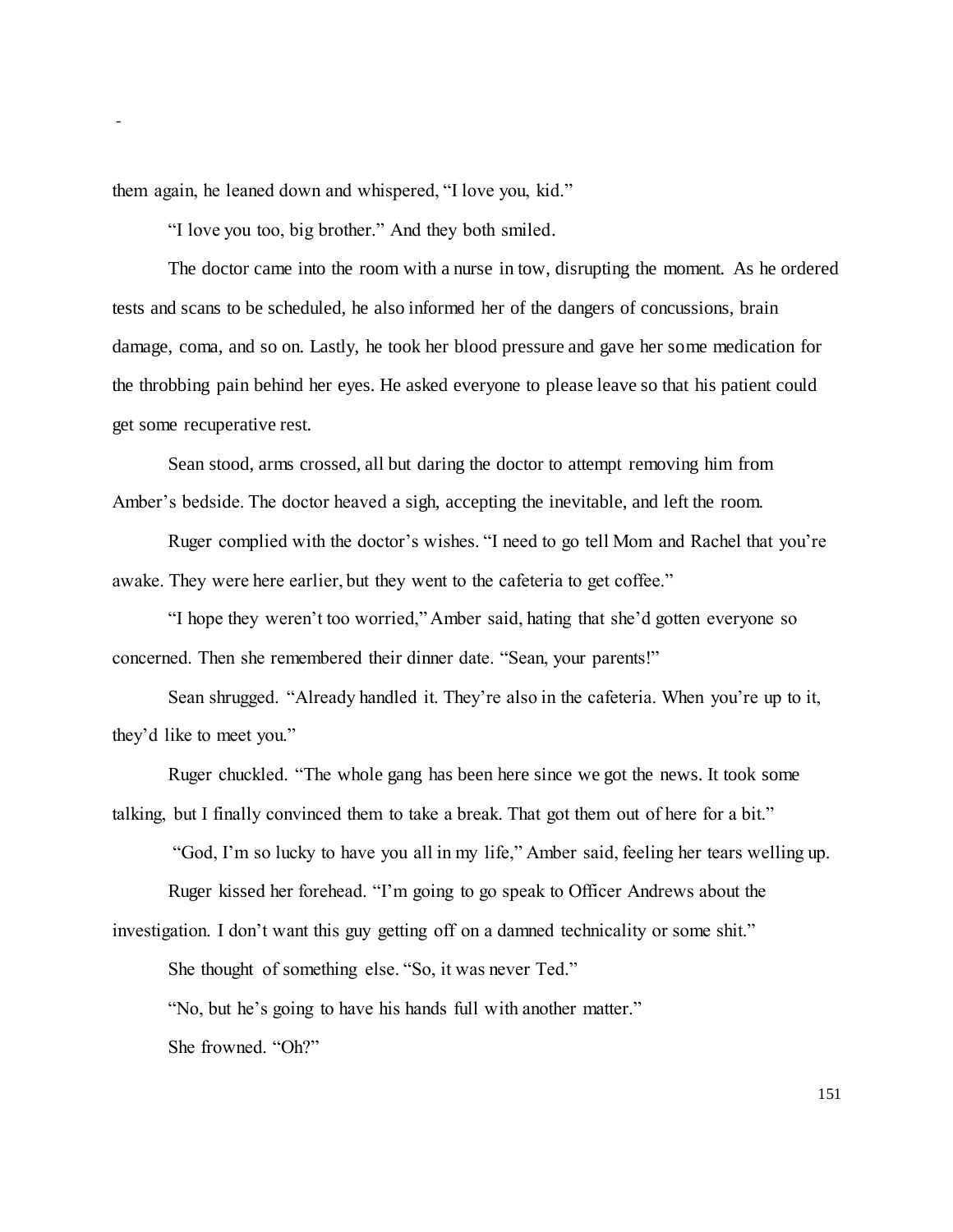them again, he leaned down and whispered, “I love you, kid.”

“I love you too, big brother.” And they both smiled.

The doctor came into the room with a nurse in tow, disrupting the moment. As he ordered tests and scans to be scheduled, he also informed her of the dangers of concussions, brain damage, coma, and so on. Lastly, he took her blood pressure and gave her some medication for the throbbing pain behind her eyes. He asked everyone to please leave so that his patient could get some recuperative rest.

Sean stood, arms crossed, all but daring the doctor to attempt removing him from Amber’s bedside. The doctor heaved a sigh, accepting the inevitable, and left the room.

Ruger complied with the doctor’s wishes. “I need to go tell Mom and Rachel that you’re awake. They were here earlier, but they went to the cafeteria to get coffee.”

“I hope they weren’t too worried,” Amber said, hating that she’d gotten everyone so concerned. Then she remembered their dinner date. “Sean, your parents!”

Sean shrugged. “Already handled it. They’re also in the cafeteria. When you’re up to it, they’d like to meet you.”

Ruger chuckled. “The whole gang has been here since we got the news. It took some talking, but I finally convinced them to take a break. That got them out of here for a bit.”

“God, I’m so lucky to have you all in my life,” Amber said, feeling her tears welling up.

Ruger kissed her forehead. “I’m going to go speak to Officer Andrews about the investigation. I don’t want this guy getting off on a damned technicality or some shit.”

She thought of something else. “So, it was never Ted.”

“No, but he’s going to have his hands full with another matter.”

She frowned. “Oh?”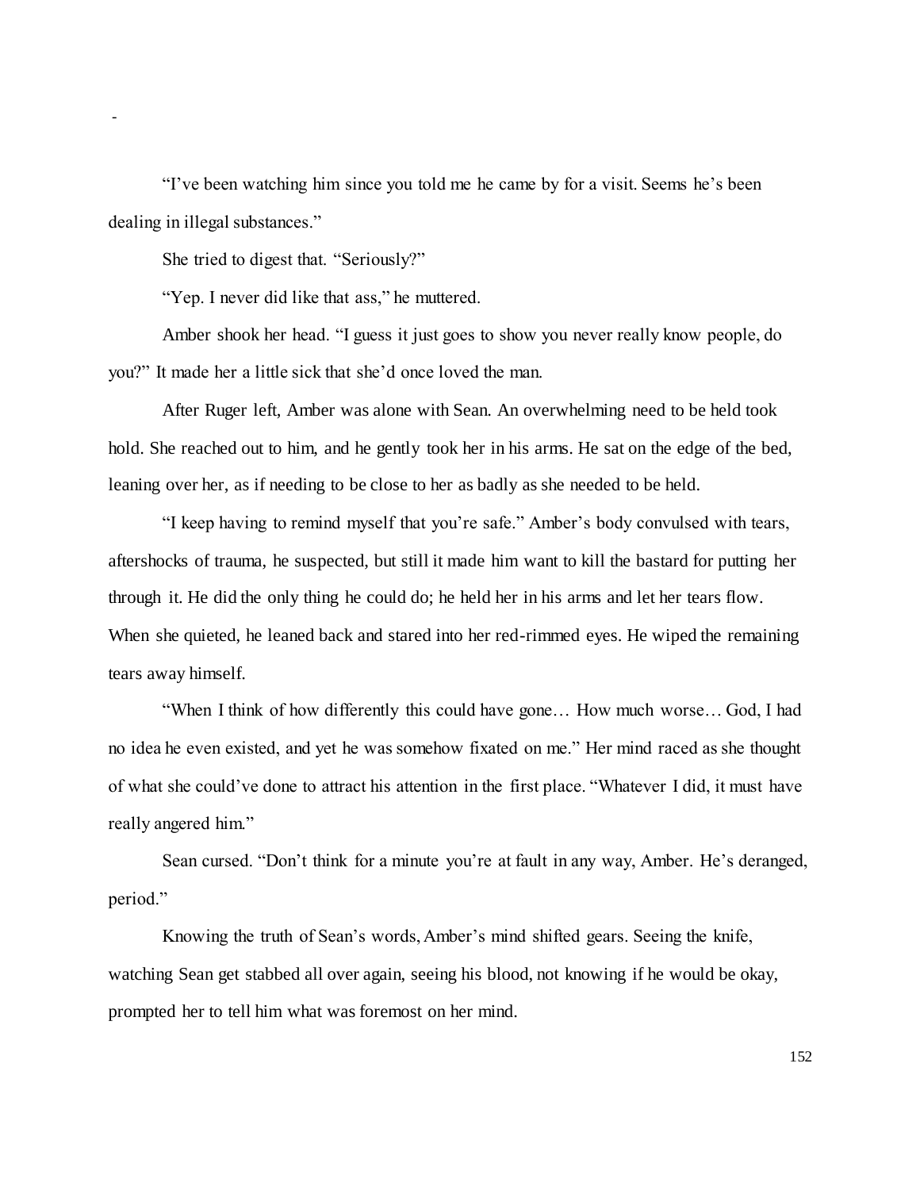-

"I've been watching him since you told me he came by for a visit. Seems he's been dealing in illegal substances."

She tried to digest that. "Seriously?"

"Yep. I never did like that ass," he muttered.

Amber shook her head. "I guess it just goes to show you never really know people, do you?" It made her a little sick that she'd once loved the man.

After Ruger left, Amber was alone with Sean. An overwhelming need to be held took hold. She reached out to him, and he gently took her in his arms. He sat on the edge of the bed, leaning over her, as if needing to be close to her as badly as she needed to be held.

"I keep having to remind myself that you're safe." Amber's body convulsed with tears, aftershocks of trauma, he suspected, but still it made him want to kill the bastard for putting her through it. He did the only thing he could do; he held her in his arms and let her tears flow. When she quieted, he leaned back and stared into her red-rimmed eyes. He wiped the remaining tears away himself.

"When I think of how differently this could have gone… How much worse… God, I had no idea he even existed, and yet he was somehow fixated on me." Her mind raced as she thought of what she could've done to attract his attention in the first place. "Whatever I did, it must have really angered him."

Sean cursed. "Don't think for a minute you're at fault in any way, Amber. He's deranged, period."

Knowing the truth of Sean's words, Amber's mind shifted gears. Seeing the knife, watching Sean get stabbed all over again, seeing his blood, not knowing if he would be okay, prompted her to tell him what was foremost on her mind.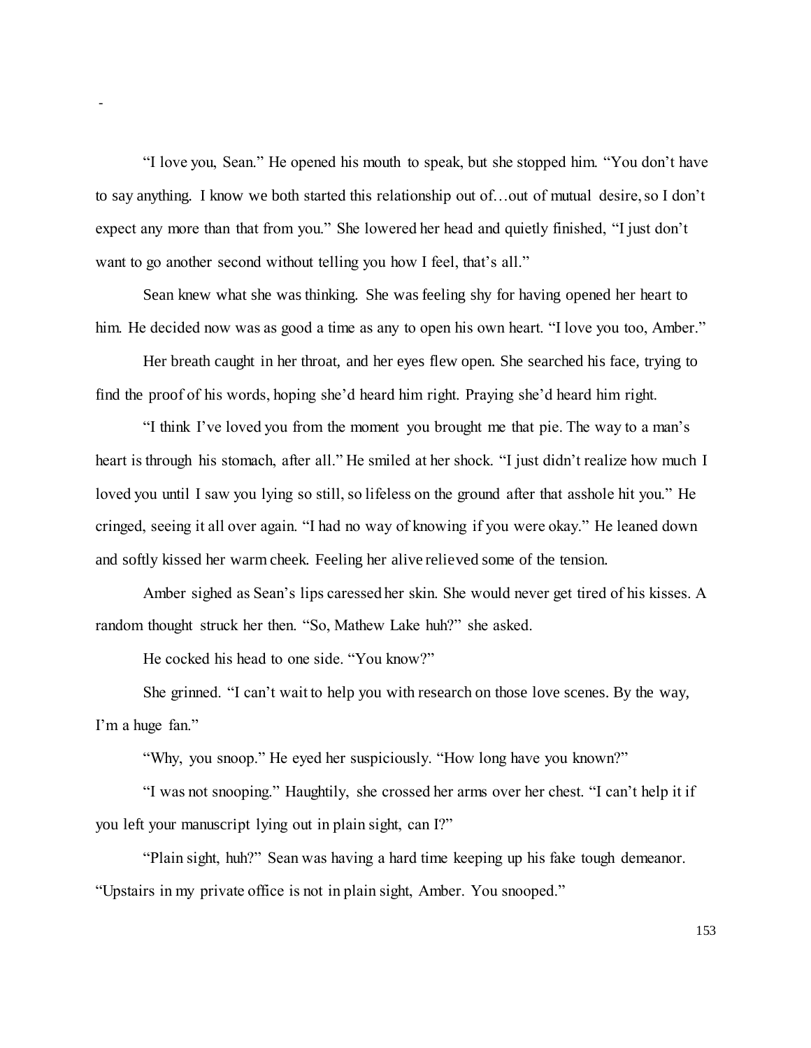"I love you, Sean." He opened his mouth to speak, but she stopped him. "You don't have to say anything. I know we both started this relationship out of…out of mutual desire, so I don't expect any more than that from you." She lowered her head and quietly finished, "I just don't want to go another second without telling you how I feel, that's all."

Sean knew what she was thinking. She was feeling shy for having opened her heart to him. He decided now was as good a time as any to open his own heart. "I love you too, Amber."

Her breath caught in her throat, and her eyes flew open. She searched his face, trying to find the proof of his words, hoping she'd heard him right. Praying she'd heard him right.

"I think I've loved you from the moment you brought me that pie. The way to a man's heart is through his stomach, after all." He smiled at her shock. "I just didn't realize how much I loved you until I saw you lying so still, so lifeless on the ground after that asshole hit you." He cringed, seeing it all over again. "I had no way of knowing if you were okay." He leaned down and softly kissed her warm cheek. Feeling her alive relieved some of the tension.

Amber sighed as Sean's lips caressed her skin. She would never get tired of his kisses. A random thought struck her then. "So, Mathew Lake huh?" she asked.

He cocked his head to one side. "You know?"

She grinned. "I can't wait to help you with research on those love scenes. By the way, I'm a huge fan."

"Why, you snoop." He eyed her suspiciously. "How long have you known?"

"I was not snooping." Haughtily, she crossed her arms over her chest. "I can't help it if you left your manuscript lying out in plain sight, can I?"

"Plain sight, huh?" Sean was having a hard time keeping up his fake tough demeanor. "Upstairs in my private office is not in plain sight, Amber. You snooped."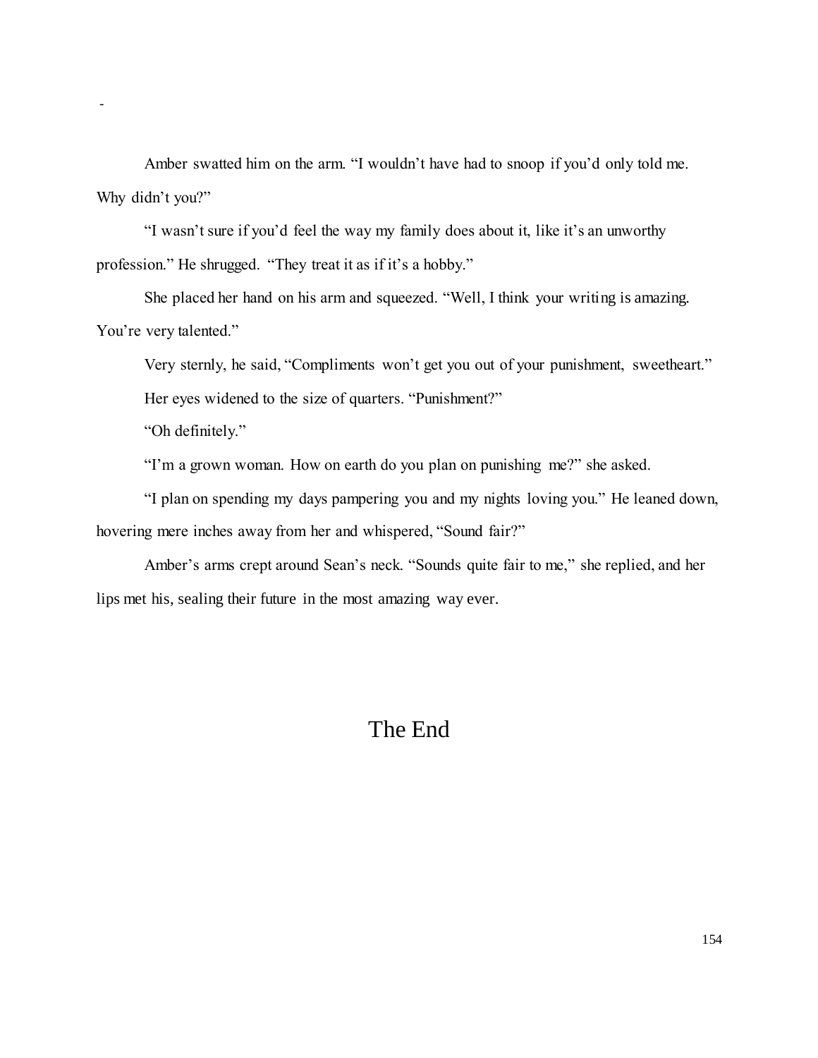-

Amber swatted him on the arm. "I wouldn't have had to snoop if you'd only told me. Why didn't you?"

"I wasn't sure if you'd feel the way my family does about it, like it's an unworthy profession." He shrugged. "They treat it as if it's a hobby."

She placed her hand on his arm and squeezed. "Well, I think your writing is amazing. You're very talented."

Very sternly, he said, "Compliments won't get you out of your punishment, sweetheart."

Her eyes widened to the size of quarters. "Punishment?"

"Oh definitely."

"I'm a grown woman. How on earth do you plan on punishing me?" she asked.

"I plan on spending my days pampering you and my nights loving you." He leaned down, hovering mere inches away from her and whispered, "Sound fair?"

Amber's arms crept around Sean's neck. "Sounds quite fair to me," she replied, and her lips met his, sealing their future in the most amazing way ever.

# The End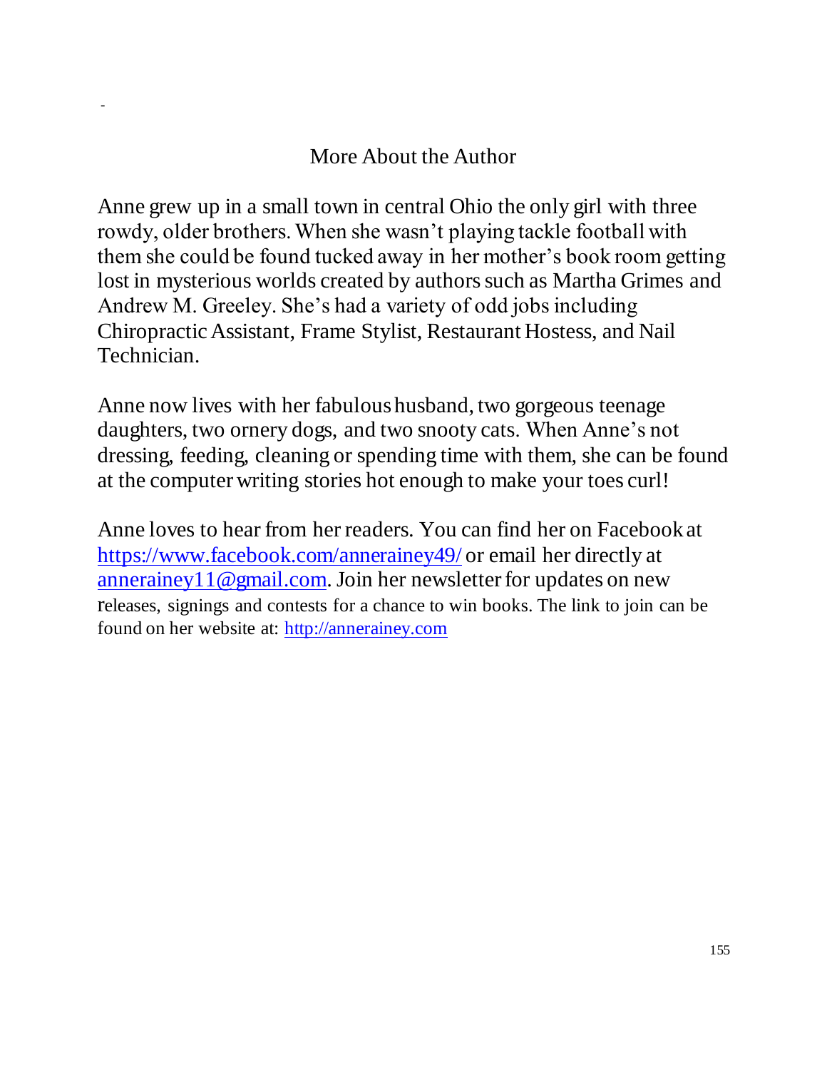## More About the Author

Anne grew up in a small town in central Ohio the only girl with three rowdy, older brothers. When she wasn't playing tackle football with them she could be found tucked away in her mother's book room getting lost in mysterious worlds created by authors such as Martha Grimes and Andrew M. Greeley. She's had a variety of odd jobs including Chiropractic Assistant, Frame Stylist, Restaurant Hostess, and Nail Technician.

Anne now lives with her fabulous husband, two gorgeous teenage daughters, two ornery dogs, and two snooty cats. When Anne's not dressing, feeding, cleaning or spending time with them, she can be found at the computer writing stories hot enough to make your toes curl!

Anne loves to hear from her readers. You can find her on Facebook at https://www.facebook.com/annerainey49/ or email her directly at annerainey11@gmail.com. Join her newsletter for updates on new releases, signings and contests for a chance to win books. The link to join can be found on her website at: http://annerainey.com